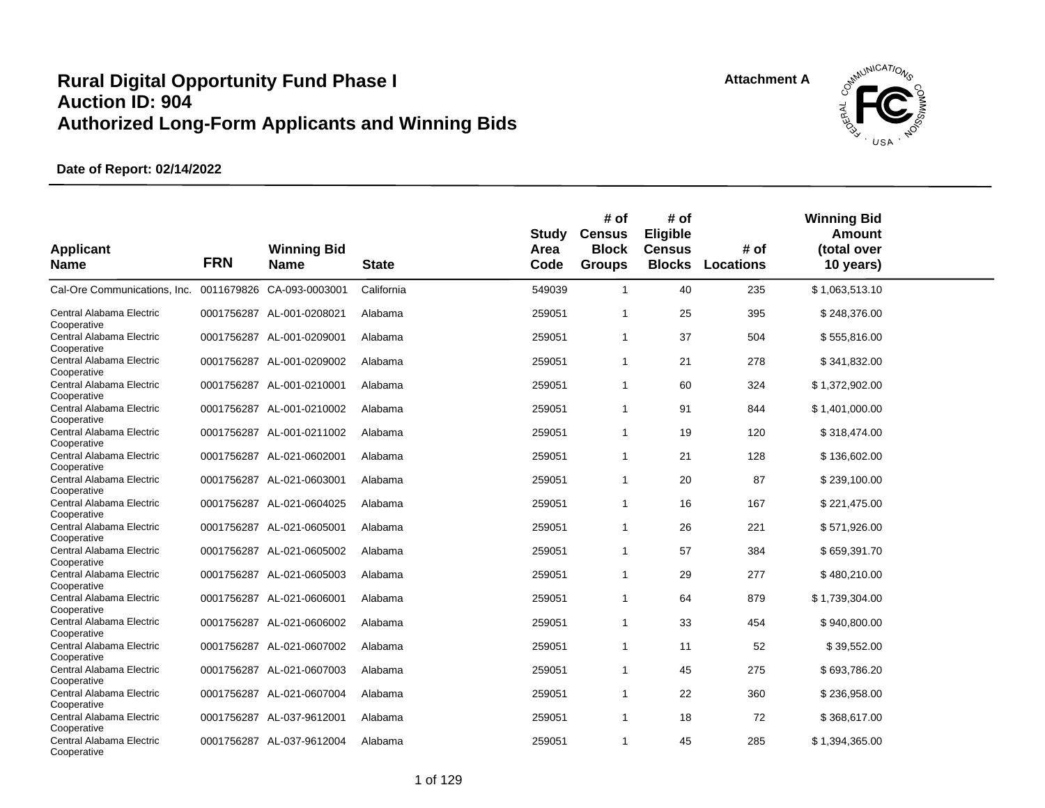# Rural Digital Opportunity Fund Phase I
# Auction ID: 904
# Authorized Long-Form Applicants and Winning Bids

Attachment A

**Date of Report: 02/14/2022**

| Applicant Name | FRN | Winning Bid Name | State | Study Area Code | # of Census Block Groups | # of Eligible Census Blocks | # of Locations | Winning Bid Amount (total over 10 years) |
|---|---|---|---|---|---|---|---|---|
| Cal-Ore Communications, Inc. | 0011679826 | CA-093-0003001 | California | 549039 | 1 | 40 | 235 | $ 1,063,513.10 |
| Central Alabama Electric Cooperative | 0001756287 | AL-001-0208021 | Alabama | 259051 | 1 | 25 | 395 | $ 248,376.00 |
| Central Alabama Electric Cooperative | 0001756287 | AL-001-0209001 | Alabama | 259051 | 1 | 37 | 504 | $ 555,816.00 |
| Central Alabama Electric Cooperative | 0001756287 | AL-001-0209002 | Alabama | 259051 | 1 | 21 | 278 | $ 341,832.00 |
| Central Alabama Electric Cooperative | 0001756287 | AL-001-0210001 | Alabama | 259051 | 1 | 60 | 324 | $ 1,372,902.00 |
| Central Alabama Electric Cooperative | 0001756287 | AL-001-0210002 | Alabama | 259051 | 1 | 91 | 844 | $ 1,401,000.00 |
| Central Alabama Electric Cooperative | 0001756287 | AL-001-0211002 | Alabama | 259051 | 1 | 19 | 120 | $ 318,474.00 |
| Central Alabama Electric Cooperative | 0001756287 | AL-021-0602001 | Alabama | 259051 | 1 | 21 | 128 | $ 136,602.00 |
| Central Alabama Electric Cooperative | 0001756287 | AL-021-0603001 | Alabama | 259051 | 1 | 20 | 87 | $ 239,100.00 |
| Central Alabama Electric Cooperative | 0001756287 | AL-021-0604025 | Alabama | 259051 | 1 | 16 | 167 | $ 221,475.00 |
| Central Alabama Electric Cooperative | 0001756287 | AL-021-0605001 | Alabama | 259051 | 1 | 26 | 221 | $ 571,926.00 |
| Central Alabama Electric Cooperative | 0001756287 | AL-021-0605002 | Alabama | 259051 | 1 | 57 | 384 | $ 659,391.70 |
| Central Alabama Electric Cooperative | 0001756287 | AL-021-0605003 | Alabama | 259051 | 1 | 29 | 277 | $ 480,210.00 |
| Central Alabama Electric Cooperative | 0001756287 | AL-021-0606001 | Alabama | 259051 | 1 | 64 | 879 | $ 1,739,304.00 |
| Central Alabama Electric Cooperative | 0001756287 | AL-021-0606002 | Alabama | 259051 | 1 | 33 | 454 | $ 940,800.00 |
| Central Alabama Electric Cooperative | 0001756287 | AL-021-0607002 | Alabama | 259051 | 1 | 11 | 52 | $ 39,552.00 |
| Central Alabama Electric Cooperative | 0001756287 | AL-021-0607003 | Alabama | 259051 | 1 | 45 | 275 | $ 693,786.20 |
| Central Alabama Electric Cooperative | 0001756287 | AL-021-0607004 | Alabama | 259051 | 1 | 22 | 360 | $ 236,958.00 |
| Central Alabama Electric Cooperative | 0001756287 | AL-037-9612001 | Alabama | 259051 | 1 | 18 | 72 | $ 368,617.00 |
| Central Alabama Electric Cooperative | 0001756287 | AL-037-9612004 | Alabama | 259051 | 1 | 45 | 285 | $ 1,394,365.00 |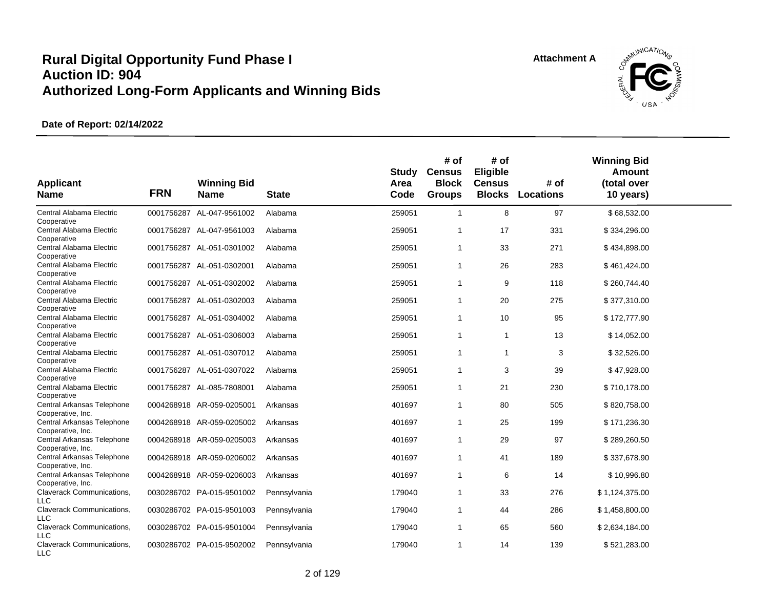# Rural Digital Opportunity Fund Phase I
# Auction ID: 904
# Authorized Long-Form Applicants and Winning Bids

Attachment A

**Date of Report: 02/14/2022**

| Applicant Name | FRN | Winning Bid Name | State | Study Area Code | # of Census Block Groups | # of Eligible Census Blocks | # of Locations | Winning Bid Amount (total over 10 years) |
|---|---|---|---|---|---|---|---|---|
| Central Alabama Electric Cooperative | 0001756287 | AL-047-9561002 | Alabama | 259051 | 1 | 8 | 97 | $ 68,532.00 |
| Central Alabama Electric Cooperative | 0001756287 | AL-047-9561003 | Alabama | 259051 | 1 | 17 | 331 | $ 334,296.00 |
| Central Alabama Electric Cooperative | 0001756287 | AL-051-0301002 | Alabama | 259051 | 1 | 33 | 271 | $ 434,898.00 |
| Central Alabama Electric Cooperative | 0001756287 | AL-051-0302001 | Alabama | 259051 | 1 | 26 | 283 | $ 461,424.00 |
| Central Alabama Electric Cooperative | 0001756287 | AL-051-0302002 | Alabama | 259051 | 1 | 9 | 118 | $ 260,744.40 |
| Central Alabama Electric Cooperative | 0001756287 | AL-051-0302003 | Alabama | 259051 | 1 | 20 | 275 | $ 377,310.00 |
| Central Alabama Electric Cooperative | 0001756287 | AL-051-0304002 | Alabama | 259051 | 1 | 10 | 95 | $ 172,777.90 |
| Central Alabama Electric Cooperative | 0001756287 | AL-051-0306003 | Alabama | 259051 | 1 | 1 | 13 | $ 14,052.00 |
| Central Alabama Electric Cooperative | 0001756287 | AL-051-0307012 | Alabama | 259051 | 1 | 1 | 3 | $ 32,526.00 |
| Central Alabama Electric Cooperative | 0001756287 | AL-051-0307022 | Alabama | 259051 | 1 | 3 | 39 | $ 47,928.00 |
| Central Alabama Electric Cooperative | 0001756287 | AL-085-7808001 | Alabama | 259051 | 1 | 21 | 230 | $ 710,178.00 |
| Central Arkansas Telephone Cooperative, Inc. | 0004268918 | AR-059-0205001 | Arkansas | 401697 | 1 | 80 | 505 | $ 820,758.00 |
| Central Arkansas Telephone Cooperative, Inc. | 0004268918 | AR-059-0205002 | Arkansas | 401697 | 1 | 25 | 199 | $ 171,236.30 |
| Central Arkansas Telephone Cooperative, Inc. | 0004268918 | AR-059-0205003 | Arkansas | 401697 | 1 | 29 | 97 | $ 289,260.50 |
| Central Arkansas Telephone Cooperative, Inc. | 0004268918 | AR-059-0206002 | Arkansas | 401697 | 1 | 41 | 189 | $ 337,678.90 |
| Central Arkansas Telephone Cooperative, Inc. | 0004268918 | AR-059-0206003 | Arkansas | 401697 | 1 | 6 | 14 | $ 10,996.80 |
| Claverack Communications, LLC | 0030286702 | PA-015-9501002 | Pennsylvania | 179040 | 1 | 33 | 276 | $ 1,124,375.00 |
| Claverack Communications, LLC | 0030286702 | PA-015-9501003 | Pennsylvania | 179040 | 1 | 44 | 286 | $ 1,458,800.00 |
| Claverack Communications, LLC | 0030286702 | PA-015-9501004 | Pennsylvania | 179040 | 1 | 65 | 560 | $ 2,634,184.00 |
| Claverack Communications, LLC | 0030286702 | PA-015-9502002 | Pennsylvania | 179040 | 1 | 14 | 139 | $ 521,283.00 |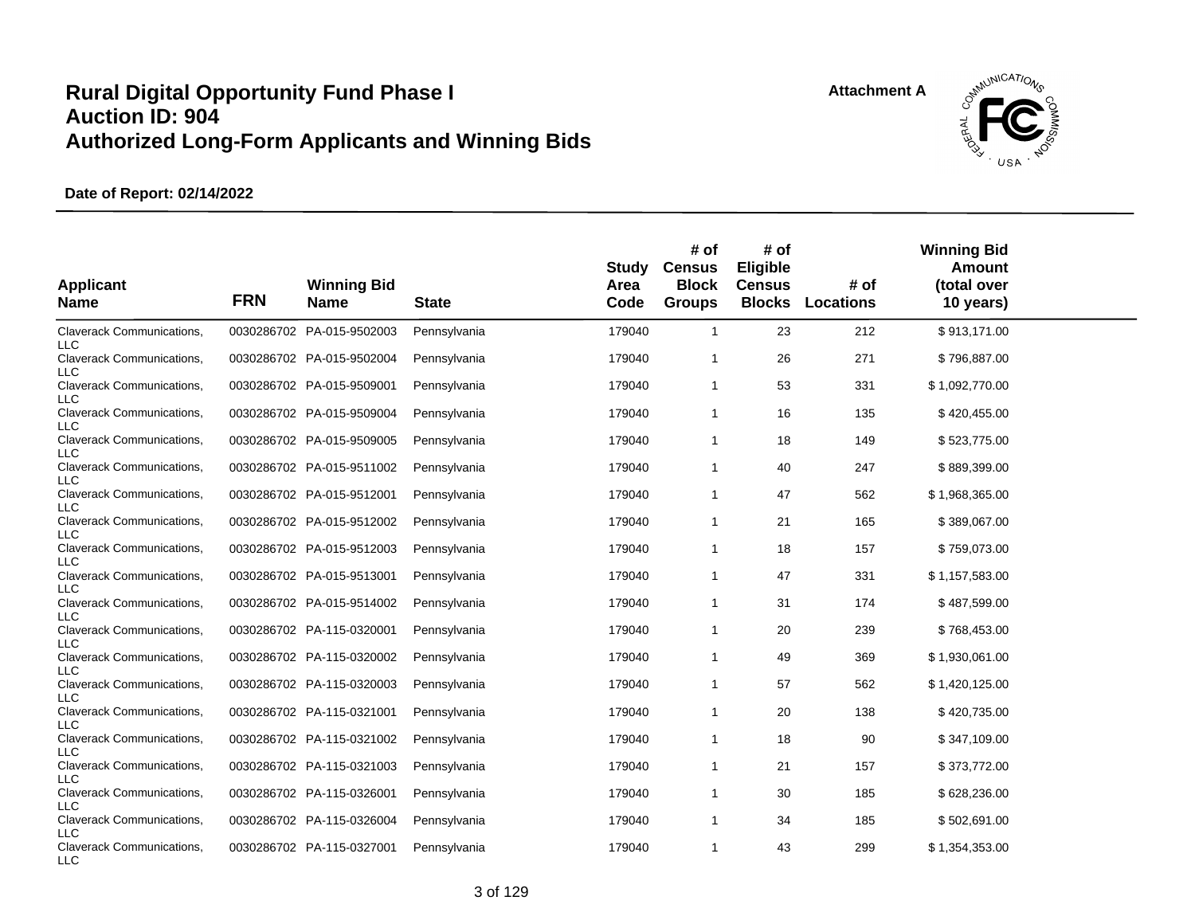# Rural Digital Opportunity Fund Phase I
# Auction ID: 904
# Authorized Long-Form Applicants and Winning Bids

**Attachment A**

**Date of Report: 02/14/2022**

| Applicant Name | FRN | Winning Bid Name | State | Study Area Code | # of Census Block Groups | # of Eligible Census Blocks | # of Locations | Winning Bid Amount (total over 10 years) |
|---|---|---|---|---|---|---|---|---|
| Claverack Communications, LLC | 0030286702 | PA-015-9502003 | Pennsylvania | 179040 | 1 | 23 | 212 | $ 913,171.00 |
| Claverack Communications, LLC | 0030286702 | PA-015-9502004 | Pennsylvania | 179040 | 1 | 26 | 271 | $ 796,887.00 |
| Claverack Communications, LLC | 0030286702 | PA-015-9509001 | Pennsylvania | 179040 | 1 | 53 | 331 | $ 1,092,770.00 |
| Claverack Communications, LLC | 0030286702 | PA-015-9509004 | Pennsylvania | 179040 | 1 | 16 | 135 | $ 420,455.00 |
| Claverack Communications, LLC | 0030286702 | PA-015-9509005 | Pennsylvania | 179040 | 1 | 18 | 149 | $ 523,775.00 |
| Claverack Communications, LLC | 0030286702 | PA-015-9511002 | Pennsylvania | 179040 | 1 | 40 | 247 | $ 889,399.00 |
| Claverack Communications, LLC | 0030286702 | PA-015-9512001 | Pennsylvania | 179040 | 1 | 47 | 562 | $ 1,968,365.00 |
| Claverack Communications, LLC | 0030286702 | PA-015-9512002 | Pennsylvania | 179040 | 1 | 21 | 165 | $ 389,067.00 |
| Claverack Communications, LLC | 0030286702 | PA-015-9512003 | Pennsylvania | 179040 | 1 | 18 | 157 | $ 759,073.00 |
| Claverack Communications, LLC | 0030286702 | PA-015-9513001 | Pennsylvania | 179040 | 1 | 47 | 331 | $ 1,157,583.00 |
| Claverack Communications, LLC | 0030286702 | PA-015-9514002 | Pennsylvania | 179040 | 1 | 31 | 174 | $ 487,599.00 |
| Claverack Communications, LLC | 0030286702 | PA-115-0320001 | Pennsylvania | 179040 | 1 | 20 | 239 | $ 768,453.00 |
| Claverack Communications, LLC | 0030286702 | PA-115-0320002 | Pennsylvania | 179040 | 1 | 49 | 369 | $ 1,930,061.00 |
| Claverack Communications, LLC | 0030286702 | PA-115-0320003 | Pennsylvania | 179040 | 1 | 57 | 562 | $ 1,420,125.00 |
| Claverack Communications, LLC | 0030286702 | PA-115-0321001 | Pennsylvania | 179040 | 1 | 20 | 138 | $ 420,735.00 |
| Claverack Communications, LLC | 0030286702 | PA-115-0321002 | Pennsylvania | 179040 | 1 | 18 | 90 | $ 347,109.00 |
| Claverack Communications, LLC | 0030286702 | PA-115-0321003 | Pennsylvania | 179040 | 1 | 21 | 157 | $ 373,772.00 |
| Claverack Communications, LLC | 0030286702 | PA-115-0326001 | Pennsylvania | 179040 | 1 | 30 | 185 | $ 628,236.00 |
| Claverack Communications, LLC | 0030286702 | PA-115-0326004 | Pennsylvania | 179040 | 1 | 34 | 185 | $ 502,691.00 |
| Claverack Communications, LLC | 0030286702 | PA-115-0327001 | Pennsylvania | 179040 | 1 | 43 | 299 | $ 1,354,353.00 |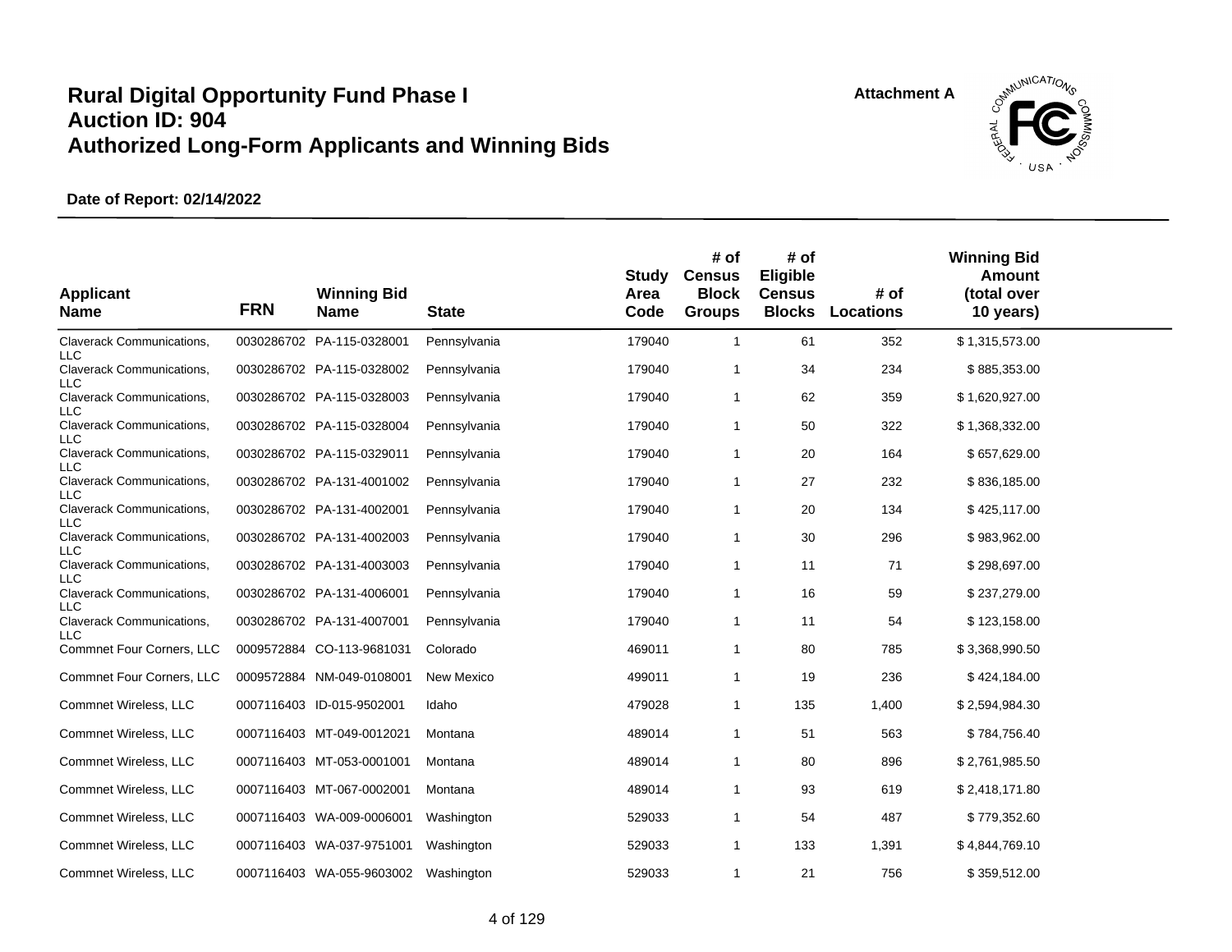# Rural Digital Opportunity Fund Phase I
# Auction ID: 904
# Authorized Long-Form Applicants and Winning Bids

Attachment A

**Date of Report: 02/14/2022**

| Applicant Name | FRN | Winning Bid Name | State | Study Area Code | # of Census Block Groups | # of Eligible Census Blocks | # of Locations | Winning Bid Amount (total over 10 years) |
|---|---|---|---|---|---|---|---|---|
| Claverack Communications, LLC | 0030286702 | PA-115-0328001 | Pennsylvania | 179040 | 1 | 61 | 352 | $ 1,315,573.00 |
| Claverack Communications, LLC | 0030286702 | PA-115-0328002 | Pennsylvania | 179040 | 1 | 34 | 234 | $ 885,353.00 |
| Claverack Communications, LLC | 0030286702 | PA-115-0328003 | Pennsylvania | 179040 | 1 | 62 | 359 | $ 1,620,927.00 |
| Claverack Communications, LLC | 0030286702 | PA-115-0328004 | Pennsylvania | 179040 | 1 | 50 | 322 | $ 1,368,332.00 |
| Claverack Communications, LLC | 0030286702 | PA-115-0329011 | Pennsylvania | 179040 | 1 | 20 | 164 | $ 657,629.00 |
| Claverack Communications, LLC | 0030286702 | PA-131-4001002 | Pennsylvania | 179040 | 1 | 27 | 232 | $ 836,185.00 |
| Claverack Communications, LLC | 0030286702 | PA-131-4002001 | Pennsylvania | 179040 | 1 | 20 | 134 | $ 425,117.00 |
| Claverack Communications, LLC | 0030286702 | PA-131-4002003 | Pennsylvania | 179040 | 1 | 30 | 296 | $ 983,962.00 |
| Claverack Communications, LLC | 0030286702 | PA-131-4003003 | Pennsylvania | 179040 | 1 | 11 | 71 | $ 298,697.00 |
| Claverack Communications, LLC | 0030286702 | PA-131-4006001 | Pennsylvania | 179040 | 1 | 16 | 59 | $ 237,279.00 |
| Claverack Communications, LLC | 0030286702 | PA-131-4007001 | Pennsylvania | 179040 | 1 | 11 | 54 | $ 123,158.00 |
| Commnet Four Corners, LLC | 0009572884 | CO-113-9681031 | Colorado | 469011 | 1 | 80 | 785 | $ 3,368,990.50 |
| Commnet Four Corners, LLC | 0009572884 | NM-049-0108001 | New Mexico | 499011 | 1 | 19 | 236 | $ 424,184.00 |
| Commnet Wireless, LLC | 0007116403 | ID-015-9502001 | Idaho | 479028 | 1 | 135 | 1,400 | $ 2,594,984.30 |
| Commnet Wireless, LLC | 0007116403 | MT-049-0012021 | Montana | 489014 | 1 | 51 | 563 | $ 784,756.40 |
| Commnet Wireless, LLC | 0007116403 | MT-053-0001001 | Montana | 489014 | 1 | 80 | 896 | $ 2,761,985.50 |
| Commnet Wireless, LLC | 0007116403 | MT-067-0002001 | Montana | 489014 | 1 | 93 | 619 | $ 2,418,171.80 |
| Commnet Wireless, LLC | 0007116403 | WA-009-0006001 | Washington | 529033 | 1 | 54 | 487 | $ 779,352.60 |
| Commnet Wireless, LLC | 0007116403 | WA-037-9751001 | Washington | 529033 | 1 | 133 | 1,391 | $ 4,844,769.10 |
| Commnet Wireless, LLC | 0007116403 | WA-055-9603002 | Washington | 529033 | 1 | 21 | 756 | $ 359,512.00 |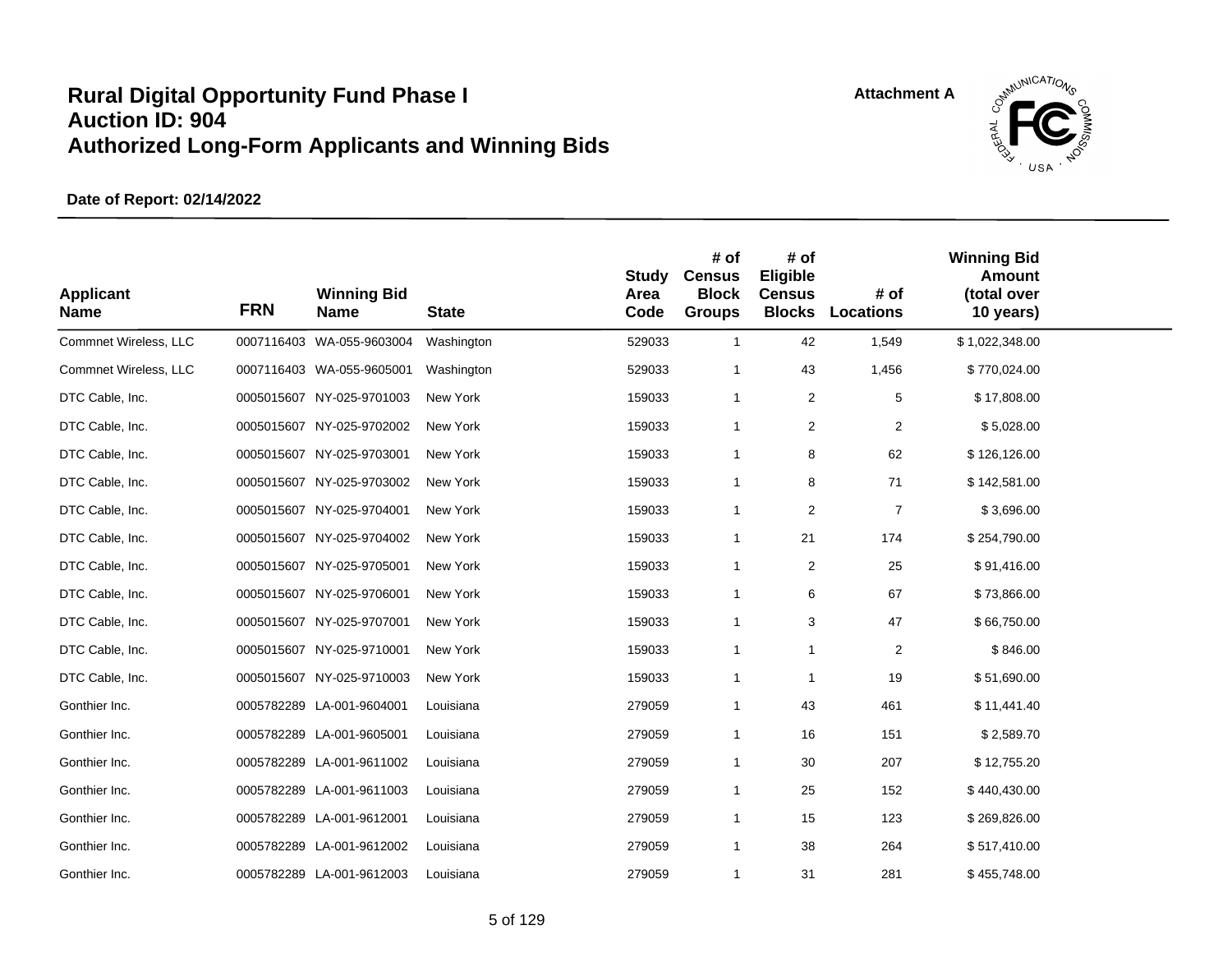# Rural Digital Opportunity Fund Phase I
# Auction ID: 904
# Authorized Long-Form Applicants and Winning Bids

Attachment A

**Date of Report: 02/14/2022**

| Applicant Name | FRN | Winning Bid Name | State | Study Area Code | # of Census Block Groups | # of Eligible Census Blocks | # of Locations | Winning Bid Amount (total over 10 years) |
|---|---|---|---|---|---|---|---|---|
| Commnet Wireless, LLC | 0007116403 | WA-055-9603004 | Washington | 529033 | 1 | 42 | 1,549 | $ 1,022,348.00 |
| Commnet Wireless, LLC | 0007116403 | WA-055-9605001 | Washington | 529033 | 1 | 43 | 1,456 | $ 770,024.00 |
| DTC Cable, Inc. | 0005015607 | NY-025-9701003 | New York | 159033 | 1 | 2 | 5 | $ 17,808.00 |
| DTC Cable, Inc. | 0005015607 | NY-025-9702002 | New York | 159033 | 1 | 2 | 2 | $ 5,028.00 |
| DTC Cable, Inc. | 0005015607 | NY-025-9703001 | New York | 159033 | 1 | 8 | 62 | $ 126,126.00 |
| DTC Cable, Inc. | 0005015607 | NY-025-9703002 | New York | 159033 | 1 | 8 | 71 | $ 142,581.00 |
| DTC Cable, Inc. | 0005015607 | NY-025-9704001 | New York | 159033 | 1 | 2 | 7 | $ 3,696.00 |
| DTC Cable, Inc. | 0005015607 | NY-025-9704002 | New York | 159033 | 1 | 21 | 174 | $ 254,790.00 |
| DTC Cable, Inc. | 0005015607 | NY-025-9705001 | New York | 159033 | 1 | 2 | 25 | $ 91,416.00 |
| DTC Cable, Inc. | 0005015607 | NY-025-9706001 | New York | 159033 | 1 | 6 | 67 | $ 73,866.00 |
| DTC Cable, Inc. | 0005015607 | NY-025-9707001 | New York | 159033 | 1 | 3 | 47 | $ 66,750.00 |
| DTC Cable, Inc. | 0005015607 | NY-025-9710001 | New York | 159033 | 1 | 1 | 2 | $ 846.00 |
| DTC Cable, Inc. | 0005015607 | NY-025-9710003 | New York | 159033 | 1 | 1 | 19 | $ 51,690.00 |
| Gonthier Inc. | 0005782289 | LA-001-9604001 | Louisiana | 279059 | 1 | 43 | 461 | $ 11,441.40 |
| Gonthier Inc. | 0005782289 | LA-001-9605001 | Louisiana | 279059 | 1 | 16 | 151 | $ 2,589.70 |
| Gonthier Inc. | 0005782289 | LA-001-9611002 | Louisiana | 279059 | 1 | 30 | 207 | $ 12,755.20 |
| Gonthier Inc. | 0005782289 | LA-001-9611003 | Louisiana | 279059 | 1 | 25 | 152 | $ 440,430.00 |
| Gonthier Inc. | 0005782289 | LA-001-9612001 | Louisiana | 279059 | 1 | 15 | 123 | $ 269,826.00 |
| Gonthier Inc. | 0005782289 | LA-001-9612002 | Louisiana | 279059 | 1 | 38 | 264 | $ 517,410.00 |
| Gonthier Inc. | 0005782289 | LA-001-9612003 | Louisiana | 279059 | 1 | 31 | 281 | $ 455,748.00 |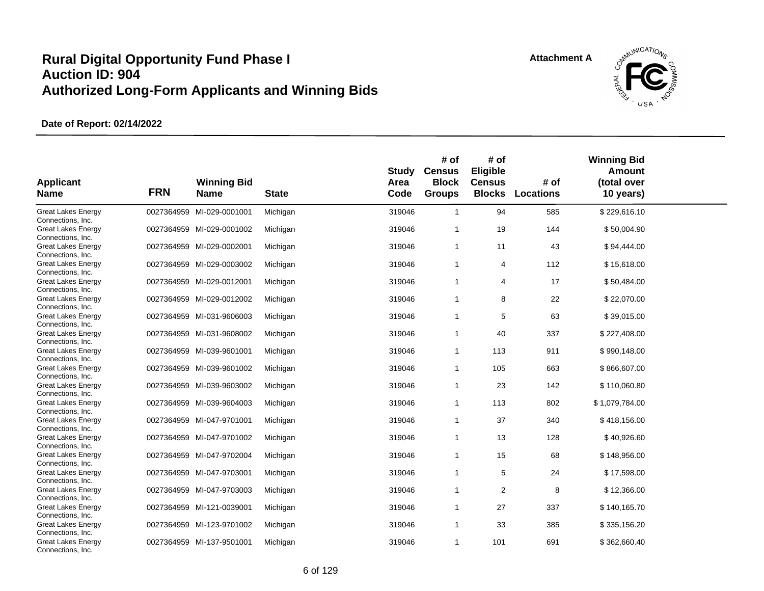# Rural Digital Opportunity Fund Phase I
# Auction ID: 904
# Authorized Long-Form Applicants and Winning Bids

Attachment A

**Date of Report: 02/14/2022**

| Applicant Name | FRN | Winning Bid Name | State | Study Area Code | # of Census Block Groups | # of Eligible Census Blocks | # of Locations | Winning Bid Amount (total over 10 years) |
|---|---|---|---|---|---|---|---|---|
| Great Lakes Energy Connections, Inc. | 0027364959 | MI-029-0001001 | Michigan | 319046 | 1 | 94 | 585 | $ 229,616.10 |
| Great Lakes Energy Connections, Inc. | 0027364959 | MI-029-0001002 | Michigan | 319046 | 1 | 19 | 144 | $ 50,004.90 |
| Great Lakes Energy Connections, Inc. | 0027364959 | MI-029-0002001 | Michigan | 319046 | 1 | 11 | 43 | $ 94,444.00 |
| Great Lakes Energy Connections, Inc. | 0027364959 | MI-029-0003002 | Michigan | 319046 | 1 | 4 | 112 | $ 15,618.00 |
| Great Lakes Energy Connections, Inc. | 0027364959 | MI-029-0012001 | Michigan | 319046 | 1 | 4 | 17 | $ 50,484.00 |
| Great Lakes Energy Connections, Inc. | 0027364959 | MI-029-0012002 | Michigan | 319046 | 1 | 8 | 22 | $ 22,070.00 |
| Great Lakes Energy Connections, Inc. | 0027364959 | MI-031-9606003 | Michigan | 319046 | 1 | 5 | 63 | $ 39,015.00 |
| Great Lakes Energy Connections, Inc. | 0027364959 | MI-031-9608002 | Michigan | 319046 | 1 | 40 | 337 | $ 227,408.00 |
| Great Lakes Energy Connections, Inc. | 0027364959 | MI-039-9601001 | Michigan | 319046 | 1 | 113 | 911 | $ 990,148.00 |
| Great Lakes Energy Connections, Inc. | 0027364959 | MI-039-9601002 | Michigan | 319046 | 1 | 105 | 663 | $ 866,607.00 |
| Great Lakes Energy Connections, Inc. | 0027364959 | MI-039-9603002 | Michigan | 319046 | 1 | 23 | 142 | $ 110,060.80 |
| Great Lakes Energy Connections, Inc. | 0027364959 | MI-039-9604003 | Michigan | 319046 | 1 | 113 | 802 | $ 1,079,784.00 |
| Great Lakes Energy Connections, Inc. | 0027364959 | MI-047-9701001 | Michigan | 319046 | 1 | 37 | 340 | $ 418,156.00 |
| Great Lakes Energy Connections, Inc. | 0027364959 | MI-047-9701002 | Michigan | 319046 | 1 | 13 | 128 | $ 40,926.60 |
| Great Lakes Energy Connections, Inc. | 0027364959 | MI-047-9702004 | Michigan | 319046 | 1 | 15 | 68 | $ 148,956.00 |
| Great Lakes Energy Connections, Inc. | 0027364959 | MI-047-9703001 | Michigan | 319046 | 1 | 5 | 24 | $ 17,598.00 |
| Great Lakes Energy Connections, Inc. | 0027364959 | MI-047-9703003 | Michigan | 319046 | 1 | 2 | 8 | $ 12,366.00 |
| Great Lakes Energy Connections, Inc. | 0027364959 | MI-121-0039001 | Michigan | 319046 | 1 | 27 | 337 | $ 140,165.70 |
| Great Lakes Energy Connections, Inc. | 0027364959 | MI-123-9701002 | Michigan | 319046 | 1 | 33 | 385 | $ 335,156.20 |
| Great Lakes Energy Connections, Inc. | 0027364959 | MI-137-9501001 | Michigan | 319046 | 1 | 101 | 691 | $ 362,660.40 |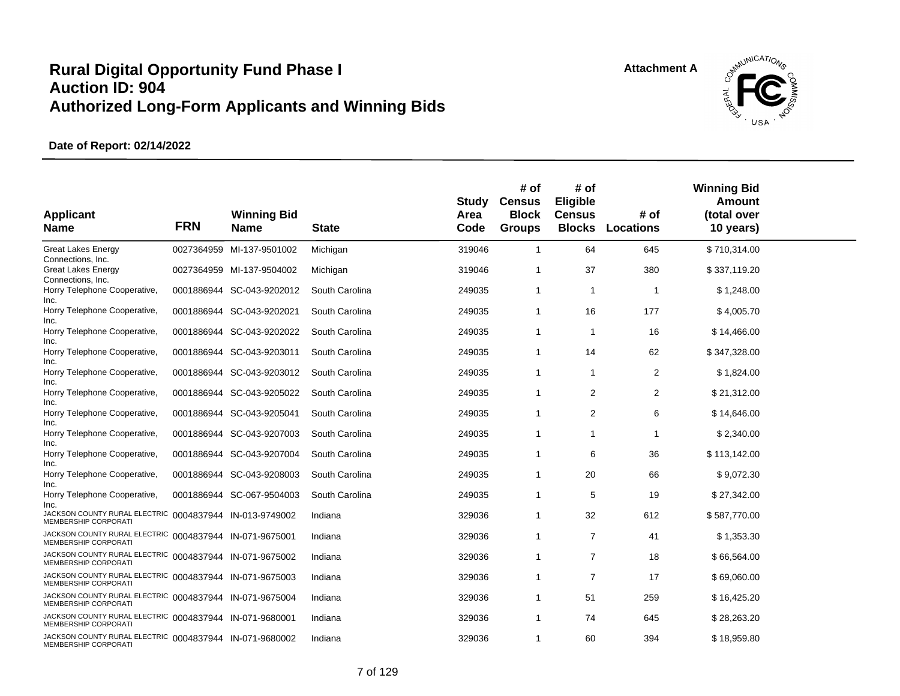# Rural Digital Opportunity Fund Phase I
# Auction ID: 904
# Authorized Long-Form Applicants and Winning Bids

Attachment A

**Date of Report: 02/14/2022**

| Applicant Name | FRN | Winning Bid Name | State | Study Area Code | # of Census Block Groups | # of Eligible Census Blocks | # of Locations | Winning Bid Amount (total over 10 years) |
|---|---|---|---|---|---|---|---|---|
| Great Lakes Energy Connections, Inc. | 0027364959 | MI-137-9501002 | Michigan | 319046 | 1 | 64 | 645 | $ 710,314.00 |
| Great Lakes Energy Connections, Inc. | 0027364959 | MI-137-9504002 | Michigan | 319046 | 1 | 37 | 380 | $ 337,119.20 |
| Horry Telephone Cooperative, Inc. | 0001886944 | SC-043-9202012 | South Carolina | 249035 | 1 | 1 | 1 | $ 1,248.00 |
| Horry Telephone Cooperative, Inc. | 0001886944 | SC-043-9202021 | South Carolina | 249035 | 1 | 16 | 177 | $ 4,005.70 |
| Horry Telephone Cooperative, Inc. | 0001886944 | SC-043-9202022 | South Carolina | 249035 | 1 | 1 | 16 | $ 14,466.00 |
| Horry Telephone Cooperative, Inc. | 0001886944 | SC-043-9203011 | South Carolina | 249035 | 1 | 14 | 62 | $ 347,328.00 |
| Horry Telephone Cooperative, Inc. | 0001886944 | SC-043-9203012 | South Carolina | 249035 | 1 | 1 | 2 | $ 1,824.00 |
| Horry Telephone Cooperative, Inc. | 0001886944 | SC-043-9205022 | South Carolina | 249035 | 1 | 2 | 2 | $ 21,312.00 |
| Horry Telephone Cooperative, Inc. | 0001886944 | SC-043-9205041 | South Carolina | 249035 | 1 | 2 | 6 | $ 14,646.00 |
| Horry Telephone Cooperative, Inc. | 0001886944 | SC-043-9207003 | South Carolina | 249035 | 1 | 1 | 1 | $ 2,340.00 |
| Horry Telephone Cooperative, Inc. | 0001886944 | SC-043-9207004 | South Carolina | 249035 | 1 | 6 | 36 | $ 113,142.00 |
| Horry Telephone Cooperative, Inc. | 0001886944 | SC-043-9208003 | South Carolina | 249035 | 1 | 20 | 66 | $ 9,072.30 |
| Horry Telephone Cooperative, Inc. | 0001886944 | SC-067-9504003 | South Carolina | 249035 | 1 | 5 | 19 | $ 27,342.00 |
| JACKSON COUNTY RURAL ELECTRIC MEMBERSHIP CORPORATI | 0004837944 | IN-013-9749002 | Indiana | 329036 | 1 | 32 | 612 | $ 587,770.00 |
| JACKSON COUNTY RURAL ELECTRIC MEMBERSHIP CORPORATI | 0004837944 | IN-071-9675001 | Indiana | 329036 | 1 | 7 | 41 | $ 1,353.30 |
| JACKSON COUNTY RURAL ELECTRIC MEMBERSHIP CORPORATI | 0004837944 | IN-071-9675002 | Indiana | 329036 | 1 | 7 | 18 | $ 66,564.00 |
| JACKSON COUNTY RURAL ELECTRIC MEMBERSHIP CORPORATI | 0004837944 | IN-071-9675003 | Indiana | 329036 | 1 | 7 | 17 | $ 69,060.00 |
| JACKSON COUNTY RURAL ELECTRIC MEMBERSHIP CORPORATI | 0004837944 | IN-071-9675004 | Indiana | 329036 | 1 | 51 | 259 | $ 16,425.20 |
| JACKSON COUNTY RURAL ELECTRIC MEMBERSHIP CORPORATI | 0004837944 | IN-071-9680001 | Indiana | 329036 | 1 | 74 | 645 | $ 28,263.20 |
| JACKSON COUNTY RURAL ELECTRIC MEMBERSHIP CORPORATI | 0004837944 | IN-071-9680002 | Indiana | 329036 | 1 | 60 | 394 | $ 18,959.80 |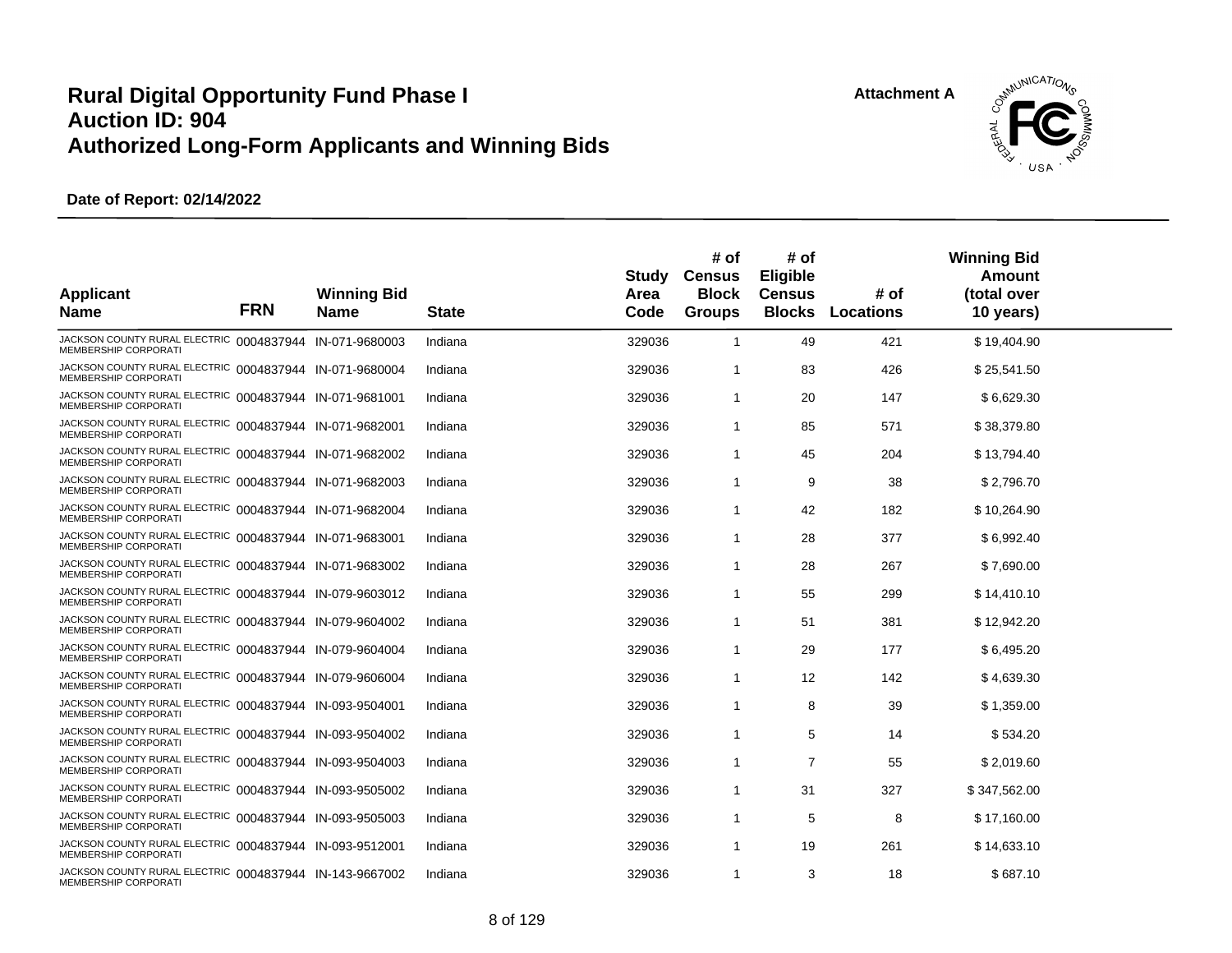# Rural Digital Opportunity Fund Phase I
# Auction ID: 904
# Authorized Long-Form Applicants and Winning Bids

Attachment A

**Date of Report: 02/14/2022**

| Applicant Name | FRN | Winning Bid Name | State | Study Area Code | # of Census Block Groups | # of Eligible Census Blocks | # of Locations | Winning Bid Amount (total over 10 years) |
|---|---|---|---|---|---|---|---|---|
| JACKSON COUNTY RURAL ELECTRIC MEMBERSHIP CORPORATI | 0004837944 | IN-071-9680003 | Indiana | 329036 | 1 | 49 | 421 | $ 19,404.90 |
| JACKSON COUNTY RURAL ELECTRIC MEMBERSHIP CORPORATI | 0004837944 | IN-071-9680004 | Indiana | 329036 | 1 | 83 | 426 | $ 25,541.50 |
| JACKSON COUNTY RURAL ELECTRIC MEMBERSHIP CORPORATI | 0004837944 | IN-071-9681001 | Indiana | 329036 | 1 | 20 | 147 | $ 6,629.30 |
| JACKSON COUNTY RURAL ELECTRIC MEMBERSHIP CORPORATI | 0004837944 | IN-071-9682001 | Indiana | 329036 | 1 | 85 | 571 | $ 38,379.80 |
| JACKSON COUNTY RURAL ELECTRIC MEMBERSHIP CORPORATI | 0004837944 | IN-071-9682002 | Indiana | 329036 | 1 | 45 | 204 | $ 13,794.40 |
| JACKSON COUNTY RURAL ELECTRIC MEMBERSHIP CORPORATI | 0004837944 | IN-071-9682003 | Indiana | 329036 | 1 | 9 | 38 | $ 2,796.70 |
| JACKSON COUNTY RURAL ELECTRIC MEMBERSHIP CORPORATI | 0004837944 | IN-071-9682004 | Indiana | 329036 | 1 | 42 | 182 | $ 10,264.90 |
| JACKSON COUNTY RURAL ELECTRIC MEMBERSHIP CORPORATI | 0004837944 | IN-071-9683001 | Indiana | 329036 | 1 | 28 | 377 | $ 6,992.40 |
| JACKSON COUNTY RURAL ELECTRIC MEMBERSHIP CORPORATI | 0004837944 | IN-071-9683002 | Indiana | 329036 | 1 | 28 | 267 | $ 7,690.00 |
| JACKSON COUNTY RURAL ELECTRIC MEMBERSHIP CORPORATI | 0004837944 | IN-079-9603012 | Indiana | 329036 | 1 | 55 | 299 | $ 14,410.10 |
| JACKSON COUNTY RURAL ELECTRIC MEMBERSHIP CORPORATI | 0004837944 | IN-079-9604002 | Indiana | 329036 | 1 | 51 | 381 | $ 12,942.20 |
| JACKSON COUNTY RURAL ELECTRIC MEMBERSHIP CORPORATI | 0004837944 | IN-079-9604004 | Indiana | 329036 | 1 | 29 | 177 | $ 6,495.20 |
| JACKSON COUNTY RURAL ELECTRIC MEMBERSHIP CORPORATI | 0004837944 | IN-079-9606004 | Indiana | 329036 | 1 | 12 | 142 | $ 4,639.30 |
| JACKSON COUNTY RURAL ELECTRIC MEMBERSHIP CORPORATI | 0004837944 | IN-093-9504001 | Indiana | 329036 | 1 | 8 | 39 | $ 1,359.00 |
| JACKSON COUNTY RURAL ELECTRIC MEMBERSHIP CORPORATI | 0004837944 | IN-093-9504002 | Indiana | 329036 | 1 | 5 | 14 | $ 534.20 |
| JACKSON COUNTY RURAL ELECTRIC MEMBERSHIP CORPORATI | 0004837944 | IN-093-9504003 | Indiana | 329036 | 1 | 7 | 55 | $ 2,019.60 |
| JACKSON COUNTY RURAL ELECTRIC MEMBERSHIP CORPORATI | 0004837944 | IN-093-9505002 | Indiana | 329036 | 1 | 31 | 327 | $ 347,562.00 |
| JACKSON COUNTY RURAL ELECTRIC MEMBERSHIP CORPORATI | 0004837944 | IN-093-9505003 | Indiana | 329036 | 1 | 5 | 8 | $ 17,160.00 |
| JACKSON COUNTY RURAL ELECTRIC MEMBERSHIP CORPORATI | 0004837944 | IN-093-9512001 | Indiana | 329036 | 1 | 19 | 261 | $ 14,633.10 |
| JACKSON COUNTY RURAL ELECTRIC MEMBERSHIP CORPORATI | 0004837944 | IN-143-9667002 | Indiana | 329036 | 1 | 3 | 18 | $ 687.10 |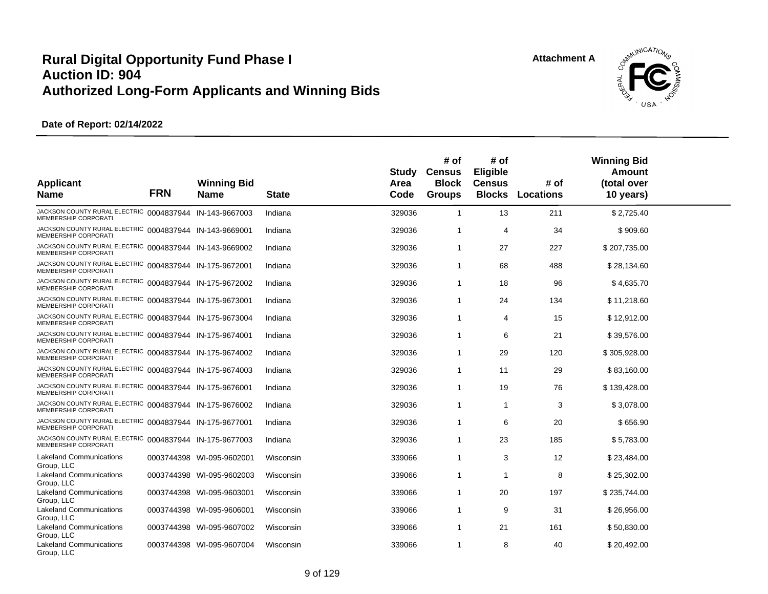# Rural Digital Opportunity Fund Phase I
# Auction ID: 904
# Authorized Long-Form Applicants and Winning Bids

Attachment A

**Date of Report: 02/14/2022**

| Applicant Name | FRN | Winning Bid Name | State | Study Area Code | # of Census Block Groups | # of Eligible Census Blocks | # of Locations | Winning Bid Amount (total over 10 years) |
|---|---|---|---|---|---|---|---|---|
| JACKSON COUNTY RURAL ELECTRIC MEMBERSHIP CORPORATI | 0004837944 | IN-143-9667003 | Indiana | 329036 | 1 | 13 | 211 | $ 2,725.40 |
| JACKSON COUNTY RURAL ELECTRIC MEMBERSHIP CORPORATI | 0004837944 | IN-143-9669001 | Indiana | 329036 | 1 | 4 | 34 | $ 909.60 |
| JACKSON COUNTY RURAL ELECTRIC MEMBERSHIP CORPORATI | 0004837944 | IN-143-9669002 | Indiana | 329036 | 1 | 27 | 227 | $ 207,735.00 |
| JACKSON COUNTY RURAL ELECTRIC MEMBERSHIP CORPORATI | 0004837944 | IN-175-9672001 | Indiana | 329036 | 1 | 68 | 488 | $ 28,134.60 |
| JACKSON COUNTY RURAL ELECTRIC MEMBERSHIP CORPORATI | 0004837944 | IN-175-9672002 | Indiana | 329036 | 1 | 18 | 96 | $ 4,635.70 |
| JACKSON COUNTY RURAL ELECTRIC MEMBERSHIP CORPORATI | 0004837944 | IN-175-9673001 | Indiana | 329036 | 1 | 24 | 134 | $ 11,218.60 |
| JACKSON COUNTY RURAL ELECTRIC MEMBERSHIP CORPORATI | 0004837944 | IN-175-9673004 | Indiana | 329036 | 1 | 4 | 15 | $ 12,912.00 |
| JACKSON COUNTY RURAL ELECTRIC MEMBERSHIP CORPORATI | 0004837944 | IN-175-9674001 | Indiana | 329036 | 1 | 6 | 21 | $ 39,576.00 |
| JACKSON COUNTY RURAL ELECTRIC MEMBERSHIP CORPORATI | 0004837944 | IN-175-9674002 | Indiana | 329036 | 1 | 29 | 120 | $ 305,928.00 |
| JACKSON COUNTY RURAL ELECTRIC MEMBERSHIP CORPORATI | 0004837944 | IN-175-9674003 | Indiana | 329036 | 1 | 11 | 29 | $ 83,160.00 |
| JACKSON COUNTY RURAL ELECTRIC MEMBERSHIP CORPORATI | 0004837944 | IN-175-9676001 | Indiana | 329036 | 1 | 19 | 76 | $ 139,428.00 |
| JACKSON COUNTY RURAL ELECTRIC MEMBERSHIP CORPORATI | 0004837944 | IN-175-9676002 | Indiana | 329036 | 1 | 1 | 3 | $ 3,078.00 |
| JACKSON COUNTY RURAL ELECTRIC MEMBERSHIP CORPORATI | 0004837944 | IN-175-9677001 | Indiana | 329036 | 1 | 6 | 20 | $ 656.90 |
| JACKSON COUNTY RURAL ELECTRIC MEMBERSHIP CORPORATI | 0004837944 | IN-175-9677003 | Indiana | 329036 | 1 | 23 | 185 | $ 5,783.00 |
| Lakeland Communications Group, LLC | 0003744398 | WI-095-9602001 | Wisconsin | 339066 | 1 | 3 | 12 | $ 23,484.00 |
| Lakeland Communications Group, LLC | 0003744398 | WI-095-9602003 | Wisconsin | 339066 | 1 | 1 | 8 | $ 25,302.00 |
| Lakeland Communications Group, LLC | 0003744398 | WI-095-9603001 | Wisconsin | 339066 | 1 | 20 | 197 | $ 235,744.00 |
| Lakeland Communications Group, LLC | 0003744398 | WI-095-9606001 | Wisconsin | 339066 | 1 | 9 | 31 | $ 26,956.00 |
| Lakeland Communications Group, LLC | 0003744398 | WI-095-9607002 | Wisconsin | 339066 | 1 | 21 | 161 | $ 50,830.00 |
| Lakeland Communications Group, LLC | 0003744398 | WI-095-9607004 | Wisconsin | 339066 | 1 | 8 | 40 | $ 20,492.00 |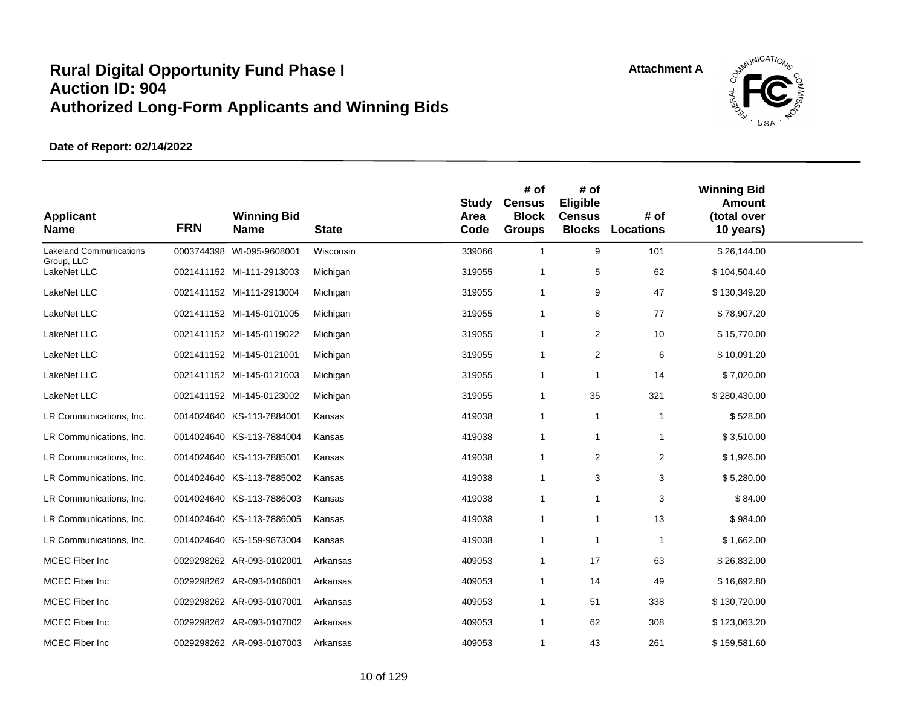# Rural Digital Opportunity Fund Phase I
# Auction ID: 904
# Authorized Long-Form Applicants and Winning Bids

Attachment A

**Date of Report: 02/14/2022**

| Applicant Name | FRN | Winning Bid Name | State | Study Area Code | # of Census Block Groups | # of Eligible Census Blocks | # of Locations | Winning Bid Amount (total over 10 years) |
|---|---|---|---|---|---|---|---|---|
| Lakeland Communications Group, LLC | 0003744398 | WI-095-9608001 | Wisconsin | 339066 | 1 | 9 | 101 | $ 26,144.00 |
| LakeNet LLC | 0021411152 | MI-111-2913003 | Michigan | 319055 | 1 | 5 | 62 | $ 104,504.40 |
| LakeNet LLC | 0021411152 | MI-111-2913004 | Michigan | 319055 | 1 | 9 | 47 | $ 130,349.20 |
| LakeNet LLC | 0021411152 | MI-145-0101005 | Michigan | 319055 | 1 | 8 | 77 | $ 78,907.20 |
| LakeNet LLC | 0021411152 | MI-145-0119022 | Michigan | 319055 | 1 | 2 | 10 | $ 15,770.00 |
| LakeNet LLC | 0021411152 | MI-145-0121001 | Michigan | 319055 | 1 | 2 | 6 | $ 10,091.20 |
| LakeNet LLC | 0021411152 | MI-145-0121003 | Michigan | 319055 | 1 | 1 | 14 | $ 7,020.00 |
| LakeNet LLC | 0021411152 | MI-145-0123002 | Michigan | 319055 | 1 | 35 | 321 | $ 280,430.00 |
| LR Communications, Inc. | 0014024640 | KS-113-7884001 | Kansas | 419038 | 1 | 1 | 1 | $ 528.00 |
| LR Communications, Inc. | 0014024640 | KS-113-7884004 | Kansas | 419038 | 1 | 1 | 1 | $ 3,510.00 |
| LR Communications, Inc. | 0014024640 | KS-113-7885001 | Kansas | 419038 | 1 | 2 | 2 | $ 1,926.00 |
| LR Communications, Inc. | 0014024640 | KS-113-7885002 | Kansas | 419038 | 1 | 3 | 3 | $ 5,280.00 |
| LR Communications, Inc. | 0014024640 | KS-113-7886003 | Kansas | 419038 | 1 | 1 | 3 | $ 84.00 |
| LR Communications, Inc. | 0014024640 | KS-113-7886005 | Kansas | 419038 | 1 | 1 | 13 | $ 984.00 |
| LR Communications, Inc. | 0014024640 | KS-159-9673004 | Kansas | 419038 | 1 | 1 | 1 | $ 1,662.00 |
| MCEC Fiber Inc | 0029298262 | AR-093-0102001 | Arkansas | 409053 | 1 | 17 | 63 | $ 26,832.00 |
| MCEC Fiber Inc | 0029298262 | AR-093-0106001 | Arkansas | 409053 | 1 | 14 | 49 | $ 16,692.80 |
| MCEC Fiber Inc | 0029298262 | AR-093-0107001 | Arkansas | 409053 | 1 | 51 | 338 | $ 130,720.00 |
| MCEC Fiber Inc | 0029298262 | AR-093-0107002 | Arkansas | 409053 | 1 | 62 | 308 | $ 123,063.20 |
| MCEC Fiber Inc | 0029298262 | AR-093-0107003 | Arkansas | 409053 | 1 | 43 | 261 | $ 159,581.60 |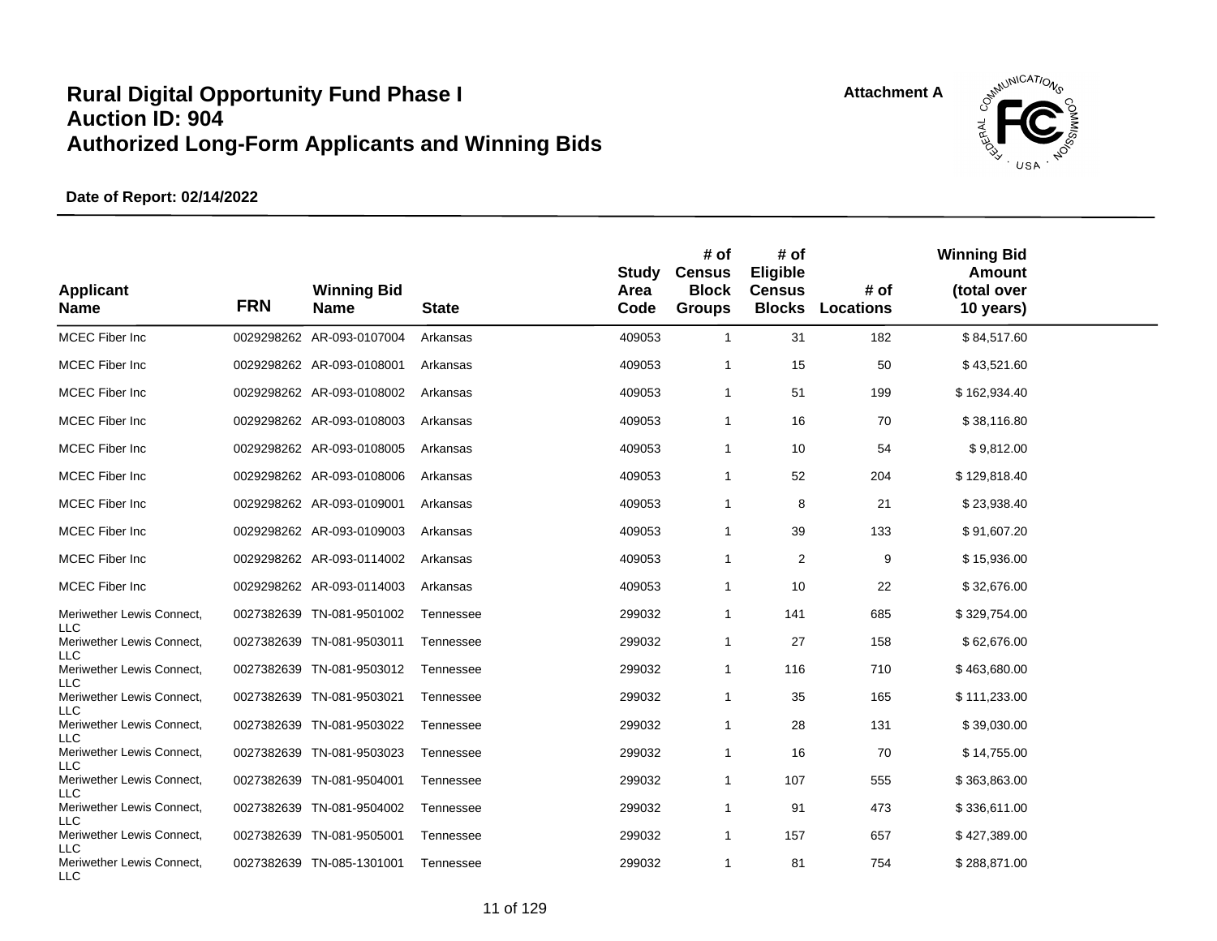# Rural Digital Opportunity Fund Phase I
# Auction ID: 904
# Authorized Long-Form Applicants and Winning Bids

**Attachment A**

**Date of Report: 02/14/2022**

| Applicant Name | FRN | Winning Bid Name | State | Study Area Code | # of Census Block Groups | # of Eligible Census Blocks | # of Locations | Winning Bid Amount (total over 10 years) |
|---|---|---|---|---|---|---|---|---|
| MCEC Fiber Inc | 0029298262 | AR-093-0107004 | Arkansas | 409053 | 1 | 31 | 182 | $ 84,517.60 |
| MCEC Fiber Inc | 0029298262 | AR-093-0108001 | Arkansas | 409053 | 1 | 15 | 50 | $ 43,521.60 |
| MCEC Fiber Inc | 0029298262 | AR-093-0108002 | Arkansas | 409053 | 1 | 51 | 199 | $ 162,934.40 |
| MCEC Fiber Inc | 0029298262 | AR-093-0108003 | Arkansas | 409053 | 1 | 16 | 70 | $ 38,116.80 |
| MCEC Fiber Inc | 0029298262 | AR-093-0108005 | Arkansas | 409053 | 1 | 10 | 54 | $ 9,812.00 |
| MCEC Fiber Inc | 0029298262 | AR-093-0108006 | Arkansas | 409053 | 1 | 52 | 204 | $ 129,818.40 |
| MCEC Fiber Inc | 0029298262 | AR-093-0109001 | Arkansas | 409053 | 1 | 8 | 21 | $ 23,938.40 |
| MCEC Fiber Inc | 0029298262 | AR-093-0109003 | Arkansas | 409053 | 1 | 39 | 133 | $ 91,607.20 |
| MCEC Fiber Inc | 0029298262 | AR-093-0114002 | Arkansas | 409053 | 1 | 2 | 9 | $ 15,936.00 |
| MCEC Fiber Inc | 0029298262 | AR-093-0114003 | Arkansas | 409053 | 1 | 10 | 22 | $ 32,676.00 |
| Meriwether Lewis Connect, LLC | 0027382639 | TN-081-9501002 | Tennessee | 299032 | 1 | 141 | 685 | $ 329,754.00 |
| Meriwether Lewis Connect, LLC | 0027382639 | TN-081-9503011 | Tennessee | 299032 | 1 | 27 | 158 | $ 62,676.00 |
| Meriwether Lewis Connect, LLC | 0027382639 | TN-081-9503012 | Tennessee | 299032 | 1 | 116 | 710 | $ 463,680.00 |
| Meriwether Lewis Connect, LLC | 0027382639 | TN-081-9503021 | Tennessee | 299032 | 1 | 35 | 165 | $ 111,233.00 |
| Meriwether Lewis Connect, LLC | 0027382639 | TN-081-9503022 | Tennessee | 299032 | 1 | 28 | 131 | $ 39,030.00 |
| Meriwether Lewis Connect, LLC | 0027382639 | TN-081-9503023 | Tennessee | 299032 | 1 | 16 | 70 | $ 14,755.00 |
| Meriwether Lewis Connect, LLC | 0027382639 | TN-081-9504001 | Tennessee | 299032 | 1 | 107 | 555 | $ 363,863.00 |
| Meriwether Lewis Connect, LLC | 0027382639 | TN-081-9504002 | Tennessee | 299032 | 1 | 91 | 473 | $ 336,611.00 |
| Meriwether Lewis Connect, LLC | 0027382639 | TN-081-9505001 | Tennessee | 299032 | 1 | 157 | 657 | $ 427,389.00 |
| Meriwether Lewis Connect, LLC | 0027382639 | TN-085-1301001 | Tennessee | 299032 | 1 | 81 | 754 | $ 288,871.00 |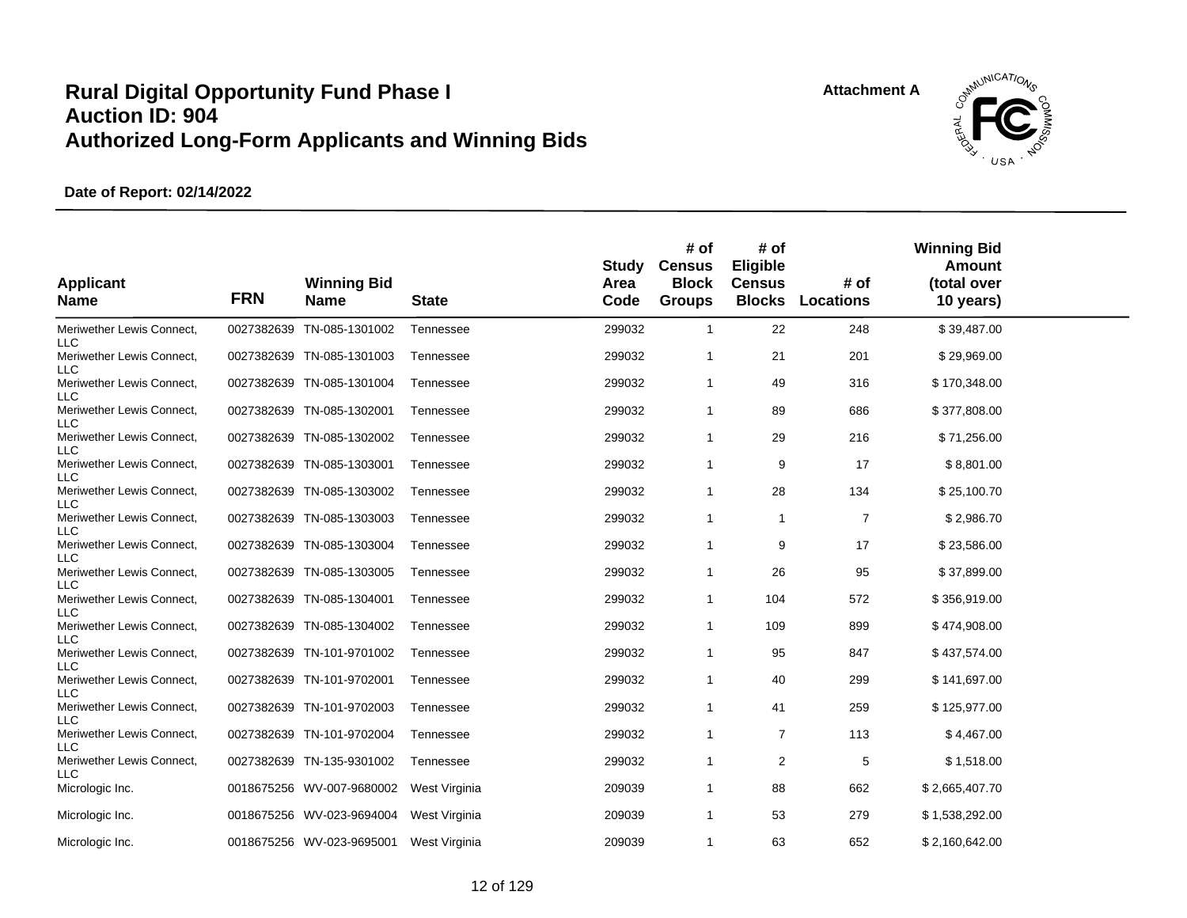# Rural Digital Opportunity Fund Phase I
# Auction ID: 904
# Authorized Long-Form Applicants and Winning Bids

Attachment A

**Date of Report: 02/14/2022**

| Applicant Name | FRN | Winning Bid Name | State | Study Area Code | # of Census Block Groups | # of Eligible Census Blocks | # of Locations | Winning Bid Amount (total over 10 years) |
|---|---|---|---|---|---|---|---|---|
| Meriwether Lewis Connect, LLC | 0027382639 | TN-085-1301002 | Tennessee | 299032 | 1 | 22 | 248 | $ 39,487.00 |
| Meriwether Lewis Connect, LLC | 0027382639 | TN-085-1301003 | Tennessee | 299032 | 1 | 21 | 201 | $ 29,969.00 |
| Meriwether Lewis Connect, LLC | 0027382639 | TN-085-1301004 | Tennessee | 299032 | 1 | 49 | 316 | $ 170,348.00 |
| Meriwether Lewis Connect, LLC | 0027382639 | TN-085-1302001 | Tennessee | 299032 | 1 | 89 | 686 | $ 377,808.00 |
| Meriwether Lewis Connect, LLC | 0027382639 | TN-085-1302002 | Tennessee | 299032 | 1 | 29 | 216 | $ 71,256.00 |
| Meriwether Lewis Connect, LLC | 0027382639 | TN-085-1303001 | Tennessee | 299032 | 1 | 9 | 17 | $ 8,801.00 |
| Meriwether Lewis Connect, LLC | 0027382639 | TN-085-1303002 | Tennessee | 299032 | 1 | 28 | 134 | $ 25,100.70 |
| Meriwether Lewis Connect, LLC | 0027382639 | TN-085-1303003 | Tennessee | 299032 | 1 | 1 | 7 | $ 2,986.70 |
| Meriwether Lewis Connect, LLC | 0027382639 | TN-085-1303004 | Tennessee | 299032 | 1 | 9 | 17 | $ 23,586.00 |
| Meriwether Lewis Connect, LLC | 0027382639 | TN-085-1303005 | Tennessee | 299032 | 1 | 26 | 95 | $ 37,899.00 |
| Meriwether Lewis Connect, LLC | 0027382639 | TN-085-1304001 | Tennessee | 299032 | 1 | 104 | 572 | $ 356,919.00 |
| Meriwether Lewis Connect, LLC | 0027382639 | TN-085-1304002 | Tennessee | 299032 | 1 | 109 | 899 | $ 474,908.00 |
| Meriwether Lewis Connect, LLC | 0027382639 | TN-101-9701002 | Tennessee | 299032 | 1 | 95 | 847 | $ 437,574.00 |
| Meriwether Lewis Connect, LLC | 0027382639 | TN-101-9702001 | Tennessee | 299032 | 1 | 40 | 299 | $ 141,697.00 |
| Meriwether Lewis Connect, LLC | 0027382639 | TN-101-9702003 | Tennessee | 299032 | 1 | 41 | 259 | $ 125,977.00 |
| Meriwether Lewis Connect, LLC | 0027382639 | TN-101-9702004 | Tennessee | 299032 | 1 | 7 | 113 | $ 4,467.00 |
| Meriwether Lewis Connect, LLC | 0027382639 | TN-135-9301002 | Tennessee | 299032 | 1 | 2 | 5 | $ 1,518.00 |
| Micrologic Inc. | 0018675256 | WV-007-9680002 | West Virginia | 209039 | 1 | 88 | 662 | $ 2,665,407.70 |
| Micrologic Inc. | 0018675256 | WV-023-9694004 | West Virginia | 209039 | 1 | 53 | 279 | $ 1,538,292.00 |
| Micrologic Inc. | 0018675256 | WV-023-9695001 | West Virginia | 209039 | 1 | 63 | 652 | $ 2,160,642.00 |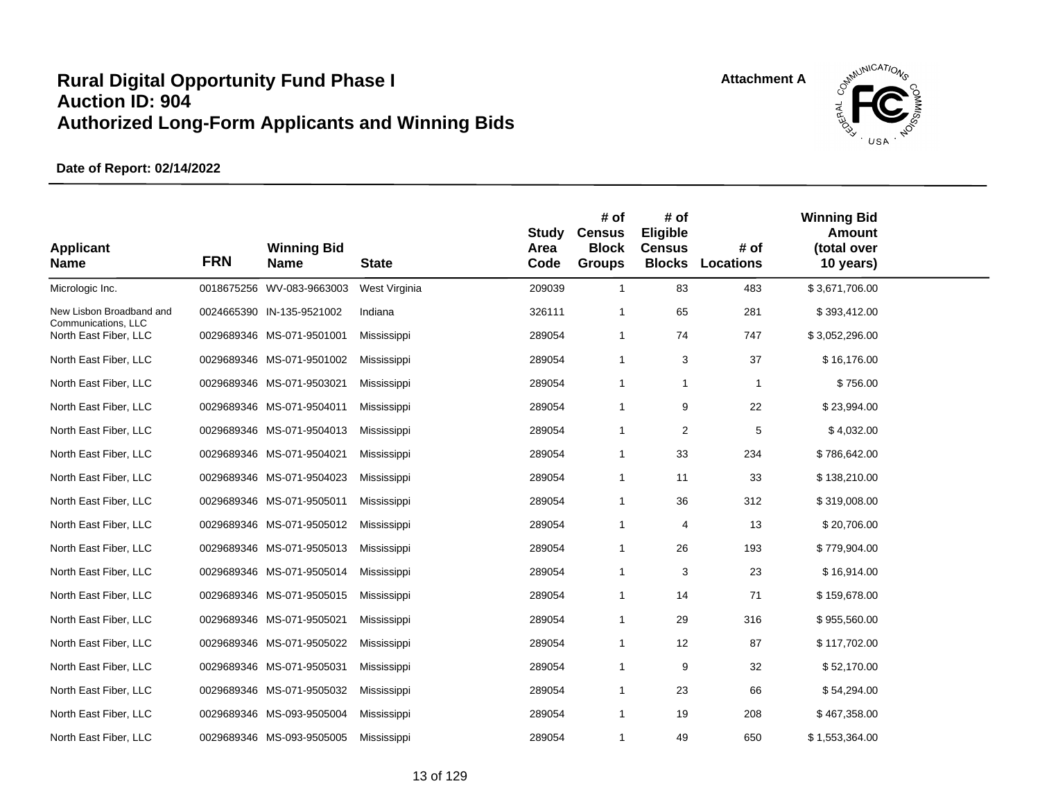# Rural Digital Opportunity Fund Phase I
# Auction ID: 904
# Authorized Long-Form Applicants and Winning Bids

Attachment A

**Date of Report: 02/14/2022**

| Applicant Name | FRN | Winning Bid Name | State | Study Area Code | # of Census Block Groups | # of Eligible Census Blocks | # of Locations | Winning Bid Amount (total over 10 years) |
|---|---|---|---|---|---|---|---|---|
| Micrologic Inc. | 0018675256 | WV-083-9663003 | West Virginia | 209039 | 1 | 83 | 483 | $ 3,671,706.00 |
| New Lisbon Broadband and Communications, LLC | 0024665390 | IN-135-9521002 | Indiana | 326111 | 1 | 65 | 281 | $ 393,412.00 |
| North East Fiber, LLC | 0029689346 | MS-071-9501001 | Mississippi | 289054 | 1 | 74 | 747 | $ 3,052,296.00 |
| North East Fiber, LLC | 0029689346 | MS-071-9501002 | Mississippi | 289054 | 1 | 3 | 37 | $ 16,176.00 |
| North East Fiber, LLC | 0029689346 | MS-071-9503021 | Mississippi | 289054 | 1 | 1 | 1 | $ 756.00 |
| North East Fiber, LLC | 0029689346 | MS-071-9504011 | Mississippi | 289054 | 1 | 9 | 22 | $ 23,994.00 |
| North East Fiber, LLC | 0029689346 | MS-071-9504013 | Mississippi | 289054 | 1 | 2 | 5 | $ 4,032.00 |
| North East Fiber, LLC | 0029689346 | MS-071-9504021 | Mississippi | 289054 | 1 | 33 | 234 | $ 786,642.00 |
| North East Fiber, LLC | 0029689346 | MS-071-9504023 | Mississippi | 289054 | 1 | 11 | 33 | $ 138,210.00 |
| North East Fiber, LLC | 0029689346 | MS-071-9505011 | Mississippi | 289054 | 1 | 36 | 312 | $ 319,008.00 |
| North East Fiber, LLC | 0029689346 | MS-071-9505012 | Mississippi | 289054 | 1 | 4 | 13 | $ 20,706.00 |
| North East Fiber, LLC | 0029689346 | MS-071-9505013 | Mississippi | 289054 | 1 | 26 | 193 | $ 779,904.00 |
| North East Fiber, LLC | 0029689346 | MS-071-9505014 | Mississippi | 289054 | 1 | 3 | 23 | $ 16,914.00 |
| North East Fiber, LLC | 0029689346 | MS-071-9505015 | Mississippi | 289054 | 1 | 14 | 71 | $ 159,678.00 |
| North East Fiber, LLC | 0029689346 | MS-071-9505021 | Mississippi | 289054 | 1 | 29 | 316 | $ 955,560.00 |
| North East Fiber, LLC | 0029689346 | MS-071-9505022 | Mississippi | 289054 | 1 | 12 | 87 | $ 117,702.00 |
| North East Fiber, LLC | 0029689346 | MS-071-9505031 | Mississippi | 289054 | 1 | 9 | 32 | $ 52,170.00 |
| North East Fiber, LLC | 0029689346 | MS-071-9505032 | Mississippi | 289054 | 1 | 23 | 66 | $ 54,294.00 |
| North East Fiber, LLC | 0029689346 | MS-093-9505004 | Mississippi | 289054 | 1 | 19 | 208 | $ 467,358.00 |
| North East Fiber, LLC | 0029689346 | MS-093-9505005 | Mississippi | 289054 | 1 | 49 | 650 | $ 1,553,364.00 |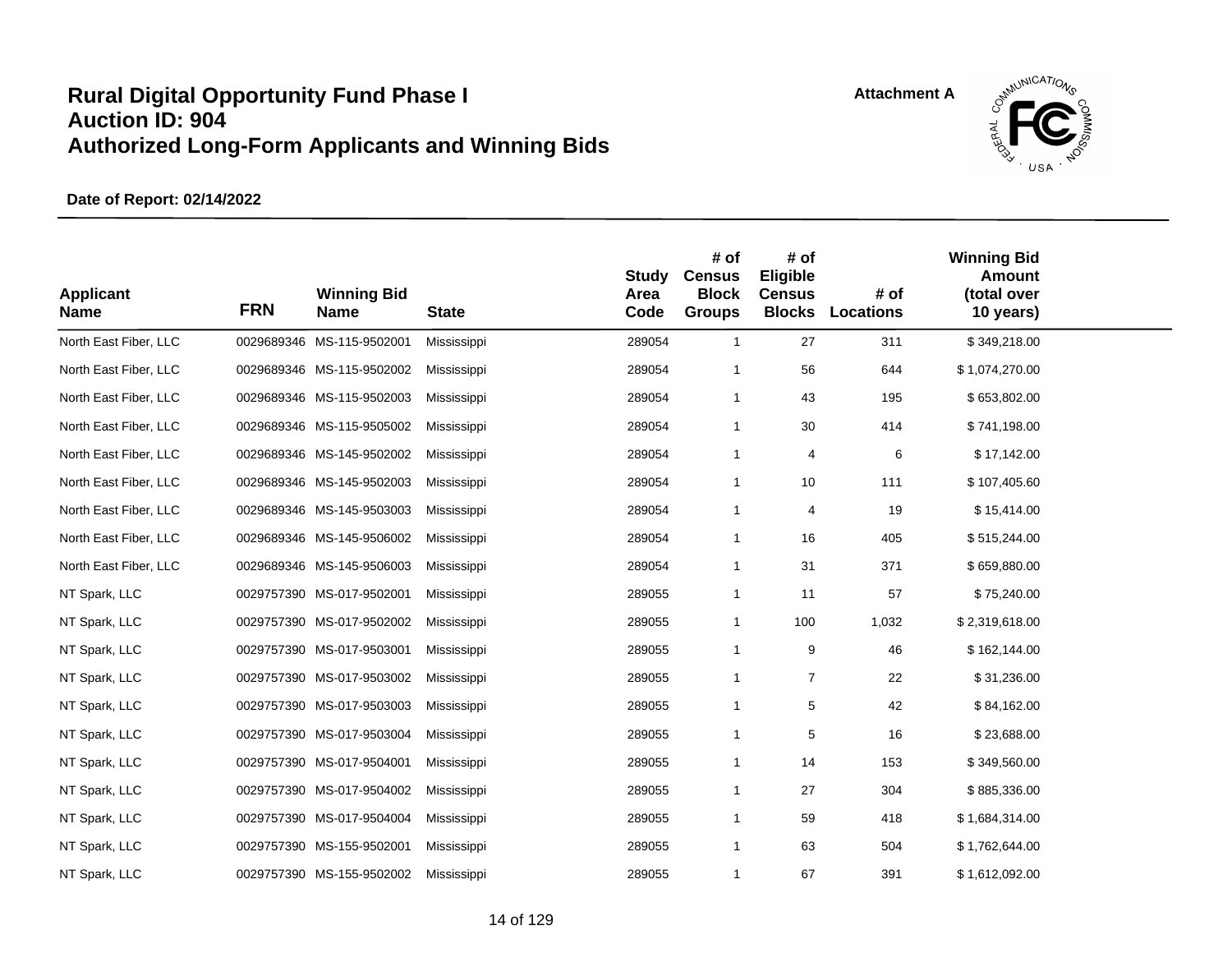# Rural Digital Opportunity Fund Phase I
# Auction ID: 904
# Authorized Long-Form Applicants and Winning Bids

Attachment A

**Date of Report: 02/14/2022**

| Applicant Name | FRN | Winning Bid Name | State | Study Area Code | # of Census Block Groups | # of Eligible Census Blocks | # of Locations | Winning Bid Amount (total over 10 years) |
|---|---|---|---|---|---|---|---|---|
| North East Fiber, LLC | 0029689346 | MS-115-9502001 | Mississippi | 289054 | 1 | 27 | 311 | $ 349,218.00 |
| North East Fiber, LLC | 0029689346 | MS-115-9502002 | Mississippi | 289054 | 1 | 56 | 644 | $ 1,074,270.00 |
| North East Fiber, LLC | 0029689346 | MS-115-9502003 | Mississippi | 289054 | 1 | 43 | 195 | $ 653,802.00 |
| North East Fiber, LLC | 0029689346 | MS-115-9505002 | Mississippi | 289054 | 1 | 30 | 414 | $ 741,198.00 |
| North East Fiber, LLC | 0029689346 | MS-145-9502002 | Mississippi | 289054 | 1 | 4 | 6 | $ 17,142.00 |
| North East Fiber, LLC | 0029689346 | MS-145-9502003 | Mississippi | 289054 | 1 | 10 | 111 | $ 107,405.60 |
| North East Fiber, LLC | 0029689346 | MS-145-9503003 | Mississippi | 289054 | 1 | 4 | 19 | $ 15,414.00 |
| North East Fiber, LLC | 0029689346 | MS-145-9506002 | Mississippi | 289054 | 1 | 16 | 405 | $ 515,244.00 |
| North East Fiber, LLC | 0029689346 | MS-145-9506003 | Mississippi | 289054 | 1 | 31 | 371 | $ 659,880.00 |
| NT Spark, LLC | 0029757390 | MS-017-9502001 | Mississippi | 289055 | 1 | 11 | 57 | $ 75,240.00 |
| NT Spark, LLC | 0029757390 | MS-017-9502002 | Mississippi | 289055 | 1 | 100 | 1,032 | $ 2,319,618.00 |
| NT Spark, LLC | 0029757390 | MS-017-9503001 | Mississippi | 289055 | 1 | 9 | 46 | $ 162,144.00 |
| NT Spark, LLC | 0029757390 | MS-017-9503002 | Mississippi | 289055 | 1 | 7 | 22 | $ 31,236.00 |
| NT Spark, LLC | 0029757390 | MS-017-9503003 | Mississippi | 289055 | 1 | 5 | 42 | $ 84,162.00 |
| NT Spark, LLC | 0029757390 | MS-017-9503004 | Mississippi | 289055 | 1 | 5 | 16 | $ 23,688.00 |
| NT Spark, LLC | 0029757390 | MS-017-9504001 | Mississippi | 289055 | 1 | 14 | 153 | $ 349,560.00 |
| NT Spark, LLC | 0029757390 | MS-017-9504002 | Mississippi | 289055 | 1 | 27 | 304 | $ 885,336.00 |
| NT Spark, LLC | 0029757390 | MS-017-9504004 | Mississippi | 289055 | 1 | 59 | 418 | $ 1,684,314.00 |
| NT Spark, LLC | 0029757390 | MS-155-9502001 | Mississippi | 289055 | 1 | 63 | 504 | $ 1,762,644.00 |
| NT Spark, LLC | 0029757390 | MS-155-9502002 | Mississippi | 289055 | 1 | 67 | 391 | $ 1,612,092.00 |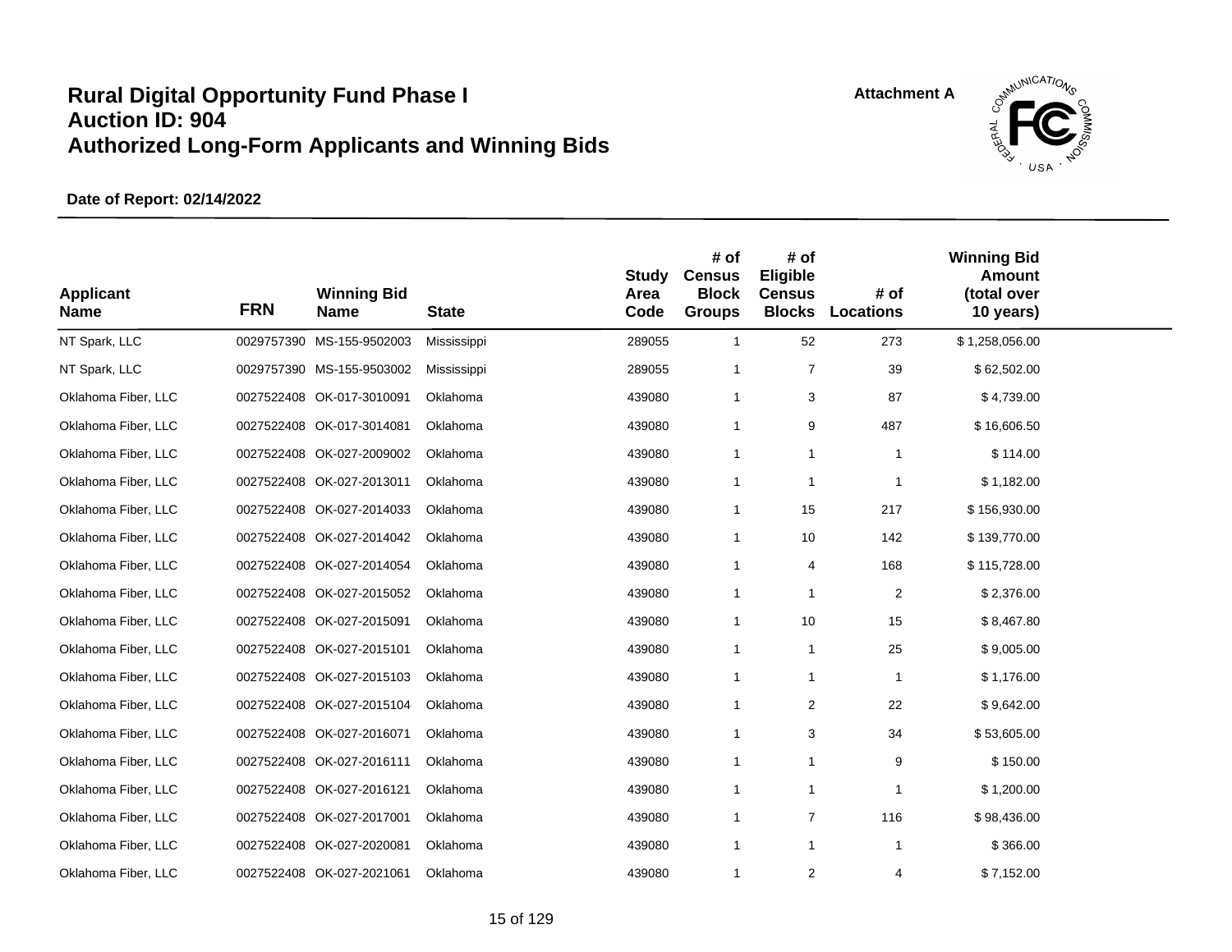# Rural Digital Opportunity Fund Phase I
# Auction ID: 904
# Authorized Long-Form Applicants and Winning Bids

**Attachment A**

**Date of Report: 02/14/2022**

| Applicant Name | FRN | Winning Bid Name | State | Study Area Code | # of Census Block Groups | # of Eligible Census Blocks | # of Locations | Winning Bid Amount (total over 10 years) |
|---|---|---|---|---|---|---|---|---|
| NT Spark, LLC | 0029757390 | MS-155-9502003 | Mississippi | 289055 | 1 | 52 | 273 | $ 1,258,056.00 |
| NT Spark, LLC | 0029757390 | MS-155-9503002 | Mississippi | 289055 | 1 | 7 | 39 | $ 62,502.00 |
| Oklahoma Fiber, LLC | 0027522408 | OK-017-3010091 | Oklahoma | 439080 | 1 | 3 | 87 | $ 4,739.00 |
| Oklahoma Fiber, LLC | 0027522408 | OK-017-3014081 | Oklahoma | 439080 | 1 | 9 | 487 | $ 16,606.50 |
| Oklahoma Fiber, LLC | 0027522408 | OK-027-2009002 | Oklahoma | 439080 | 1 | 1 | 1 | $ 114.00 |
| Oklahoma Fiber, LLC | 0027522408 | OK-027-2013011 | Oklahoma | 439080 | 1 | 1 | 1 | $ 1,182.00 |
| Oklahoma Fiber, LLC | 0027522408 | OK-027-2014033 | Oklahoma | 439080 | 1 | 15 | 217 | $ 156,930.00 |
| Oklahoma Fiber, LLC | 0027522408 | OK-027-2014042 | Oklahoma | 439080 | 1 | 10 | 142 | $ 139,770.00 |
| Oklahoma Fiber, LLC | 0027522408 | OK-027-2014054 | Oklahoma | 439080 | 1 | 4 | 168 | $ 115,728.00 |
| Oklahoma Fiber, LLC | 0027522408 | OK-027-2015052 | Oklahoma | 439080 | 1 | 1 | 2 | $ 2,376.00 |
| Oklahoma Fiber, LLC | 0027522408 | OK-027-2015091 | Oklahoma | 439080 | 1 | 10 | 15 | $ 8,467.80 |
| Oklahoma Fiber, LLC | 0027522408 | OK-027-2015101 | Oklahoma | 439080 | 1 | 1 | 25 | $ 9,005.00 |
| Oklahoma Fiber, LLC | 0027522408 | OK-027-2015103 | Oklahoma | 439080 | 1 | 1 | 1 | $ 1,176.00 |
| Oklahoma Fiber, LLC | 0027522408 | OK-027-2015104 | Oklahoma | 439080 | 1 | 2 | 22 | $ 9,642.00 |
| Oklahoma Fiber, LLC | 0027522408 | OK-027-2016071 | Oklahoma | 439080 | 1 | 3 | 34 | $ 53,605.00 |
| Oklahoma Fiber, LLC | 0027522408 | OK-027-2016111 | Oklahoma | 439080 | 1 | 1 | 9 | $ 150.00 |
| Oklahoma Fiber, LLC | 0027522408 | OK-027-2016121 | Oklahoma | 439080 | 1 | 1 | 1 | $ 1,200.00 |
| Oklahoma Fiber, LLC | 0027522408 | OK-027-2017001 | Oklahoma | 439080 | 1 | 7 | 116 | $ 98,436.00 |
| Oklahoma Fiber, LLC | 0027522408 | OK-027-2020081 | Oklahoma | 439080 | 1 | 1 | 1 | $ 366.00 |
| Oklahoma Fiber, LLC | 0027522408 | OK-027-2021061 | Oklahoma | 439080 | 1 | 2 | 4 | $ 7,152.00 |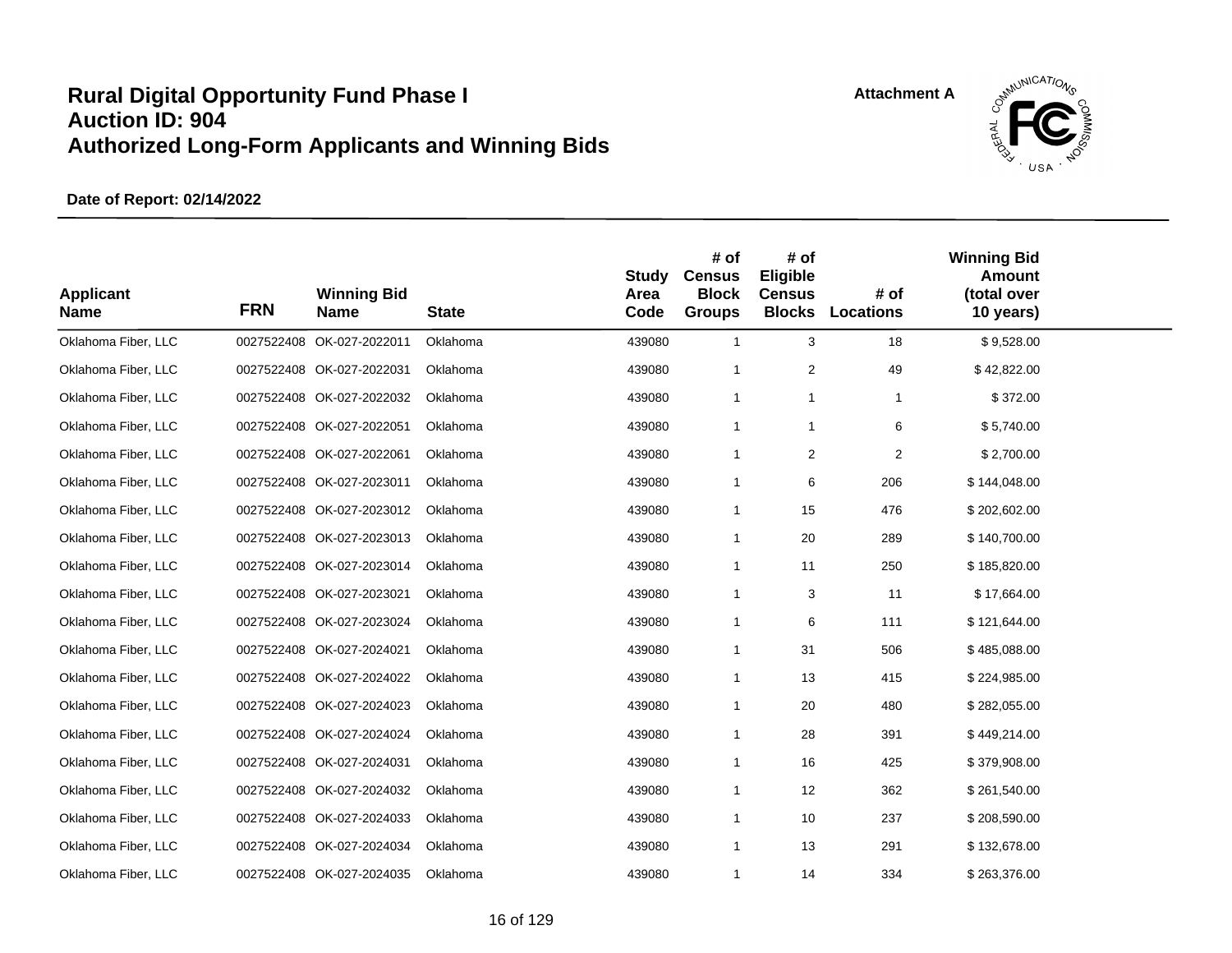# Rural Digital Opportunity Fund Phase I
# Auction ID: 904
# Authorized Long-Form Applicants and Winning Bids

Attachment A

**Date of Report: 02/14/2022**

| Applicant Name | FRN | Winning Bid Name | State | Study Area Code | # of Census Block Groups | # of Eligible Census Blocks | # of Locations | Winning Bid Amount (total over 10 years) |
|---|---|---|---|---|---|---|---|---|
| Oklahoma Fiber, LLC | 0027522408 | OK-027-2022011 | Oklahoma | 439080 | 1 | 3 | 18 | $ 9,528.00 |
| Oklahoma Fiber, LLC | 0027522408 | OK-027-2022031 | Oklahoma | 439080 | 1 | 2 | 49 | $ 42,822.00 |
| Oklahoma Fiber, LLC | 0027522408 | OK-027-2022032 | Oklahoma | 439080 | 1 | 1 | 1 | $ 372.00 |
| Oklahoma Fiber, LLC | 0027522408 | OK-027-2022051 | Oklahoma | 439080 | 1 | 1 | 6 | $ 5,740.00 |
| Oklahoma Fiber, LLC | 0027522408 | OK-027-2022061 | Oklahoma | 439080 | 1 | 2 | 2 | $ 2,700.00 |
| Oklahoma Fiber, LLC | 0027522408 | OK-027-2023011 | Oklahoma | 439080 | 1 | 6 | 206 | $ 144,048.00 |
| Oklahoma Fiber, LLC | 0027522408 | OK-027-2023012 | Oklahoma | 439080 | 1 | 15 | 476 | $ 202,602.00 |
| Oklahoma Fiber, LLC | 0027522408 | OK-027-2023013 | Oklahoma | 439080 | 1 | 20 | 289 | $ 140,700.00 |
| Oklahoma Fiber, LLC | 0027522408 | OK-027-2023014 | Oklahoma | 439080 | 1 | 11 | 250 | $ 185,820.00 |
| Oklahoma Fiber, LLC | 0027522408 | OK-027-2023021 | Oklahoma | 439080 | 1 | 3 | 11 | $ 17,664.00 |
| Oklahoma Fiber, LLC | 0027522408 | OK-027-2023024 | Oklahoma | 439080 | 1 | 6 | 111 | $ 121,644.00 |
| Oklahoma Fiber, LLC | 0027522408 | OK-027-2024021 | Oklahoma | 439080 | 1 | 31 | 506 | $ 485,088.00 |
| Oklahoma Fiber, LLC | 0027522408 | OK-027-2024022 | Oklahoma | 439080 | 1 | 13 | 415 | $ 224,985.00 |
| Oklahoma Fiber, LLC | 0027522408 | OK-027-2024023 | Oklahoma | 439080 | 1 | 20 | 480 | $ 282,055.00 |
| Oklahoma Fiber, LLC | 0027522408 | OK-027-2024024 | Oklahoma | 439080 | 1 | 28 | 391 | $ 449,214.00 |
| Oklahoma Fiber, LLC | 0027522408 | OK-027-2024031 | Oklahoma | 439080 | 1 | 16 | 425 | $ 379,908.00 |
| Oklahoma Fiber, LLC | 0027522408 | OK-027-2024032 | Oklahoma | 439080 | 1 | 12 | 362 | $ 261,540.00 |
| Oklahoma Fiber, LLC | 0027522408 | OK-027-2024033 | Oklahoma | 439080 | 1 | 10 | 237 | $ 208,590.00 |
| Oklahoma Fiber, LLC | 0027522408 | OK-027-2024034 | Oklahoma | 439080 | 1 | 13 | 291 | $ 132,678.00 |
| Oklahoma Fiber, LLC | 0027522408 | OK-027-2024035 | Oklahoma | 439080 | 1 | 14 | 334 | $ 263,376.00 |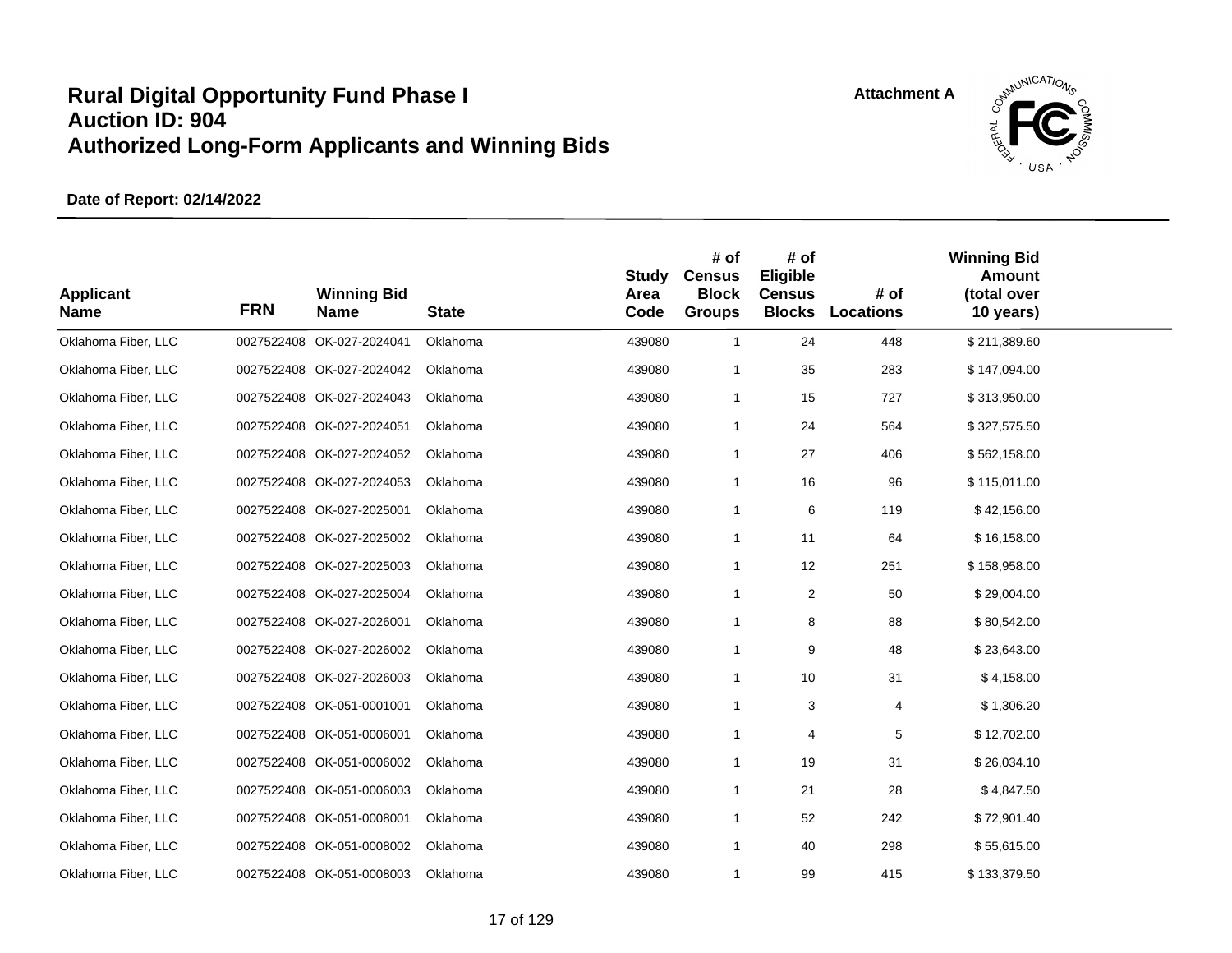# Rural Digital Opportunity Fund Phase I
# Auction ID: 904
# Authorized Long-Form Applicants and Winning Bids

Attachment A

**Date of Report: 02/14/2022**

| Applicant Name | FRN | Winning Bid Name | State | Study Area Code | # of Census Block Groups | # of Eligible Census Blocks | # of Locations | Winning Bid Amount (total over 10 years) |
|---|---|---|---|---|---|---|---|---|
| Oklahoma Fiber, LLC | 0027522408 | OK-027-2024041 | Oklahoma | 439080 | 1 | 24 | 448 | $ 211,389.60 |
| Oklahoma Fiber, LLC | 0027522408 | OK-027-2024042 | Oklahoma | 439080 | 1 | 35 | 283 | $ 147,094.00 |
| Oklahoma Fiber, LLC | 0027522408 | OK-027-2024043 | Oklahoma | 439080 | 1 | 15 | 727 | $ 313,950.00 |
| Oklahoma Fiber, LLC | 0027522408 | OK-027-2024051 | Oklahoma | 439080 | 1 | 24 | 564 | $ 327,575.50 |
| Oklahoma Fiber, LLC | 0027522408 | OK-027-2024052 | Oklahoma | 439080 | 1 | 27 | 406 | $ 562,158.00 |
| Oklahoma Fiber, LLC | 0027522408 | OK-027-2024053 | Oklahoma | 439080 | 1 | 16 | 96 | $ 115,011.00 |
| Oklahoma Fiber, LLC | 0027522408 | OK-027-2025001 | Oklahoma | 439080 | 1 | 6 | 119 | $ 42,156.00 |
| Oklahoma Fiber, LLC | 0027522408 | OK-027-2025002 | Oklahoma | 439080 | 1 | 11 | 64 | $ 16,158.00 |
| Oklahoma Fiber, LLC | 0027522408 | OK-027-2025003 | Oklahoma | 439080 | 1 | 12 | 251 | $ 158,958.00 |
| Oklahoma Fiber, LLC | 0027522408 | OK-027-2025004 | Oklahoma | 439080 | 1 | 2 | 50 | $ 29,004.00 |
| Oklahoma Fiber, LLC | 0027522408 | OK-027-2026001 | Oklahoma | 439080 | 1 | 8 | 88 | $ 80,542.00 |
| Oklahoma Fiber, LLC | 0027522408 | OK-027-2026002 | Oklahoma | 439080 | 1 | 9 | 48 | $ 23,643.00 |
| Oklahoma Fiber, LLC | 0027522408 | OK-027-2026003 | Oklahoma | 439080 | 1 | 10 | 31 | $ 4,158.00 |
| Oklahoma Fiber, LLC | 0027522408 | OK-051-0001001 | Oklahoma | 439080 | 1 | 3 | 4 | $ 1,306.20 |
| Oklahoma Fiber, LLC | 0027522408 | OK-051-0006001 | Oklahoma | 439080 | 1 | 4 | 5 | $ 12,702.00 |
| Oklahoma Fiber, LLC | 0027522408 | OK-051-0006002 | Oklahoma | 439080 | 1 | 19 | 31 | $ 26,034.10 |
| Oklahoma Fiber, LLC | 0027522408 | OK-051-0006003 | Oklahoma | 439080 | 1 | 21 | 28 | $ 4,847.50 |
| Oklahoma Fiber, LLC | 0027522408 | OK-051-0008001 | Oklahoma | 439080 | 1 | 52 | 242 | $ 72,901.40 |
| Oklahoma Fiber, LLC | 0027522408 | OK-051-0008002 | Oklahoma | 439080 | 1 | 40 | 298 | $ 55,615.00 |
| Oklahoma Fiber, LLC | 0027522408 | OK-051-0008003 | Oklahoma | 439080 | 1 | 99 | 415 | $ 133,379.50 |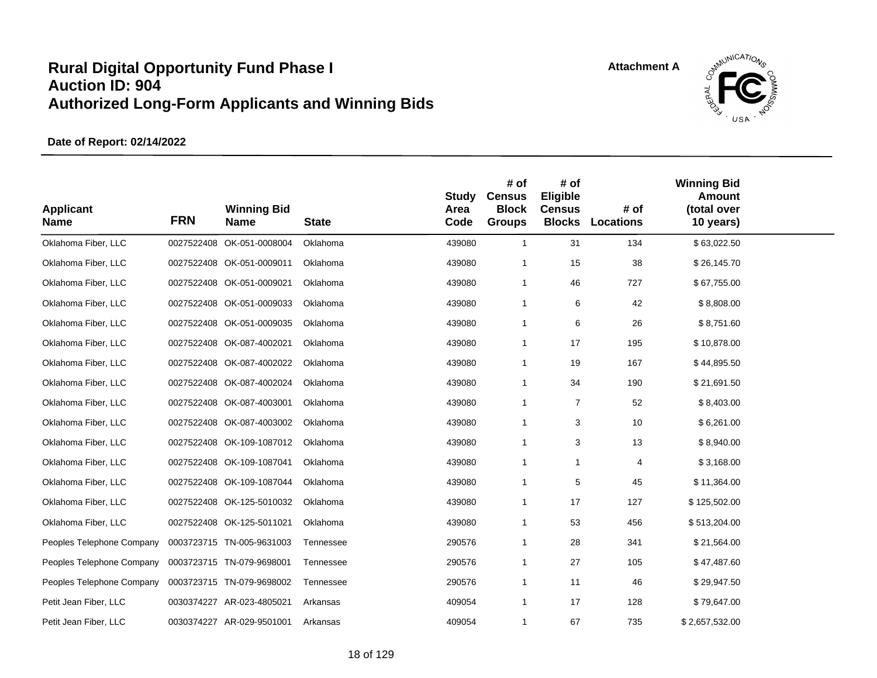# Rural Digital Opportunity Fund Phase I
# Auction ID: 904
# Authorized Long-Form Applicants and Winning Bids

Attachment A

**Date of Report: 02/14/2022**

| Applicant Name | FRN | Winning Bid Name | State | Study Area Code | # of Census Block Groups | # of Eligible Census Blocks | # of Locations | Winning Bid Amount (total over 10 years) |
|---|---|---|---|---|---|---|---|---|
| Oklahoma Fiber, LLC | 0027522408 | OK-051-0008004 | Oklahoma | 439080 | 1 | 31 | 134 | $ 63,022.50 |
| Oklahoma Fiber, LLC | 0027522408 | OK-051-0009011 | Oklahoma | 439080 | 1 | 15 | 38 | $ 26,145.70 |
| Oklahoma Fiber, LLC | 0027522408 | OK-051-0009021 | Oklahoma | 439080 | 1 | 46 | 727 | $ 67,755.00 |
| Oklahoma Fiber, LLC | 0027522408 | OK-051-0009033 | Oklahoma | 439080 | 1 | 6 | 42 | $ 8,808.00 |
| Oklahoma Fiber, LLC | 0027522408 | OK-051-0009035 | Oklahoma | 439080 | 1 | 6 | 26 | $ 8,751.60 |
| Oklahoma Fiber, LLC | 0027522408 | OK-087-4002021 | Oklahoma | 439080 | 1 | 17 | 195 | $ 10,878.00 |
| Oklahoma Fiber, LLC | 0027522408 | OK-087-4002022 | Oklahoma | 439080 | 1 | 19 | 167 | $ 44,895.50 |
| Oklahoma Fiber, LLC | 0027522408 | OK-087-4002024 | Oklahoma | 439080 | 1 | 34 | 190 | $ 21,691.50 |
| Oklahoma Fiber, LLC | 0027522408 | OK-087-4003001 | Oklahoma | 439080 | 1 | 7 | 52 | $ 8,403.00 |
| Oklahoma Fiber, LLC | 0027522408 | OK-087-4003002 | Oklahoma | 439080 | 1 | 3 | 10 | $ 6,261.00 |
| Oklahoma Fiber, LLC | 0027522408 | OK-109-1087012 | Oklahoma | 439080 | 1 | 3 | 13 | $ 8,940.00 |
| Oklahoma Fiber, LLC | 0027522408 | OK-109-1087041 | Oklahoma | 439080 | 1 | 1 | 4 | $ 3,168.00 |
| Oklahoma Fiber, LLC | 0027522408 | OK-109-1087044 | Oklahoma | 439080 | 1 | 5 | 45 | $ 11,364.00 |
| Oklahoma Fiber, LLC | 0027522408 | OK-125-5010032 | Oklahoma | 439080 | 1 | 17 | 127 | $ 125,502.00 |
| Oklahoma Fiber, LLC | 0027522408 | OK-125-5011021 | Oklahoma | 439080 | 1 | 53 | 456 | $ 513,204.00 |
| Peoples Telephone Company | 0003723715 | TN-005-9631003 | Tennessee | 290576 | 1 | 28 | 341 | $ 21,564.00 |
| Peoples Telephone Company | 0003723715 | TN-079-9698001 | Tennessee | 290576 | 1 | 27 | 105 | $ 47,487.60 |
| Peoples Telephone Company | 0003723715 | TN-079-9698002 | Tennessee | 290576 | 1 | 11 | 46 | $ 29,947.50 |
| Petit Jean Fiber, LLC | 0030374227 | AR-023-4805021 | Arkansas | 409054 | 1 | 17 | 128 | $ 79,647.00 |
| Petit Jean Fiber, LLC | 0030374227 | AR-029-9501001 | Arkansas | 409054 | 1 | 67 | 735 | $ 2,657,532.00 |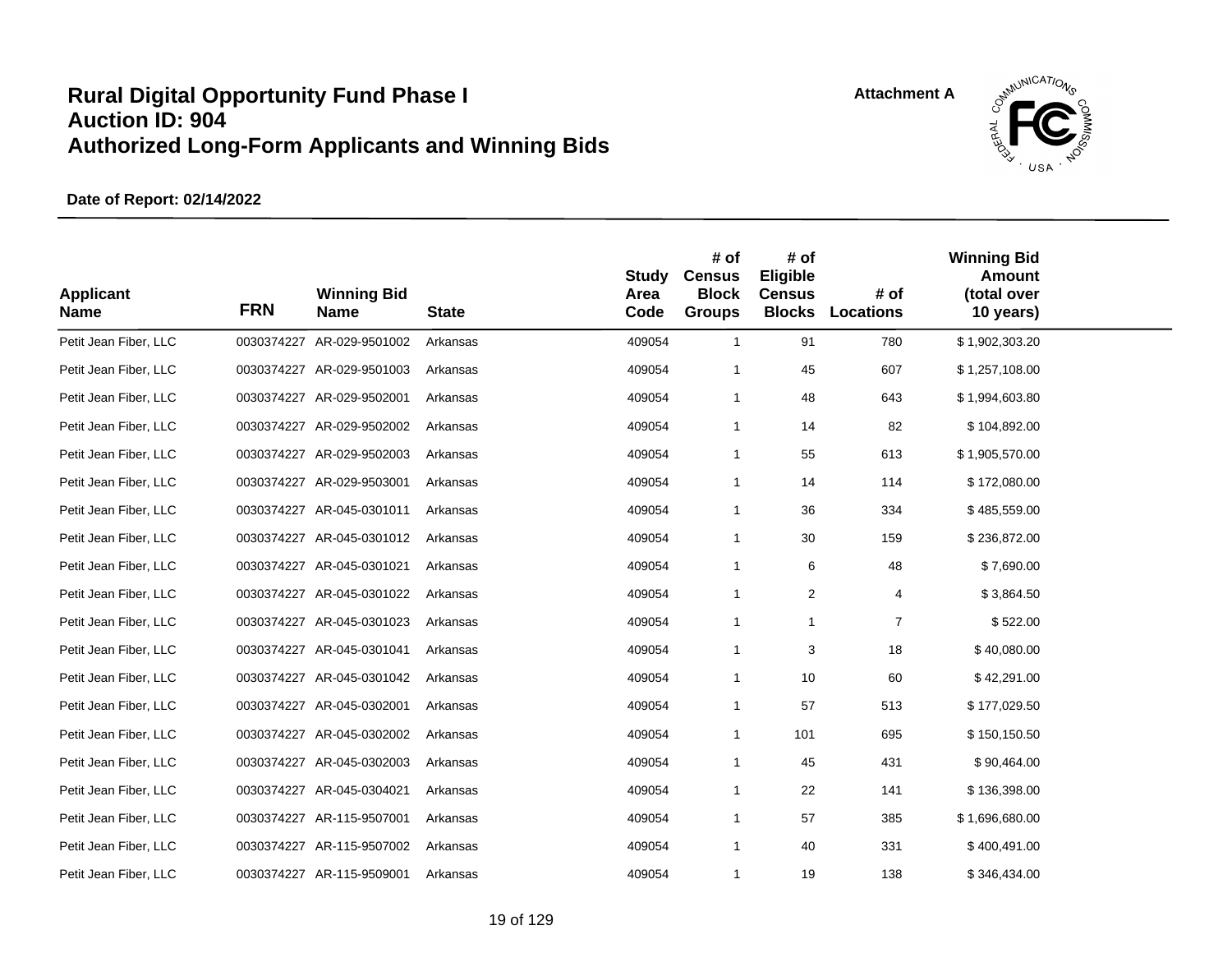# Rural Digital Opportunity Fund Phase I
# Auction ID: 904
# Authorized Long-Form Applicants and Winning Bids

Attachment A

**Date of Report: 02/14/2022**

| Applicant Name | FRN | Winning Bid Name | State | Study Area Code | # of Census Block Groups | # of Eligible Census Blocks | # of Locations | Winning Bid Amount (total over 10 years) |
|---|---|---|---|---|---|---|---|---|
| Petit Jean Fiber, LLC | 0030374227 | AR-029-9501002 | Arkansas | 409054 | 1 | 91 | 780 | $ 1,902,303.20 |
| Petit Jean Fiber, LLC | 0030374227 | AR-029-9501003 | Arkansas | 409054 | 1 | 45 | 607 | $ 1,257,108.00 |
| Petit Jean Fiber, LLC | 0030374227 | AR-029-9502001 | Arkansas | 409054 | 1 | 48 | 643 | $ 1,994,603.80 |
| Petit Jean Fiber, LLC | 0030374227 | AR-029-9502002 | Arkansas | 409054 | 1 | 14 | 82 | $ 104,892.00 |
| Petit Jean Fiber, LLC | 0030374227 | AR-029-9502003 | Arkansas | 409054 | 1 | 55 | 613 | $ 1,905,570.00 |
| Petit Jean Fiber, LLC | 0030374227 | AR-029-9503001 | Arkansas | 409054 | 1 | 14 | 114 | $ 172,080.00 |
| Petit Jean Fiber, LLC | 0030374227 | AR-045-0301011 | Arkansas | 409054 | 1 | 36 | 334 | $ 485,559.00 |
| Petit Jean Fiber, LLC | 0030374227 | AR-045-0301012 | Arkansas | 409054 | 1 | 30 | 159 | $ 236,872.00 |
| Petit Jean Fiber, LLC | 0030374227 | AR-045-0301021 | Arkansas | 409054 | 1 | 6 | 48 | $ 7,690.00 |
| Petit Jean Fiber, LLC | 0030374227 | AR-045-0301022 | Arkansas | 409054 | 1 | 2 | 4 | $ 3,864.50 |
| Petit Jean Fiber, LLC | 0030374227 | AR-045-0301023 | Arkansas | 409054 | 1 | 1 | 7 | $ 522.00 |
| Petit Jean Fiber, LLC | 0030374227 | AR-045-0301041 | Arkansas | 409054 | 1 | 3 | 18 | $ 40,080.00 |
| Petit Jean Fiber, LLC | 0030374227 | AR-045-0301042 | Arkansas | 409054 | 1 | 10 | 60 | $ 42,291.00 |
| Petit Jean Fiber, LLC | 0030374227 | AR-045-0302001 | Arkansas | 409054 | 1 | 57 | 513 | $ 177,029.50 |
| Petit Jean Fiber, LLC | 0030374227 | AR-045-0302002 | Arkansas | 409054 | 1 | 101 | 695 | $ 150,150.50 |
| Petit Jean Fiber, LLC | 0030374227 | AR-045-0302003 | Arkansas | 409054 | 1 | 45 | 431 | $ 90,464.00 |
| Petit Jean Fiber, LLC | 0030374227 | AR-045-0304021 | Arkansas | 409054 | 1 | 22 | 141 | $ 136,398.00 |
| Petit Jean Fiber, LLC | 0030374227 | AR-115-9507001 | Arkansas | 409054 | 1 | 57 | 385 | $ 1,696,680.00 |
| Petit Jean Fiber, LLC | 0030374227 | AR-115-9507002 | Arkansas | 409054 | 1 | 40 | 331 | $ 400,491.00 |
| Petit Jean Fiber, LLC | 0030374227 | AR-115-9509001 | Arkansas | 409054 | 1 | 19 | 138 | $ 346,434.00 |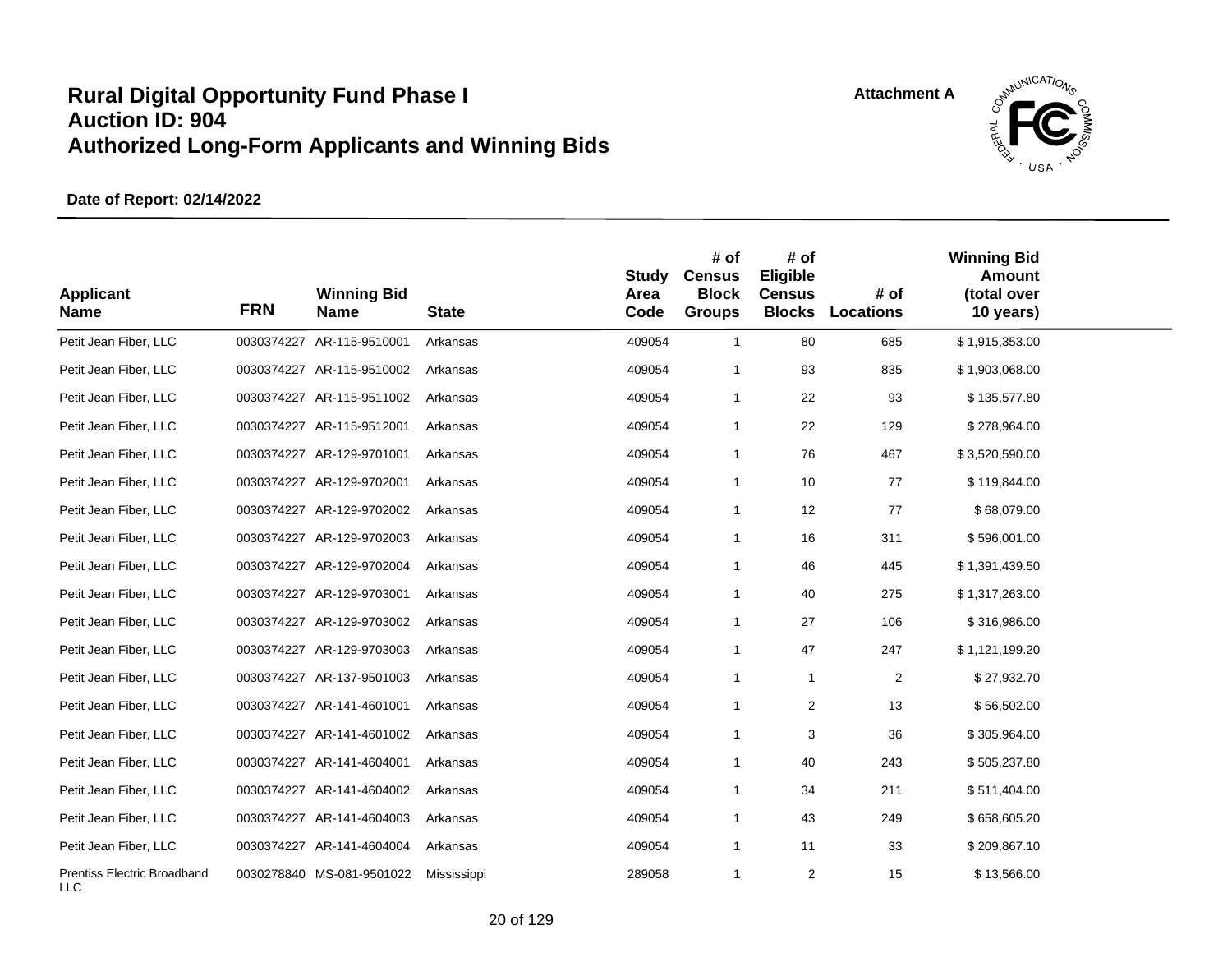# Rural Digital Opportunity Fund Phase I
# Auction ID: 904
# Authorized Long-Form Applicants and Winning Bids

Attachment A

**Date of Report: 02/14/2022**

| Applicant Name | FRN | Winning Bid Name | State | Study Area Code | # of Census Block Groups | # of Eligible Census Blocks | # of Locations | Winning Bid Amount (total over 10 years) |
|---|---|---|---|---|---|---|---|---|
| Petit Jean Fiber, LLC | 0030374227 | AR-115-9510001 | Arkansas | 409054 | 1 | 80 | 685 | $ 1,915,353.00 |
| Petit Jean Fiber, LLC | 0030374227 | AR-115-9510002 | Arkansas | 409054 | 1 | 93 | 835 | $ 1,903,068.00 |
| Petit Jean Fiber, LLC | 0030374227 | AR-115-9511002 | Arkansas | 409054 | 1 | 22 | 93 | $ 135,577.80 |
| Petit Jean Fiber, LLC | 0030374227 | AR-115-9512001 | Arkansas | 409054 | 1 | 22 | 129 | $ 278,964.00 |
| Petit Jean Fiber, LLC | 0030374227 | AR-129-9701001 | Arkansas | 409054 | 1 | 76 | 467 | $ 3,520,590.00 |
| Petit Jean Fiber, LLC | 0030374227 | AR-129-9702001 | Arkansas | 409054 | 1 | 10 | 77 | $ 119,844.00 |
| Petit Jean Fiber, LLC | 0030374227 | AR-129-9702002 | Arkansas | 409054 | 1 | 12 | 77 | $ 68,079.00 |
| Petit Jean Fiber, LLC | 0030374227 | AR-129-9702003 | Arkansas | 409054 | 1 | 16 | 311 | $ 596,001.00 |
| Petit Jean Fiber, LLC | 0030374227 | AR-129-9702004 | Arkansas | 409054 | 1 | 46 | 445 | $ 1,391,439.50 |
| Petit Jean Fiber, LLC | 0030374227 | AR-129-9703001 | Arkansas | 409054 | 1 | 40 | 275 | $ 1,317,263.00 |
| Petit Jean Fiber, LLC | 0030374227 | AR-129-9703002 | Arkansas | 409054 | 1 | 27 | 106 | $ 316,986.00 |
| Petit Jean Fiber, LLC | 0030374227 | AR-129-9703003 | Arkansas | 409054 | 1 | 47 | 247 | $ 1,121,199.20 |
| Petit Jean Fiber, LLC | 0030374227 | AR-137-9501003 | Arkansas | 409054 | 1 | 1 | 2 | $ 27,932.70 |
| Petit Jean Fiber, LLC | 0030374227 | AR-141-4601001 | Arkansas | 409054 | 1 | 2 | 13 | $ 56,502.00 |
| Petit Jean Fiber, LLC | 0030374227 | AR-141-4601002 | Arkansas | 409054 | 1 | 3 | 36 | $ 305,964.00 |
| Petit Jean Fiber, LLC | 0030374227 | AR-141-4604001 | Arkansas | 409054 | 1 | 40 | 243 | $ 505,237.80 |
| Petit Jean Fiber, LLC | 0030374227 | AR-141-4604002 | Arkansas | 409054 | 1 | 34 | 211 | $ 511,404.00 |
| Petit Jean Fiber, LLC | 0030374227 | AR-141-4604003 | Arkansas | 409054 | 1 | 43 | 249 | $ 658,605.20 |
| Petit Jean Fiber, LLC | 0030374227 | AR-141-4604004 | Arkansas | 409054 | 1 | 11 | 33 | $ 209,867.10 |
| Prentiss Electric Broadband LLC | 0030278840 | MS-081-9501022 | Mississippi | 289058 | 1 | 2 | 15 | $ 13,566.00 |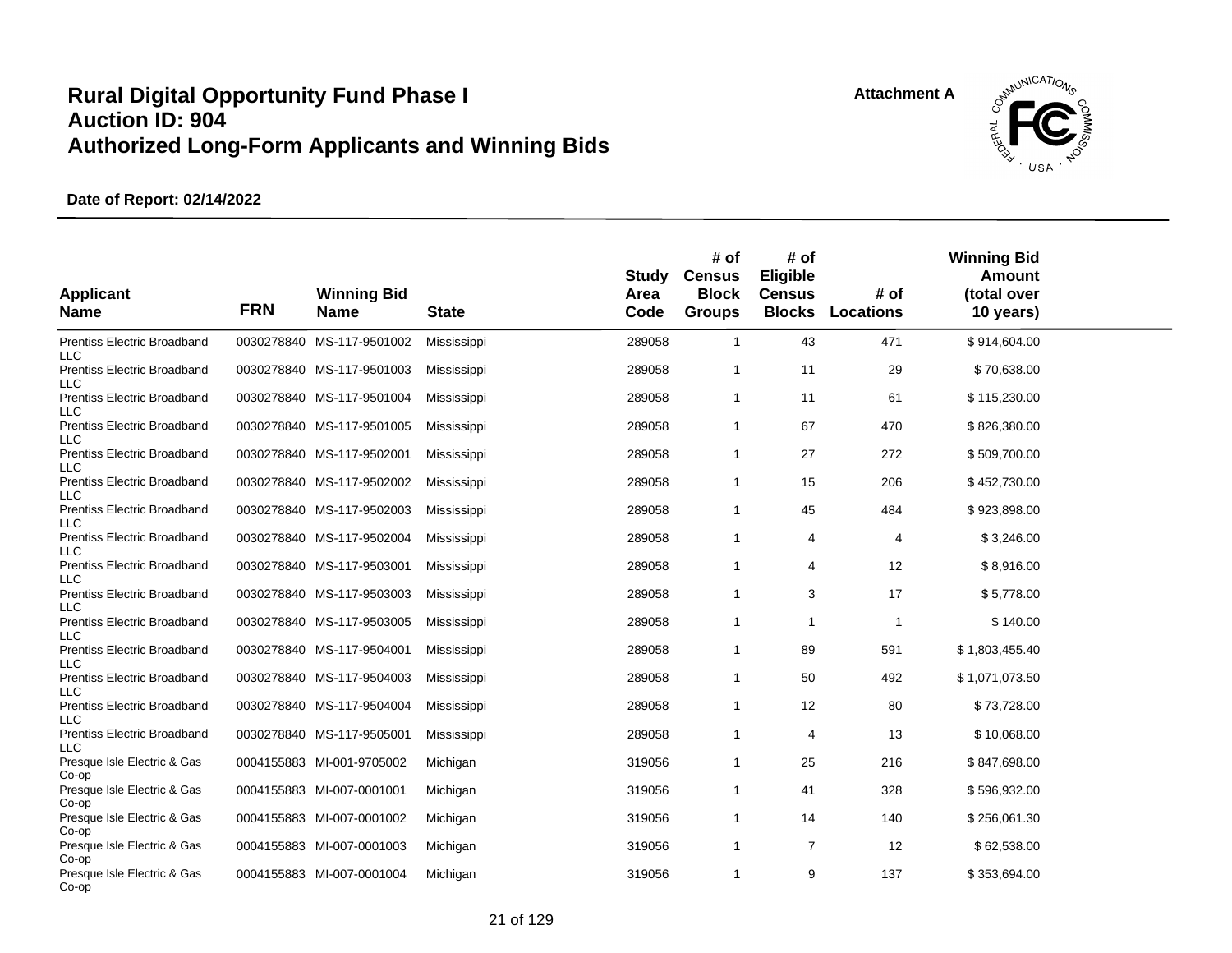# Rural Digital Opportunity Fund Phase I
# Auction ID: 904
# Authorized Long-Form Applicants and Winning Bids

Attachment A

**Date of Report: 02/14/2022**

| Applicant Name | FRN | Winning Bid Name | State | Study Area Code | # of Census Block Groups | # of Eligible Census Blocks | # of Locations | Winning Bid Amount (total over 10 years) |
|---|---|---|---|---|---|---|---|---|
| Prentiss Electric Broadband LLC | 0030278840 | MS-117-9501002 | Mississippi | 289058 | 1 | 43 | 471 | $ 914,604.00 |
| Prentiss Electric Broadband LLC | 0030278840 | MS-117-9501003 | Mississippi | 289058 | 1 | 11 | 29 | $ 70,638.00 |
| Prentiss Electric Broadband LLC | 0030278840 | MS-117-9501004 | Mississippi | 289058 | 1 | 11 | 61 | $ 115,230.00 |
| Prentiss Electric Broadband LLC | 0030278840 | MS-117-9501005 | Mississippi | 289058 | 1 | 67 | 470 | $ 826,380.00 |
| Prentiss Electric Broadband LLC | 0030278840 | MS-117-9502001 | Mississippi | 289058 | 1 | 27 | 272 | $ 509,700.00 |
| Prentiss Electric Broadband LLC | 0030278840 | MS-117-9502002 | Mississippi | 289058 | 1 | 15 | 206 | $ 452,730.00 |
| Prentiss Electric Broadband LLC | 0030278840 | MS-117-9502003 | Mississippi | 289058 | 1 | 45 | 484 | $ 923,898.00 |
| Prentiss Electric Broadband LLC | 0030278840 | MS-117-9502004 | Mississippi | 289058 | 1 | 4 | 4 | $ 3,246.00 |
| Prentiss Electric Broadband LLC | 0030278840 | MS-117-9503001 | Mississippi | 289058 | 1 | 4 | 12 | $ 8,916.00 |
| Prentiss Electric Broadband LLC | 0030278840 | MS-117-9503003 | Mississippi | 289058 | 1 | 3 | 17 | $ 5,778.00 |
| Prentiss Electric Broadband LLC | 0030278840 | MS-117-9503005 | Mississippi | 289058 | 1 | 1 | 1 | $ 140.00 |
| Prentiss Electric Broadband LLC | 0030278840 | MS-117-9504001 | Mississippi | 289058 | 1 | 89 | 591 | $ 1,803,455.40 |
| Prentiss Electric Broadband LLC | 0030278840 | MS-117-9504003 | Mississippi | 289058 | 1 | 50 | 492 | $ 1,071,073.50 |
| Prentiss Electric Broadband LLC | 0030278840 | MS-117-9504004 | Mississippi | 289058 | 1 | 12 | 80 | $ 73,728.00 |
| Prentiss Electric Broadband LLC | 0030278840 | MS-117-9505001 | Mississippi | 289058 | 1 | 4 | 13 | $ 10,068.00 |
| Presque Isle Electric & Gas Co-op | 0004155883 | MI-001-9705002 | Michigan | 319056 | 1 | 25 | 216 | $ 847,698.00 |
| Presque Isle Electric & Gas Co-op | 0004155883 | MI-007-0001001 | Michigan | 319056 | 1 | 41 | 328 | $ 596,932.00 |
| Presque Isle Electric & Gas Co-op | 0004155883 | MI-007-0001002 | Michigan | 319056 | 1 | 14 | 140 | $ 256,061.30 |
| Presque Isle Electric & Gas Co-op | 0004155883 | MI-007-0001003 | Michigan | 319056 | 1 | 7 | 12 | $ 62,538.00 |
| Presque Isle Electric & Gas Co-op | 0004155883 | MI-007-0001004 | Michigan | 319056 | 1 | 9 | 137 | $ 353,694.00 |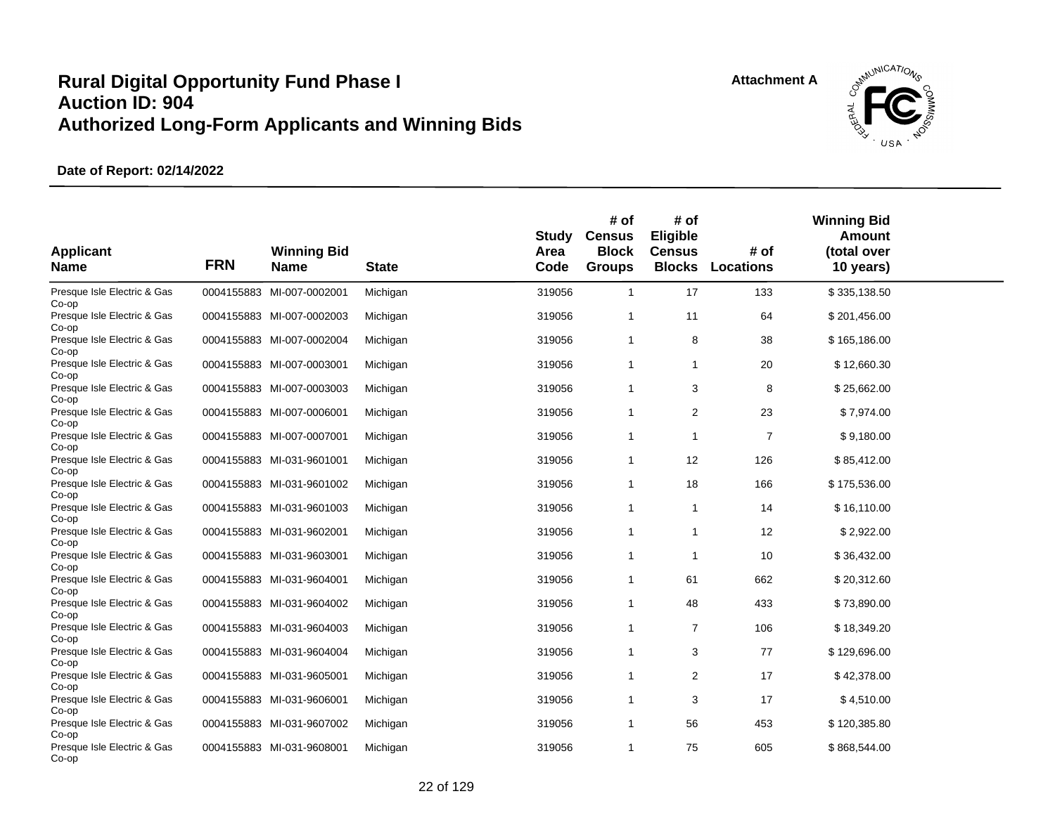# Rural Digital Opportunity Fund Phase I
# Auction ID: 904
# Authorized Long-Form Applicants and Winning Bids

Attachment A

**Date of Report: 02/14/2022**

| Applicant Name | FRN | Winning Bid Name | State | Study Area Code | # of Census Block Groups | # of Eligible Census Blocks | # of Locations | Winning Bid Amount (total over 10 years) |
|---|---|---|---|---|---|---|---|---|
| Presque Isle Electric & Gas Co-op | 0004155883 | MI-007-0002001 | Michigan | 319056 | 1 | 17 | 133 | $ 335,138.50 |
| Presque Isle Electric & Gas Co-op | 0004155883 | MI-007-0002003 | Michigan | 319056 | 1 | 11 | 64 | $ 201,456.00 |
| Presque Isle Electric & Gas Co-op | 0004155883 | MI-007-0002004 | Michigan | 319056 | 1 | 8 | 38 | $ 165,186.00 |
| Presque Isle Electric & Gas Co-op | 0004155883 | MI-007-0003001 | Michigan | 319056 | 1 | 1 | 20 | $ 12,660.30 |
| Presque Isle Electric & Gas Co-op | 0004155883 | MI-007-0003003 | Michigan | 319056 | 1 | 3 | 8 | $ 25,662.00 |
| Presque Isle Electric & Gas Co-op | 0004155883 | MI-007-0006001 | Michigan | 319056 | 1 | 2 | 23 | $ 7,974.00 |
| Presque Isle Electric & Gas Co-op | 0004155883 | MI-007-0007001 | Michigan | 319056 | 1 | 1 | 7 | $ 9,180.00 |
| Presque Isle Electric & Gas Co-op | 0004155883 | MI-031-9601001 | Michigan | 319056 | 1 | 12 | 126 | $ 85,412.00 |
| Presque Isle Electric & Gas Co-op | 0004155883 | MI-031-9601002 | Michigan | 319056 | 1 | 18 | 166 | $ 175,536.00 |
| Presque Isle Electric & Gas Co-op | 0004155883 | MI-031-9601003 | Michigan | 319056 | 1 | 1 | 14 | $ 16,110.00 |
| Presque Isle Electric & Gas Co-op | 0004155883 | MI-031-9602001 | Michigan | 319056 | 1 | 1 | 12 | $ 2,922.00 |
| Presque Isle Electric & Gas Co-op | 0004155883 | MI-031-9603001 | Michigan | 319056 | 1 | 1 | 10 | $ 36,432.00 |
| Presque Isle Electric & Gas Co-op | 0004155883 | MI-031-9604001 | Michigan | 319056 | 1 | 61 | 662 | $ 20,312.60 |
| Presque Isle Electric & Gas Co-op | 0004155883 | MI-031-9604002 | Michigan | 319056 | 1 | 48 | 433 | $ 73,890.00 |
| Presque Isle Electric & Gas Co-op | 0004155883 | MI-031-9604003 | Michigan | 319056 | 1 | 7 | 106 | $ 18,349.20 |
| Presque Isle Electric & Gas Co-op | 0004155883 | MI-031-9604004 | Michigan | 319056 | 1 | 3 | 77 | $ 129,696.00 |
| Presque Isle Electric & Gas Co-op | 0004155883 | MI-031-9605001 | Michigan | 319056 | 1 | 2 | 17 | $ 42,378.00 |
| Presque Isle Electric & Gas Co-op | 0004155883 | MI-031-9606001 | Michigan | 319056 | 1 | 3 | 17 | $ 4,510.00 |
| Presque Isle Electric & Gas Co-op | 0004155883 | MI-031-9607002 | Michigan | 319056 | 1 | 56 | 453 | $ 120,385.80 |
| Presque Isle Electric & Gas Co-op | 0004155883 | MI-031-9608001 | Michigan | 319056 | 1 | 75 | 605 | $ 868,544.00 |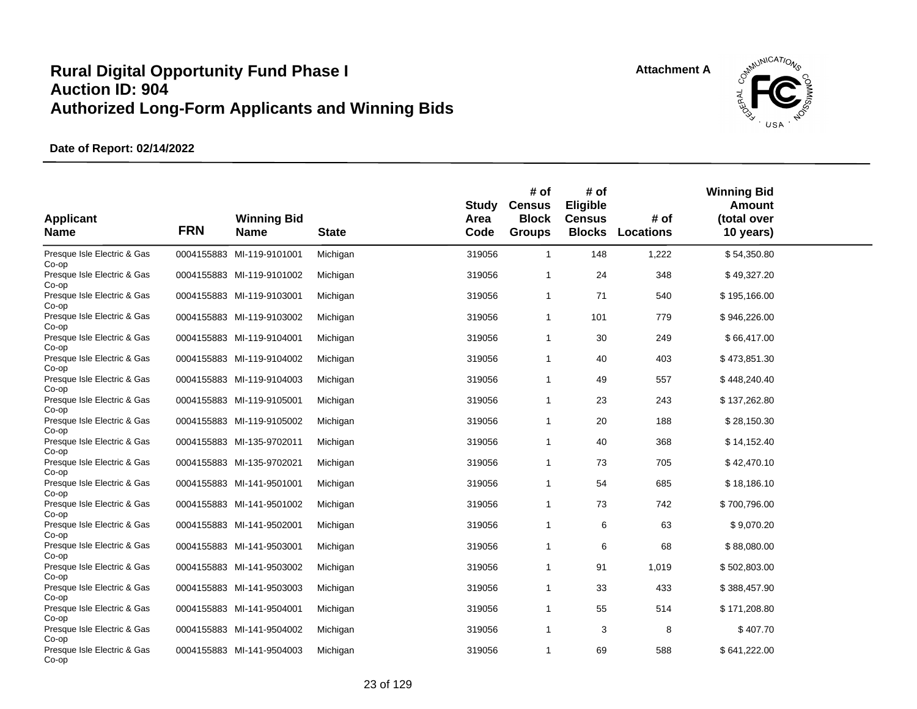# Rural Digital Opportunity Fund Phase I
# Auction ID: 904
# Authorized Long-Form Applicants and Winning Bids

**Attachment A**

**Date of Report: 02/14/2022**

| Applicant Name | FRN | Winning Bid Name | State | Study Area Code | # of Census Block Groups | # of Eligible Census Blocks | # of Locations | Winning Bid Amount (total over 10 years) |
|---|---|---|---|---|---|---|---|---|
| Presque Isle Electric & Gas Co-op | 0004155883 | MI-119-9101001 | Michigan | 319056 | 1 | 148 | 1,222 | $ 54,350.80 |
| Presque Isle Electric & Gas Co-op | 0004155883 | MI-119-9101002 | Michigan | 319056 | 1 | 24 | 348 | $ 49,327.20 |
| Presque Isle Electric & Gas Co-op | 0004155883 | MI-119-9103001 | Michigan | 319056 | 1 | 71 | 540 | $ 195,166.00 |
| Presque Isle Electric & Gas Co-op | 0004155883 | MI-119-9103002 | Michigan | 319056 | 1 | 101 | 779 | $ 946,226.00 |
| Presque Isle Electric & Gas Co-op | 0004155883 | MI-119-9104001 | Michigan | 319056 | 1 | 30 | 249 | $ 66,417.00 |
| Presque Isle Electric & Gas Co-op | 0004155883 | MI-119-9104002 | Michigan | 319056 | 1 | 40 | 403 | $ 473,851.30 |
| Presque Isle Electric & Gas Co-op | 0004155883 | MI-119-9104003 | Michigan | 319056 | 1 | 49 | 557 | $ 448,240.40 |
| Presque Isle Electric & Gas Co-op | 0004155883 | MI-119-9105001 | Michigan | 319056 | 1 | 23 | 243 | $ 137,262.80 |
| Presque Isle Electric & Gas Co-op | 0004155883 | MI-119-9105002 | Michigan | 319056 | 1 | 20 | 188 | $ 28,150.30 |
| Presque Isle Electric & Gas Co-op | 0004155883 | MI-135-9702011 | Michigan | 319056 | 1 | 40 | 368 | $ 14,152.40 |
| Presque Isle Electric & Gas Co-op | 0004155883 | MI-135-9702021 | Michigan | 319056 | 1 | 73 | 705 | $ 42,470.10 |
| Presque Isle Electric & Gas Co-op | 0004155883 | MI-141-9501001 | Michigan | 319056 | 1 | 54 | 685 | $ 18,186.10 |
| Presque Isle Electric & Gas Co-op | 0004155883 | MI-141-9501002 | Michigan | 319056 | 1 | 73 | 742 | $ 700,796.00 |
| Presque Isle Electric & Gas Co-op | 0004155883 | MI-141-9502001 | Michigan | 319056 | 1 | 6 | 63 | $ 9,070.20 |
| Presque Isle Electric & Gas Co-op | 0004155883 | MI-141-9503001 | Michigan | 319056 | 1 | 6 | 68 | $ 88,080.00 |
| Presque Isle Electric & Gas Co-op | 0004155883 | MI-141-9503002 | Michigan | 319056 | 1 | 91 | 1,019 | $ 502,803.00 |
| Presque Isle Electric & Gas Co-op | 0004155883 | MI-141-9503003 | Michigan | 319056 | 1 | 33 | 433 | $ 388,457.90 |
| Presque Isle Electric & Gas Co-op | 0004155883 | MI-141-9504001 | Michigan | 319056 | 1 | 55 | 514 | $ 171,208.80 |
| Presque Isle Electric & Gas Co-op | 0004155883 | MI-141-9504002 | Michigan | 319056 | 1 | 3 | 8 | $ 407.70 |
| Presque Isle Electric & Gas Co-op | 0004155883 | MI-141-9504003 | Michigan | 319056 | 1 | 69 | 588 | $ 641,222.00 |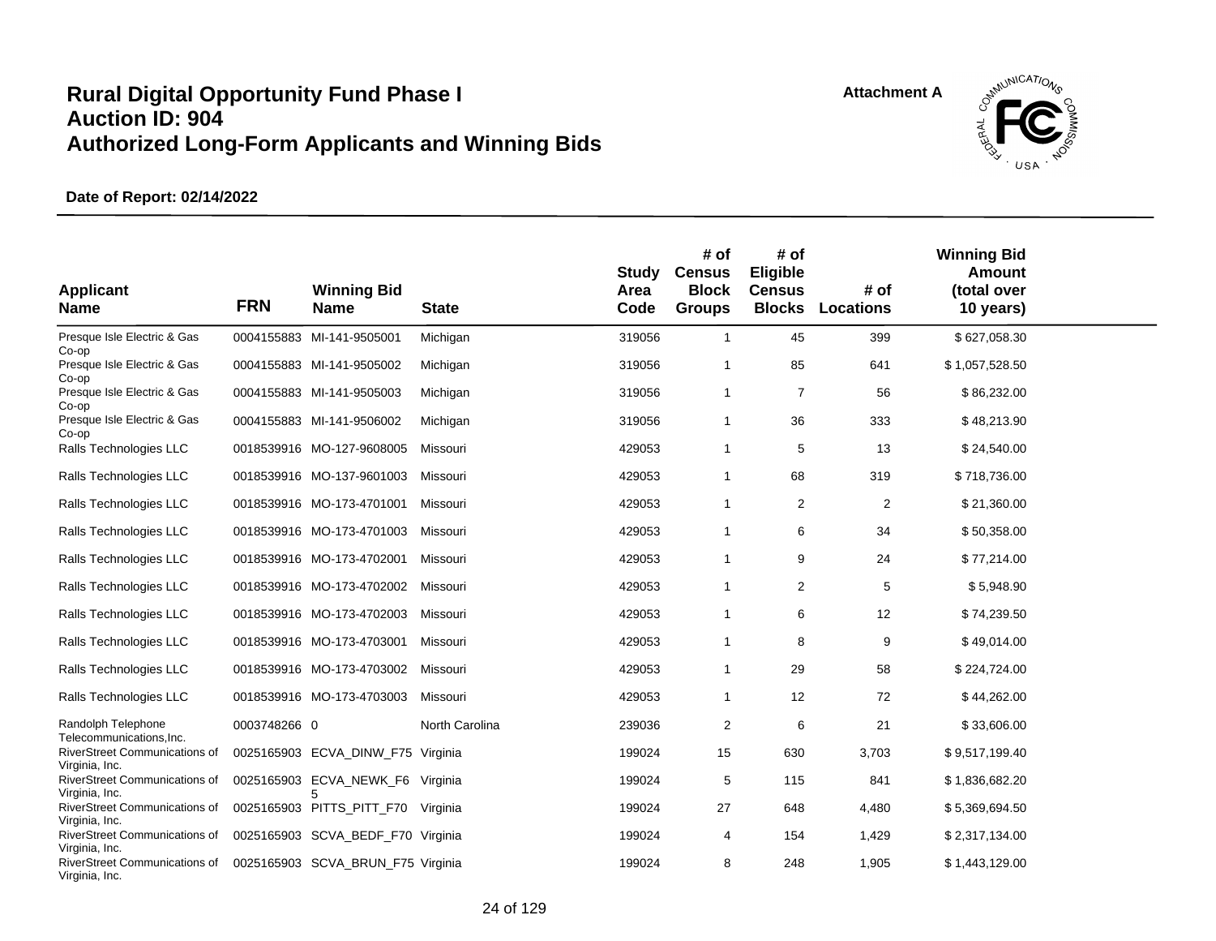# Rural Digital Opportunity Fund Phase I
# Auction ID: 904
# Authorized Long-Form Applicants and Winning Bids

Attachment A

**Date of Report: 02/14/2022**

| Applicant Name | FRN | Winning Bid Name | State | Study Area Code | # of Census Block Groups | # of Eligible Census Blocks | # of Locations | Winning Bid Amount (total over 10 years) |
|---|---|---|---|---|---|---|---|---|
| Presque Isle Electric & Gas Co-op | 0004155883 | MI-141-9505001 | Michigan | 319056 | 1 | 45 | 399 | $ 627,058.30 |
| Presque Isle Electric & Gas Co-op | 0004155883 | MI-141-9505002 | Michigan | 319056 | 1 | 85 | 641 | $ 1,057,528.50 |
| Presque Isle Electric & Gas Co-op | 0004155883 | MI-141-9505003 | Michigan | 319056 | 1 | 7 | 56 | $ 86,232.00 |
| Presque Isle Electric & Gas Co-op | 0004155883 | MI-141-9506002 | Michigan | 319056 | 1 | 36 | 333 | $ 48,213.90 |
| Ralls Technologies LLC | 0018539916 | MO-127-9608005 | Missouri | 429053 | 1 | 5 | 13 | $ 24,540.00 |
| Ralls Technologies LLC | 0018539916 | MO-137-9601003 | Missouri | 429053 | 1 | 68 | 319 | $ 718,736.00 |
| Ralls Technologies LLC | 0018539916 | MO-173-4701001 | Missouri | 429053 | 1 | 2 | 2 | $ 21,360.00 |
| Ralls Technologies LLC | 0018539916 | MO-173-4701003 | Missouri | 429053 | 1 | 6 | 34 | $ 50,358.00 |
| Ralls Technologies LLC | 0018539916 | MO-173-4702001 | Missouri | 429053 | 1 | 9 | 24 | $ 77,214.00 |
| Ralls Technologies LLC | 0018539916 | MO-173-4702002 | Missouri | 429053 | 1 | 2 | 5 | $ 5,948.90 |
| Ralls Technologies LLC | 0018539916 | MO-173-4702003 | Missouri | 429053 | 1 | 6 | 12 | $ 74,239.50 |
| Ralls Technologies LLC | 0018539916 | MO-173-4703001 | Missouri | 429053 | 1 | 8 | 9 | $ 49,014.00 |
| Ralls Technologies LLC | 0018539916 | MO-173-4703002 | Missouri | 429053 | 1 | 29 | 58 | $ 224,724.00 |
| Ralls Technologies LLC | 0018539916 | MO-173-4703003 | Missouri | 429053 | 1 | 12 | 72 | $ 44,262.00 |
| Randolph Telephone Telecommunications,Inc. | 0003748266 | 0 | North Carolina | 239036 | 2 | 6 | 21 | $ 33,606.00 |
| RiverStreet Communications of Virginia, Inc. | 0025165903 | ECVA_DINW_F75 | Virginia | 199024 | 15 | 630 | 3,703 | $ 9,517,199.40 |
| RiverStreet Communications of Virginia, Inc. | 0025165903 | ECVA_NEWK_F65 | Virginia | 199024 | 5 | 115 | 841 | $ 1,836,682.20 |
| RiverStreet Communications of Virginia, Inc. | 0025165903 | PITTS_PITT_F70 | Virginia | 199024 | 27 | 648 | 4,480 | $ 5,369,694.50 |
| RiverStreet Communications of Virginia, Inc. | 0025165903 | SCVA_BEDF_F70 | Virginia | 199024 | 4 | 154 | 1,429 | $ 2,317,134.00 |
| RiverStreet Communications of Virginia, Inc. | 0025165903 | SCVA_BRUN_F75 | Virginia | 199024 | 8 | 248 | 1,905 | $ 1,443,129.00 |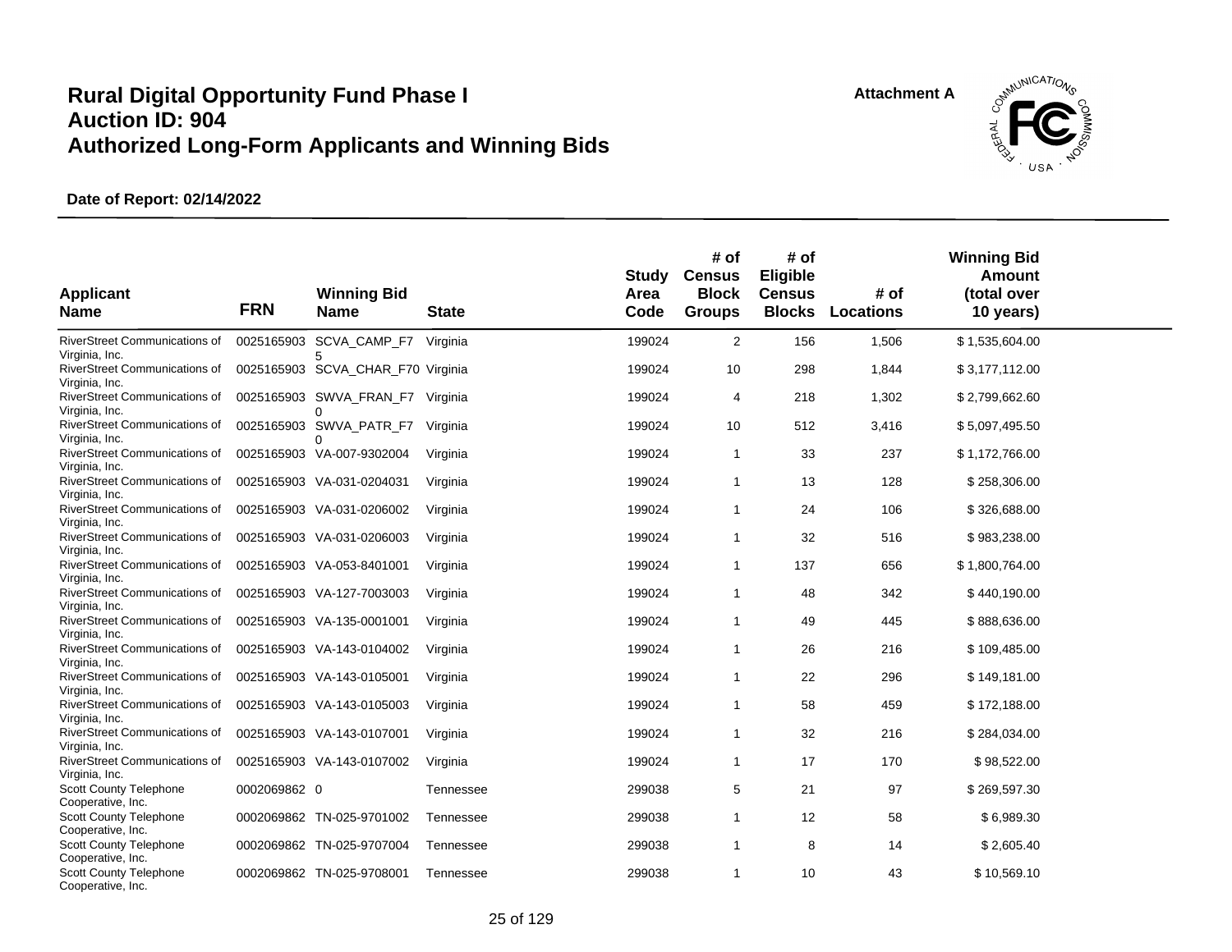# Rural Digital Opportunity Fund Phase I
# Auction ID: 904
# Authorized Long-Form Applicants and Winning Bids

Attachment A

**Date of Report: 02/14/2022**

| Applicant Name | FRN | Winning Bid Name | State | Study Area Code | # of Census Block Groups | # of Eligible Census Blocks | # of Locations | Winning Bid Amount (total over 10 years) |
|---|---|---|---|---|---|---|---|---|
| RiverStreet Communications of Virginia, Inc. | 0025165903 | SCVA_CAMP_F75 | Virginia | 199024 | 2 | 156 | 1,506 | $ 1,535,604.00 |
| RiverStreet Communications of Virginia, Inc. | 0025165903 | SCVA_CHAR_F70 | Virginia | 199024 | 10 | 298 | 1,844 | $ 3,177,112.00 |
| RiverStreet Communications of Virginia, Inc. | 0025165903 | SWVA_FRAN_F70 | Virginia | 199024 | 4 | 218 | 1,302 | $ 2,799,662.60 |
| RiverStreet Communications of Virginia, Inc. | 0025165903 | SWVA_PATR_F70 | Virginia | 199024 | 10 | 512 | 3,416 | $ 5,097,495.50 |
| RiverStreet Communications of Virginia, Inc. | 0025165903 | VA-007-9302004 | Virginia | 199024 | 1 | 33 | 237 | $ 1,172,766.00 |
| RiverStreet Communications of Virginia, Inc. | 0025165903 | VA-031-0204031 | Virginia | 199024 | 1 | 13 | 128 | $ 258,306.00 |
| RiverStreet Communications of Virginia, Inc. | 0025165903 | VA-031-0206002 | Virginia | 199024 | 1 | 24 | 106 | $ 326,688.00 |
| RiverStreet Communications of Virginia, Inc. | 0025165903 | VA-031-0206003 | Virginia | 199024 | 1 | 32 | 516 | $ 983,238.00 |
| RiverStreet Communications of Virginia, Inc. | 0025165903 | VA-053-8401001 | Virginia | 199024 | 1 | 137 | 656 | $ 1,800,764.00 |
| RiverStreet Communications of Virginia, Inc. | 0025165903 | VA-127-7003003 | Virginia | 199024 | 1 | 48 | 342 | $ 440,190.00 |
| RiverStreet Communications of Virginia, Inc. | 0025165903 | VA-135-0001001 | Virginia | 199024 | 1 | 49 | 445 | $ 888,636.00 |
| RiverStreet Communications of Virginia, Inc. | 0025165903 | VA-143-0104002 | Virginia | 199024 | 1 | 26 | 216 | $ 109,485.00 |
| RiverStreet Communications of Virginia, Inc. | 0025165903 | VA-143-0105001 | Virginia | 199024 | 1 | 22 | 296 | $ 149,181.00 |
| RiverStreet Communications of Virginia, Inc. | 0025165903 | VA-143-0105003 | Virginia | 199024 | 1 | 58 | 459 | $ 172,188.00 |
| RiverStreet Communications of Virginia, Inc. | 0025165903 | VA-143-0107001 | Virginia | 199024 | 1 | 32 | 216 | $ 284,034.00 |
| RiverStreet Communications of Virginia, Inc. | 0025165903 | VA-143-0107002 | Virginia | 199024 | 1 | 17 | 170 | $ 98,522.00 |
| Scott County Telephone Cooperative, Inc. | 0002069862 | 0 | Tennessee | 299038 | 5 | 21 | 97 | $ 269,597.30 |
| Scott County Telephone Cooperative, Inc. | 0002069862 | TN-025-9701002 | Tennessee | 299038 | 1 | 12 | 58 | $ 6,989.30 |
| Scott County Telephone Cooperative, Inc. | 0002069862 | TN-025-9707004 | Tennessee | 299038 | 1 | 8 | 14 | $ 2,605.40 |
| Scott County Telephone Cooperative, Inc. | 0002069862 | TN-025-9708001 | Tennessee | 299038 | 1 | 10 | 43 | $ 10,569.10 |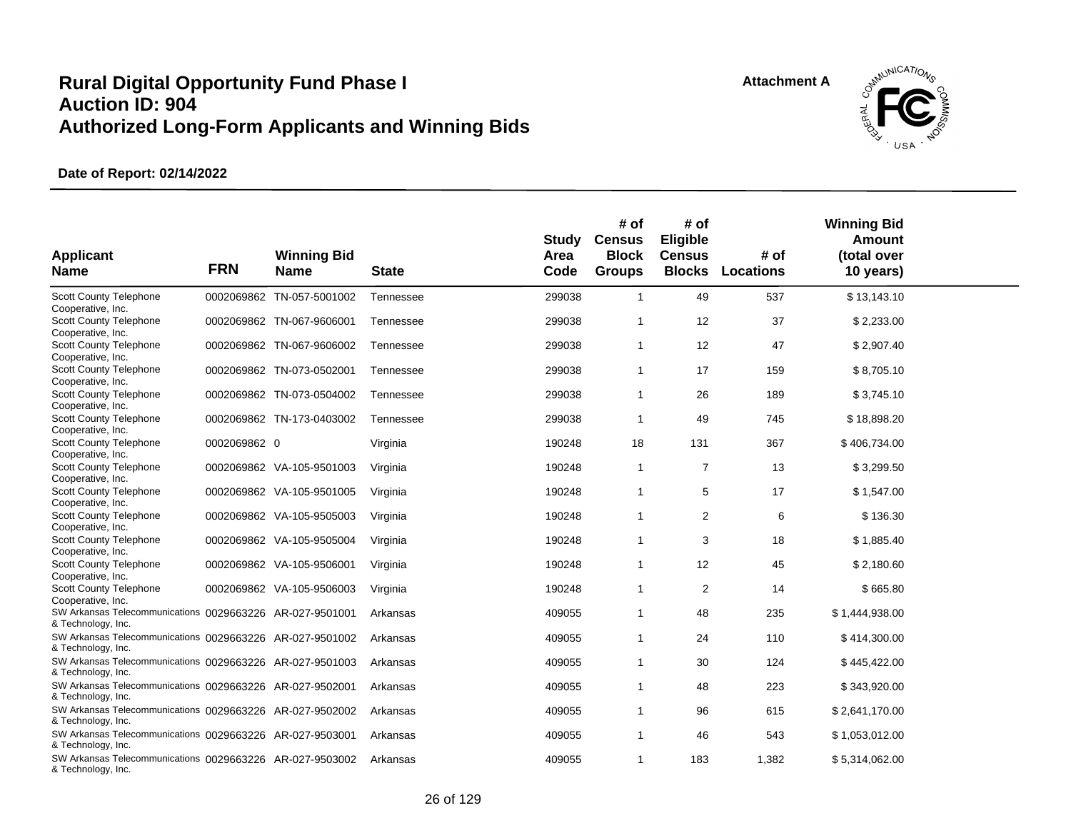# Rural Digital Opportunity Fund Phase I
# Auction ID: 904
# Authorized Long-Form Applicants and Winning Bids

Attachment A

**Date of Report: 02/14/2022**

| Applicant Name | FRN | Winning Bid Name | State | Study Area Code | # of Census Block Groups | # of Eligible Census Blocks | # of Locations | Winning Bid Amount (total over 10 years) |
|---|---|---|---|---|---|---|---|---|
| Scott County Telephone Cooperative, Inc. | 0002069862 | TN-057-5001002 | Tennessee | 299038 | 1 | 49 | 537 | $ 13,143.10 |
| Scott County Telephone Cooperative, Inc. | 0002069862 | TN-067-9606001 | Tennessee | 299038 | 1 | 12 | 37 | $ 2,233.00 |
| Scott County Telephone Cooperative, Inc. | 0002069862 | TN-067-9606002 | Tennessee | 299038 | 1 | 12 | 47 | $ 2,907.40 |
| Scott County Telephone Cooperative, Inc. | 0002069862 | TN-073-0502001 | Tennessee | 299038 | 1 | 17 | 159 | $ 8,705.10 |
| Scott County Telephone Cooperative, Inc. | 0002069862 | TN-073-0504002 | Tennessee | 299038 | 1 | 26 | 189 | $ 3,745.10 |
| Scott County Telephone Cooperative, Inc. | 0002069862 | TN-173-0403002 | Tennessee | 299038 | 1 | 49 | 745 | $ 18,898.20 |
| Scott County Telephone Cooperative, Inc. | 0002069862 | 0 | Virginia | 190248 | 18 | 131 | 367 | $ 406,734.00 |
| Scott County Telephone Cooperative, Inc. | 0002069862 | VA-105-9501003 | Virginia | 190248 | 1 | 7 | 13 | $ 3,299.50 |
| Scott County Telephone Cooperative, Inc. | 0002069862 | VA-105-9501005 | Virginia | 190248 | 1 | 5 | 17 | $ 1,547.00 |
| Scott County Telephone Cooperative, Inc. | 0002069862 | VA-105-9505003 | Virginia | 190248 | 1 | 2 | 6 | $ 136.30 |
| Scott County Telephone Cooperative, Inc. | 0002069862 | VA-105-9505004 | Virginia | 190248 | 1 | 3 | 18 | $ 1,885.40 |
| Scott County Telephone Cooperative, Inc. | 0002069862 | VA-105-9506001 | Virginia | 190248 | 1 | 12 | 45 | $ 2,180.60 |
| Scott County Telephone Cooperative, Inc. | 0002069862 | VA-105-9506003 | Virginia | 190248 | 1 | 2 | 14 | $ 665.80 |
| SW Arkansas Telecommunications & Technology, Inc. | 0029663226 | AR-027-9501001 | Arkansas | 409055 | 1 | 48 | 235 | $ 1,444,938.00 |
| SW Arkansas Telecommunications & Technology, Inc. | 0029663226 | AR-027-9501002 | Arkansas | 409055 | 1 | 24 | 110 | $ 414,300.00 |
| SW Arkansas Telecommunications & Technology, Inc. | 0029663226 | AR-027-9501003 | Arkansas | 409055 | 1 | 30 | 124 | $ 445,422.00 |
| SW Arkansas Telecommunications & Technology, Inc. | 0029663226 | AR-027-9502001 | Arkansas | 409055 | 1 | 48 | 223 | $ 343,920.00 |
| SW Arkansas Telecommunications & Technology, Inc. | 0029663226 | AR-027-9502002 | Arkansas | 409055 | 1 | 96 | 615 | $ 2,641,170.00 |
| SW Arkansas Telecommunications & Technology, Inc. | 0029663226 | AR-027-9503001 | Arkansas | 409055 | 1 | 46 | 543 | $ 1,053,012.00 |
| SW Arkansas Telecommunications & Technology, Inc. | 0029663226 | AR-027-9503002 | Arkansas | 409055 | 1 | 183 | 1,382 | $ 5,314,062.00 |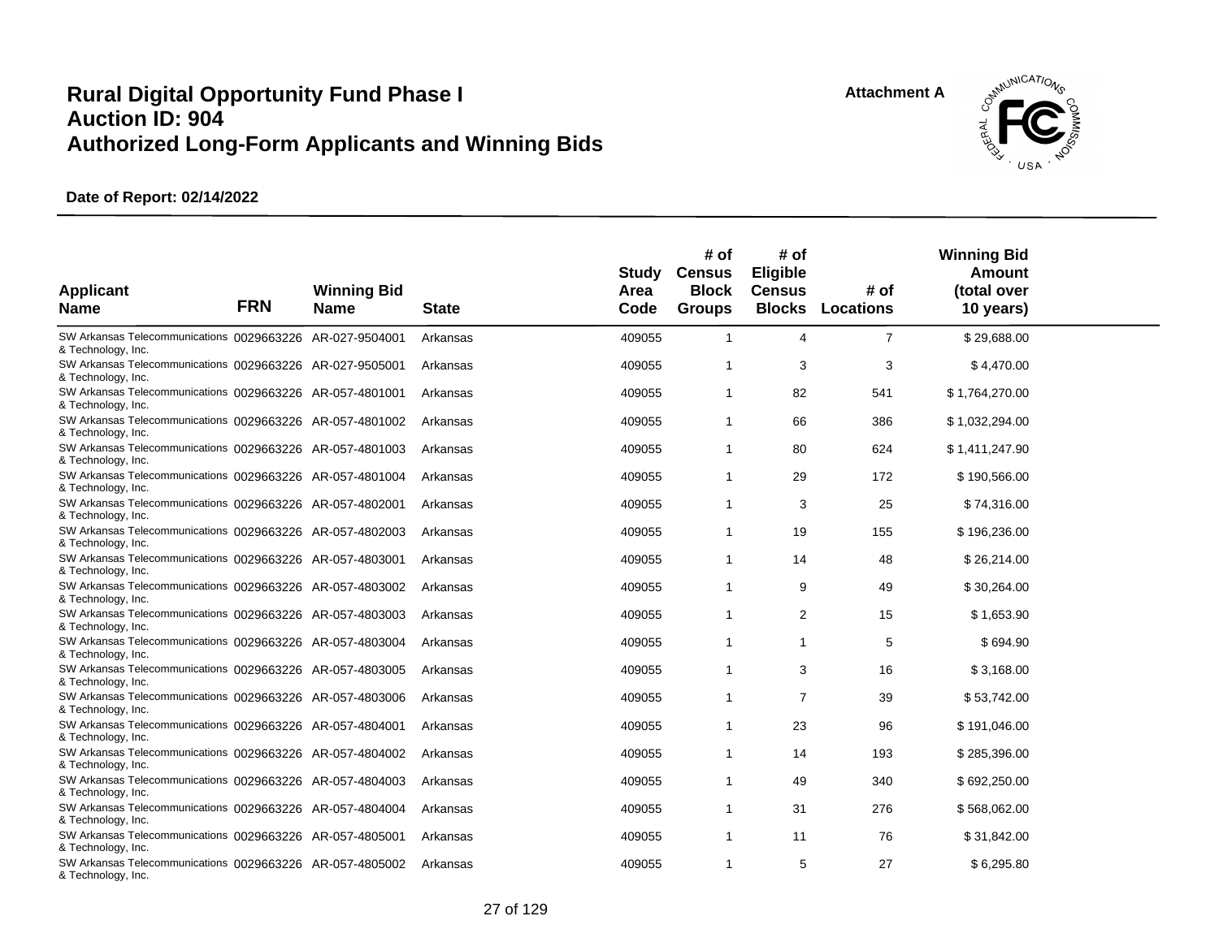# Rural Digital Opportunity Fund Phase I
# Auction ID: 904
# Authorized Long-Form Applicants and Winning Bids

Attachment A

**Date of Report: 02/14/2022**

| Applicant Name | FRN | Winning Bid Name | State | Study Area Code | # of Census Block Groups | # of Eligible Census Blocks | # of Locations | Winning Bid Amount (total over 10 years) |
|---|---|---|---|---|---|---|---|---|
| SW Arkansas Telecommunications & Technology, Inc. | 0029663226 | AR-027-9504001 | Arkansas | 409055 | 1 | 4 | 7 | $ 29,688.00 |
| SW Arkansas Telecommunications & Technology, Inc. | 0029663226 | AR-027-9505001 | Arkansas | 409055 | 1 | 3 | 3 | $ 4,470.00 |
| SW Arkansas Telecommunications & Technology, Inc. | 0029663226 | AR-057-4801001 | Arkansas | 409055 | 1 | 82 | 541 | $ 1,764,270.00 |
| SW Arkansas Telecommunications & Technology, Inc. | 0029663226 | AR-057-4801002 | Arkansas | 409055 | 1 | 66 | 386 | $ 1,032,294.00 |
| SW Arkansas Telecommunications & Technology, Inc. | 0029663226 | AR-057-4801003 | Arkansas | 409055 | 1 | 80 | 624 | $ 1,411,247.90 |
| SW Arkansas Telecommunications & Technology, Inc. | 0029663226 | AR-057-4801004 | Arkansas | 409055 | 1 | 29 | 172 | $ 190,566.00 |
| SW Arkansas Telecommunications & Technology, Inc. | 0029663226 | AR-057-4802001 | Arkansas | 409055 | 1 | 3 | 25 | $ 74,316.00 |
| SW Arkansas Telecommunications & Technology, Inc. | 0029663226 | AR-057-4802003 | Arkansas | 409055 | 1 | 19 | 155 | $ 196,236.00 |
| SW Arkansas Telecommunications & Technology, Inc. | 0029663226 | AR-057-4803001 | Arkansas | 409055 | 1 | 14 | 48 | $ 26,214.00 |
| SW Arkansas Telecommunications & Technology, Inc. | 0029663226 | AR-057-4803002 | Arkansas | 409055 | 1 | 9 | 49 | $ 30,264.00 |
| SW Arkansas Telecommunications & Technology, Inc. | 0029663226 | AR-057-4803003 | Arkansas | 409055 | 1 | 2 | 15 | $ 1,653.90 |
| SW Arkansas Telecommunications & Technology, Inc. | 0029663226 | AR-057-4803004 | Arkansas | 409055 | 1 | 1 | 5 | $ 694.90 |
| SW Arkansas Telecommunications & Technology, Inc. | 0029663226 | AR-057-4803005 | Arkansas | 409055 | 1 | 3 | 16 | $ 3,168.00 |
| SW Arkansas Telecommunications & Technology, Inc. | 0029663226 | AR-057-4803006 | Arkansas | 409055 | 1 | 7 | 39 | $ 53,742.00 |
| SW Arkansas Telecommunications & Technology, Inc. | 0029663226 | AR-057-4804001 | Arkansas | 409055 | 1 | 23 | 96 | $ 191,046.00 |
| SW Arkansas Telecommunications & Technology, Inc. | 0029663226 | AR-057-4804002 | Arkansas | 409055 | 1 | 14 | 193 | $ 285,396.00 |
| SW Arkansas Telecommunications & Technology, Inc. | 0029663226 | AR-057-4804003 | Arkansas | 409055 | 1 | 49 | 340 | $ 692,250.00 |
| SW Arkansas Telecommunications & Technology, Inc. | 0029663226 | AR-057-4804004 | Arkansas | 409055 | 1 | 31 | 276 | $ 568,062.00 |
| SW Arkansas Telecommunications & Technology, Inc. | 0029663226 | AR-057-4805001 | Arkansas | 409055 | 1 | 11 | 76 | $ 31,842.00 |
| SW Arkansas Telecommunications & Technology, Inc. | 0029663226 | AR-057-4805002 | Arkansas | 409055 | 1 | 5 | 27 | $ 6,295.80 |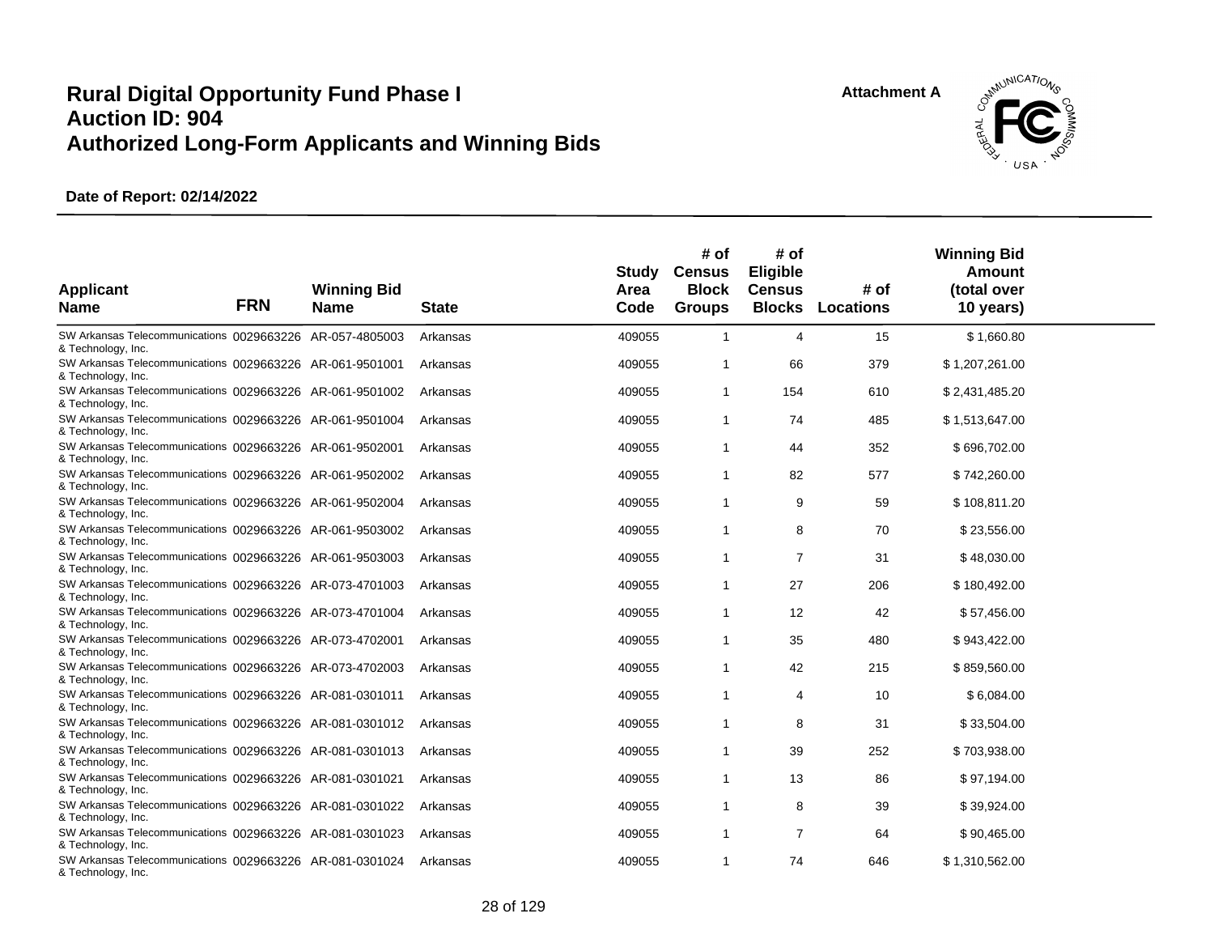# Rural Digital Opportunity Fund Phase I
# Auction ID: 904
# Authorized Long-Form Applicants and Winning Bids

Attachment A

**Date of Report: 02/14/2022**

| Applicant Name | FRN | Winning Bid Name | State | Study Area Code | # of Census Block Groups | # of Eligible Census Blocks | # of Locations | Winning Bid Amount (total over 10 years) |
|---|---|---|---|---|---|---|---|---|
| SW Arkansas Telecommunications & Technology, Inc. | 0029663226 | AR-057-4805003 | Arkansas | 409055 | 1 | 4 | 15 | $ 1,660.80 |
| SW Arkansas Telecommunications & Technology, Inc. | 0029663226 | AR-061-9501001 | Arkansas | 409055 | 1 | 66 | 379 | $ 1,207,261.00 |
| SW Arkansas Telecommunications & Technology, Inc. | 0029663226 | AR-061-9501002 | Arkansas | 409055 | 1 | 154 | 610 | $ 2,431,485.20 |
| SW Arkansas Telecommunications & Technology, Inc. | 0029663226 | AR-061-9501004 | Arkansas | 409055 | 1 | 74 | 485 | $ 1,513,647.00 |
| SW Arkansas Telecommunications & Technology, Inc. | 0029663226 | AR-061-9502001 | Arkansas | 409055 | 1 | 44 | 352 | $ 696,702.00 |
| SW Arkansas Telecommunications & Technology, Inc. | 0029663226 | AR-061-9502002 | Arkansas | 409055 | 1 | 82 | 577 | $ 742,260.00 |
| SW Arkansas Telecommunications & Technology, Inc. | 0029663226 | AR-061-9502004 | Arkansas | 409055 | 1 | 9 | 59 | $ 108,811.20 |
| SW Arkansas Telecommunications & Technology, Inc. | 0029663226 | AR-061-9503002 | Arkansas | 409055 | 1 | 8 | 70 | $ 23,556.00 |
| SW Arkansas Telecommunications & Technology, Inc. | 0029663226 | AR-061-9503003 | Arkansas | 409055 | 1 | 7 | 31 | $ 48,030.00 |
| SW Arkansas Telecommunications & Technology, Inc. | 0029663226 | AR-073-4701003 | Arkansas | 409055 | 1 | 27 | 206 | $ 180,492.00 |
| SW Arkansas Telecommunications & Technology, Inc. | 0029663226 | AR-073-4701004 | Arkansas | 409055 | 1 | 12 | 42 | $ 57,456.00 |
| SW Arkansas Telecommunications & Technology, Inc. | 0029663226 | AR-073-4702001 | Arkansas | 409055 | 1 | 35 | 480 | $ 943,422.00 |
| SW Arkansas Telecommunications & Technology, Inc. | 0029663226 | AR-073-4702003 | Arkansas | 409055 | 1 | 42 | 215 | $ 859,560.00 |
| SW Arkansas Telecommunications & Technology, Inc. | 0029663226 | AR-081-0301011 | Arkansas | 409055 | 1 | 4 | 10 | $ 6,084.00 |
| SW Arkansas Telecommunications & Technology, Inc. | 0029663226 | AR-081-0301012 | Arkansas | 409055 | 1 | 8 | 31 | $ 33,504.00 |
| SW Arkansas Telecommunications & Technology, Inc. | 0029663226 | AR-081-0301013 | Arkansas | 409055 | 1 | 39 | 252 | $ 703,938.00 |
| SW Arkansas Telecommunications & Technology, Inc. | 0029663226 | AR-081-0301021 | Arkansas | 409055 | 1 | 13 | 86 | $ 97,194.00 |
| SW Arkansas Telecommunications & Technology, Inc. | 0029663226 | AR-081-0301022 | Arkansas | 409055 | 1 | 8 | 39 | $ 39,924.00 |
| SW Arkansas Telecommunications & Technology, Inc. | 0029663226 | AR-081-0301023 | Arkansas | 409055 | 1 | 7 | 64 | $ 90,465.00 |
| SW Arkansas Telecommunications & Technology, Inc. | 0029663226 | AR-081-0301024 | Arkansas | 409055 | 1 | 74 | 646 | $ 1,310,562.00 |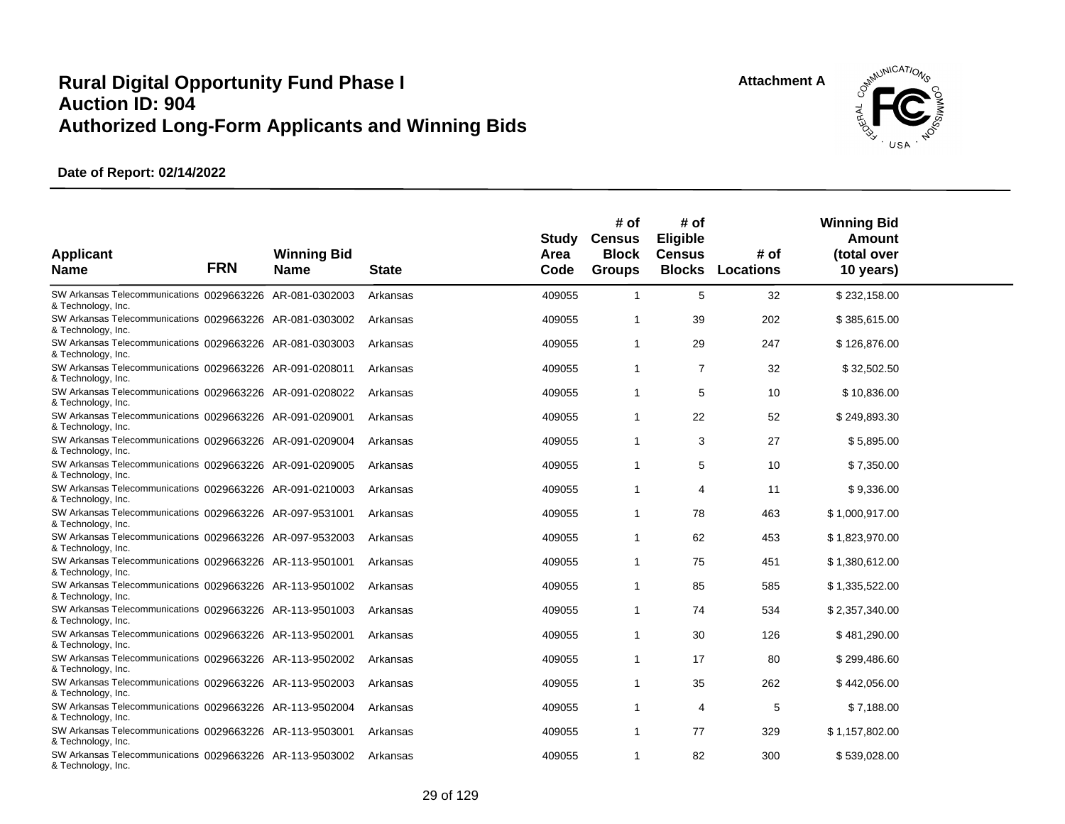# Rural Digital Opportunity Fund Phase I
# Auction ID: 904
# Authorized Long-Form Applicants and Winning Bids

Attachment A

**Date of Report: 02/14/2022**

| Applicant Name | FRN | Winning Bid Name | State | Study Area Code | # of Census Block Groups | # of Eligible Census Blocks | # of Locations | Winning Bid Amount (total over 10 years) |
|---|---|---|---|---|---|---|---|---|
| SW Arkansas Telecommunications & Technology, Inc. | 0029663226 | AR-081-0302003 | Arkansas | 409055 | 1 | 5 | 32 | $ 232,158.00 |
| SW Arkansas Telecommunications & Technology, Inc. | 0029663226 | AR-081-0303002 | Arkansas | 409055 | 1 | 39 | 202 | $ 385,615.00 |
| SW Arkansas Telecommunications & Technology, Inc. | 0029663226 | AR-081-0303003 | Arkansas | 409055 | 1 | 29 | 247 | $ 126,876.00 |
| SW Arkansas Telecommunications & Technology, Inc. | 0029663226 | AR-091-0208011 | Arkansas | 409055 | 1 | 7 | 32 | $ 32,502.50 |
| SW Arkansas Telecommunications & Technology, Inc. | 0029663226 | AR-091-0208022 | Arkansas | 409055 | 1 | 5 | 10 | $ 10,836.00 |
| SW Arkansas Telecommunications & Technology, Inc. | 0029663226 | AR-091-0209001 | Arkansas | 409055 | 1 | 22 | 52 | $ 249,893.30 |
| SW Arkansas Telecommunications & Technology, Inc. | 0029663226 | AR-091-0209004 | Arkansas | 409055 | 1 | 3 | 27 | $ 5,895.00 |
| SW Arkansas Telecommunications & Technology, Inc. | 0029663226 | AR-091-0209005 | Arkansas | 409055 | 1 | 5 | 10 | $ 7,350.00 |
| SW Arkansas Telecommunications & Technology, Inc. | 0029663226 | AR-091-0210003 | Arkansas | 409055 | 1 | 4 | 11 | $ 9,336.00 |
| SW Arkansas Telecommunications & Technology, Inc. | 0029663226 | AR-097-9531001 | Arkansas | 409055 | 1 | 78 | 463 | $ 1,000,917.00 |
| SW Arkansas Telecommunications & Technology, Inc. | 0029663226 | AR-097-9532003 | Arkansas | 409055 | 1 | 62 | 453 | $ 1,823,970.00 |
| SW Arkansas Telecommunications & Technology, Inc. | 0029663226 | AR-113-9501001 | Arkansas | 409055 | 1 | 75 | 451 | $ 1,380,612.00 |
| SW Arkansas Telecommunications & Technology, Inc. | 0029663226 | AR-113-9501002 | Arkansas | 409055 | 1 | 85 | 585 | $ 1,335,522.00 |
| SW Arkansas Telecommunications & Technology, Inc. | 0029663226 | AR-113-9501003 | Arkansas | 409055 | 1 | 74 | 534 | $ 2,357,340.00 |
| SW Arkansas Telecommunications & Technology, Inc. | 0029663226 | AR-113-9502001 | Arkansas | 409055 | 1 | 30 | 126 | $ 481,290.00 |
| SW Arkansas Telecommunications & Technology, Inc. | 0029663226 | AR-113-9502002 | Arkansas | 409055 | 1 | 17 | 80 | $ 299,486.60 |
| SW Arkansas Telecommunications & Technology, Inc. | 0029663226 | AR-113-9502003 | Arkansas | 409055 | 1 | 35 | 262 | $ 442,056.00 |
| SW Arkansas Telecommunications & Technology, Inc. | 0029663226 | AR-113-9502004 | Arkansas | 409055 | 1 | 4 | 5 | $ 7,188.00 |
| SW Arkansas Telecommunications & Technology, Inc. | 0029663226 | AR-113-9503001 | Arkansas | 409055 | 1 | 77 | 329 | $ 1,157,802.00 |
| SW Arkansas Telecommunications & Technology, Inc. | 0029663226 | AR-113-9503002 | Arkansas | 409055 | 1 | 82 | 300 | $ 539,028.00 |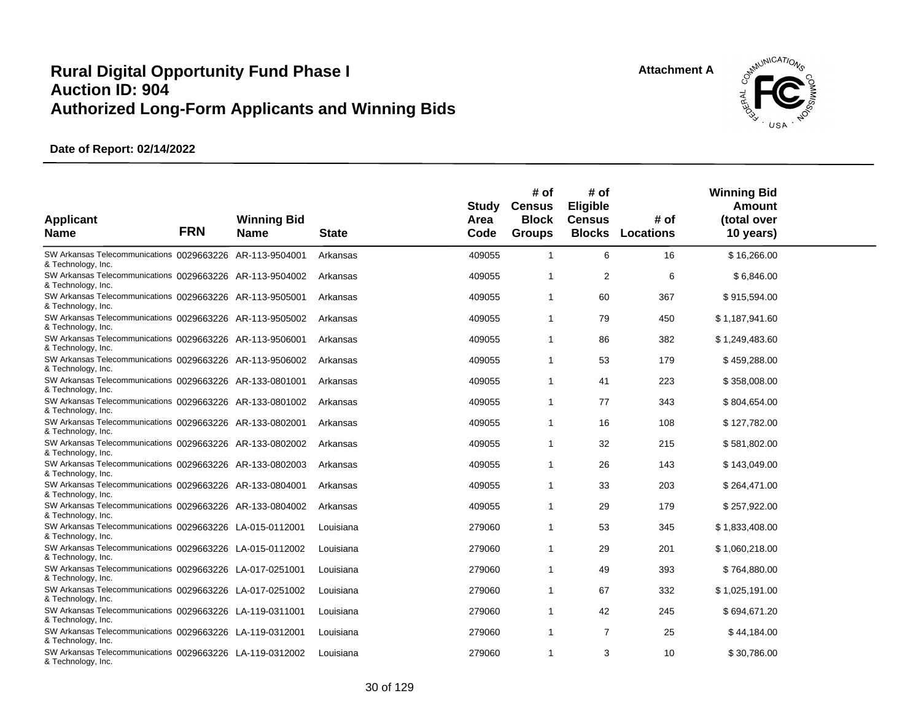# Rural Digital Opportunity Fund Phase I
# Auction ID: 904
# Authorized Long-Form Applicants and Winning Bids

Attachment A

**Date of Report: 02/14/2022**

| Applicant Name | FRN | Winning Bid Name | State | Study Area Code | # of Census Block Groups | # of Eligible Census Blocks | # of Locations | Winning Bid Amount (total over 10 years) |
|---|---|---|---|---|---|---|---|---|
| SW Arkansas Telecommunications & Technology, Inc. | 0029663226 | AR-113-9504001 | Arkansas | 409055 | 1 | 6 | 16 | $ 16,266.00 |
| SW Arkansas Telecommunications & Technology, Inc. | 0029663226 | AR-113-9504002 | Arkansas | 409055 | 1 | 2 | 6 | $ 6,846.00 |
| SW Arkansas Telecommunications & Technology, Inc. | 0029663226 | AR-113-9505001 | Arkansas | 409055 | 1 | 60 | 367 | $ 915,594.00 |
| SW Arkansas Telecommunications & Technology, Inc. | 0029663226 | AR-113-9505002 | Arkansas | 409055 | 1 | 79 | 450 | $ 1,187,941.60 |
| SW Arkansas Telecommunications & Technology, Inc. | 0029663226 | AR-113-9506001 | Arkansas | 409055 | 1 | 86 | 382 | $ 1,249,483.60 |
| SW Arkansas Telecommunications & Technology, Inc. | 0029663226 | AR-113-9506002 | Arkansas | 409055 | 1 | 53 | 179 | $ 459,288.00 |
| SW Arkansas Telecommunications & Technology, Inc. | 0029663226 | AR-133-0801001 | Arkansas | 409055 | 1 | 41 | 223 | $ 358,008.00 |
| SW Arkansas Telecommunications & Technology, Inc. | 0029663226 | AR-133-0801002 | Arkansas | 409055 | 1 | 77 | 343 | $ 804,654.00 |
| SW Arkansas Telecommunications & Technology, Inc. | 0029663226 | AR-133-0802001 | Arkansas | 409055 | 1 | 16 | 108 | $ 127,782.00 |
| SW Arkansas Telecommunications & Technology, Inc. | 0029663226 | AR-133-0802002 | Arkansas | 409055 | 1 | 32 | 215 | $ 581,802.00 |
| SW Arkansas Telecommunications & Technology, Inc. | 0029663226 | AR-133-0802003 | Arkansas | 409055 | 1 | 26 | 143 | $ 143,049.00 |
| SW Arkansas Telecommunications & Technology, Inc. | 0029663226 | AR-133-0804001 | Arkansas | 409055 | 1 | 33 | 203 | $ 264,471.00 |
| SW Arkansas Telecommunications & Technology, Inc. | 0029663226 | AR-133-0804002 | Arkansas | 409055 | 1 | 29 | 179 | $ 257,922.00 |
| SW Arkansas Telecommunications & Technology, Inc. | 0029663226 | LA-015-0112001 | Louisiana | 279060 | 1 | 53 | 345 | $ 1,833,408.00 |
| SW Arkansas Telecommunications & Technology, Inc. | 0029663226 | LA-015-0112002 | Louisiana | 279060 | 1 | 29 | 201 | $ 1,060,218.00 |
| SW Arkansas Telecommunications & Technology, Inc. | 0029663226 | LA-017-0251001 | Louisiana | 279060 | 1 | 49 | 393 | $ 764,880.00 |
| SW Arkansas Telecommunications & Technology, Inc. | 0029663226 | LA-017-0251002 | Louisiana | 279060 | 1 | 67 | 332 | $ 1,025,191.00 |
| SW Arkansas Telecommunications & Technology, Inc. | 0029663226 | LA-119-0311001 | Louisiana | 279060 | 1 | 42 | 245 | $ 694,671.20 |
| SW Arkansas Telecommunications & Technology, Inc. | 0029663226 | LA-119-0312001 | Louisiana | 279060 | 1 | 7 | 25 | $ 44,184.00 |
| SW Arkansas Telecommunications & Technology, Inc. | 0029663226 | LA-119-0312002 | Louisiana | 279060 | 1 | 3 | 10 | $ 30,786.00 |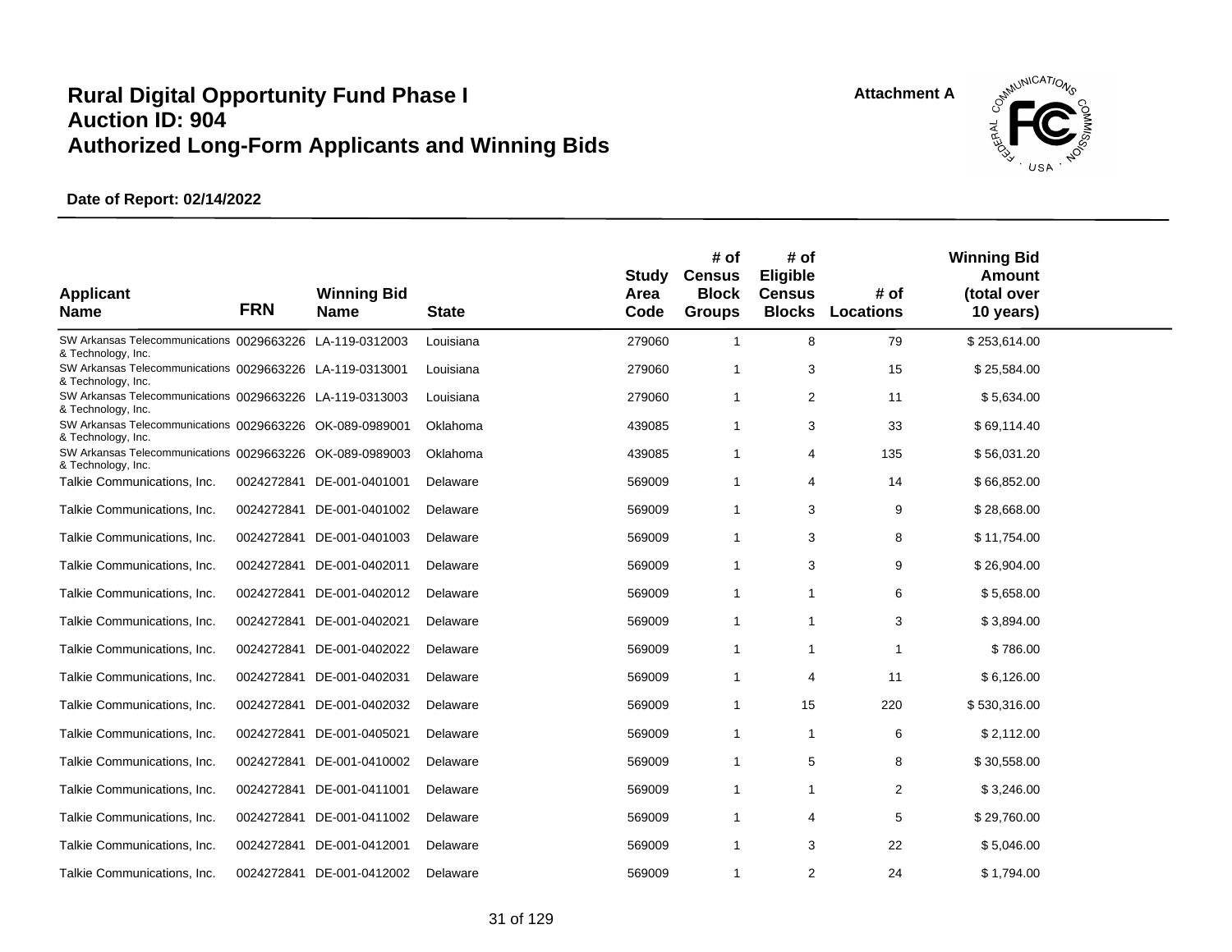# Rural Digital Opportunity Fund Phase I
# Auction ID: 904
# Authorized Long-Form Applicants and Winning Bids

Attachment A

**Date of Report: 02/14/2022**

| Applicant Name | FRN | Winning Bid Name | State | Study Area Code | # of Census Block Groups | # of Eligible Census Blocks | # of Locations | Winning Bid Amount (total over 10 years) |
|---|---|---|---|---|---|---|---|---|
| SW Arkansas Telecommunications & Technology, Inc. | 0029663226 | LA-119-0312003 | Louisiana | 279060 | 1 | 8 | 79 | $ 253,614.00 |
| SW Arkansas Telecommunications & Technology, Inc. | 0029663226 | LA-119-0313001 | Louisiana | 279060 | 1 | 3 | 15 | $ 25,584.00 |
| SW Arkansas Telecommunications & Technology, Inc. | 0029663226 | LA-119-0313003 | Louisiana | 279060 | 1 | 2 | 11 | $ 5,634.00 |
| SW Arkansas Telecommunications & Technology, Inc. | 0029663226 | OK-089-0989001 | Oklahoma | 439085 | 1 | 3 | 33 | $ 69,114.40 |
| SW Arkansas Telecommunications & Technology, Inc. | 0029663226 | OK-089-0989003 | Oklahoma | 439085 | 1 | 4 | 135 | $ 56,031.20 |
| Talkie Communications, Inc. | 0024272841 | DE-001-0401001 | Delaware | 569009 | 1 | 4 | 14 | $ 66,852.00 |
| Talkie Communications, Inc. | 0024272841 | DE-001-0401002 | Delaware | 569009 | 1 | 3 | 9 | $ 28,668.00 |
| Talkie Communications, Inc. | 0024272841 | DE-001-0401003 | Delaware | 569009 | 1 | 3 | 8 | $ 11,754.00 |
| Talkie Communications, Inc. | 0024272841 | DE-001-0402011 | Delaware | 569009 | 1 | 3 | 9 | $ 26,904.00 |
| Talkie Communications, Inc. | 0024272841 | DE-001-0402012 | Delaware | 569009 | 1 | 1 | 6 | $ 5,658.00 |
| Talkie Communications, Inc. | 0024272841 | DE-001-0402021 | Delaware | 569009 | 1 | 1 | 3 | $ 3,894.00 |
| Talkie Communications, Inc. | 0024272841 | DE-001-0402022 | Delaware | 569009 | 1 | 1 | 1 | $ 786.00 |
| Talkie Communications, Inc. | 0024272841 | DE-001-0402031 | Delaware | 569009 | 1 | 4 | 11 | $ 6,126.00 |
| Talkie Communications, Inc. | 0024272841 | DE-001-0402032 | Delaware | 569009 | 1 | 15 | 220 | $ 530,316.00 |
| Talkie Communications, Inc. | 0024272841 | DE-001-0405021 | Delaware | 569009 | 1 | 1 | 6 | $ 2,112.00 |
| Talkie Communications, Inc. | 0024272841 | DE-001-0410002 | Delaware | 569009 | 1 | 5 | 8 | $ 30,558.00 |
| Talkie Communications, Inc. | 0024272841 | DE-001-0411001 | Delaware | 569009 | 1 | 1 | 2 | $ 3,246.00 |
| Talkie Communications, Inc. | 0024272841 | DE-001-0411002 | Delaware | 569009 | 1 | 4 | 5 | $ 29,760.00 |
| Talkie Communications, Inc. | 0024272841 | DE-001-0412001 | Delaware | 569009 | 1 | 3 | 22 | $ 5,046.00 |
| Talkie Communications, Inc. | 0024272841 | DE-001-0412002 | Delaware | 569009 | 1 | 2 | 24 | $ 1,794.00 |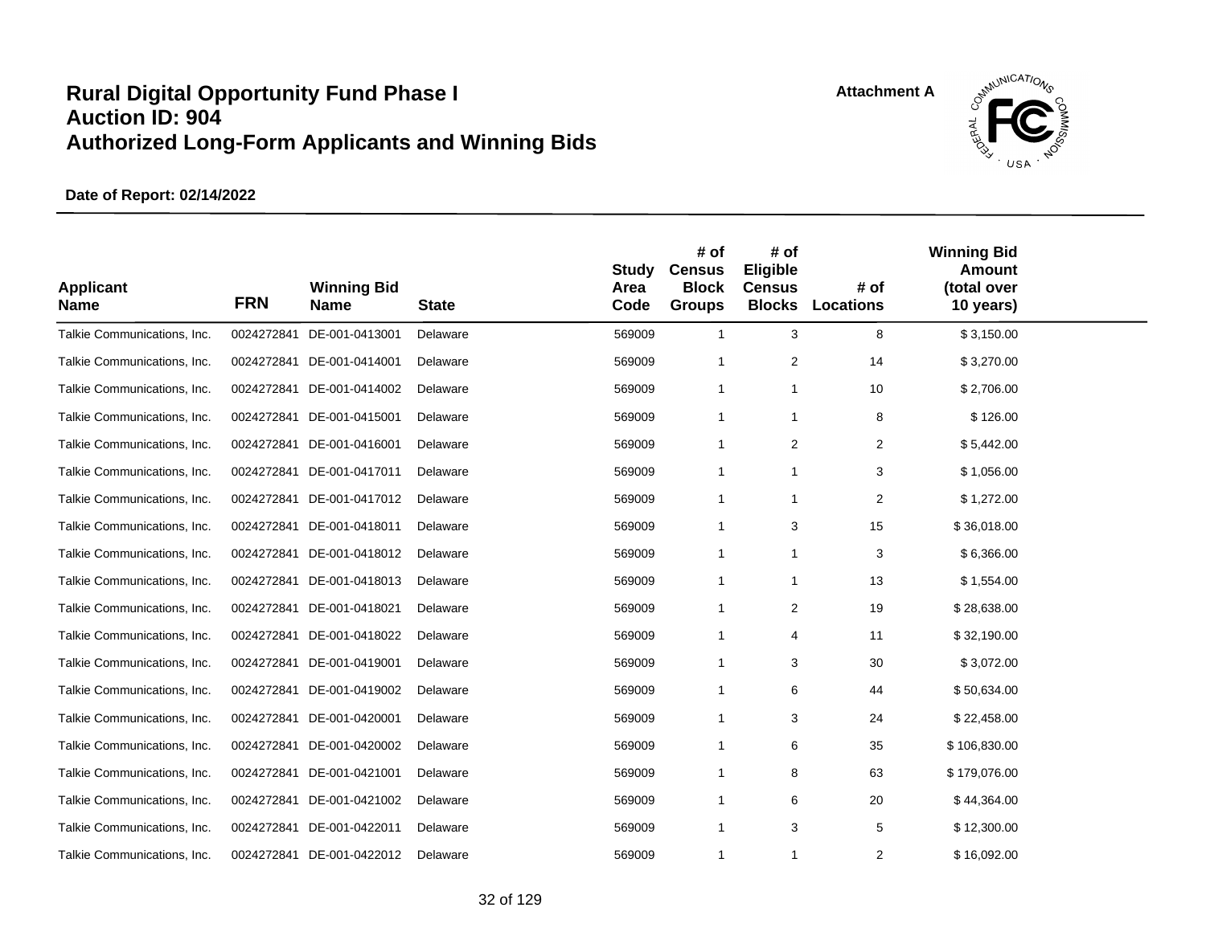# Rural Digital Opportunity Fund Phase I
# Auction ID: 904
# Authorized Long-Form Applicants and Winning Bids

Attachment A

**Date of Report: 02/14/2022**

| Applicant Name | FRN | Winning Bid Name | State | Study Area Code | # of Census Block Groups | # of Eligible Census Blocks | # of Locations | Winning Bid Amount (total over 10 years) |
|---|---|---|---|---|---|---|---|---|
| Talkie Communications, Inc. | 0024272841 | DE-001-0413001 | Delaware | 569009 | 1 | 3 | 8 | $ 3,150.00 |
| Talkie Communications, Inc. | 0024272841 | DE-001-0414001 | Delaware | 569009 | 1 | 2 | 14 | $ 3,270.00 |
| Talkie Communications, Inc. | 0024272841 | DE-001-0414002 | Delaware | 569009 | 1 | 1 | 10 | $ 2,706.00 |
| Talkie Communications, Inc. | 0024272841 | DE-001-0415001 | Delaware | 569009 | 1 | 1 | 8 | $ 126.00 |
| Talkie Communications, Inc. | 0024272841 | DE-001-0416001 | Delaware | 569009 | 1 | 2 | 2 | $ 5,442.00 |
| Talkie Communications, Inc. | 0024272841 | DE-001-0417011 | Delaware | 569009 | 1 | 1 | 3 | $ 1,056.00 |
| Talkie Communications, Inc. | 0024272841 | DE-001-0417012 | Delaware | 569009 | 1 | 1 | 2 | $ 1,272.00 |
| Talkie Communications, Inc. | 0024272841 | DE-001-0418011 | Delaware | 569009 | 1 | 3 | 15 | $ 36,018.00 |
| Talkie Communications, Inc. | 0024272841 | DE-001-0418012 | Delaware | 569009 | 1 | 1 | 3 | $ 6,366.00 |
| Talkie Communications, Inc. | 0024272841 | DE-001-0418013 | Delaware | 569009 | 1 | 1 | 13 | $ 1,554.00 |
| Talkie Communications, Inc. | 0024272841 | DE-001-0418021 | Delaware | 569009 | 1 | 2 | 19 | $ 28,638.00 |
| Talkie Communications, Inc. | 0024272841 | DE-001-0418022 | Delaware | 569009 | 1 | 4 | 11 | $ 32,190.00 |
| Talkie Communications, Inc. | 0024272841 | DE-001-0419001 | Delaware | 569009 | 1 | 3 | 30 | $ 3,072.00 |
| Talkie Communications, Inc. | 0024272841 | DE-001-0419002 | Delaware | 569009 | 1 | 6 | 44 | $ 50,634.00 |
| Talkie Communications, Inc. | 0024272841 | DE-001-0420001 | Delaware | 569009 | 1 | 3 | 24 | $ 22,458.00 |
| Talkie Communications, Inc. | 0024272841 | DE-001-0420002 | Delaware | 569009 | 1 | 6 | 35 | $ 106,830.00 |
| Talkie Communications, Inc. | 0024272841 | DE-001-0421001 | Delaware | 569009 | 1 | 8 | 63 | $ 179,076.00 |
| Talkie Communications, Inc. | 0024272841 | DE-001-0421002 | Delaware | 569009 | 1 | 6 | 20 | $ 44,364.00 |
| Talkie Communications, Inc. | 0024272841 | DE-001-0422011 | Delaware | 569009 | 1 | 3 | 5 | $ 12,300.00 |
| Talkie Communications, Inc. | 0024272841 | DE-001-0422012 | Delaware | 569009 | 1 | 1 | 2 | $ 16,092.00 |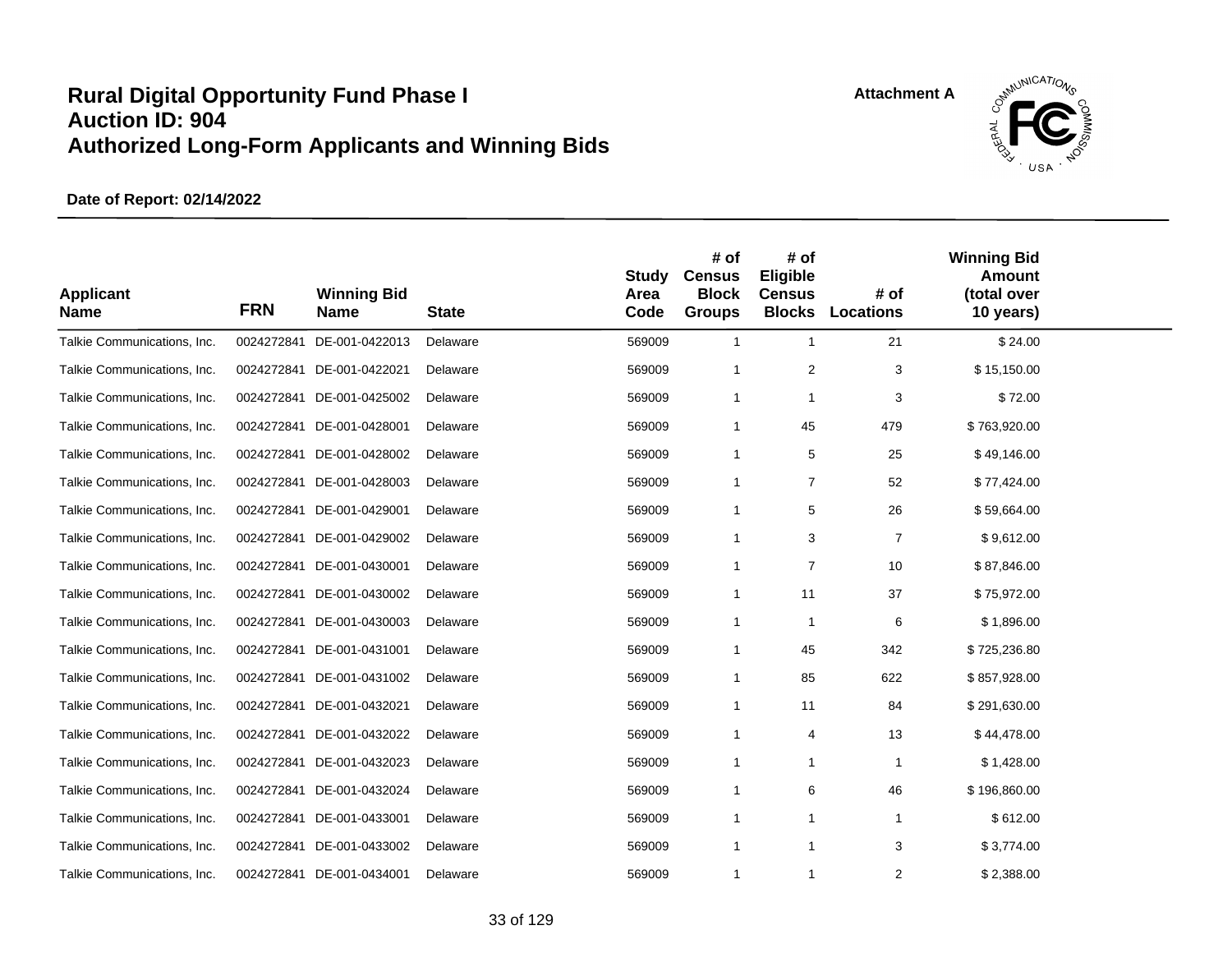# Rural Digital Opportunity Fund Phase I
# Auction ID: 904
# Authorized Long-Form Applicants and Winning Bids

Attachment A

**Date of Report: 02/14/2022**

| Applicant Name | FRN | Winning Bid Name | State | Study Area Code | # of Census Block Groups | # of Eligible Census Blocks | # of Locations | Winning Bid Amount (total over 10 years) |
|---|---|---|---|---|---|---|---|---|
| Talkie Communications, Inc. | 0024272841 | DE-001-0422013 | Delaware | 569009 | 1 | 1 | 21 | $ 24.00 |
| Talkie Communications, Inc. | 0024272841 | DE-001-0422021 | Delaware | 569009 | 1 | 2 | 3 | $ 15,150.00 |
| Talkie Communications, Inc. | 0024272841 | DE-001-0425002 | Delaware | 569009 | 1 | 1 | 3 | $ 72.00 |
| Talkie Communications, Inc. | 0024272841 | DE-001-0428001 | Delaware | 569009 | 1 | 45 | 479 | $ 763,920.00 |
| Talkie Communications, Inc. | 0024272841 | DE-001-0428002 | Delaware | 569009 | 1 | 5 | 25 | $ 49,146.00 |
| Talkie Communications, Inc. | 0024272841 | DE-001-0428003 | Delaware | 569009 | 1 | 7 | 52 | $ 77,424.00 |
| Talkie Communications, Inc. | 0024272841 | DE-001-0429001 | Delaware | 569009 | 1 | 5 | 26 | $ 59,664.00 |
| Talkie Communications, Inc. | 0024272841 | DE-001-0429002 | Delaware | 569009 | 1 | 3 | 7 | $ 9,612.00 |
| Talkie Communications, Inc. | 0024272841 | DE-001-0430001 | Delaware | 569009 | 1 | 7 | 10 | $ 87,846.00 |
| Talkie Communications, Inc. | 0024272841 | DE-001-0430002 | Delaware | 569009 | 1 | 11 | 37 | $ 75,972.00 |
| Talkie Communications, Inc. | 0024272841 | DE-001-0430003 | Delaware | 569009 | 1 | 1 | 6 | $ 1,896.00 |
| Talkie Communications, Inc. | 0024272841 | DE-001-0431001 | Delaware | 569009 | 1 | 45 | 342 | $ 725,236.80 |
| Talkie Communications, Inc. | 0024272841 | DE-001-0431002 | Delaware | 569009 | 1 | 85 | 622 | $ 857,928.00 |
| Talkie Communications, Inc. | 0024272841 | DE-001-0432021 | Delaware | 569009 | 1 | 11 | 84 | $ 291,630.00 |
| Talkie Communications, Inc. | 0024272841 | DE-001-0432022 | Delaware | 569009 | 1 | 4 | 13 | $ 44,478.00 |
| Talkie Communications, Inc. | 0024272841 | DE-001-0432023 | Delaware | 569009 | 1 | 1 | 1 | $ 1,428.00 |
| Talkie Communications, Inc. | 0024272841 | DE-001-0432024 | Delaware | 569009 | 1 | 6 | 46 | $ 196,860.00 |
| Talkie Communications, Inc. | 0024272841 | DE-001-0433001 | Delaware | 569009 | 1 | 1 | 1 | $ 612.00 |
| Talkie Communications, Inc. | 0024272841 | DE-001-0433002 | Delaware | 569009 | 1 | 1 | 3 | $ 3,774.00 |
| Talkie Communications, Inc. | 0024272841 | DE-001-0434001 | Delaware | 569009 | 1 | 1 | 2 | $ 2,388.00 |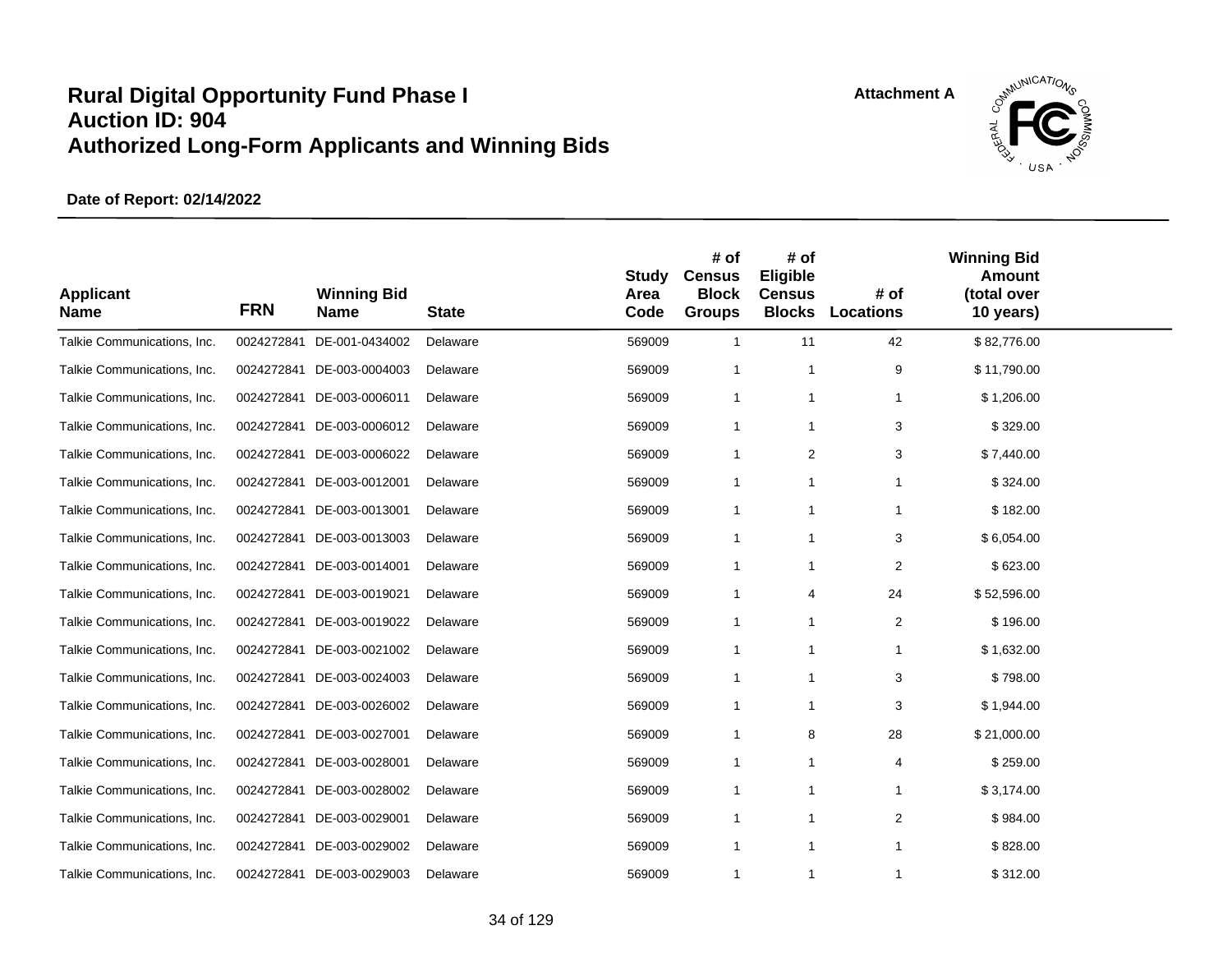# Rural Digital Opportunity Fund Phase I
# Auction ID: 904
# Authorized Long-Form Applicants and Winning Bids

Attachment A

**Date of Report: 02/14/2022**

| Applicant Name | FRN | Winning Bid Name | State | Study Area Code | # of Census Block Groups | # of Eligible Census Blocks | # of Locations | Winning Bid Amount (total over 10 years) |
|---|---|---|---|---|---|---|---|---|
| Talkie Communications, Inc. | 0024272841 | DE-001-0434002 | Delaware | 569009 | 1 | 11 | 42 | $ 82,776.00 |
| Talkie Communications, Inc. | 0024272841 | DE-003-0004003 | Delaware | 569009 | 1 | 1 | 9 | $ 11,790.00 |
| Talkie Communications, Inc. | 0024272841 | DE-003-0006011 | Delaware | 569009 | 1 | 1 | 1 | $ 1,206.00 |
| Talkie Communications, Inc. | 0024272841 | DE-003-0006012 | Delaware | 569009 | 1 | 1 | 3 | $ 329.00 |
| Talkie Communications, Inc. | 0024272841 | DE-003-0006022 | Delaware | 569009 | 1 | 2 | 3 | $ 7,440.00 |
| Talkie Communications, Inc. | 0024272841 | DE-003-0012001 | Delaware | 569009 | 1 | 1 | 1 | $ 324.00 |
| Talkie Communications, Inc. | 0024272841 | DE-003-0013001 | Delaware | 569009 | 1 | 1 | 1 | $ 182.00 |
| Talkie Communications, Inc. | 0024272841 | DE-003-0013003 | Delaware | 569009 | 1 | 1 | 3 | $ 6,054.00 |
| Talkie Communications, Inc. | 0024272841 | DE-003-0014001 | Delaware | 569009 | 1 | 1 | 2 | $ 623.00 |
| Talkie Communications, Inc. | 0024272841 | DE-003-0019021 | Delaware | 569009 | 1 | 4 | 24 | $ 52,596.00 |
| Talkie Communications, Inc. | 0024272841 | DE-003-0019022 | Delaware | 569009 | 1 | 1 | 2 | $ 196.00 |
| Talkie Communications, Inc. | 0024272841 | DE-003-0021002 | Delaware | 569009 | 1 | 1 | 1 | $ 1,632.00 |
| Talkie Communications, Inc. | 0024272841 | DE-003-0024003 | Delaware | 569009 | 1 | 1 | 3 | $ 798.00 |
| Talkie Communications, Inc. | 0024272841 | DE-003-0026002 | Delaware | 569009 | 1 | 1 | 3 | $ 1,944.00 |
| Talkie Communications, Inc. | 0024272841 | DE-003-0027001 | Delaware | 569009 | 1 | 8 | 28 | $ 21,000.00 |
| Talkie Communications, Inc. | 0024272841 | DE-003-0028001 | Delaware | 569009 | 1 | 1 | 4 | $ 259.00 |
| Talkie Communications, Inc. | 0024272841 | DE-003-0028002 | Delaware | 569009 | 1 | 1 | 1 | $ 3,174.00 |
| Talkie Communications, Inc. | 0024272841 | DE-003-0029001 | Delaware | 569009 | 1 | 1 | 2 | $ 984.00 |
| Talkie Communications, Inc. | 0024272841 | DE-003-0029002 | Delaware | 569009 | 1 | 1 | 1 | $ 828.00 |
| Talkie Communications, Inc. | 0024272841 | DE-003-0029003 | Delaware | 569009 | 1 | 1 | 1 | $ 312.00 |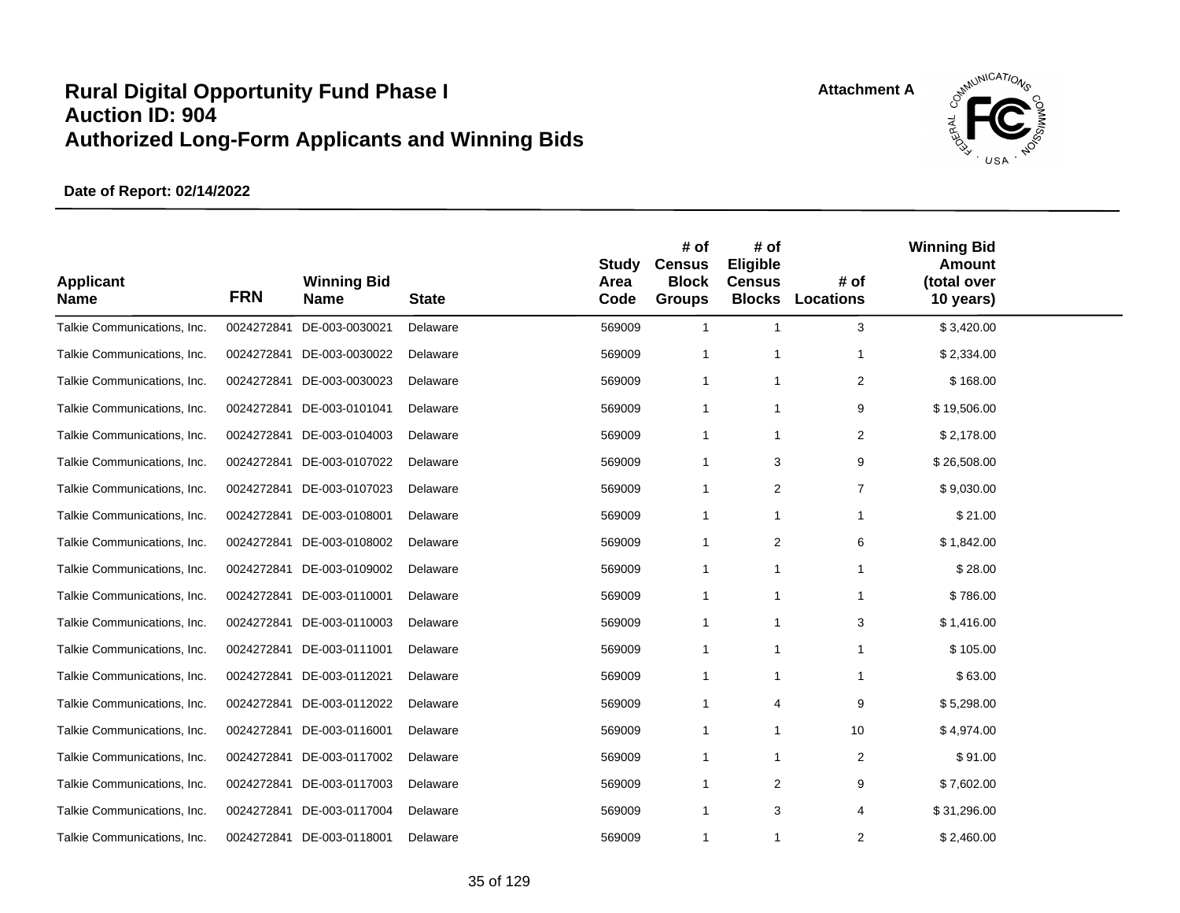# Rural Digital Opportunity Fund Phase I
# Auction ID: 904
# Authorized Long-Form Applicants and Winning Bids

Attachment A

**Date of Report: 02/14/2022**

| Applicant Name | FRN | Winning Bid Name | State | Study Area Code | # of Census Block Groups | # of Eligible Census Blocks | # of Locations | Winning Bid Amount (total over 10 years) |
|---|---|---|---|---|---|---|---|---|
| Talkie Communications, Inc. | 0024272841 | DE-003-0030021 | Delaware | 569009 | 1 | 1 | 3 | $ 3,420.00 |
| Talkie Communications, Inc. | 0024272841 | DE-003-0030022 | Delaware | 569009 | 1 | 1 | 1 | $ 2,334.00 |
| Talkie Communications, Inc. | 0024272841 | DE-003-0030023 | Delaware | 569009 | 1 | 1 | 2 | $ 168.00 |
| Talkie Communications, Inc. | 0024272841 | DE-003-0101041 | Delaware | 569009 | 1 | 1 | 9 | $ 19,506.00 |
| Talkie Communications, Inc. | 0024272841 | DE-003-0104003 | Delaware | 569009 | 1 | 1 | 2 | $ 2,178.00 |
| Talkie Communications, Inc. | 0024272841 | DE-003-0107022 | Delaware | 569009 | 1 | 3 | 9 | $ 26,508.00 |
| Talkie Communications, Inc. | 0024272841 | DE-003-0107023 | Delaware | 569009 | 1 | 2 | 7 | $ 9,030.00 |
| Talkie Communications, Inc. | 0024272841 | DE-003-0108001 | Delaware | 569009 | 1 | 1 | 1 | $ 21.00 |
| Talkie Communications, Inc. | 0024272841 | DE-003-0108002 | Delaware | 569009 | 1 | 2 | 6 | $ 1,842.00 |
| Talkie Communications, Inc. | 0024272841 | DE-003-0109002 | Delaware | 569009 | 1 | 1 | 1 | $ 28.00 |
| Talkie Communications, Inc. | 0024272841 | DE-003-0110001 | Delaware | 569009 | 1 | 1 | 1 | $ 786.00 |
| Talkie Communications, Inc. | 0024272841 | DE-003-0110003 | Delaware | 569009 | 1 | 1 | 3 | $ 1,416.00 |
| Talkie Communications, Inc. | 0024272841 | DE-003-0111001 | Delaware | 569009 | 1 | 1 | 1 | $ 105.00 |
| Talkie Communications, Inc. | 0024272841 | DE-003-0112021 | Delaware | 569009 | 1 | 1 | 1 | $ 63.00 |
| Talkie Communications, Inc. | 0024272841 | DE-003-0112022 | Delaware | 569009 | 1 | 4 | 9 | $ 5,298.00 |
| Talkie Communications, Inc. | 0024272841 | DE-003-0116001 | Delaware | 569009 | 1 | 1 | 10 | $ 4,974.00 |
| Talkie Communications, Inc. | 0024272841 | DE-003-0117002 | Delaware | 569009 | 1 | 1 | 2 | $ 91.00 |
| Talkie Communications, Inc. | 0024272841 | DE-003-0117003 | Delaware | 569009 | 1 | 2 | 9 | $ 7,602.00 |
| Talkie Communications, Inc. | 0024272841 | DE-003-0117004 | Delaware | 569009 | 1 | 3 | 4 | $ 31,296.00 |
| Talkie Communications, Inc. | 0024272841 | DE-003-0118001 | Delaware | 569009 | 1 | 1 | 2 | $ 2,460.00 |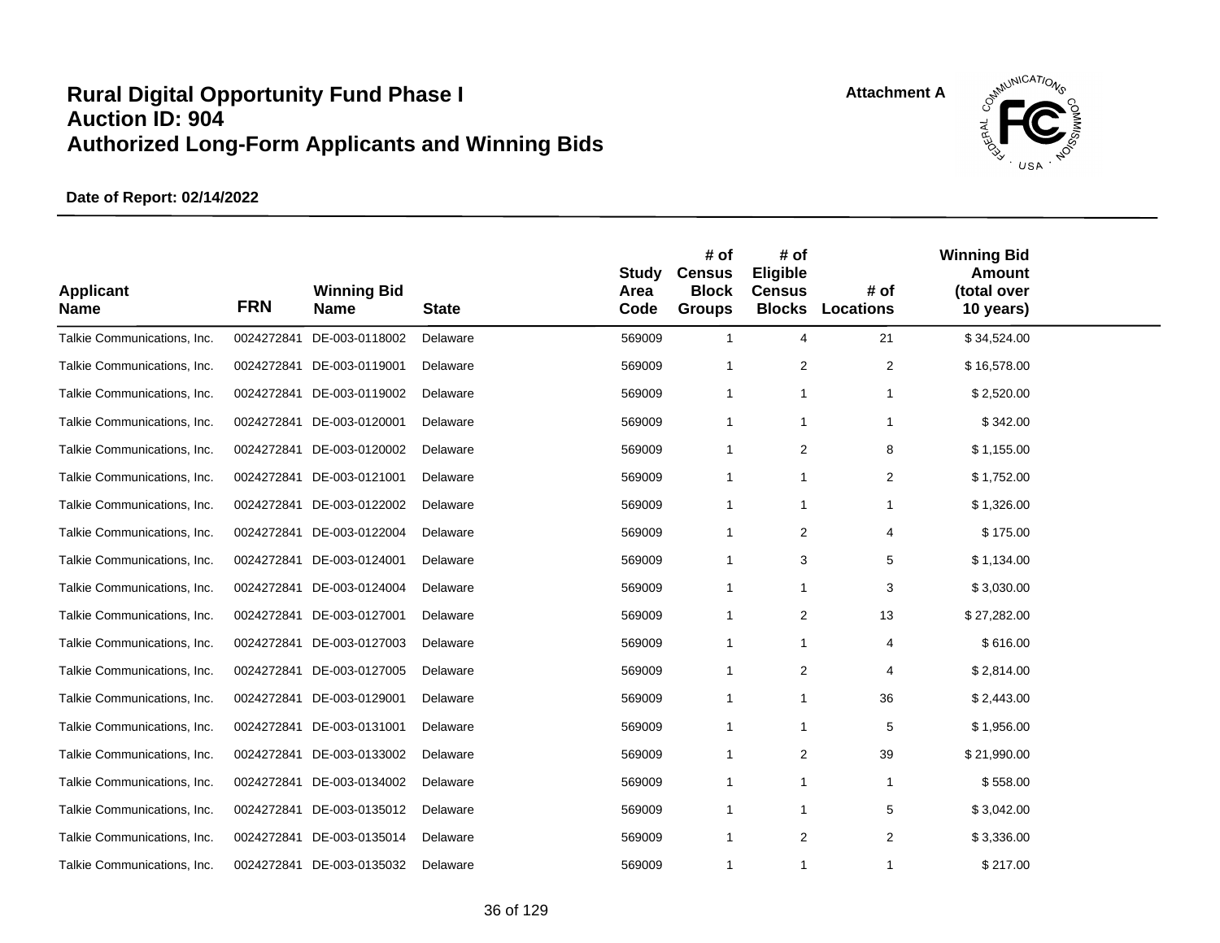# Rural Digital Opportunity Fund Phase I
# Auction ID: 904
# Authorized Long-Form Applicants and Winning Bids

Attachment A

**Date of Report: 02/14/2022**

| Applicant Name | FRN | Winning Bid Name | State | Study Area Code | # of Census Block Groups | # of Eligible Census Blocks | # of Locations | Winning Bid Amount (total over 10 years) |
|---|---|---|---|---|---|---|---|---|
| Talkie Communications, Inc. | 0024272841 | DE-003-0118002 | Delaware | 569009 | 1 | 4 | 21 | $ 34,524.00 |
| Talkie Communications, Inc. | 0024272841 | DE-003-0119001 | Delaware | 569009 | 1 | 2 | 2 | $ 16,578.00 |
| Talkie Communications, Inc. | 0024272841 | DE-003-0119002 | Delaware | 569009 | 1 | 1 | 1 | $ 2,520.00 |
| Talkie Communications, Inc. | 0024272841 | DE-003-0120001 | Delaware | 569009 | 1 | 1 | 1 | $ 342.00 |
| Talkie Communications, Inc. | 0024272841 | DE-003-0120002 | Delaware | 569009 | 1 | 2 | 8 | $ 1,155.00 |
| Talkie Communications, Inc. | 0024272841 | DE-003-0121001 | Delaware | 569009 | 1 | 1 | 2 | $ 1,752.00 |
| Talkie Communications, Inc. | 0024272841 | DE-003-0122002 | Delaware | 569009 | 1 | 1 | 1 | $ 1,326.00 |
| Talkie Communications, Inc. | 0024272841 | DE-003-0122004 | Delaware | 569009 | 1 | 2 | 4 | $ 175.00 |
| Talkie Communications, Inc. | 0024272841 | DE-003-0124001 | Delaware | 569009 | 1 | 3 | 5 | $ 1,134.00 |
| Talkie Communications, Inc. | 0024272841 | DE-003-0124004 | Delaware | 569009 | 1 | 1 | 3 | $ 3,030.00 |
| Talkie Communications, Inc. | 0024272841 | DE-003-0127001 | Delaware | 569009 | 1 | 2 | 13 | $ 27,282.00 |
| Talkie Communications, Inc. | 0024272841 | DE-003-0127003 | Delaware | 569009 | 1 | 1 | 4 | $ 616.00 |
| Talkie Communications, Inc. | 0024272841 | DE-003-0127005 | Delaware | 569009 | 1 | 2 | 4 | $ 2,814.00 |
| Talkie Communications, Inc. | 0024272841 | DE-003-0129001 | Delaware | 569009 | 1 | 1 | 36 | $ 2,443.00 |
| Talkie Communications, Inc. | 0024272841 | DE-003-0131001 | Delaware | 569009 | 1 | 1 | 5 | $ 1,956.00 |
| Talkie Communications, Inc. | 0024272841 | DE-003-0133002 | Delaware | 569009 | 1 | 2 | 39 | $ 21,990.00 |
| Talkie Communications, Inc. | 0024272841 | DE-003-0134002 | Delaware | 569009 | 1 | 1 | 1 | $ 558.00 |
| Talkie Communications, Inc. | 0024272841 | DE-003-0135012 | Delaware | 569009 | 1 | 1 | 5 | $ 3,042.00 |
| Talkie Communications, Inc. | 0024272841 | DE-003-0135014 | Delaware | 569009 | 1 | 2 | 2 | $ 3,336.00 |
| Talkie Communications, Inc. | 0024272841 | DE-003-0135032 | Delaware | 569009 | 1 | 1 | 1 | $ 217.00 |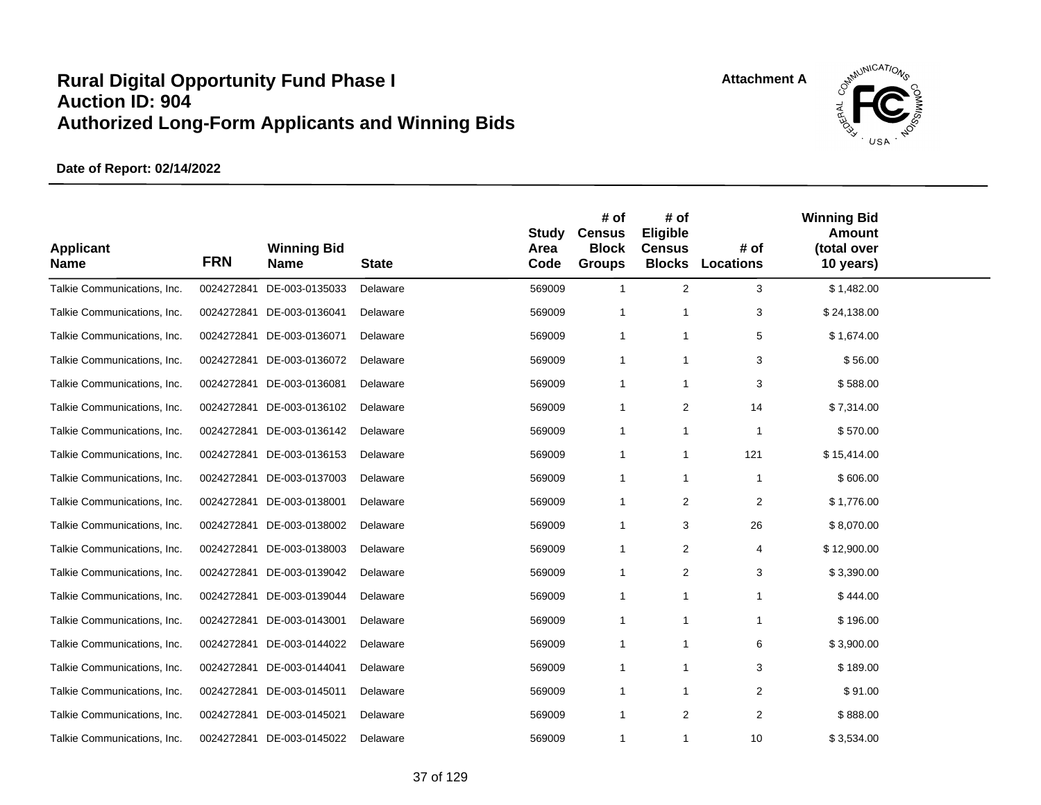# Rural Digital Opportunity Fund Phase I
# Auction ID: 904
# Authorized Long-Form Applicants and Winning Bids

Attachment A

**Date of Report: 02/14/2022**

| Applicant Name | FRN | Winning Bid Name | State | Study Area Code | # of Census Block Groups | # of Eligible Census Blocks | # of Locations | Winning Bid Amount (total over 10 years) |
|---|---|---|---|---|---|---|---|---|
| Talkie Communications, Inc. | 0024272841 | DE-003-0135033 | Delaware | 569009 | 1 | 2 | 3 | $ 1,482.00 |
| Talkie Communications, Inc. | 0024272841 | DE-003-0136041 | Delaware | 569009 | 1 | 1 | 3 | $ 24,138.00 |
| Talkie Communications, Inc. | 0024272841 | DE-003-0136071 | Delaware | 569009 | 1 | 1 | 5 | $ 1,674.00 |
| Talkie Communications, Inc. | 0024272841 | DE-003-0136072 | Delaware | 569009 | 1 | 1 | 3 | $ 56.00 |
| Talkie Communications, Inc. | 0024272841 | DE-003-0136081 | Delaware | 569009 | 1 | 1 | 3 | $ 588.00 |
| Talkie Communications, Inc. | 0024272841 | DE-003-0136102 | Delaware | 569009 | 1 | 2 | 14 | $ 7,314.00 |
| Talkie Communications, Inc. | 0024272841 | DE-003-0136142 | Delaware | 569009 | 1 | 1 | 1 | $ 570.00 |
| Talkie Communications, Inc. | 0024272841 | DE-003-0136153 | Delaware | 569009 | 1 | 1 | 121 | $ 15,414.00 |
| Talkie Communications, Inc. | 0024272841 | DE-003-0137003 | Delaware | 569009 | 1 | 1 | 1 | $ 606.00 |
| Talkie Communications, Inc. | 0024272841 | DE-003-0138001 | Delaware | 569009 | 1 | 2 | 2 | $ 1,776.00 |
| Talkie Communications, Inc. | 0024272841 | DE-003-0138002 | Delaware | 569009 | 1 | 3 | 26 | $ 8,070.00 |
| Talkie Communications, Inc. | 0024272841 | DE-003-0138003 | Delaware | 569009 | 1 | 2 | 4 | $ 12,900.00 |
| Talkie Communications, Inc. | 0024272841 | DE-003-0139042 | Delaware | 569009 | 1 | 2 | 3 | $ 3,390.00 |
| Talkie Communications, Inc. | 0024272841 | DE-003-0139044 | Delaware | 569009 | 1 | 1 | 1 | $ 444.00 |
| Talkie Communications, Inc. | 0024272841 | DE-003-0143001 | Delaware | 569009 | 1 | 1 | 1 | $ 196.00 |
| Talkie Communications, Inc. | 0024272841 | DE-003-0144022 | Delaware | 569009 | 1 | 1 | 6 | $ 3,900.00 |
| Talkie Communications, Inc. | 0024272841 | DE-003-0144041 | Delaware | 569009 | 1 | 1 | 3 | $ 189.00 |
| Talkie Communications, Inc. | 0024272841 | DE-003-0145011 | Delaware | 569009 | 1 | 1 | 2 | $ 91.00 |
| Talkie Communications, Inc. | 0024272841 | DE-003-0145021 | Delaware | 569009 | 1 | 2 | 2 | $ 888.00 |
| Talkie Communications, Inc. | 0024272841 | DE-003-0145022 | Delaware | 569009 | 1 | 1 | 10 | $ 3,534.00 |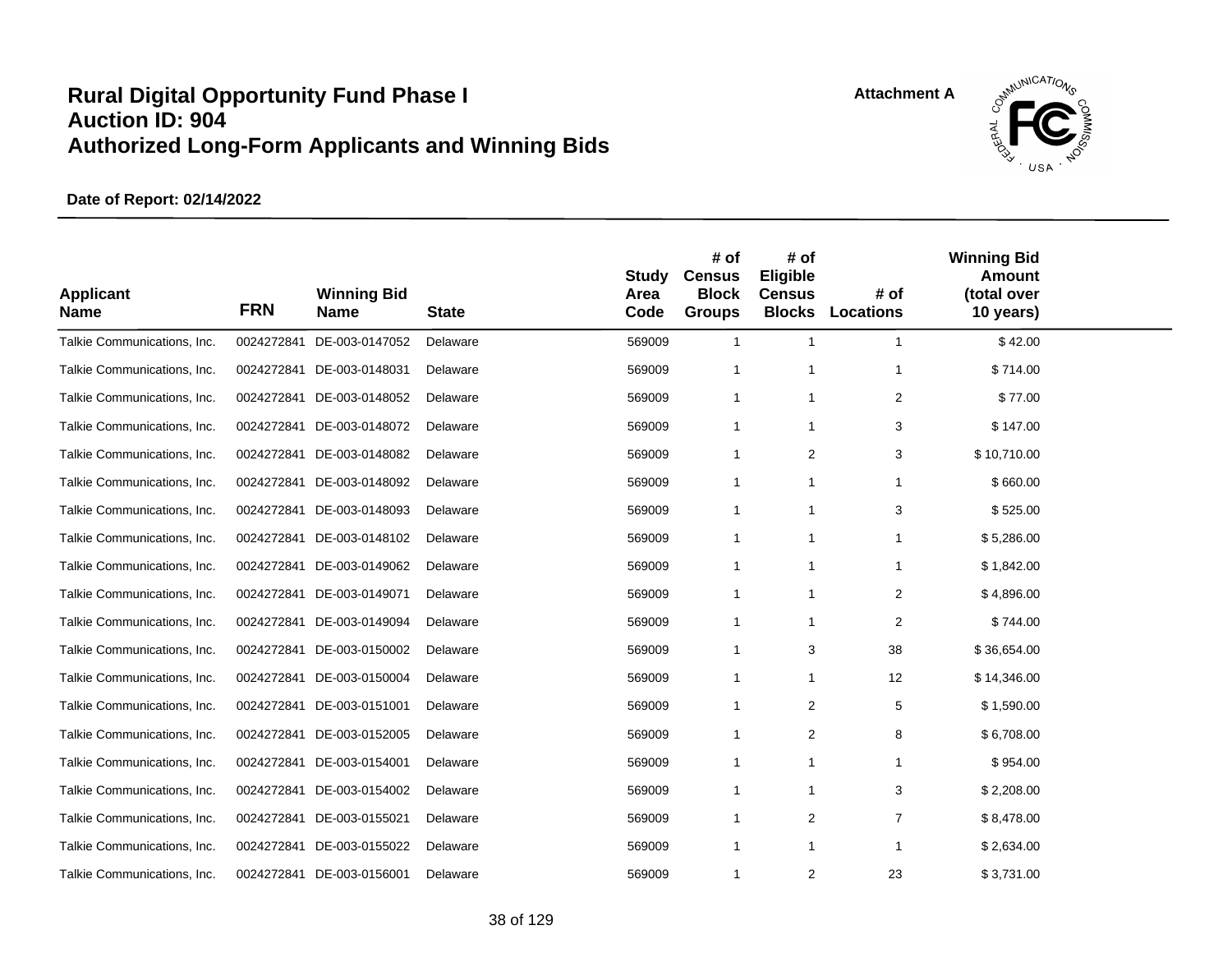# Rural Digital Opportunity Fund Phase I
# Auction ID: 904
# Authorized Long-Form Applicants and Winning Bids

Attachment A

**Date of Report: 02/14/2022**

| Applicant Name | FRN | Winning Bid Name | State | Study Area Code | # of Census Block Groups | # of Eligible Census Blocks | # of Locations | Winning Bid Amount (total over 10 years) |
|---|---|---|---|---|---|---|---|---|
| Talkie Communications, Inc. | 0024272841 | DE-003-0147052 | Delaware | 569009 | 1 | 1 | 1 | $ 42.00 |
| Talkie Communications, Inc. | 0024272841 | DE-003-0148031 | Delaware | 569009 | 1 | 1 | 1 | $ 714.00 |
| Talkie Communications, Inc. | 0024272841 | DE-003-0148052 | Delaware | 569009 | 1 | 1 | 2 | $ 77.00 |
| Talkie Communications, Inc. | 0024272841 | DE-003-0148072 | Delaware | 569009 | 1 | 1 | 3 | $ 147.00 |
| Talkie Communications, Inc. | 0024272841 | DE-003-0148082 | Delaware | 569009 | 1 | 2 | 3 | $ 10,710.00 |
| Talkie Communications, Inc. | 0024272841 | DE-003-0148092 | Delaware | 569009 | 1 | 1 | 1 | $ 660.00 |
| Talkie Communications, Inc. | 0024272841 | DE-003-0148093 | Delaware | 569009 | 1 | 1 | 3 | $ 525.00 |
| Talkie Communications, Inc. | 0024272841 | DE-003-0148102 | Delaware | 569009 | 1 | 1 | 1 | $ 5,286.00 |
| Talkie Communications, Inc. | 0024272841 | DE-003-0149062 | Delaware | 569009 | 1 | 1 | 1 | $ 1,842.00 |
| Talkie Communications, Inc. | 0024272841 | DE-003-0149071 | Delaware | 569009 | 1 | 1 | 2 | $ 4,896.00 |
| Talkie Communications, Inc. | 0024272841 | DE-003-0149094 | Delaware | 569009 | 1 | 1 | 2 | $ 744.00 |
| Talkie Communications, Inc. | 0024272841 | DE-003-0150002 | Delaware | 569009 | 1 | 3 | 38 | $ 36,654.00 |
| Talkie Communications, Inc. | 0024272841 | DE-003-0150004 | Delaware | 569009 | 1 | 1 | 12 | $ 14,346.00 |
| Talkie Communications, Inc. | 0024272841 | DE-003-0151001 | Delaware | 569009 | 1 | 2 | 5 | $ 1,590.00 |
| Talkie Communications, Inc. | 0024272841 | DE-003-0152005 | Delaware | 569009 | 1 | 2 | 8 | $ 6,708.00 |
| Talkie Communications, Inc. | 0024272841 | DE-003-0154001 | Delaware | 569009 | 1 | 1 | 1 | $ 954.00 |
| Talkie Communications, Inc. | 0024272841 | DE-003-0154002 | Delaware | 569009 | 1 | 1 | 3 | $ 2,208.00 |
| Talkie Communications, Inc. | 0024272841 | DE-003-0155021 | Delaware | 569009 | 1 | 2 | 7 | $ 8,478.00 |
| Talkie Communications, Inc. | 0024272841 | DE-003-0155022 | Delaware | 569009 | 1 | 1 | 1 | $ 2,634.00 |
| Talkie Communications, Inc. | 0024272841 | DE-003-0156001 | Delaware | 569009 | 1 | 2 | 23 | $ 3,731.00 |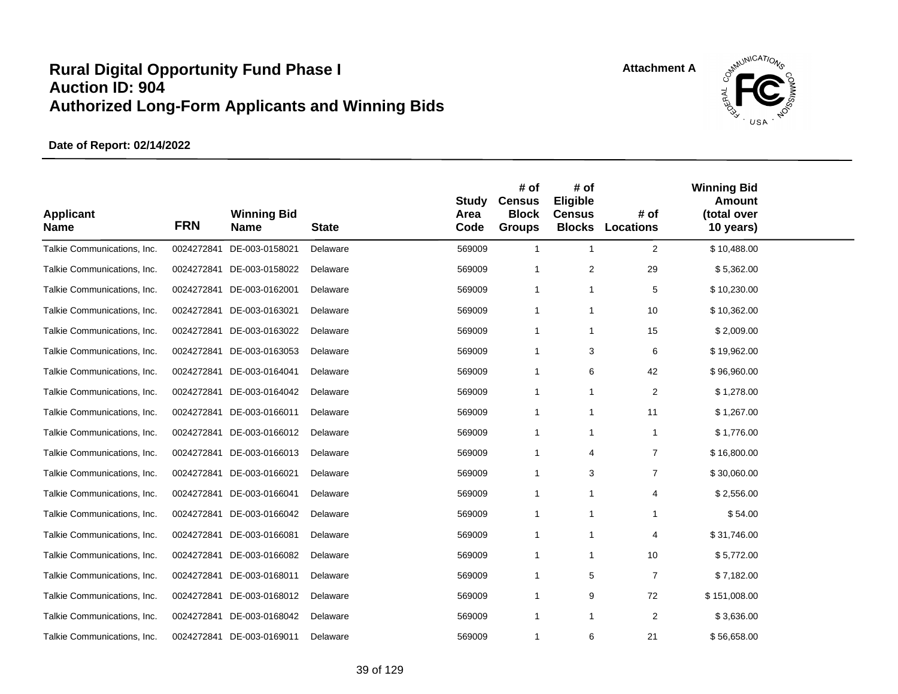# Rural Digital Opportunity Fund Phase I
# Auction ID: 904
# Authorized Long-Form Applicants and Winning Bids

Attachment A

**Date of Report: 02/14/2022**

| Applicant Name | FRN | Winning Bid Name | State | Study Area Code | # of Census Block Groups | # of Eligible Census Blocks | # of Locations | Winning Bid Amount (total over 10 years) |
|---|---|---|---|---|---|---|---|---|
| Talkie Communications, Inc. | 0024272841 | DE-003-0158021 | Delaware | 569009 | 1 | 1 | 2 | $ 10,488.00 |
| Talkie Communications, Inc. | 0024272841 | DE-003-0158022 | Delaware | 569009 | 1 | 2 | 29 | $ 5,362.00 |
| Talkie Communications, Inc. | 0024272841 | DE-003-0162001 | Delaware | 569009 | 1 | 1 | 5 | $ 10,230.00 |
| Talkie Communications, Inc. | 0024272841 | DE-003-0163021 | Delaware | 569009 | 1 | 1 | 10 | $ 10,362.00 |
| Talkie Communications, Inc. | 0024272841 | DE-003-0163022 | Delaware | 569009 | 1 | 1 | 15 | $ 2,009.00 |
| Talkie Communications, Inc. | 0024272841 | DE-003-0163053 | Delaware | 569009 | 1 | 3 | 6 | $ 19,962.00 |
| Talkie Communications, Inc. | 0024272841 | DE-003-0164041 | Delaware | 569009 | 1 | 6 | 42 | $ 96,960.00 |
| Talkie Communications, Inc. | 0024272841 | DE-003-0164042 | Delaware | 569009 | 1 | 1 | 2 | $ 1,278.00 |
| Talkie Communications, Inc. | 0024272841 | DE-003-0166011 | Delaware | 569009 | 1 | 1 | 11 | $ 1,267.00 |
| Talkie Communications, Inc. | 0024272841 | DE-003-0166012 | Delaware | 569009 | 1 | 1 | 1 | $ 1,776.00 |
| Talkie Communications, Inc. | 0024272841 | DE-003-0166013 | Delaware | 569009 | 1 | 4 | 7 | $ 16,800.00 |
| Talkie Communications, Inc. | 0024272841 | DE-003-0166021 | Delaware | 569009 | 1 | 3 | 7 | $ 30,060.00 |
| Talkie Communications, Inc. | 0024272841 | DE-003-0166041 | Delaware | 569009 | 1 | 1 | 4 | $ 2,556.00 |
| Talkie Communications, Inc. | 0024272841 | DE-003-0166042 | Delaware | 569009 | 1 | 1 | 1 | $ 54.00 |
| Talkie Communications, Inc. | 0024272841 | DE-003-0166081 | Delaware | 569009 | 1 | 1 | 4 | $ 31,746.00 |
| Talkie Communications, Inc. | 0024272841 | DE-003-0166082 | Delaware | 569009 | 1 | 1 | 10 | $ 5,772.00 |
| Talkie Communications, Inc. | 0024272841 | DE-003-0168011 | Delaware | 569009 | 1 | 5 | 7 | $ 7,182.00 |
| Talkie Communications, Inc. | 0024272841 | DE-003-0168012 | Delaware | 569009 | 1 | 9 | 72 | $ 151,008.00 |
| Talkie Communications, Inc. | 0024272841 | DE-003-0168042 | Delaware | 569009 | 1 | 1 | 2 | $ 3,636.00 |
| Talkie Communications, Inc. | 0024272841 | DE-003-0169011 | Delaware | 569009 | 1 | 6 | 21 | $ 56,658.00 |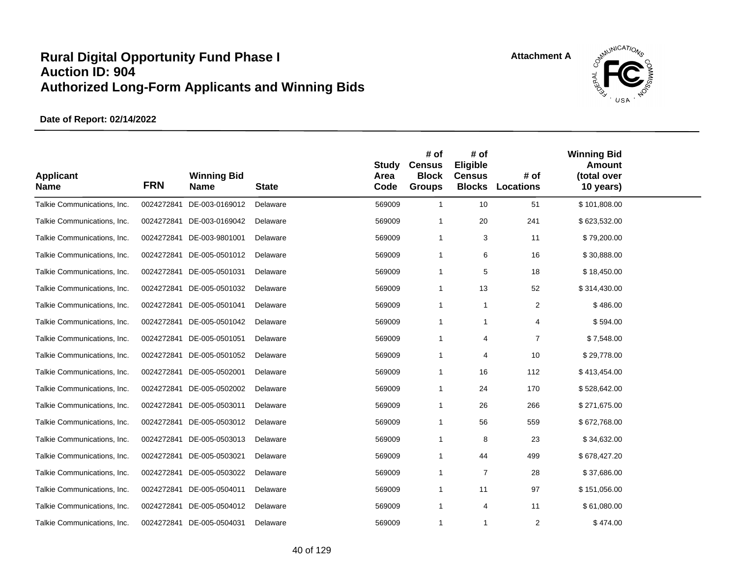# Rural Digital Opportunity Fund Phase I
# Auction ID: 904
# Authorized Long-Form Applicants and Winning Bids

Attachment A

**Date of Report: 02/14/2022**

| Applicant Name | FRN | Winning Bid Name | State | Study Area Code | # of Census Block Groups | # of Eligible Census Blocks | # of Locations | Winning Bid Amount (total over 10 years) |
|---|---|---|---|---|---|---|---|---|
| Talkie Communications, Inc. | 0024272841 | DE-003-0169012 | Delaware | 569009 | 1 | 10 | 51 | $ 101,808.00 |
| Talkie Communications, Inc. | 0024272841 | DE-003-0169042 | Delaware | 569009 | 1 | 20 | 241 | $ 623,532.00 |
| Talkie Communications, Inc. | 0024272841 | DE-003-9801001 | Delaware | 569009 | 1 | 3 | 11 | $ 79,200.00 |
| Talkie Communications, Inc. | 0024272841 | DE-005-0501012 | Delaware | 569009 | 1 | 6 | 16 | $ 30,888.00 |
| Talkie Communications, Inc. | 0024272841 | DE-005-0501031 | Delaware | 569009 | 1 | 5 | 18 | $ 18,450.00 |
| Talkie Communications, Inc. | 0024272841 | DE-005-0501032 | Delaware | 569009 | 1 | 13 | 52 | $ 314,430.00 |
| Talkie Communications, Inc. | 0024272841 | DE-005-0501041 | Delaware | 569009 | 1 | 1 | 2 | $ 486.00 |
| Talkie Communications, Inc. | 0024272841 | DE-005-0501042 | Delaware | 569009 | 1 | 1 | 4 | $ 594.00 |
| Talkie Communications, Inc. | 0024272841 | DE-005-0501051 | Delaware | 569009 | 1 | 4 | 7 | $ 7,548.00 |
| Talkie Communications, Inc. | 0024272841 | DE-005-0501052 | Delaware | 569009 | 1 | 4 | 10 | $ 29,778.00 |
| Talkie Communications, Inc. | 0024272841 | DE-005-0502001 | Delaware | 569009 | 1 | 16 | 112 | $ 413,454.00 |
| Talkie Communications, Inc. | 0024272841 | DE-005-0502002 | Delaware | 569009 | 1 | 24 | 170 | $ 528,642.00 |
| Talkie Communications, Inc. | 0024272841 | DE-005-0503011 | Delaware | 569009 | 1 | 26 | 266 | $ 271,675.00 |
| Talkie Communications, Inc. | 0024272841 | DE-005-0503012 | Delaware | 569009 | 1 | 56 | 559 | $ 672,768.00 |
| Talkie Communications, Inc. | 0024272841 | DE-005-0503013 | Delaware | 569009 | 1 | 8 | 23 | $ 34,632.00 |
| Talkie Communications, Inc. | 0024272841 | DE-005-0503021 | Delaware | 569009 | 1 | 44 | 499 | $ 678,427.20 |
| Talkie Communications, Inc. | 0024272841 | DE-005-0503022 | Delaware | 569009 | 1 | 7 | 28 | $ 37,686.00 |
| Talkie Communications, Inc. | 0024272841 | DE-005-0504011 | Delaware | 569009 | 1 | 11 | 97 | $ 151,056.00 |
| Talkie Communications, Inc. | 0024272841 | DE-005-0504012 | Delaware | 569009 | 1 | 4 | 11 | $ 61,080.00 |
| Talkie Communications, Inc. | 0024272841 | DE-005-0504031 | Delaware | 569009 | 1 | 1 | 2 | $ 474.00 |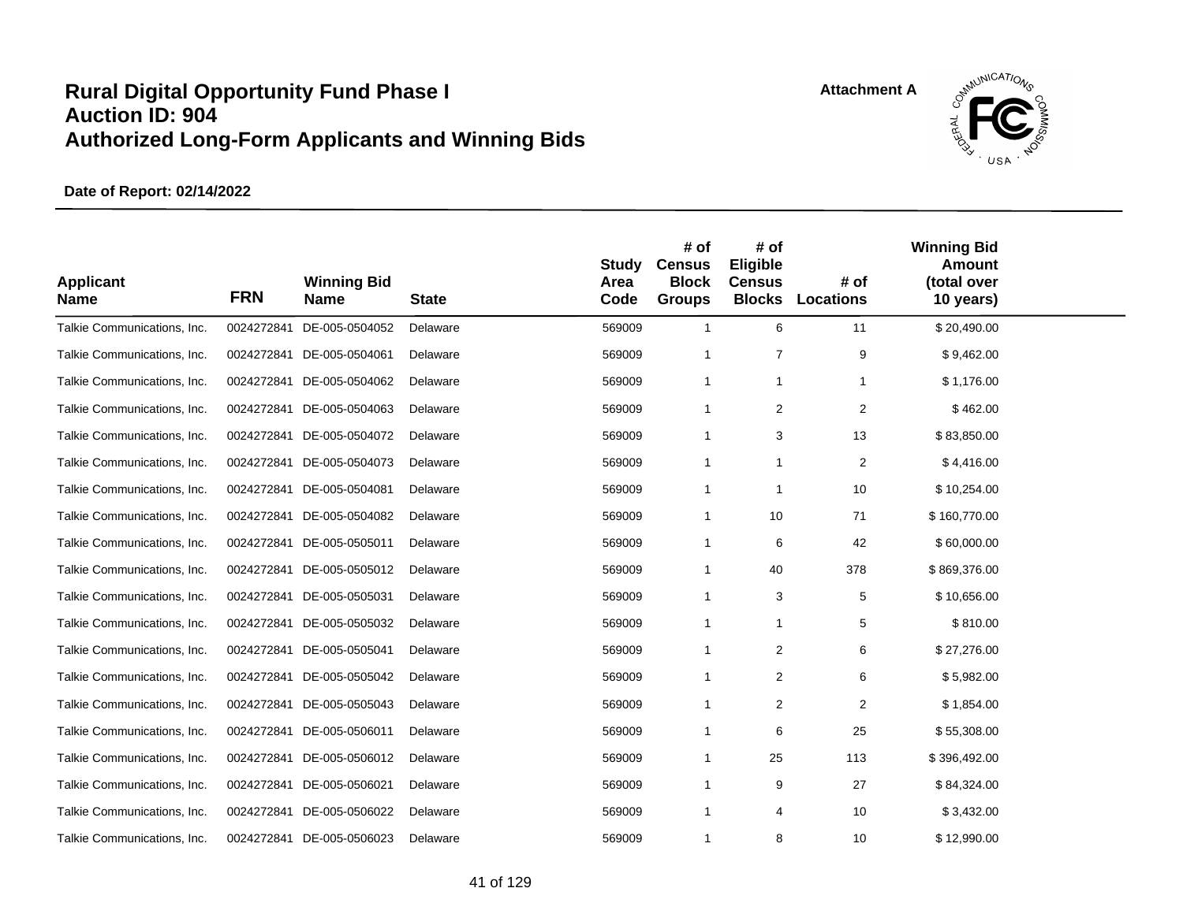# Rural Digital Opportunity Fund Phase I
# Auction ID: 904
# Authorized Long-Form Applicants and Winning Bids

Attachment A

**Date of Report: 02/14/2022**

| Applicant Name | FRN | Winning Bid Name | State | Study Area Code | # of Census Block Groups | # of Eligible Census Blocks | # of Locations | Winning Bid Amount (total over 10 years) |
|---|---|---|---|---|---|---|---|---|
| Talkie Communications, Inc. | 0024272841 | DE-005-0504052 | Delaware | 569009 | 1 | 6 | 11 | $ 20,490.00 |
| Talkie Communications, Inc. | 0024272841 | DE-005-0504061 | Delaware | 569009 | 1 | 7 | 9 | $ 9,462.00 |
| Talkie Communications, Inc. | 0024272841 | DE-005-0504062 | Delaware | 569009 | 1 | 1 | 1 | $ 1,176.00 |
| Talkie Communications, Inc. | 0024272841 | DE-005-0504063 | Delaware | 569009 | 1 | 2 | 2 | $ 462.00 |
| Talkie Communications, Inc. | 0024272841 | DE-005-0504072 | Delaware | 569009 | 1 | 3 | 13 | $ 83,850.00 |
| Talkie Communications, Inc. | 0024272841 | DE-005-0504073 | Delaware | 569009 | 1 | 1 | 2 | $ 4,416.00 |
| Talkie Communications, Inc. | 0024272841 | DE-005-0504081 | Delaware | 569009 | 1 | 1 | 10 | $ 10,254.00 |
| Talkie Communications, Inc. | 0024272841 | DE-005-0504082 | Delaware | 569009 | 1 | 10 | 71 | $ 160,770.00 |
| Talkie Communications, Inc. | 0024272841 | DE-005-0505011 | Delaware | 569009 | 1 | 6 | 42 | $ 60,000.00 |
| Talkie Communications, Inc. | 0024272841 | DE-005-0505012 | Delaware | 569009 | 1 | 40 | 378 | $ 869,376.00 |
| Talkie Communications, Inc. | 0024272841 | DE-005-0505031 | Delaware | 569009 | 1 | 3 | 5 | $ 10,656.00 |
| Talkie Communications, Inc. | 0024272841 | DE-005-0505032 | Delaware | 569009 | 1 | 1 | 5 | $ 810.00 |
| Talkie Communications, Inc. | 0024272841 | DE-005-0505041 | Delaware | 569009 | 1 | 2 | 6 | $ 27,276.00 |
| Talkie Communications, Inc. | 0024272841 | DE-005-0505042 | Delaware | 569009 | 1 | 2 | 6 | $ 5,982.00 |
| Talkie Communications, Inc. | 0024272841 | DE-005-0505043 | Delaware | 569009 | 1 | 2 | 2 | $ 1,854.00 |
| Talkie Communications, Inc. | 0024272841 | DE-005-0506011 | Delaware | 569009 | 1 | 6 | 25 | $ 55,308.00 |
| Talkie Communications, Inc. | 0024272841 | DE-005-0506012 | Delaware | 569009 | 1 | 25 | 113 | $ 396,492.00 |
| Talkie Communications, Inc. | 0024272841 | DE-005-0506021 | Delaware | 569009 | 1 | 9 | 27 | $ 84,324.00 |
| Talkie Communications, Inc. | 0024272841 | DE-005-0506022 | Delaware | 569009 | 1 | 4 | 10 | $ 3,432.00 |
| Talkie Communications, Inc. | 0024272841 | DE-005-0506023 | Delaware | 569009 | 1 | 8 | 10 | $ 12,990.00 |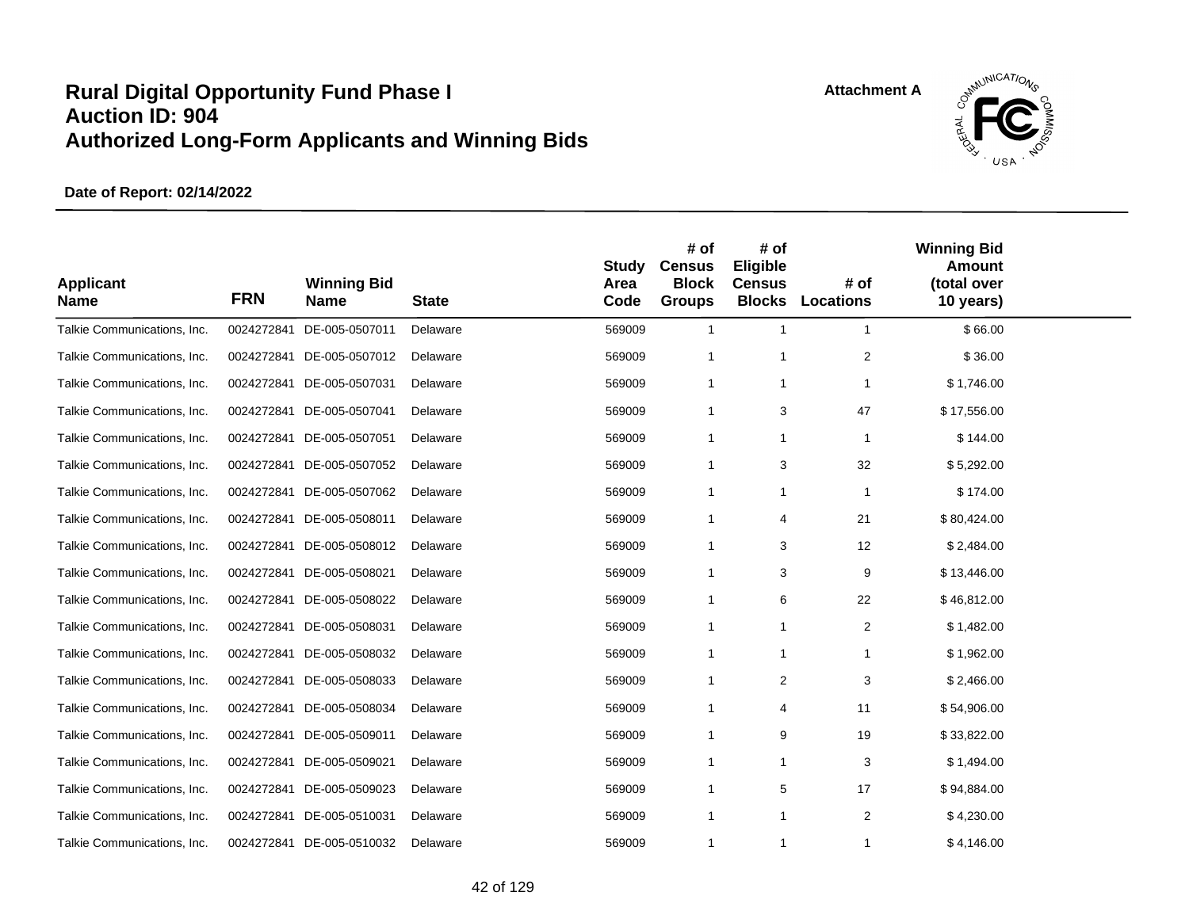# Rural Digital Opportunity Fund Phase I
# Auction ID: 904
# Authorized Long-Form Applicants and Winning Bids

Attachment A

**Date of Report: 02/14/2022**

| Applicant Name | FRN | Winning Bid Name | State | Study Area Code | # of Census Block Groups | # of Eligible Census Blocks | # of Locations | Winning Bid Amount (total over 10 years) |
|---|---|---|---|---|---|---|---|---|
| Talkie Communications, Inc. | 0024272841 | DE-005-0507011 | Delaware | 569009 | 1 | 1 | 1 | $ 66.00 |
| Talkie Communications, Inc. | 0024272841 | DE-005-0507012 | Delaware | 569009 | 1 | 1 | 2 | $ 36.00 |
| Talkie Communications, Inc. | 0024272841 | DE-005-0507031 | Delaware | 569009 | 1 | 1 | 1 | $ 1,746.00 |
| Talkie Communications, Inc. | 0024272841 | DE-005-0507041 | Delaware | 569009 | 1 | 3 | 47 | $ 17,556.00 |
| Talkie Communications, Inc. | 0024272841 | DE-005-0507051 | Delaware | 569009 | 1 | 1 | 1 | $ 144.00 |
| Talkie Communications, Inc. | 0024272841 | DE-005-0507052 | Delaware | 569009 | 1 | 3 | 32 | $ 5,292.00 |
| Talkie Communications, Inc. | 0024272841 | DE-005-0507062 | Delaware | 569009 | 1 | 1 | 1 | $ 174.00 |
| Talkie Communications, Inc. | 0024272841 | DE-005-0508011 | Delaware | 569009 | 1 | 4 | 21 | $ 80,424.00 |
| Talkie Communications, Inc. | 0024272841 | DE-005-0508012 | Delaware | 569009 | 1 | 3 | 12 | $ 2,484.00 |
| Talkie Communications, Inc. | 0024272841 | DE-005-0508021 | Delaware | 569009 | 1 | 3 | 9 | $ 13,446.00 |
| Talkie Communications, Inc. | 0024272841 | DE-005-0508022 | Delaware | 569009 | 1 | 6 | 22 | $ 46,812.00 |
| Talkie Communications, Inc. | 0024272841 | DE-005-0508031 | Delaware | 569009 | 1 | 1 | 2 | $ 1,482.00 |
| Talkie Communications, Inc. | 0024272841 | DE-005-0508032 | Delaware | 569009 | 1 | 1 | 1 | $ 1,962.00 |
| Talkie Communications, Inc. | 0024272841 | DE-005-0508033 | Delaware | 569009 | 1 | 2 | 3 | $ 2,466.00 |
| Talkie Communications, Inc. | 0024272841 | DE-005-0508034 | Delaware | 569009 | 1 | 4 | 11 | $ 54,906.00 |
| Talkie Communications, Inc. | 0024272841 | DE-005-0509011 | Delaware | 569009 | 1 | 9 | 19 | $ 33,822.00 |
| Talkie Communications, Inc. | 0024272841 | DE-005-0509021 | Delaware | 569009 | 1 | 1 | 3 | $ 1,494.00 |
| Talkie Communications, Inc. | 0024272841 | DE-005-0509023 | Delaware | 569009 | 1 | 5 | 17 | $ 94,884.00 |
| Talkie Communications, Inc. | 0024272841 | DE-005-0510031 | Delaware | 569009 | 1 | 1 | 2 | $ 4,230.00 |
| Talkie Communications, Inc. | 0024272841 | DE-005-0510032 | Delaware | 569009 | 1 | 1 | 1 | $ 4,146.00 |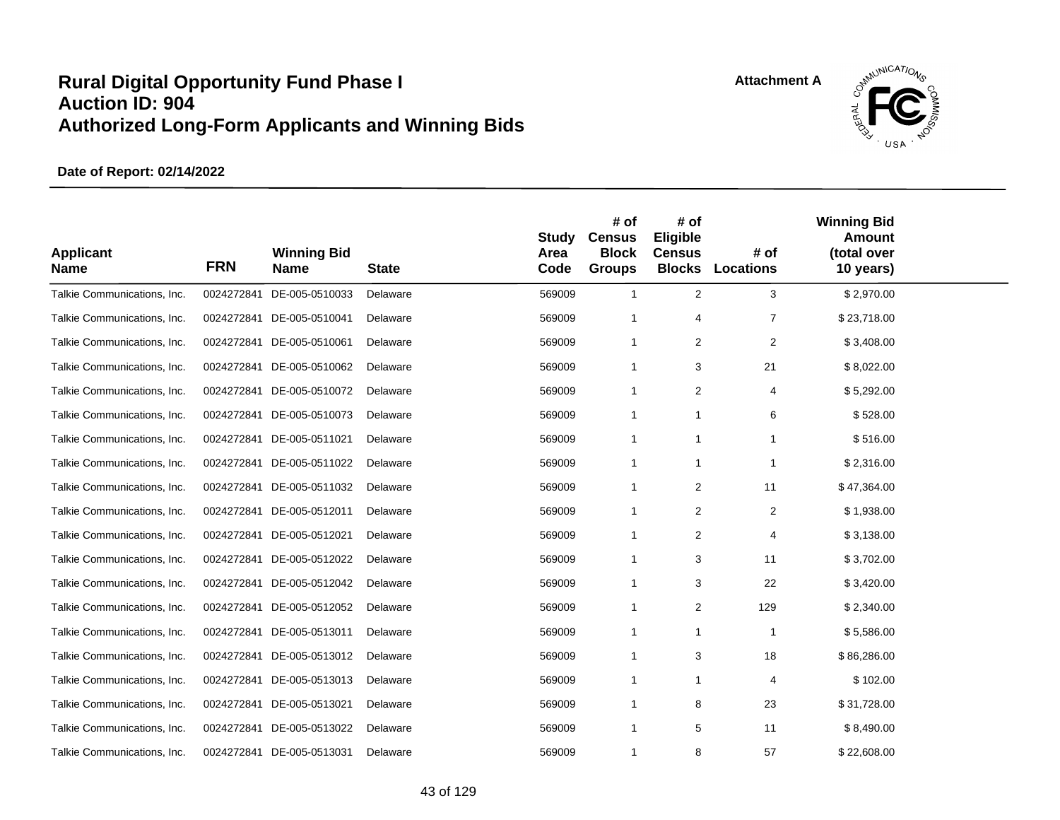# Rural Digital Opportunity Fund Phase I
# Auction ID: 904
# Authorized Long-Form Applicants and Winning Bids

Attachment A

**Date of Report: 02/14/2022**

| Applicant Name | FRN | Winning Bid Name | State | Study Area Code | # of Census Block Groups | # of Eligible Census Blocks | # of Locations | Winning Bid Amount (total over 10 years) |
|---|---|---|---|---|---|---|---|---|
| Talkie Communications, Inc. | 0024272841 | DE-005-0510033 | Delaware | 569009 | 1 | 2 | 3 | $ 2,970.00 |
| Talkie Communications, Inc. | 0024272841 | DE-005-0510041 | Delaware | 569009 | 1 | 4 | 7 | $ 23,718.00 |
| Talkie Communications, Inc. | 0024272841 | DE-005-0510061 | Delaware | 569009 | 1 | 2 | 2 | $ 3,408.00 |
| Talkie Communications, Inc. | 0024272841 | DE-005-0510062 | Delaware | 569009 | 1 | 3 | 21 | $ 8,022.00 |
| Talkie Communications, Inc. | 0024272841 | DE-005-0510072 | Delaware | 569009 | 1 | 2 | 4 | $ 5,292.00 |
| Talkie Communications, Inc. | 0024272841 | DE-005-0510073 | Delaware | 569009 | 1 | 1 | 6 | $ 528.00 |
| Talkie Communications, Inc. | 0024272841 | DE-005-0511021 | Delaware | 569009 | 1 | 1 | 1 | $ 516.00 |
| Talkie Communications, Inc. | 0024272841 | DE-005-0511022 | Delaware | 569009 | 1 | 1 | 1 | $ 2,316.00 |
| Talkie Communications, Inc. | 0024272841 | DE-005-0511032 | Delaware | 569009 | 1 | 2 | 11 | $ 47,364.00 |
| Talkie Communications, Inc. | 0024272841 | DE-005-0512011 | Delaware | 569009 | 1 | 2 | 2 | $ 1,938.00 |
| Talkie Communications, Inc. | 0024272841 | DE-005-0512021 | Delaware | 569009 | 1 | 2 | 4 | $ 3,138.00 |
| Talkie Communications, Inc. | 0024272841 | DE-005-0512022 | Delaware | 569009 | 1 | 3 | 11 | $ 3,702.00 |
| Talkie Communications, Inc. | 0024272841 | DE-005-0512042 | Delaware | 569009 | 1 | 3 | 22 | $ 3,420.00 |
| Talkie Communications, Inc. | 0024272841 | DE-005-0512052 | Delaware | 569009 | 1 | 2 | 129 | $ 2,340.00 |
| Talkie Communications, Inc. | 0024272841 | DE-005-0513011 | Delaware | 569009 | 1 | 1 | 1 | $ 5,586.00 |
| Talkie Communications, Inc. | 0024272841 | DE-005-0513012 | Delaware | 569009 | 1 | 3 | 18 | $ 86,286.00 |
| Talkie Communications, Inc. | 0024272841 | DE-005-0513013 | Delaware | 569009 | 1 | 1 | 4 | $ 102.00 |
| Talkie Communications, Inc. | 0024272841 | DE-005-0513021 | Delaware | 569009 | 1 | 8 | 23 | $ 31,728.00 |
| Talkie Communications, Inc. | 0024272841 | DE-005-0513022 | Delaware | 569009 | 1 | 5 | 11 | $ 8,490.00 |
| Talkie Communications, Inc. | 0024272841 | DE-005-0513031 | Delaware | 569009 | 1 | 8 | 57 | $ 22,608.00 |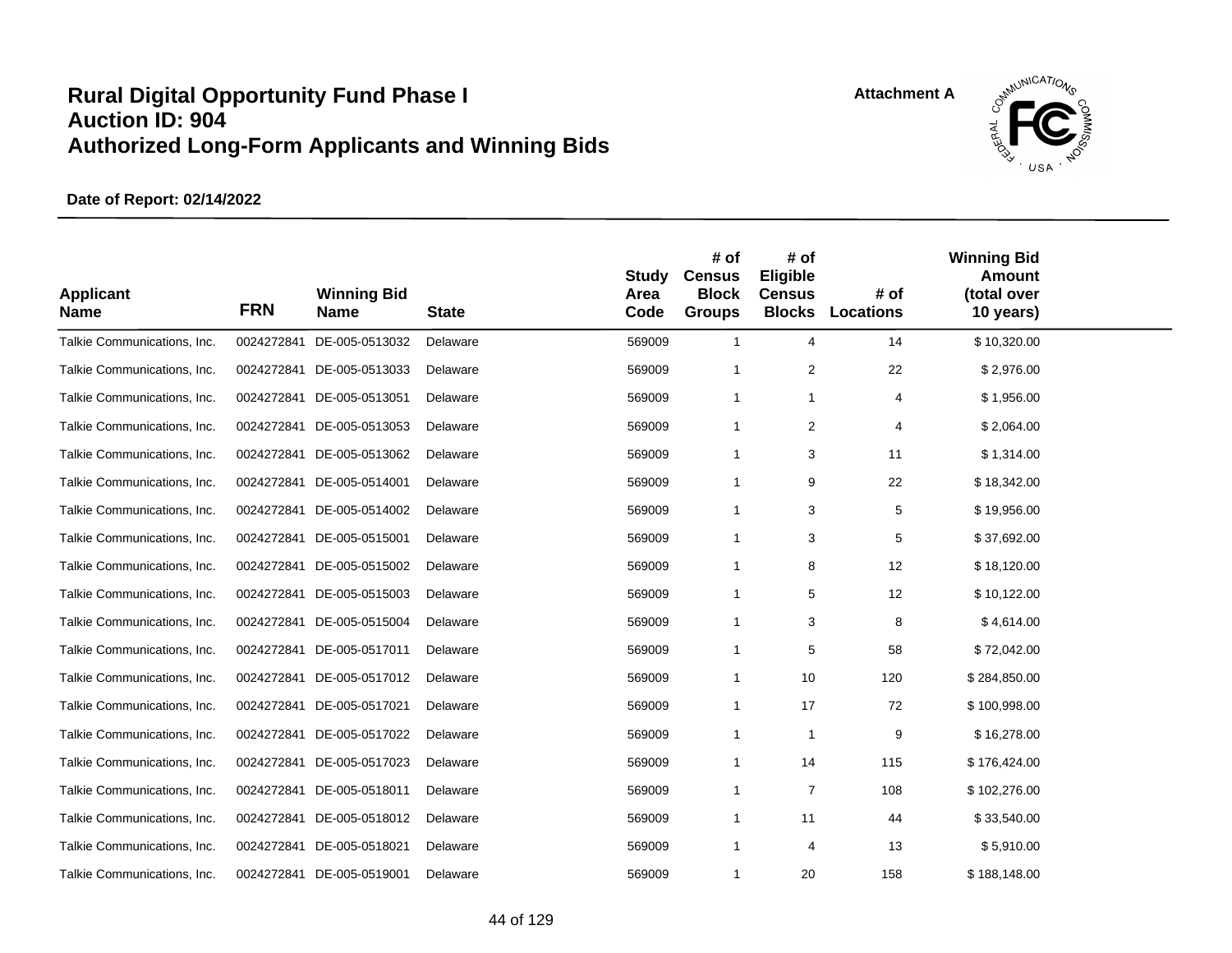# Rural Digital Opportunity Fund Phase I
# Auction ID: 904
# Authorized Long-Form Applicants and Winning Bids

Attachment A

**Date of Report: 02/14/2022**

| Applicant Name | FRN | Winning Bid Name | State | Study Area Code | # of Census Block Groups | # of Eligible Census Blocks | # of Locations | Winning Bid Amount (total over 10 years) |
|---|---|---|---|---|---|---|---|---|
| Talkie Communications, Inc. | 0024272841 | DE-005-0513032 | Delaware | 569009 | 1 | 4 | 14 | $ 10,320.00 |
| Talkie Communications, Inc. | 0024272841 | DE-005-0513033 | Delaware | 569009 | 1 | 2 | 22 | $ 2,976.00 |
| Talkie Communications, Inc. | 0024272841 | DE-005-0513051 | Delaware | 569009 | 1 | 1 | 4 | $ 1,956.00 |
| Talkie Communications, Inc. | 0024272841 | DE-005-0513053 | Delaware | 569009 | 1 | 2 | 4 | $ 2,064.00 |
| Talkie Communications, Inc. | 0024272841 | DE-005-0513062 | Delaware | 569009 | 1 | 3 | 11 | $ 1,314.00 |
| Talkie Communications, Inc. | 0024272841 | DE-005-0514001 | Delaware | 569009 | 1 | 9 | 22 | $ 18,342.00 |
| Talkie Communications, Inc. | 0024272841 | DE-005-0514002 | Delaware | 569009 | 1 | 3 | 5 | $ 19,956.00 |
| Talkie Communications, Inc. | 0024272841 | DE-005-0515001 | Delaware | 569009 | 1 | 3 | 5 | $ 37,692.00 |
| Talkie Communications, Inc. | 0024272841 | DE-005-0515002 | Delaware | 569009 | 1 | 8 | 12 | $ 18,120.00 |
| Talkie Communications, Inc. | 0024272841 | DE-005-0515003 | Delaware | 569009 | 1 | 5 | 12 | $ 10,122.00 |
| Talkie Communications, Inc. | 0024272841 | DE-005-0515004 | Delaware | 569009 | 1 | 3 | 8 | $ 4,614.00 |
| Talkie Communications, Inc. | 0024272841 | DE-005-0517011 | Delaware | 569009 | 1 | 5 | 58 | $ 72,042.00 |
| Talkie Communications, Inc. | 0024272841 | DE-005-0517012 | Delaware | 569009 | 1 | 10 | 120 | $ 284,850.00 |
| Talkie Communications, Inc. | 0024272841 | DE-005-0517021 | Delaware | 569009 | 1 | 17 | 72 | $ 100,998.00 |
| Talkie Communications, Inc. | 0024272841 | DE-005-0517022 | Delaware | 569009 | 1 | 1 | 9 | $ 16,278.00 |
| Talkie Communications, Inc. | 0024272841 | DE-005-0517023 | Delaware | 569009 | 1 | 14 | 115 | $ 176,424.00 |
| Talkie Communications, Inc. | 0024272841 | DE-005-0518011 | Delaware | 569009 | 1 | 7 | 108 | $ 102,276.00 |
| Talkie Communications, Inc. | 0024272841 | DE-005-0518012 | Delaware | 569009 | 1 | 11 | 44 | $ 33,540.00 |
| Talkie Communications, Inc. | 0024272841 | DE-005-0518021 | Delaware | 569009 | 1 | 4 | 13 | $ 5,910.00 |
| Talkie Communications, Inc. | 0024272841 | DE-005-0519001 | Delaware | 569009 | 1 | 20 | 158 | $ 188,148.00 |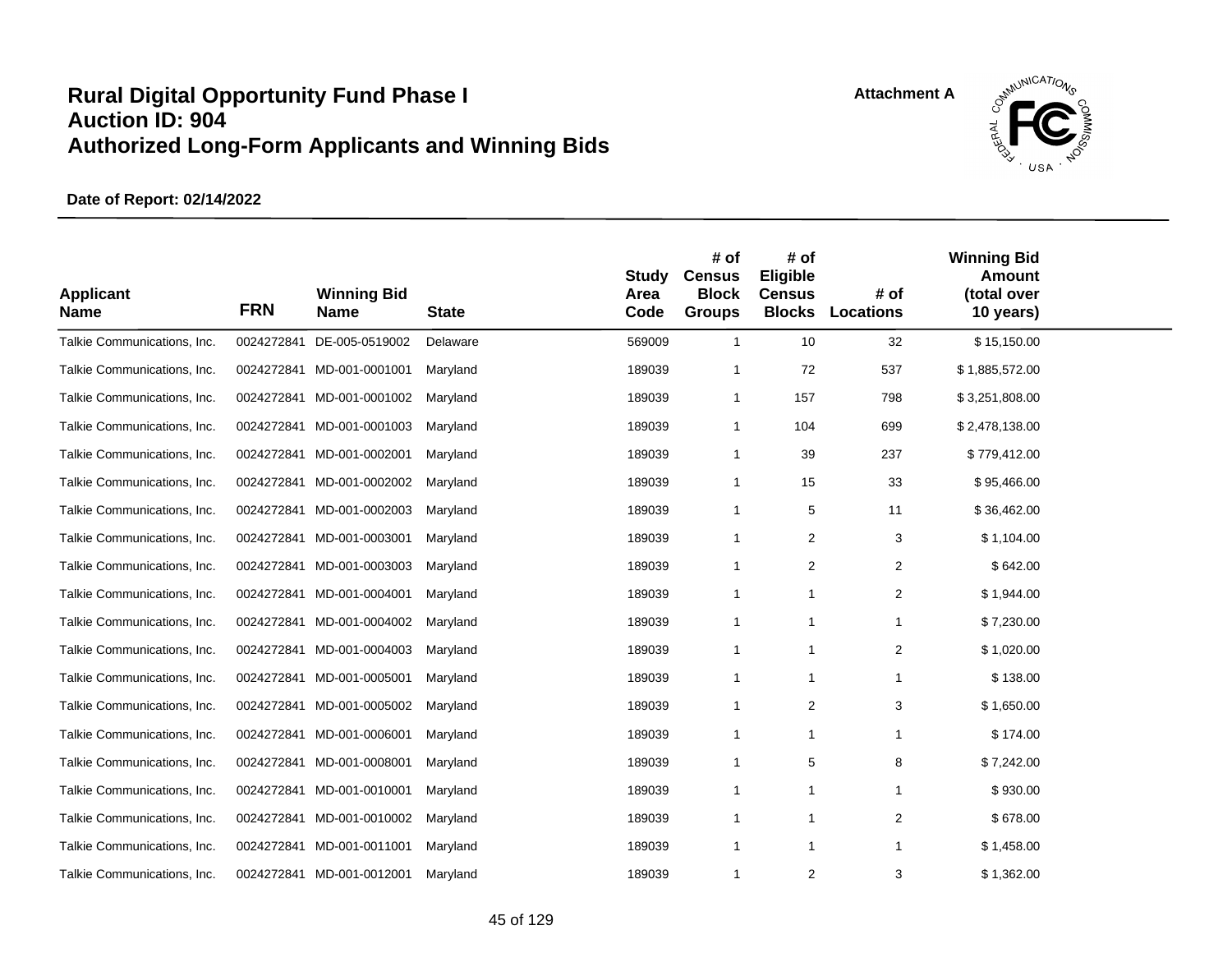# Rural Digital Opportunity Fund Phase I
# Auction ID: 904
# Authorized Long-Form Applicants and Winning Bids

Attachment A

**Date of Report: 02/14/2022**

| Applicant Name | FRN | Winning Bid Name | State | Study Area Code | # of Census Block Groups | # of Eligible Census Blocks | # of Locations | Winning Bid Amount (total over 10 years) |
|---|---|---|---|---|---|---|---|---|
| Talkie Communications, Inc. | 0024272841 | DE-005-0519002 | Delaware | 569009 | 1 | 10 | 32 | $ 15,150.00 |
| Talkie Communications, Inc. | 0024272841 | MD-001-0001001 | Maryland | 189039 | 1 | 72 | 537 | $ 1,885,572.00 |
| Talkie Communications, Inc. | 0024272841 | MD-001-0001002 | Maryland | 189039 | 1 | 157 | 798 | $ 3,251,808.00 |
| Talkie Communications, Inc. | 0024272841 | MD-001-0001003 | Maryland | 189039 | 1 | 104 | 699 | $ 2,478,138.00 |
| Talkie Communications, Inc. | 0024272841 | MD-001-0002001 | Maryland | 189039 | 1 | 39 | 237 | $ 779,412.00 |
| Talkie Communications, Inc. | 0024272841 | MD-001-0002002 | Maryland | 189039 | 1 | 15 | 33 | $ 95,466.00 |
| Talkie Communications, Inc. | 0024272841 | MD-001-0002003 | Maryland | 189039 | 1 | 5 | 11 | $ 36,462.00 |
| Talkie Communications, Inc. | 0024272841 | MD-001-0003001 | Maryland | 189039 | 1 | 2 | 3 | $ 1,104.00 |
| Talkie Communications, Inc. | 0024272841 | MD-001-0003003 | Maryland | 189039 | 1 | 2 | 2 | $ 642.00 |
| Talkie Communications, Inc. | 0024272841 | MD-001-0004001 | Maryland | 189039 | 1 | 1 | 2 | $ 1,944.00 |
| Talkie Communications, Inc. | 0024272841 | MD-001-0004002 | Maryland | 189039 | 1 | 1 | 1 | $ 7,230.00 |
| Talkie Communications, Inc. | 0024272841 | MD-001-0004003 | Maryland | 189039 | 1 | 1 | 2 | $ 1,020.00 |
| Talkie Communications, Inc. | 0024272841 | MD-001-0005001 | Maryland | 189039 | 1 | 1 | 1 | $ 138.00 |
| Talkie Communications, Inc. | 0024272841 | MD-001-0005002 | Maryland | 189039 | 1 | 2 | 3 | $ 1,650.00 |
| Talkie Communications, Inc. | 0024272841 | MD-001-0006001 | Maryland | 189039 | 1 | 1 | 1 | $ 174.00 |
| Talkie Communications, Inc. | 0024272841 | MD-001-0008001 | Maryland | 189039 | 1 | 5 | 8 | $ 7,242.00 |
| Talkie Communications, Inc. | 0024272841 | MD-001-0010001 | Maryland | 189039 | 1 | 1 | 1 | $ 930.00 |
| Talkie Communications, Inc. | 0024272841 | MD-001-0010002 | Maryland | 189039 | 1 | 1 | 2 | $ 678.00 |
| Talkie Communications, Inc. | 0024272841 | MD-001-0011001 | Maryland | 189039 | 1 | 1 | 1 | $ 1,458.00 |
| Talkie Communications, Inc. | 0024272841 | MD-001-0012001 | Maryland | 189039 | 1 | 2 | 3 | $ 1,362.00 |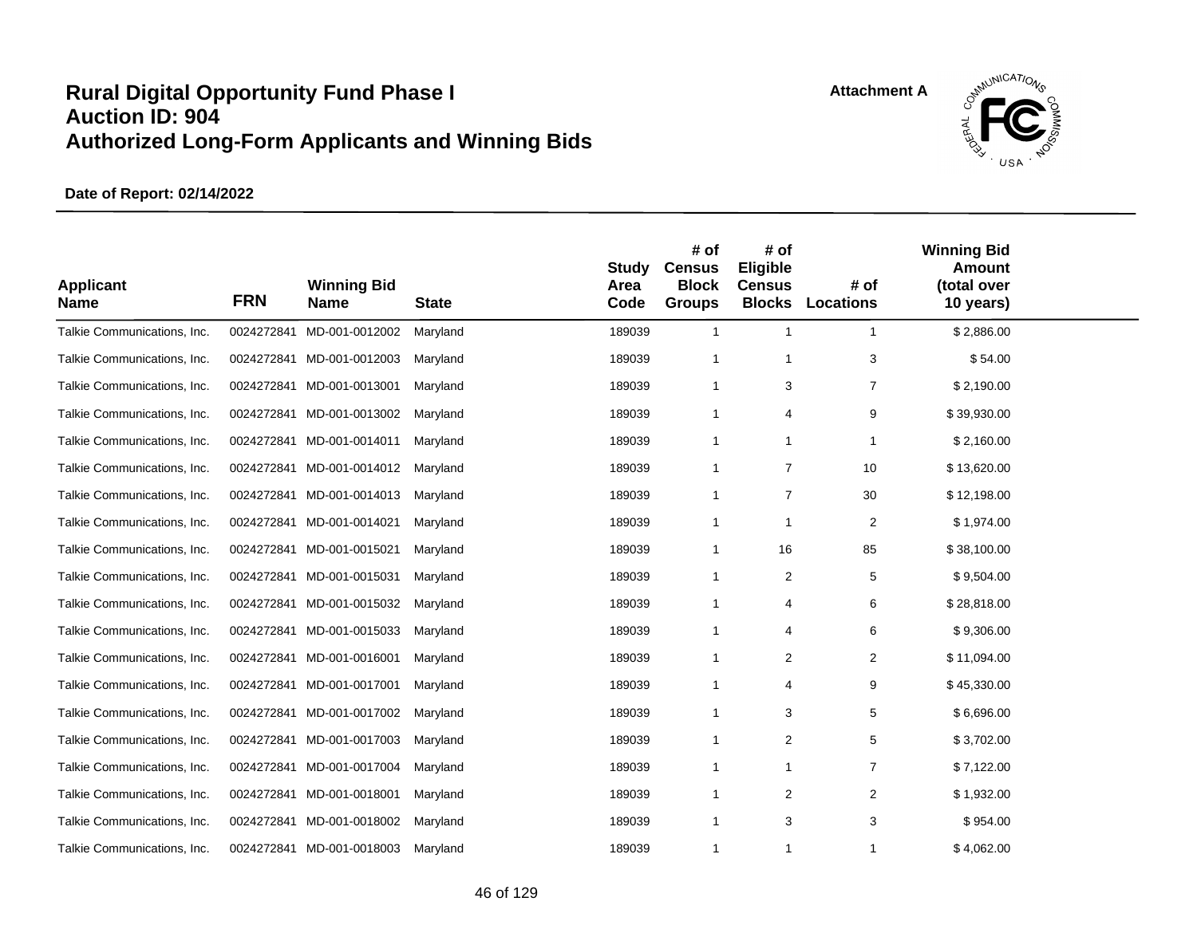# Rural Digital Opportunity Fund Phase I
# Auction ID: 904
# Authorized Long-Form Applicants and Winning Bids

Attachment A

**Date of Report: 02/14/2022**

| Applicant Name | FRN | Winning Bid Name | State | Study Area Code | # of Census Block Groups | # of Eligible Census Blocks | # of Locations | Winning Bid Amount (total over 10 years) |
|---|---|---|---|---|---|---|---|---|
| Talkie Communications, Inc. | 0024272841 | MD-001-0012002 | Maryland | 189039 | 1 | 1 | 1 | $ 2,886.00 |
| Talkie Communications, Inc. | 0024272841 | MD-001-0012003 | Maryland | 189039 | 1 | 1 | 3 | $ 54.00 |
| Talkie Communications, Inc. | 0024272841 | MD-001-0013001 | Maryland | 189039 | 1 | 3 | 7 | $ 2,190.00 |
| Talkie Communications, Inc. | 0024272841 | MD-001-0013002 | Maryland | 189039 | 1 | 4 | 9 | $ 39,930.00 |
| Talkie Communications, Inc. | 0024272841 | MD-001-0014011 | Maryland | 189039 | 1 | 1 | 1 | $ 2,160.00 |
| Talkie Communications, Inc. | 0024272841 | MD-001-0014012 | Maryland | 189039 | 1 | 7 | 10 | $ 13,620.00 |
| Talkie Communications, Inc. | 0024272841 | MD-001-0014013 | Maryland | 189039 | 1 | 7 | 30 | $ 12,198.00 |
| Talkie Communications, Inc. | 0024272841 | MD-001-0014021 | Maryland | 189039 | 1 | 1 | 2 | $ 1,974.00 |
| Talkie Communications, Inc. | 0024272841 | MD-001-0015021 | Maryland | 189039 | 1 | 16 | 85 | $ 38,100.00 |
| Talkie Communications, Inc. | 0024272841 | MD-001-0015031 | Maryland | 189039 | 1 | 2 | 5 | $ 9,504.00 |
| Talkie Communications, Inc. | 0024272841 | MD-001-0015032 | Maryland | 189039 | 1 | 4 | 6 | $ 28,818.00 |
| Talkie Communications, Inc. | 0024272841 | MD-001-0015033 | Maryland | 189039 | 1 | 4 | 6 | $ 9,306.00 |
| Talkie Communications, Inc. | 0024272841 | MD-001-0016001 | Maryland | 189039 | 1 | 2 | 2 | $ 11,094.00 |
| Talkie Communications, Inc. | 0024272841 | MD-001-0017001 | Maryland | 189039 | 1 | 4 | 9 | $ 45,330.00 |
| Talkie Communications, Inc. | 0024272841 | MD-001-0017002 | Maryland | 189039 | 1 | 3 | 5 | $ 6,696.00 |
| Talkie Communications, Inc. | 0024272841 | MD-001-0017003 | Maryland | 189039 | 1 | 2 | 5 | $ 3,702.00 |
| Talkie Communications, Inc. | 0024272841 | MD-001-0017004 | Maryland | 189039 | 1 | 1 | 7 | $ 7,122.00 |
| Talkie Communications, Inc. | 0024272841 | MD-001-0018001 | Maryland | 189039 | 1 | 2 | 2 | $ 1,932.00 |
| Talkie Communications, Inc. | 0024272841 | MD-001-0018002 | Maryland | 189039 | 1 | 3 | 3 | $ 954.00 |
| Talkie Communications, Inc. | 0024272841 | MD-001-0018003 | Maryland | 189039 | 1 | 1 | 1 | $ 4,062.00 |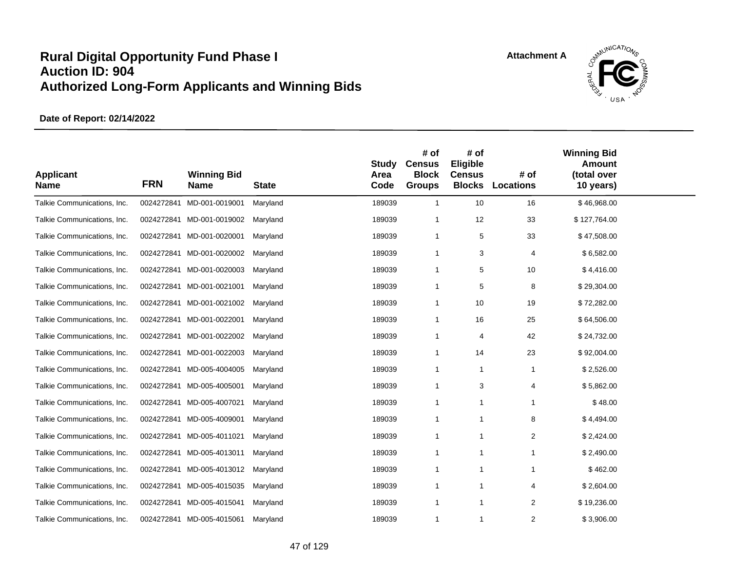# Rural Digital Opportunity Fund Phase I
# Auction ID: 904
# Authorized Long-Form Applicants and Winning Bids

Attachment A

**Date of Report: 02/14/2022**

| Applicant Name | FRN | Winning Bid Name | State | Study Area Code | # of Census Block Groups | # of Eligible Census Blocks | # of Locations | Winning Bid Amount (total over 10 years) |
|---|---|---|---|---|---|---|---|---|
| Talkie Communications, Inc. | 0024272841 | MD-001-0019001 | Maryland | 189039 | 1 | 10 | 16 | $ 46,968.00 |
| Talkie Communications, Inc. | 0024272841 | MD-001-0019002 | Maryland | 189039 | 1 | 12 | 33 | $ 127,764.00 |
| Talkie Communications, Inc. | 0024272841 | MD-001-0020001 | Maryland | 189039 | 1 | 5 | 33 | $ 47,508.00 |
| Talkie Communications, Inc. | 0024272841 | MD-001-0020002 | Maryland | 189039 | 1 | 3 | 4 | $ 6,582.00 |
| Talkie Communications, Inc. | 0024272841 | MD-001-0020003 | Maryland | 189039 | 1 | 5 | 10 | $ 4,416.00 |
| Talkie Communications, Inc. | 0024272841 | MD-001-0021001 | Maryland | 189039 | 1 | 5 | 8 | $ 29,304.00 |
| Talkie Communications, Inc. | 0024272841 | MD-001-0021002 | Maryland | 189039 | 1 | 10 | 19 | $ 72,282.00 |
| Talkie Communications, Inc. | 0024272841 | MD-001-0022001 | Maryland | 189039 | 1 | 16 | 25 | $ 64,506.00 |
| Talkie Communications, Inc. | 0024272841 | MD-001-0022002 | Maryland | 189039 | 1 | 4 | 42 | $ 24,732.00 |
| Talkie Communications, Inc. | 0024272841 | MD-001-0022003 | Maryland | 189039 | 1 | 14 | 23 | $ 92,004.00 |
| Talkie Communications, Inc. | 0024272841 | MD-005-4004005 | Maryland | 189039 | 1 | 1 | 1 | $ 2,526.00 |
| Talkie Communications, Inc. | 0024272841 | MD-005-4005001 | Maryland | 189039 | 1 | 3 | 4 | $ 5,862.00 |
| Talkie Communications, Inc. | 0024272841 | MD-005-4007021 | Maryland | 189039 | 1 | 1 | 1 | $ 48.00 |
| Talkie Communications, Inc. | 0024272841 | MD-005-4009001 | Maryland | 189039 | 1 | 1 | 8 | $ 4,494.00 |
| Talkie Communications, Inc. | 0024272841 | MD-005-4011021 | Maryland | 189039 | 1 | 1 | 2 | $ 2,424.00 |
| Talkie Communications, Inc. | 0024272841 | MD-005-4013011 | Maryland | 189039 | 1 | 1 | 1 | $ 2,490.00 |
| Talkie Communications, Inc. | 0024272841 | MD-005-4013012 | Maryland | 189039 | 1 | 1 | 1 | $ 462.00 |
| Talkie Communications, Inc. | 0024272841 | MD-005-4015035 | Maryland | 189039 | 1 | 1 | 4 | $ 2,604.00 |
| Talkie Communications, Inc. | 0024272841 | MD-005-4015041 | Maryland | 189039 | 1 | 1 | 2 | $ 19,236.00 |
| Talkie Communications, Inc. | 0024272841 | MD-005-4015061 | Maryland | 189039 | 1 | 1 | 2 | $ 3,906.00 |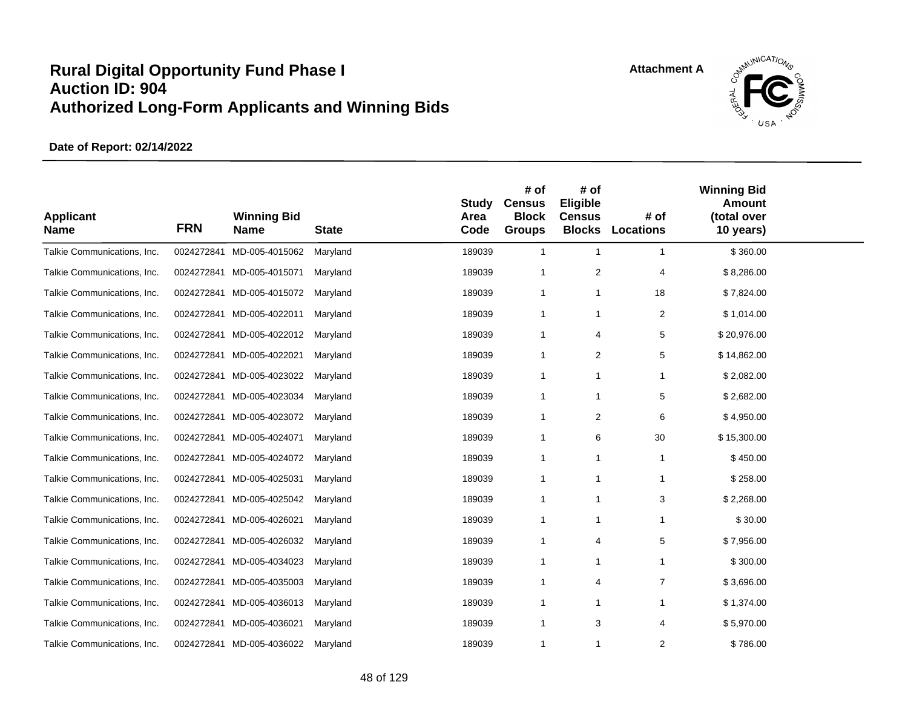# Rural Digital Opportunity Fund Phase I
# Auction ID: 904
# Authorized Long-Form Applicants and Winning Bids

Attachment A

**Date of Report: 02/14/2022**

| Applicant Name | FRN | Winning Bid Name | State | Study Area Code | # of Census Block Groups | # of Eligible Census Blocks | # of Locations | Winning Bid Amount (total over 10 years) |
|---|---|---|---|---|---|---|---|---|
| Talkie Communications, Inc. | 0024272841 | MD-005-4015062 | Maryland | 189039 | 1 | 1 | 1 | $ 360.00 |
| Talkie Communications, Inc. | 0024272841 | MD-005-4015071 | Maryland | 189039 | 1 | 2 | 4 | $ 8,286.00 |
| Talkie Communications, Inc. | 0024272841 | MD-005-4015072 | Maryland | 189039 | 1 | 1 | 18 | $ 7,824.00 |
| Talkie Communications, Inc. | 0024272841 | MD-005-4022011 | Maryland | 189039 | 1 | 1 | 2 | $ 1,014.00 |
| Talkie Communications, Inc. | 0024272841 | MD-005-4022012 | Maryland | 189039 | 1 | 4 | 5 | $ 20,976.00 |
| Talkie Communications, Inc. | 0024272841 | MD-005-4022021 | Maryland | 189039 | 1 | 2 | 5 | $ 14,862.00 |
| Talkie Communications, Inc. | 0024272841 | MD-005-4023022 | Maryland | 189039 | 1 | 1 | 1 | $ 2,082.00 |
| Talkie Communications, Inc. | 0024272841 | MD-005-4023034 | Maryland | 189039 | 1 | 1 | 5 | $ 2,682.00 |
| Talkie Communications, Inc. | 0024272841 | MD-005-4023072 | Maryland | 189039 | 1 | 2 | 6 | $ 4,950.00 |
| Talkie Communications, Inc. | 0024272841 | MD-005-4024071 | Maryland | 189039 | 1 | 6 | 30 | $ 15,300.00 |
| Talkie Communications, Inc. | 0024272841 | MD-005-4024072 | Maryland | 189039 | 1 | 1 | 1 | $ 450.00 |
| Talkie Communications, Inc. | 0024272841 | MD-005-4025031 | Maryland | 189039 | 1 | 1 | 1 | $ 258.00 |
| Talkie Communications, Inc. | 0024272841 | MD-005-4025042 | Maryland | 189039 | 1 | 1 | 3 | $ 2,268.00 |
| Talkie Communications, Inc. | 0024272841 | MD-005-4026021 | Maryland | 189039 | 1 | 1 | 1 | $ 30.00 |
| Talkie Communications, Inc. | 0024272841 | MD-005-4026032 | Maryland | 189039 | 1 | 4 | 5 | $ 7,956.00 |
| Talkie Communications, Inc. | 0024272841 | MD-005-4034023 | Maryland | 189039 | 1 | 1 | 1 | $ 300.00 |
| Talkie Communications, Inc. | 0024272841 | MD-005-4035003 | Maryland | 189039 | 1 | 4 | 7 | $ 3,696.00 |
| Talkie Communications, Inc. | 0024272841 | MD-005-4036013 | Maryland | 189039 | 1 | 1 | 1 | $ 1,374.00 |
| Talkie Communications, Inc. | 0024272841 | MD-005-4036021 | Maryland | 189039 | 1 | 3 | 4 | $ 5,970.00 |
| Talkie Communications, Inc. | 0024272841 | MD-005-4036022 | Maryland | 189039 | 1 | 1 | 2 | $ 786.00 |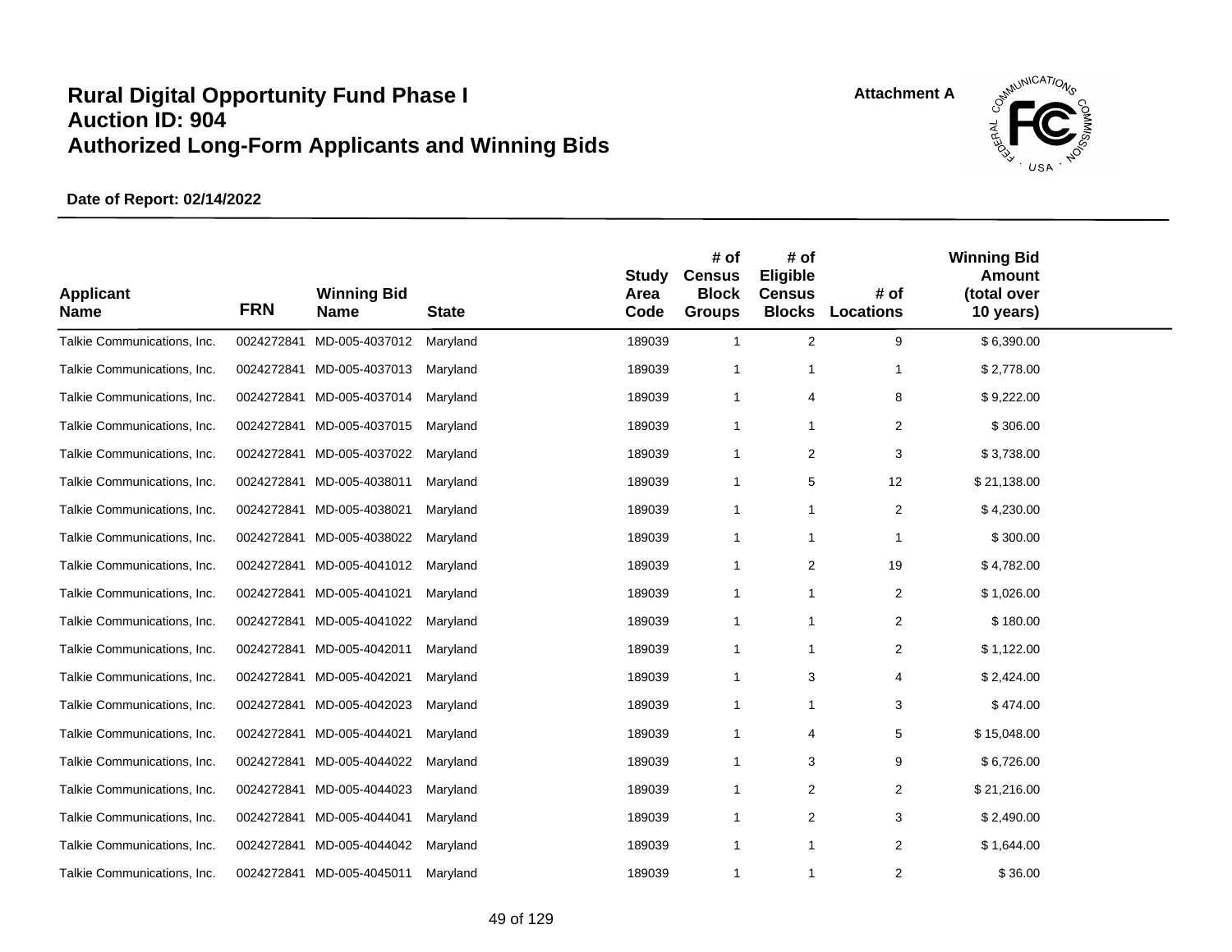# Rural Digital Opportunity Fund Phase I
# Auction ID: 904
# Authorized Long-Form Applicants and Winning Bids

Attachment A

**Date of Report: 02/14/2022**

| Applicant Name | FRN | Winning Bid Name | State | Study Area Code | # of Census Block Groups | # of Eligible Census Blocks | # of Locations | Winning Bid Amount (total over 10 years) |
|---|---|---|---|---|---|---|---|---|
| Talkie Communications, Inc. | 0024272841 | MD-005-4037012 | Maryland | 189039 | 1 | 2 | 9 | $ 6,390.00 |
| Talkie Communications, Inc. | 0024272841 | MD-005-4037013 | Maryland | 189039 | 1 | 1 | 1 | $ 2,778.00 |
| Talkie Communications, Inc. | 0024272841 | MD-005-4037014 | Maryland | 189039 | 1 | 4 | 8 | $ 9,222.00 |
| Talkie Communications, Inc. | 0024272841 | MD-005-4037015 | Maryland | 189039 | 1 | 1 | 2 | $ 306.00 |
| Talkie Communications, Inc. | 0024272841 | MD-005-4037022 | Maryland | 189039 | 1 | 2 | 3 | $ 3,738.00 |
| Talkie Communications, Inc. | 0024272841 | MD-005-4038011 | Maryland | 189039 | 1 | 5 | 12 | $ 21,138.00 |
| Talkie Communications, Inc. | 0024272841 | MD-005-4038021 | Maryland | 189039 | 1 | 1 | 2 | $ 4,230.00 |
| Talkie Communications, Inc. | 0024272841 | MD-005-4038022 | Maryland | 189039 | 1 | 1 | 1 | $ 300.00 |
| Talkie Communications, Inc. | 0024272841 | MD-005-4041012 | Maryland | 189039 | 1 | 2 | 19 | $ 4,782.00 |
| Talkie Communications, Inc. | 0024272841 | MD-005-4041021 | Maryland | 189039 | 1 | 1 | 2 | $ 1,026.00 |
| Talkie Communications, Inc. | 0024272841 | MD-005-4041022 | Maryland | 189039 | 1 | 1 | 2 | $ 180.00 |
| Talkie Communications, Inc. | 0024272841 | MD-005-4042011 | Maryland | 189039 | 1 | 1 | 2 | $ 1,122.00 |
| Talkie Communications, Inc. | 0024272841 | MD-005-4042021 | Maryland | 189039 | 1 | 3 | 4 | $ 2,424.00 |
| Talkie Communications, Inc. | 0024272841 | MD-005-4042023 | Maryland | 189039 | 1 | 1 | 3 | $ 474.00 |
| Talkie Communications, Inc. | 0024272841 | MD-005-4044021 | Maryland | 189039 | 1 | 4 | 5 | $ 15,048.00 |
| Talkie Communications, Inc. | 0024272841 | MD-005-4044022 | Maryland | 189039 | 1 | 3 | 9 | $ 6,726.00 |
| Talkie Communications, Inc. | 0024272841 | MD-005-4044023 | Maryland | 189039 | 1 | 2 | 2 | $ 21,216.00 |
| Talkie Communications, Inc. | 0024272841 | MD-005-4044041 | Maryland | 189039 | 1 | 2 | 3 | $ 2,490.00 |
| Talkie Communications, Inc. | 0024272841 | MD-005-4044042 | Maryland | 189039 | 1 | 1 | 2 | $ 1,644.00 |
| Talkie Communications, Inc. | 0024272841 | MD-005-4045011 | Maryland | 189039 | 1 | 1 | 2 | $ 36.00 |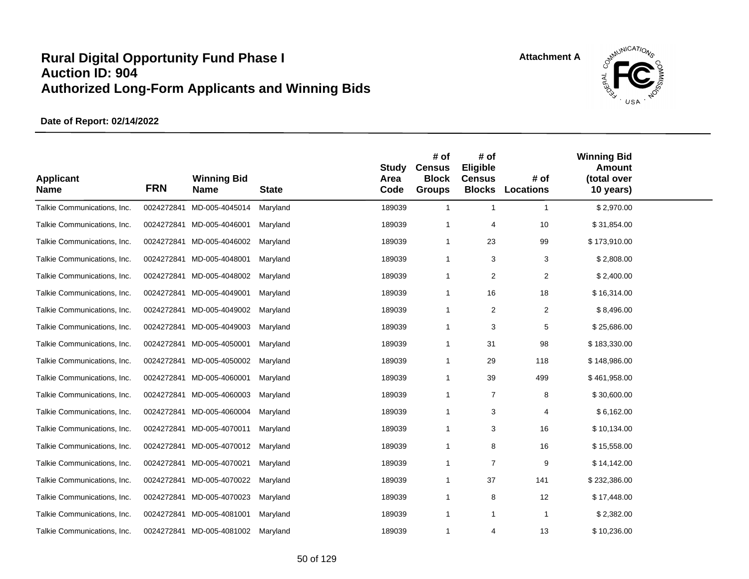# Rural Digital Opportunity Fund Phase I
# Auction ID: 904
# Authorized Long-Form Applicants and Winning Bids

Attachment A

**Date of Report: 02/14/2022**

| Applicant Name | FRN | Winning Bid Name | State | Study Area Code | # of Census Block Groups | # of Eligible Census Blocks | # of Locations | Winning Bid Amount (total over 10 years) |
|---|---|---|---|---|---|---|---|---|
| Talkie Communications, Inc. | 0024272841 | MD-005-4045014 | Maryland | 189039 | 1 | 1 | 1 | $ 2,970.00 |
| Talkie Communications, Inc. | 0024272841 | MD-005-4046001 | Maryland | 189039 | 1 | 4 | 10 | $ 31,854.00 |
| Talkie Communications, Inc. | 0024272841 | MD-005-4046002 | Maryland | 189039 | 1 | 23 | 99 | $ 173,910.00 |
| Talkie Communications, Inc. | 0024272841 | MD-005-4048001 | Maryland | 189039 | 1 | 3 | 3 | $ 2,808.00 |
| Talkie Communications, Inc. | 0024272841 | MD-005-4048002 | Maryland | 189039 | 1 | 2 | 2 | $ 2,400.00 |
| Talkie Communications, Inc. | 0024272841 | MD-005-4049001 | Maryland | 189039 | 1 | 16 | 18 | $ 16,314.00 |
| Talkie Communications, Inc. | 0024272841 | MD-005-4049002 | Maryland | 189039 | 1 | 2 | 2 | $ 8,496.00 |
| Talkie Communications, Inc. | 0024272841 | MD-005-4049003 | Maryland | 189039 | 1 | 3 | 5 | $ 25,686.00 |
| Talkie Communications, Inc. | 0024272841 | MD-005-4050001 | Maryland | 189039 | 1 | 31 | 98 | $ 183,330.00 |
| Talkie Communications, Inc. | 0024272841 | MD-005-4050002 | Maryland | 189039 | 1 | 29 | 118 | $ 148,986.00 |
| Talkie Communications, Inc. | 0024272841 | MD-005-4060001 | Maryland | 189039 | 1 | 39 | 499 | $ 461,958.00 |
| Talkie Communications, Inc. | 0024272841 | MD-005-4060003 | Maryland | 189039 | 1 | 7 | 8 | $ 30,600.00 |
| Talkie Communications, Inc. | 0024272841 | MD-005-4060004 | Maryland | 189039 | 1 | 3 | 4 | $ 6,162.00 |
| Talkie Communications, Inc. | 0024272841 | MD-005-4070011 | Maryland | 189039 | 1 | 3 | 16 | $ 10,134.00 |
| Talkie Communications, Inc. | 0024272841 | MD-005-4070012 | Maryland | 189039 | 1 | 8 | 16 | $ 15,558.00 |
| Talkie Communications, Inc. | 0024272841 | MD-005-4070021 | Maryland | 189039 | 1 | 7 | 9 | $ 14,142.00 |
| Talkie Communications, Inc. | 0024272841 | MD-005-4070022 | Maryland | 189039 | 1 | 37 | 141 | $ 232,386.00 |
| Talkie Communications, Inc. | 0024272841 | MD-005-4070023 | Maryland | 189039 | 1 | 8 | 12 | $ 17,448.00 |
| Talkie Communications, Inc. | 0024272841 | MD-005-4081001 | Maryland | 189039 | 1 | 1 | 1 | $ 2,382.00 |
| Talkie Communications, Inc. | 0024272841 | MD-005-4081002 | Maryland | 189039 | 1 | 4 | 13 | $ 10,236.00 |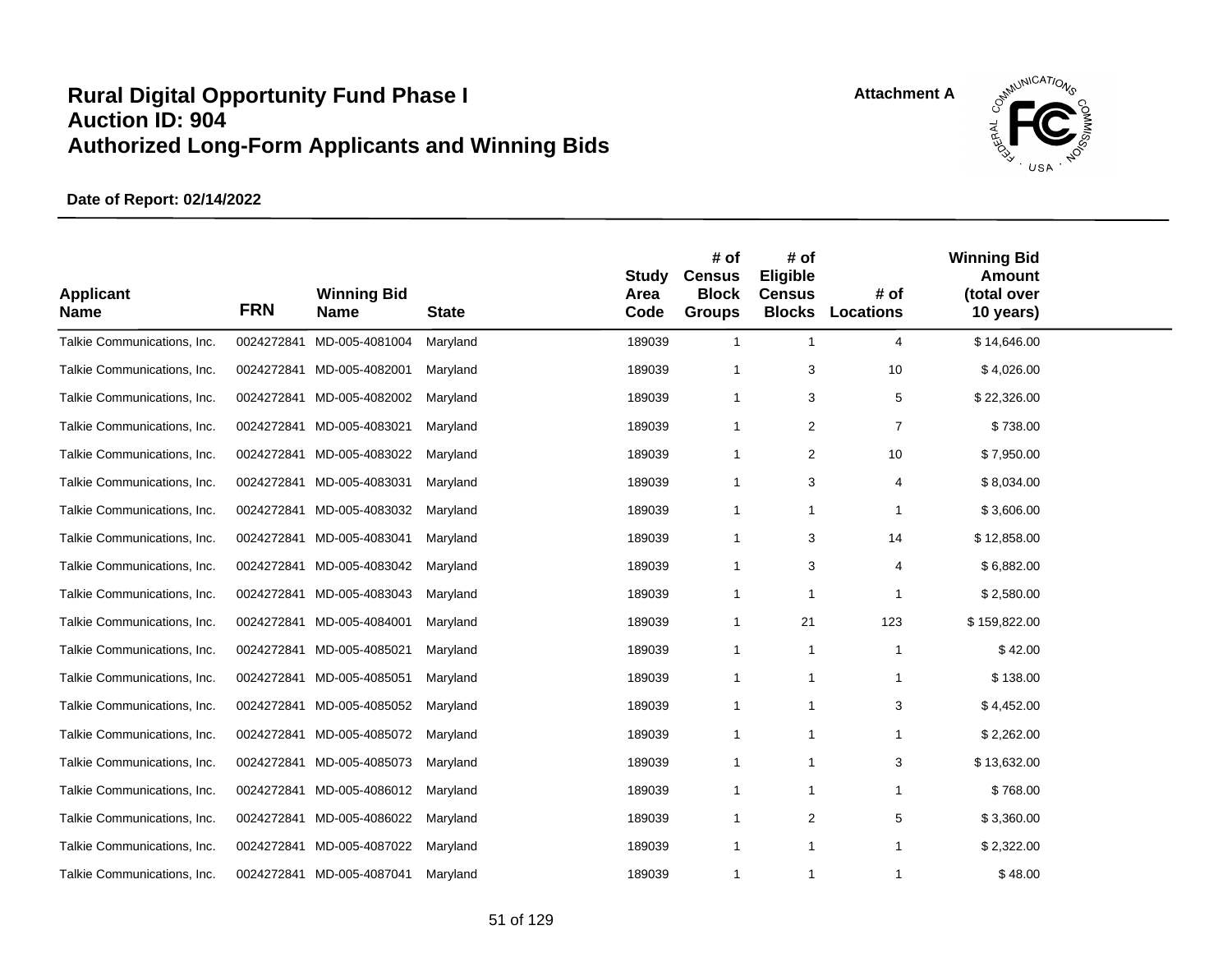# Rural Digital Opportunity Fund Phase I
# Auction ID: 904
# Authorized Long-Form Applicants and Winning Bids

Attachment A

**Date of Report: 02/14/2022**

| Applicant Name | FRN | Winning Bid Name | State | Study Area Code | # of Census Block Groups | # of Eligible Census Blocks | # of Locations | Winning Bid Amount (total over 10 years) |
|---|---|---|---|---|---|---|---|---|
| Talkie Communications, Inc. | 0024272841 | MD-005-4081004 | Maryland | 189039 | 1 | 1 | 4 | $ 14,646.00 |
| Talkie Communications, Inc. | 0024272841 | MD-005-4082001 | Maryland | 189039 | 1 | 3 | 10 | $ 4,026.00 |
| Talkie Communications, Inc. | 0024272841 | MD-005-4082002 | Maryland | 189039 | 1 | 3 | 5 | $ 22,326.00 |
| Talkie Communications, Inc. | 0024272841 | MD-005-4083021 | Maryland | 189039 | 1 | 2 | 7 | $ 738.00 |
| Talkie Communications, Inc. | 0024272841 | MD-005-4083022 | Maryland | 189039 | 1 | 2 | 10 | $ 7,950.00 |
| Talkie Communications, Inc. | 0024272841 | MD-005-4083031 | Maryland | 189039 | 1 | 3 | 4 | $ 8,034.00 |
| Talkie Communications, Inc. | 0024272841 | MD-005-4083032 | Maryland | 189039 | 1 | 1 | 1 | $ 3,606.00 |
| Talkie Communications, Inc. | 0024272841 | MD-005-4083041 | Maryland | 189039 | 1 | 3 | 14 | $ 12,858.00 |
| Talkie Communications, Inc. | 0024272841 | MD-005-4083042 | Maryland | 189039 | 1 | 3 | 4 | $ 6,882.00 |
| Talkie Communications, Inc. | 0024272841 | MD-005-4083043 | Maryland | 189039 | 1 | 1 | 1 | $ 2,580.00 |
| Talkie Communications, Inc. | 0024272841 | MD-005-4084001 | Maryland | 189039 | 1 | 21 | 123 | $ 159,822.00 |
| Talkie Communications, Inc. | 0024272841 | MD-005-4085021 | Maryland | 189039 | 1 | 1 | 1 | $ 42.00 |
| Talkie Communications, Inc. | 0024272841 | MD-005-4085051 | Maryland | 189039 | 1 | 1 | 1 | $ 138.00 |
| Talkie Communications, Inc. | 0024272841 | MD-005-4085052 | Maryland | 189039 | 1 | 1 | 3 | $ 4,452.00 |
| Talkie Communications, Inc. | 0024272841 | MD-005-4085072 | Maryland | 189039 | 1 | 1 | 1 | $ 2,262.00 |
| Talkie Communications, Inc. | 0024272841 | MD-005-4085073 | Maryland | 189039 | 1 | 1 | 3 | $ 13,632.00 |
| Talkie Communications, Inc. | 0024272841 | MD-005-4086012 | Maryland | 189039 | 1 | 1 | 1 | $ 768.00 |
| Talkie Communications, Inc. | 0024272841 | MD-005-4086022 | Maryland | 189039 | 1 | 2 | 5 | $ 3,360.00 |
| Talkie Communications, Inc. | 0024272841 | MD-005-4087022 | Maryland | 189039 | 1 | 1 | 1 | $ 2,322.00 |
| Talkie Communications, Inc. | 0024272841 | MD-005-4087041 | Maryland | 189039 | 1 | 1 | 1 | $ 48.00 |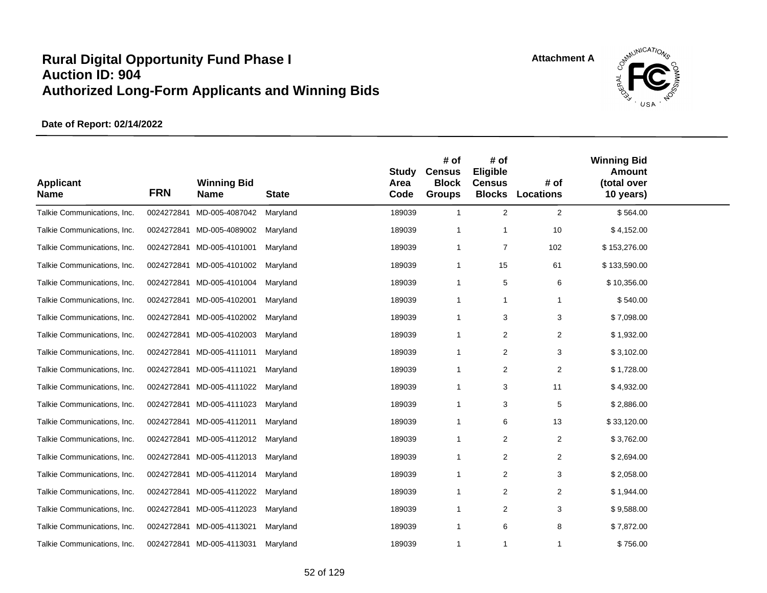# Rural Digital Opportunity Fund Phase I
# Auction ID: 904
# Authorized Long-Form Applicants and Winning Bids

Attachment A

**Date of Report: 02/14/2022**

| Applicant Name | FRN | Winning Bid Name | State | Study Area Code | # of Census Block Groups | # of Eligible Census Blocks | # of Locations | Winning Bid Amount (total over 10 years) |
|---|---|---|---|---|---|---|---|---|
| Talkie Communications, Inc. | 0024272841 | MD-005-4087042 | Maryland | 189039 | 1 | 2 | 2 | $ 564.00 |
| Talkie Communications, Inc. | 0024272841 | MD-005-4089002 | Maryland | 189039 | 1 | 1 | 10 | $ 4,152.00 |
| Talkie Communications, Inc. | 0024272841 | MD-005-4101001 | Maryland | 189039 | 1 | 7 | 102 | $ 153,276.00 |
| Talkie Communications, Inc. | 0024272841 | MD-005-4101002 | Maryland | 189039 | 1 | 15 | 61 | $ 133,590.00 |
| Talkie Communications, Inc. | 0024272841 | MD-005-4101004 | Maryland | 189039 | 1 | 5 | 6 | $ 10,356.00 |
| Talkie Communications, Inc. | 0024272841 | MD-005-4102001 | Maryland | 189039 | 1 | 1 | 1 | $ 540.00 |
| Talkie Communications, Inc. | 0024272841 | MD-005-4102002 | Maryland | 189039 | 1 | 3 | 3 | $ 7,098.00 |
| Talkie Communications, Inc. | 0024272841 | MD-005-4102003 | Maryland | 189039 | 1 | 2 | 2 | $ 1,932.00 |
| Talkie Communications, Inc. | 0024272841 | MD-005-4111011 | Maryland | 189039 | 1 | 2 | 3 | $ 3,102.00 |
| Talkie Communications, Inc. | 0024272841 | MD-005-4111021 | Maryland | 189039 | 1 | 2 | 2 | $ 1,728.00 |
| Talkie Communications, Inc. | 0024272841 | MD-005-4111022 | Maryland | 189039 | 1 | 3 | 11 | $ 4,932.00 |
| Talkie Communications, Inc. | 0024272841 | MD-005-4111023 | Maryland | 189039 | 1 | 3 | 5 | $ 2,886.00 |
| Talkie Communications, Inc. | 0024272841 | MD-005-4112011 | Maryland | 189039 | 1 | 6 | 13 | $ 33,120.00 |
| Talkie Communications, Inc. | 0024272841 | MD-005-4112012 | Maryland | 189039 | 1 | 2 | 2 | $ 3,762.00 |
| Talkie Communications, Inc. | 0024272841 | MD-005-4112013 | Maryland | 189039 | 1 | 2 | 2 | $ 2,694.00 |
| Talkie Communications, Inc. | 0024272841 | MD-005-4112014 | Maryland | 189039 | 1 | 2 | 3 | $ 2,058.00 |
| Talkie Communications, Inc. | 0024272841 | MD-005-4112022 | Maryland | 189039 | 1 | 2 | 2 | $ 1,944.00 |
| Talkie Communications, Inc. | 0024272841 | MD-005-4112023 | Maryland | 189039 | 1 | 2 | 3 | $ 9,588.00 |
| Talkie Communications, Inc. | 0024272841 | MD-005-4113021 | Maryland | 189039 | 1 | 6 | 8 | $ 7,872.00 |
| Talkie Communications, Inc. | 0024272841 | MD-005-4113031 | Maryland | 189039 | 1 | 1 | 1 | $ 756.00 |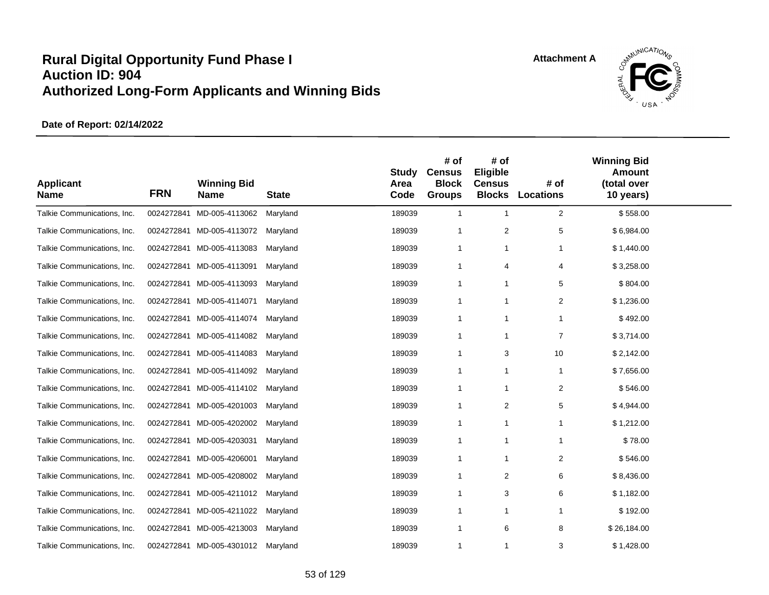# Rural Digital Opportunity Fund Phase I
# Auction ID: 904
# Authorized Long-Form Applicants and Winning Bids

Attachment A

**Date of Report: 02/14/2022**

| Applicant Name | FRN | Winning Bid Name | State | Study Area Code | # of Census Block Groups | # of Eligible Census Blocks | # of Locations | Winning Bid Amount (total over 10 years) |
|---|---|---|---|---|---|---|---|---|
| Talkie Communications, Inc. | 0024272841 | MD-005-4113062 | Maryland | 189039 | 1 | 1 | 2 | $ 558.00 |
| Talkie Communications, Inc. | 0024272841 | MD-005-4113072 | Maryland | 189039 | 1 | 2 | 5 | $ 6,984.00 |
| Talkie Communications, Inc. | 0024272841 | MD-005-4113083 | Maryland | 189039 | 1 | 1 | 1 | $ 1,440.00 |
| Talkie Communications, Inc. | 0024272841 | MD-005-4113091 | Maryland | 189039 | 1 | 4 | 4 | $ 3,258.00 |
| Talkie Communications, Inc. | 0024272841 | MD-005-4113093 | Maryland | 189039 | 1 | 1 | 5 | $ 804.00 |
| Talkie Communications, Inc. | 0024272841 | MD-005-4114071 | Maryland | 189039 | 1 | 1 | 2 | $ 1,236.00 |
| Talkie Communications, Inc. | 0024272841 | MD-005-4114074 | Maryland | 189039 | 1 | 1 | 1 | $ 492.00 |
| Talkie Communications, Inc. | 0024272841 | MD-005-4114082 | Maryland | 189039 | 1 | 1 | 7 | $ 3,714.00 |
| Talkie Communications, Inc. | 0024272841 | MD-005-4114083 | Maryland | 189039 | 1 | 3 | 10 | $ 2,142.00 |
| Talkie Communications, Inc. | 0024272841 | MD-005-4114092 | Maryland | 189039 | 1 | 1 | 1 | $ 7,656.00 |
| Talkie Communications, Inc. | 0024272841 | MD-005-4114102 | Maryland | 189039 | 1 | 1 | 2 | $ 546.00 |
| Talkie Communications, Inc. | 0024272841 | MD-005-4201003 | Maryland | 189039 | 1 | 2 | 5 | $ 4,944.00 |
| Talkie Communications, Inc. | 0024272841 | MD-005-4202002 | Maryland | 189039 | 1 | 1 | 1 | $ 1,212.00 |
| Talkie Communications, Inc. | 0024272841 | MD-005-4203031 | Maryland | 189039 | 1 | 1 | 1 | $ 78.00 |
| Talkie Communications, Inc. | 0024272841 | MD-005-4206001 | Maryland | 189039 | 1 | 1 | 2 | $ 546.00 |
| Talkie Communications, Inc. | 0024272841 | MD-005-4208002 | Maryland | 189039 | 1 | 2 | 6 | $ 8,436.00 |
| Talkie Communications, Inc. | 0024272841 | MD-005-4211012 | Maryland | 189039 | 1 | 3 | 6 | $ 1,182.00 |
| Talkie Communications, Inc. | 0024272841 | MD-005-4211022 | Maryland | 189039 | 1 | 1 | 1 | $ 192.00 |
| Talkie Communications, Inc. | 0024272841 | MD-005-4213003 | Maryland | 189039 | 1 | 6 | 8 | $ 26,184.00 |
| Talkie Communications, Inc. | 0024272841 | MD-005-4301012 | Maryland | 189039 | 1 | 1 | 3 | $ 1,428.00 |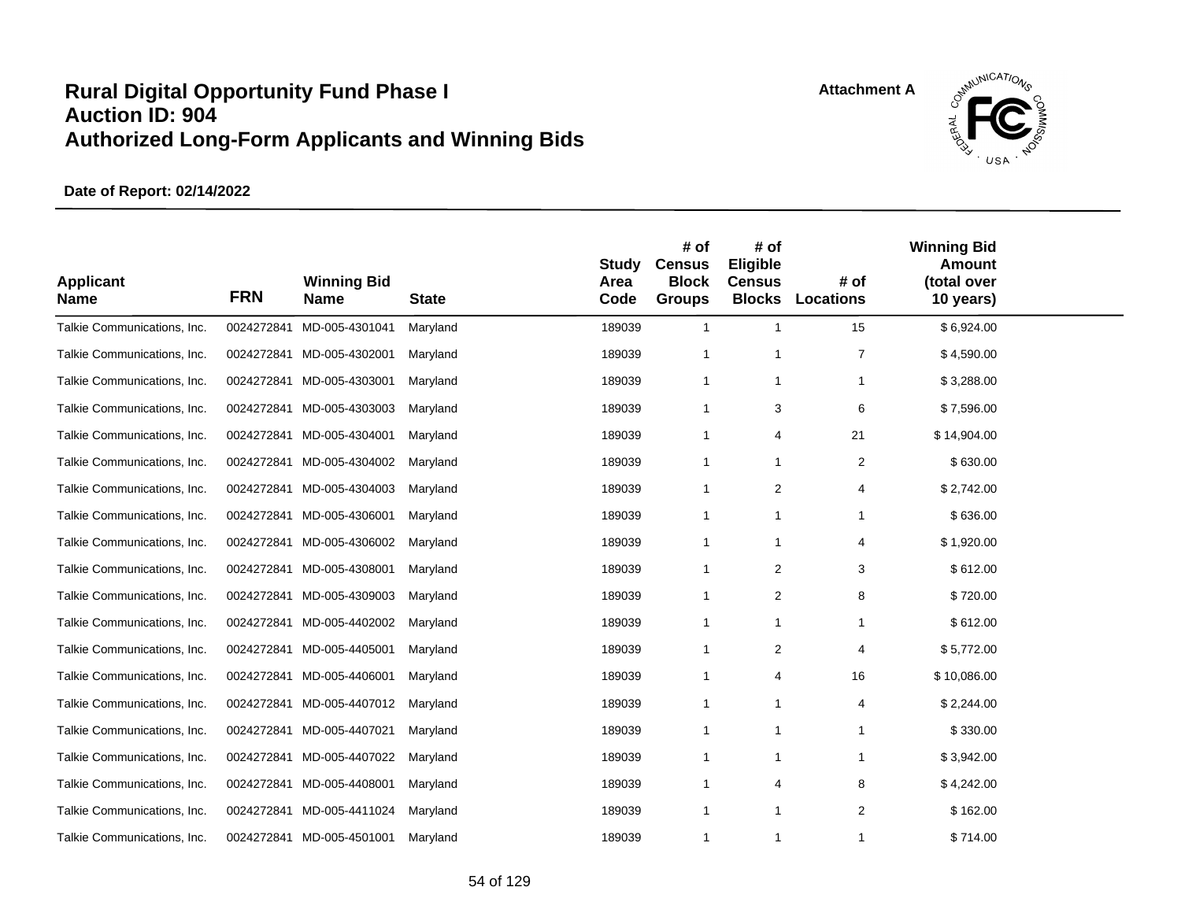# Rural Digital Opportunity Fund Phase I
# Auction ID: 904
# Authorized Long-Form Applicants and Winning Bids

Attachment A

**Date of Report: 02/14/2022**

| Applicant Name | FRN | Winning Bid Name | State | Study Area Code | # of Census Block Groups | # of Eligible Census Blocks | # of Locations | Winning Bid Amount (total over 10 years) |
|---|---|---|---|---|---|---|---|---|
| Talkie Communications, Inc. | 0024272841 | MD-005-4301041 | Maryland | 189039 | 1 | 1 | 15 | $ 6,924.00 |
| Talkie Communications, Inc. | 0024272841 | MD-005-4302001 | Maryland | 189039 | 1 | 1 | 7 | $ 4,590.00 |
| Talkie Communications, Inc. | 0024272841 | MD-005-4303001 | Maryland | 189039 | 1 | 1 | 1 | $ 3,288.00 |
| Talkie Communications, Inc. | 0024272841 | MD-005-4303003 | Maryland | 189039 | 1 | 3 | 6 | $ 7,596.00 |
| Talkie Communications, Inc. | 0024272841 | MD-005-4304001 | Maryland | 189039 | 1 | 4 | 21 | $ 14,904.00 |
| Talkie Communications, Inc. | 0024272841 | MD-005-4304002 | Maryland | 189039 | 1 | 1 | 2 | $ 630.00 |
| Talkie Communications, Inc. | 0024272841 | MD-005-4304003 | Maryland | 189039 | 1 | 2 | 4 | $ 2,742.00 |
| Talkie Communications, Inc. | 0024272841 | MD-005-4306001 | Maryland | 189039 | 1 | 1 | 1 | $ 636.00 |
| Talkie Communications, Inc. | 0024272841 | MD-005-4306002 | Maryland | 189039 | 1 | 1 | 4 | $ 1,920.00 |
| Talkie Communications, Inc. | 0024272841 | MD-005-4308001 | Maryland | 189039 | 1 | 2 | 3 | $ 612.00 |
| Talkie Communications, Inc. | 0024272841 | MD-005-4309003 | Maryland | 189039 | 1 | 2 | 8 | $ 720.00 |
| Talkie Communications, Inc. | 0024272841 | MD-005-4402002 | Maryland | 189039 | 1 | 1 | 1 | $ 612.00 |
| Talkie Communications, Inc. | 0024272841 | MD-005-4405001 | Maryland | 189039 | 1 | 2 | 4 | $ 5,772.00 |
| Talkie Communications, Inc. | 0024272841 | MD-005-4406001 | Maryland | 189039 | 1 | 4 | 16 | $ 10,086.00 |
| Talkie Communications, Inc. | 0024272841 | MD-005-4407012 | Maryland | 189039 | 1 | 1 | 4 | $ 2,244.00 |
| Talkie Communications, Inc. | 0024272841 | MD-005-4407021 | Maryland | 189039 | 1 | 1 | 1 | $ 330.00 |
| Talkie Communications, Inc. | 0024272841 | MD-005-4407022 | Maryland | 189039 | 1 | 1 | 1 | $ 3,942.00 |
| Talkie Communications, Inc. | 0024272841 | MD-005-4408001 | Maryland | 189039 | 1 | 4 | 8 | $ 4,242.00 |
| Talkie Communications, Inc. | 0024272841 | MD-005-4411024 | Maryland | 189039 | 1 | 1 | 2 | $ 162.00 |
| Talkie Communications, Inc. | 0024272841 | MD-005-4501001 | Maryland | 189039 | 1 | 1 | 1 | $ 714.00 |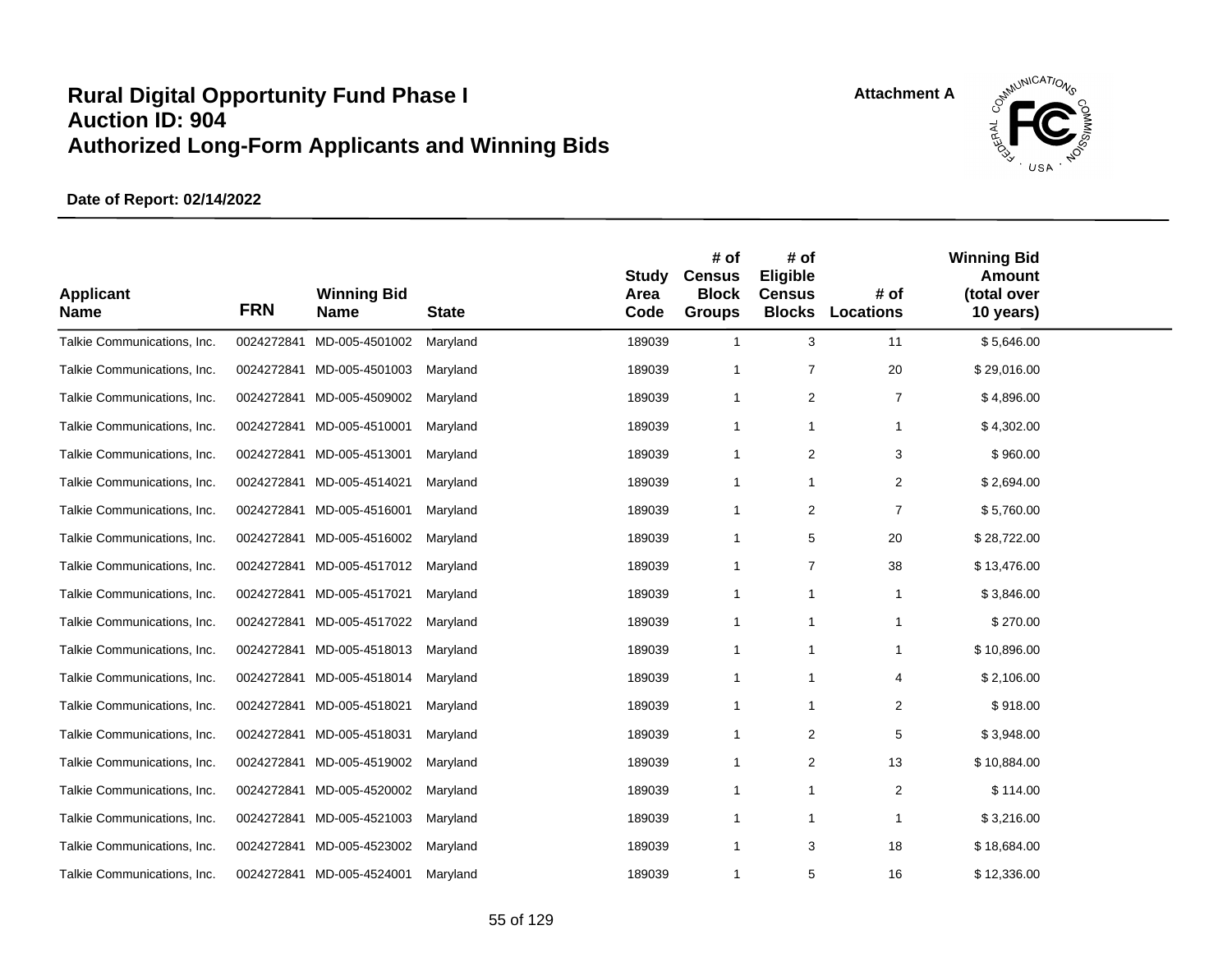# Rural Digital Opportunity Fund Phase I
# Auction ID: 904
# Authorized Long-Form Applicants and Winning Bids

Attachment A

**Date of Report: 02/14/2022**

| Applicant Name | FRN | Winning Bid Name | State | Study Area Code | # of Census Block Groups | # of Eligible Census Blocks | # of Locations | Winning Bid Amount (total over 10 years) |
|---|---|---|---|---|---|---|---|---|
| Talkie Communications, Inc. | 0024272841 | MD-005-4501002 | Maryland | 189039 | 1 | 3 | 11 | $ 5,646.00 |
| Talkie Communications, Inc. | 0024272841 | MD-005-4501003 | Maryland | 189039 | 1 | 7 | 20 | $ 29,016.00 |
| Talkie Communications, Inc. | 0024272841 | MD-005-4509002 | Maryland | 189039 | 1 | 2 | 7 | $ 4,896.00 |
| Talkie Communications, Inc. | 0024272841 | MD-005-4510001 | Maryland | 189039 | 1 | 1 | 1 | $ 4,302.00 |
| Talkie Communications, Inc. | 0024272841 | MD-005-4513001 | Maryland | 189039 | 1 | 2 | 3 | $ 960.00 |
| Talkie Communications, Inc. | 0024272841 | MD-005-4514021 | Maryland | 189039 | 1 | 1 | 2 | $ 2,694.00 |
| Talkie Communications, Inc. | 0024272841 | MD-005-4516001 | Maryland | 189039 | 1 | 2 | 7 | $ 5,760.00 |
| Talkie Communications, Inc. | 0024272841 | MD-005-4516002 | Maryland | 189039 | 1 | 5 | 20 | $ 28,722.00 |
| Talkie Communications, Inc. | 0024272841 | MD-005-4517012 | Maryland | 189039 | 1 | 7 | 38 | $ 13,476.00 |
| Talkie Communications, Inc. | 0024272841 | MD-005-4517021 | Maryland | 189039 | 1 | 1 | 1 | $ 3,846.00 |
| Talkie Communications, Inc. | 0024272841 | MD-005-4517022 | Maryland | 189039 | 1 | 1 | 1 | $ 270.00 |
| Talkie Communications, Inc. | 0024272841 | MD-005-4518013 | Maryland | 189039 | 1 | 1 | 1 | $ 10,896.00 |
| Talkie Communications, Inc. | 0024272841 | MD-005-4518014 | Maryland | 189039 | 1 | 1 | 4 | $ 2,106.00 |
| Talkie Communications, Inc. | 0024272841 | MD-005-4518021 | Maryland | 189039 | 1 | 1 | 2 | $ 918.00 |
| Talkie Communications, Inc. | 0024272841 | MD-005-4518031 | Maryland | 189039 | 1 | 2 | 5 | $ 3,948.00 |
| Talkie Communications, Inc. | 0024272841 | MD-005-4519002 | Maryland | 189039 | 1 | 2 | 13 | $ 10,884.00 |
| Talkie Communications, Inc. | 0024272841 | MD-005-4520002 | Maryland | 189039 | 1 | 1 | 2 | $ 114.00 |
| Talkie Communications, Inc. | 0024272841 | MD-005-4521003 | Maryland | 189039 | 1 | 1 | 1 | $ 3,216.00 |
| Talkie Communications, Inc. | 0024272841 | MD-005-4523002 | Maryland | 189039 | 1 | 3 | 18 | $ 18,684.00 |
| Talkie Communications, Inc. | 0024272841 | MD-005-4524001 | Maryland | 189039 | 1 | 5 | 16 | $ 12,336.00 |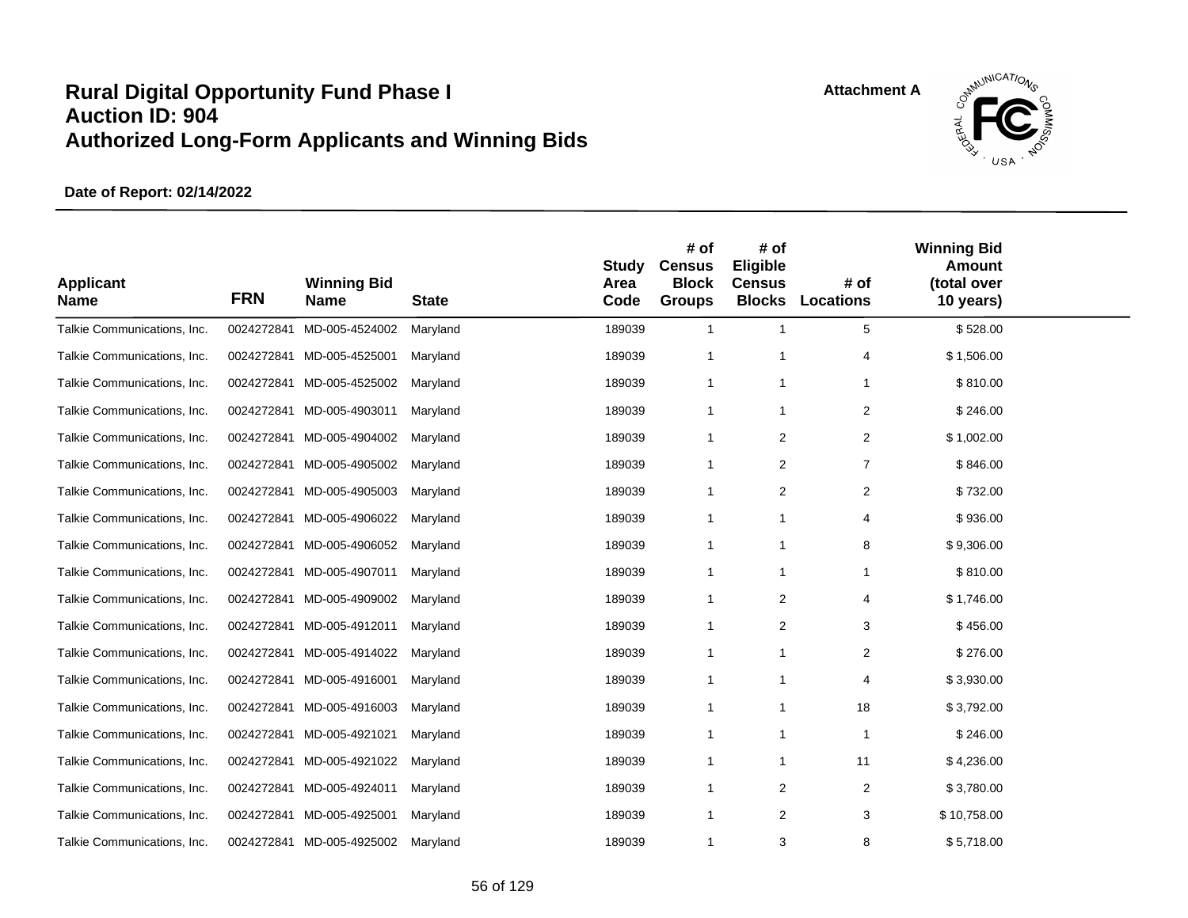# Rural Digital Opportunity Fund Phase I
# Auction ID: 904
# Authorized Long-Form Applicants and Winning Bids

Attachment A

**Date of Report: 02/14/2022**

| Applicant Name | FRN | Winning Bid Name | State | Study Area Code | # of Census Block Groups | # of Eligible Census Blocks | # of Locations | Winning Bid Amount (total over 10 years) |
|---|---|---|---|---|---|---|---|---|
| Talkie Communications, Inc. | 0024272841 | MD-005-4524002 | Maryland | 189039 | 1 | 1 | 5 | $ 528.00 |
| Talkie Communications, Inc. | 0024272841 | MD-005-4525001 | Maryland | 189039 | 1 | 1 | 4 | $ 1,506.00 |
| Talkie Communications, Inc. | 0024272841 | MD-005-4525002 | Maryland | 189039 | 1 | 1 | 1 | $ 810.00 |
| Talkie Communications, Inc. | 0024272841 | MD-005-4903011 | Maryland | 189039 | 1 | 1 | 2 | $ 246.00 |
| Talkie Communications, Inc. | 0024272841 | MD-005-4904002 | Maryland | 189039 | 1 | 2 | 2 | $ 1,002.00 |
| Talkie Communications, Inc. | 0024272841 | MD-005-4905002 | Maryland | 189039 | 1 | 2 | 7 | $ 846.00 |
| Talkie Communications, Inc. | 0024272841 | MD-005-4905003 | Maryland | 189039 | 1 | 2 | 2 | $ 732.00 |
| Talkie Communications, Inc. | 0024272841 | MD-005-4906022 | Maryland | 189039 | 1 | 1 | 4 | $ 936.00 |
| Talkie Communications, Inc. | 0024272841 | MD-005-4906052 | Maryland | 189039 | 1 | 1 | 8 | $ 9,306.00 |
| Talkie Communications, Inc. | 0024272841 | MD-005-4907011 | Maryland | 189039 | 1 | 1 | 1 | $ 810.00 |
| Talkie Communications, Inc. | 0024272841 | MD-005-4909002 | Maryland | 189039 | 1 | 2 | 4 | $ 1,746.00 |
| Talkie Communications, Inc. | 0024272841 | MD-005-4912011 | Maryland | 189039 | 1 | 2 | 3 | $ 456.00 |
| Talkie Communications, Inc. | 0024272841 | MD-005-4914022 | Maryland | 189039 | 1 | 1 | 2 | $ 276.00 |
| Talkie Communications, Inc. | 0024272841 | MD-005-4916001 | Maryland | 189039 | 1 | 1 | 4 | $ 3,930.00 |
| Talkie Communications, Inc. | 0024272841 | MD-005-4916003 | Maryland | 189039 | 1 | 1 | 18 | $ 3,792.00 |
| Talkie Communications, Inc. | 0024272841 | MD-005-4921021 | Maryland | 189039 | 1 | 1 | 1 | $ 246.00 |
| Talkie Communications, Inc. | 0024272841 | MD-005-4921022 | Maryland | 189039 | 1 | 1 | 11 | $ 4,236.00 |
| Talkie Communications, Inc. | 0024272841 | MD-005-4924011 | Maryland | 189039 | 1 | 2 | 2 | $ 3,780.00 |
| Talkie Communications, Inc. | 0024272841 | MD-005-4925001 | Maryland | 189039 | 1 | 2 | 3 | $ 10,758.00 |
| Talkie Communications, Inc. | 0024272841 | MD-005-4925002 | Maryland | 189039 | 1 | 3 | 8 | $ 5,718.00 |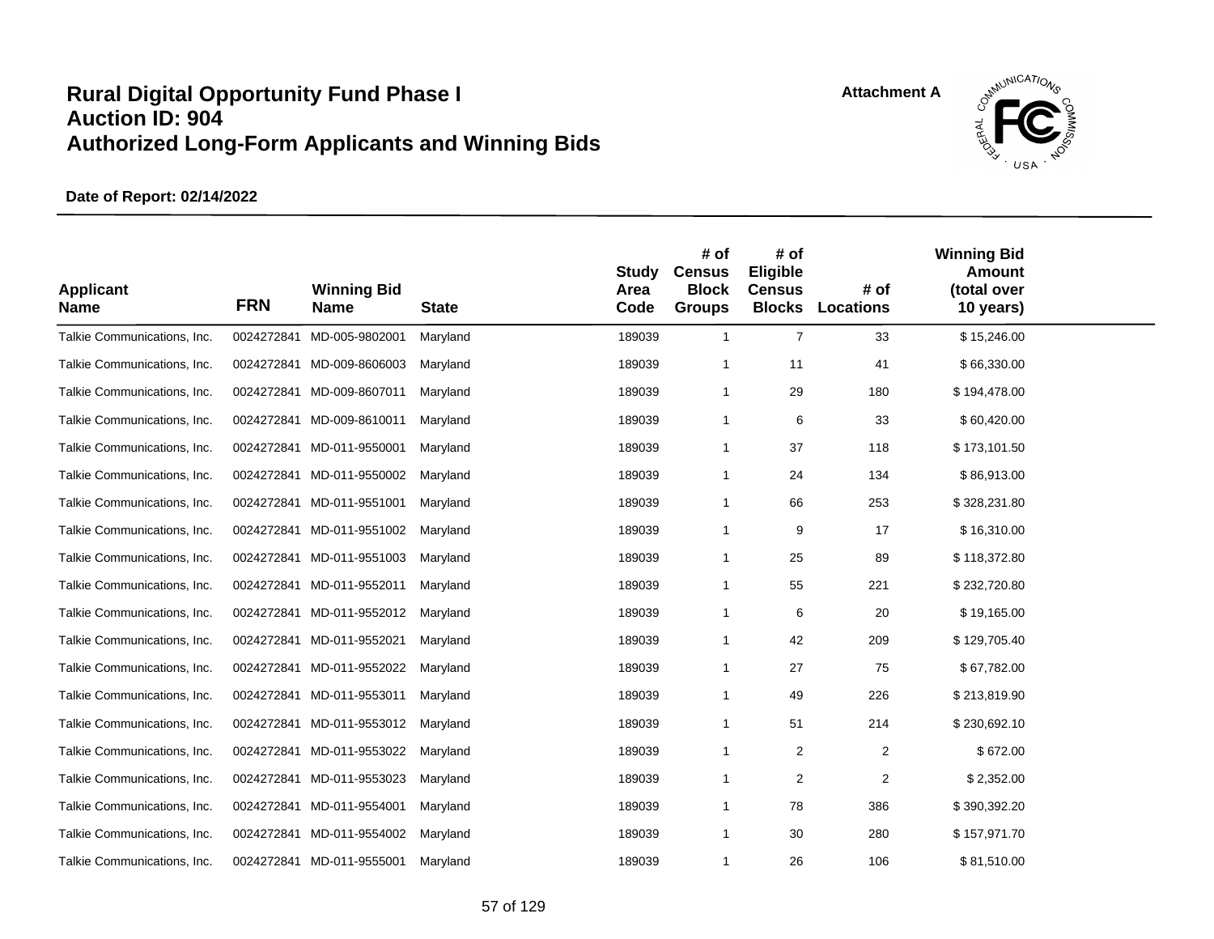# Rural Digital Opportunity Fund Phase I
# Auction ID: 904
# Authorized Long-Form Applicants and Winning Bids

Attachment A

**Date of Report: 02/14/2022**

| Applicant Name | FRN | Winning Bid Name | State | Study Area Code | # of Census Block Groups | # of Eligible Census Blocks | # of Locations | Winning Bid Amount (total over 10 years) |
|---|---|---|---|---|---|---|---|---|
| Talkie Communications, Inc. | 0024272841 | MD-005-9802001 | Maryland | 189039 | 1 | 7 | 33 | $ 15,246.00 |
| Talkie Communications, Inc. | 0024272841 | MD-009-8606003 | Maryland | 189039 | 1 | 11 | 41 | $ 66,330.00 |
| Talkie Communications, Inc. | 0024272841 | MD-009-8607011 | Maryland | 189039 | 1 | 29 | 180 | $ 194,478.00 |
| Talkie Communications, Inc. | 0024272841 | MD-009-8610011 | Maryland | 189039 | 1 | 6 | 33 | $ 60,420.00 |
| Talkie Communications, Inc. | 0024272841 | MD-011-9550001 | Maryland | 189039 | 1 | 37 | 118 | $ 173,101.50 |
| Talkie Communications, Inc. | 0024272841 | MD-011-9550002 | Maryland | 189039 | 1 | 24 | 134 | $ 86,913.00 |
| Talkie Communications, Inc. | 0024272841 | MD-011-9551001 | Maryland | 189039 | 1 | 66 | 253 | $ 328,231.80 |
| Talkie Communications, Inc. | 0024272841 | MD-011-9551002 | Maryland | 189039 | 1 | 9 | 17 | $ 16,310.00 |
| Talkie Communications, Inc. | 0024272841 | MD-011-9551003 | Maryland | 189039 | 1 | 25 | 89 | $ 118,372.80 |
| Talkie Communications, Inc. | 0024272841 | MD-011-9552011 | Maryland | 189039 | 1 | 55 | 221 | $ 232,720.80 |
| Talkie Communications, Inc. | 0024272841 | MD-011-9552012 | Maryland | 189039 | 1 | 6 | 20 | $ 19,165.00 |
| Talkie Communications, Inc. | 0024272841 | MD-011-9552021 | Maryland | 189039 | 1 | 42 | 209 | $ 129,705.40 |
| Talkie Communications, Inc. | 0024272841 | MD-011-9552022 | Maryland | 189039 | 1 | 27 | 75 | $ 67,782.00 |
| Talkie Communications, Inc. | 0024272841 | MD-011-9553011 | Maryland | 189039 | 1 | 49 | 226 | $ 213,819.90 |
| Talkie Communications, Inc. | 0024272841 | MD-011-9553012 | Maryland | 189039 | 1 | 51 | 214 | $ 230,692.10 |
| Talkie Communications, Inc. | 0024272841 | MD-011-9553022 | Maryland | 189039 | 1 | 2 | 2 | $ 672.00 |
| Talkie Communications, Inc. | 0024272841 | MD-011-9553023 | Maryland | 189039 | 1 | 2 | 2 | $ 2,352.00 |
| Talkie Communications, Inc. | 0024272841 | MD-011-9554001 | Maryland | 189039 | 1 | 78 | 386 | $ 390,392.20 |
| Talkie Communications, Inc. | 0024272841 | MD-011-9554002 | Maryland | 189039 | 1 | 30 | 280 | $ 157,971.70 |
| Talkie Communications, Inc. | 0024272841 | MD-011-9555001 | Maryland | 189039 | 1 | 26 | 106 | $ 81,510.00 |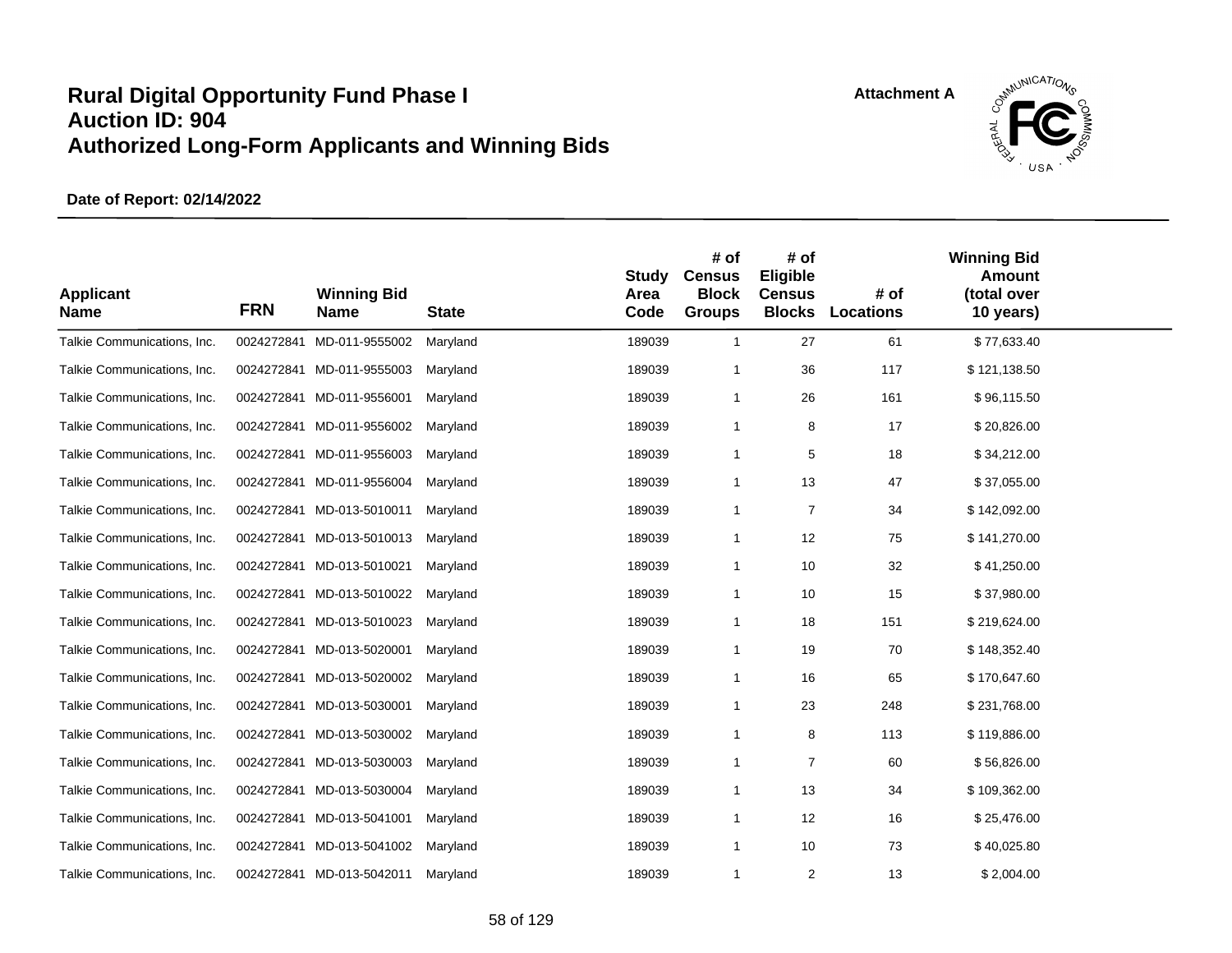# Rural Digital Opportunity Fund Phase I
# Auction ID: 904
# Authorized Long-Form Applicants and Winning Bids

**Attachment A**

**Date of Report: 02/14/2022**

| Applicant Name | FRN | Winning Bid Name | State | Study Area Code | # of Census Block Groups | # of Eligible Census Blocks | # of Locations | Winning Bid Amount (total over 10 years) |
|---|---|---|---|---|---|---|---|---|
| Talkie Communications, Inc. | 0024272841 | MD-011-9555002 | Maryland | 189039 | 1 | 27 | 61 | $ 77,633.40 |
| Talkie Communications, Inc. | 0024272841 | MD-011-9555003 | Maryland | 189039 | 1 | 36 | 117 | $ 121,138.50 |
| Talkie Communications, Inc. | 0024272841 | MD-011-9556001 | Maryland | 189039 | 1 | 26 | 161 | $ 96,115.50 |
| Talkie Communications, Inc. | 0024272841 | MD-011-9556002 | Maryland | 189039 | 1 | 8 | 17 | $ 20,826.00 |
| Talkie Communications, Inc. | 0024272841 | MD-011-9556003 | Maryland | 189039 | 1 | 5 | 18 | $ 34,212.00 |
| Talkie Communications, Inc. | 0024272841 | MD-011-9556004 | Maryland | 189039 | 1 | 13 | 47 | $ 37,055.00 |
| Talkie Communications, Inc. | 0024272841 | MD-013-5010011 | Maryland | 189039 | 1 | 7 | 34 | $ 142,092.00 |
| Talkie Communications, Inc. | 0024272841 | MD-013-5010013 | Maryland | 189039 | 1 | 12 | 75 | $ 141,270.00 |
| Talkie Communications, Inc. | 0024272841 | MD-013-5010021 | Maryland | 189039 | 1 | 10 | 32 | $ 41,250.00 |
| Talkie Communications, Inc. | 0024272841 | MD-013-5010022 | Maryland | 189039 | 1 | 10 | 15 | $ 37,980.00 |
| Talkie Communications, Inc. | 0024272841 | MD-013-5010023 | Maryland | 189039 | 1 | 18 | 151 | $ 219,624.00 |
| Talkie Communications, Inc. | 0024272841 | MD-013-5020001 | Maryland | 189039 | 1 | 19 | 70 | $ 148,352.40 |
| Talkie Communications, Inc. | 0024272841 | MD-013-5020002 | Maryland | 189039 | 1 | 16 | 65 | $ 170,647.60 |
| Talkie Communications, Inc. | 0024272841 | MD-013-5030001 | Maryland | 189039 | 1 | 23 | 248 | $ 231,768.00 |
| Talkie Communications, Inc. | 0024272841 | MD-013-5030002 | Maryland | 189039 | 1 | 8 | 113 | $ 119,886.00 |
| Talkie Communications, Inc. | 0024272841 | MD-013-5030003 | Maryland | 189039 | 1 | 7 | 60 | $ 56,826.00 |
| Talkie Communications, Inc. | 0024272841 | MD-013-5030004 | Maryland | 189039 | 1 | 13 | 34 | $ 109,362.00 |
| Talkie Communications, Inc. | 0024272841 | MD-013-5041001 | Maryland | 189039 | 1 | 12 | 16 | $ 25,476.00 |
| Talkie Communications, Inc. | 0024272841 | MD-013-5041002 | Maryland | 189039 | 1 | 10 | 73 | $ 40,025.80 |
| Talkie Communications, Inc. | 0024272841 | MD-013-5042011 | Maryland | 189039 | 1 | 2 | 13 | $ 2,004.00 |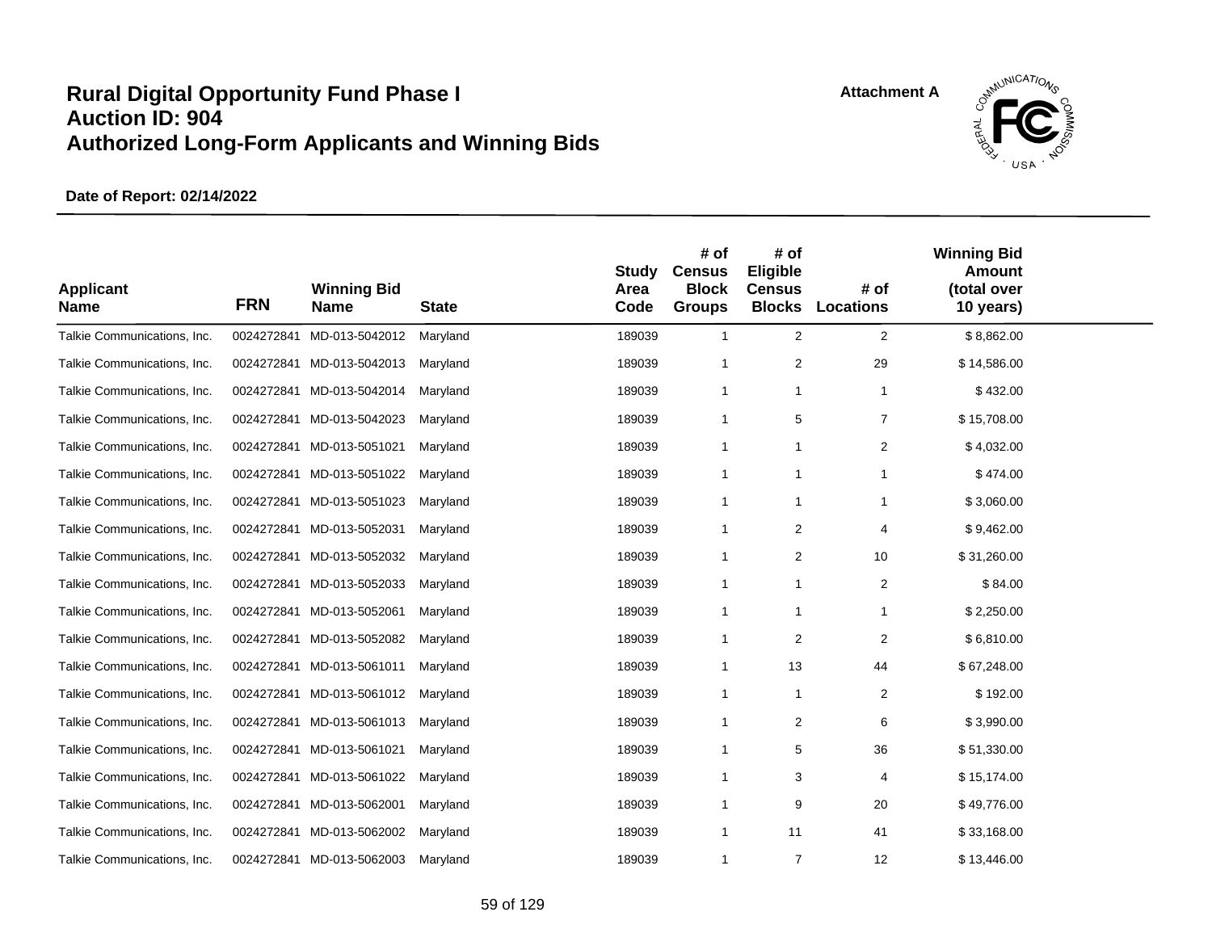# Rural Digital Opportunity Fund Phase I
# Auction ID: 904
# Authorized Long-Form Applicants and Winning Bids

Attachment A

**Date of Report: 02/14/2022**

| Applicant Name | FRN | Winning Bid Name | State | Study Area Code | # of Census Block Groups | # of Eligible Census Blocks | # of Locations | Winning Bid Amount (total over 10 years) |
|---|---|---|---|---|---|---|---|---|
| Talkie Communications, Inc. | 0024272841 | MD-013-5042012 | Maryland | 189039 | 1 | 2 | 2 | $ 8,862.00 |
| Talkie Communications, Inc. | 0024272841 | MD-013-5042013 | Maryland | 189039 | 1 | 2 | 29 | $ 14,586.00 |
| Talkie Communications, Inc. | 0024272841 | MD-013-5042014 | Maryland | 189039 | 1 | 1 | 1 | $ 432.00 |
| Talkie Communications, Inc. | 0024272841 | MD-013-5042023 | Maryland | 189039 | 1 | 5 | 7 | $ 15,708.00 |
| Talkie Communications, Inc. | 0024272841 | MD-013-5051021 | Maryland | 189039 | 1 | 1 | 2 | $ 4,032.00 |
| Talkie Communications, Inc. | 0024272841 | MD-013-5051022 | Maryland | 189039 | 1 | 1 | 1 | $ 474.00 |
| Talkie Communications, Inc. | 0024272841 | MD-013-5051023 | Maryland | 189039 | 1 | 1 | 1 | $ 3,060.00 |
| Talkie Communications, Inc. | 0024272841 | MD-013-5052031 | Maryland | 189039 | 1 | 2 | 4 | $ 9,462.00 |
| Talkie Communications, Inc. | 0024272841 | MD-013-5052032 | Maryland | 189039 | 1 | 2 | 10 | $ 31,260.00 |
| Talkie Communications, Inc. | 0024272841 | MD-013-5052033 | Maryland | 189039 | 1 | 1 | 2 | $ 84.00 |
| Talkie Communications, Inc. | 0024272841 | MD-013-5052061 | Maryland | 189039 | 1 | 1 | 1 | $ 2,250.00 |
| Talkie Communications, Inc. | 0024272841 | MD-013-5052082 | Maryland | 189039 | 1 | 2 | 2 | $ 6,810.00 |
| Talkie Communications, Inc. | 0024272841 | MD-013-5061011 | Maryland | 189039 | 1 | 13 | 44 | $ 67,248.00 |
| Talkie Communications, Inc. | 0024272841 | MD-013-5061012 | Maryland | 189039 | 1 | 1 | 2 | $ 192.00 |
| Talkie Communications, Inc. | 0024272841 | MD-013-5061013 | Maryland | 189039 | 1 | 2 | 6 | $ 3,990.00 |
| Talkie Communications, Inc. | 0024272841 | MD-013-5061021 | Maryland | 189039 | 1 | 5 | 36 | $ 51,330.00 |
| Talkie Communications, Inc. | 0024272841 | MD-013-5061022 | Maryland | 189039 | 1 | 3 | 4 | $ 15,174.00 |
| Talkie Communications, Inc. | 0024272841 | MD-013-5062001 | Maryland | 189039 | 1 | 9 | 20 | $ 49,776.00 |
| Talkie Communications, Inc. | 0024272841 | MD-013-5062002 | Maryland | 189039 | 1 | 11 | 41 | $ 33,168.00 |
| Talkie Communications, Inc. | 0024272841 | MD-013-5062003 | Maryland | 189039 | 1 | 7 | 12 | $ 13,446.00 |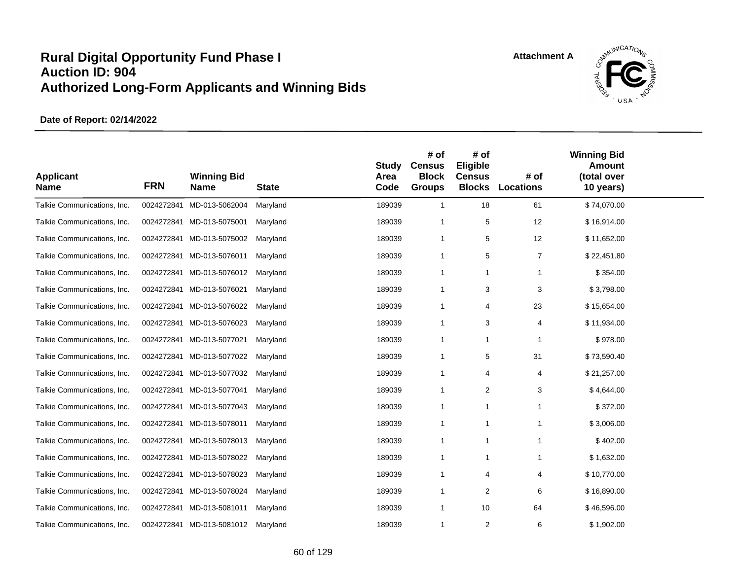# Rural Digital Opportunity Fund Phase I
# Auction ID: 904
# Authorized Long-Form Applicants and Winning Bids

Attachment A

**Date of Report: 02/14/2022**

| Applicant Name | FRN | Winning Bid Name | State | Study Area Code | # of Census Block Groups | # of Eligible Census Blocks | # of Locations | Winning Bid Amount (total over 10 years) |
|---|---|---|---|---|---|---|---|---|
| Talkie Communications, Inc. | 0024272841 | MD-013-5062004 | Maryland | 189039 | 1 | 18 | 61 | $ 74,070.00 |
| Talkie Communications, Inc. | 0024272841 | MD-013-5075001 | Maryland | 189039 | 1 | 5 | 12 | $ 16,914.00 |
| Talkie Communications, Inc. | 0024272841 | MD-013-5075002 | Maryland | 189039 | 1 | 5 | 12 | $ 11,652.00 |
| Talkie Communications, Inc. | 0024272841 | MD-013-5076011 | Maryland | 189039 | 1 | 5 | 7 | $ 22,451.80 |
| Talkie Communications, Inc. | 0024272841 | MD-013-5076012 | Maryland | 189039 | 1 | 1 | 1 | $ 354.00 |
| Talkie Communications, Inc. | 0024272841 | MD-013-5076021 | Maryland | 189039 | 1 | 3 | 3 | $ 3,798.00 |
| Talkie Communications, Inc. | 0024272841 | MD-013-5076022 | Maryland | 189039 | 1 | 4 | 23 | $ 15,654.00 |
| Talkie Communications, Inc. | 0024272841 | MD-013-5076023 | Maryland | 189039 | 1 | 3 | 4 | $ 11,934.00 |
| Talkie Communications, Inc. | 0024272841 | MD-013-5077021 | Maryland | 189039 | 1 | 1 | 1 | $ 978.00 |
| Talkie Communications, Inc. | 0024272841 | MD-013-5077022 | Maryland | 189039 | 1 | 5 | 31 | $ 73,590.40 |
| Talkie Communications, Inc. | 0024272841 | MD-013-5077032 | Maryland | 189039 | 1 | 4 | 4 | $ 21,257.00 |
| Talkie Communications, Inc. | 0024272841 | MD-013-5077041 | Maryland | 189039 | 1 | 2 | 3 | $ 4,644.00 |
| Talkie Communications, Inc. | 0024272841 | MD-013-5077043 | Maryland | 189039 | 1 | 1 | 1 | $ 372.00 |
| Talkie Communications, Inc. | 0024272841 | MD-013-5078011 | Maryland | 189039 | 1 | 1 | 1 | $ 3,006.00 |
| Talkie Communications, Inc. | 0024272841 | MD-013-5078013 | Maryland | 189039 | 1 | 1 | 1 | $ 402.00 |
| Talkie Communications, Inc. | 0024272841 | MD-013-5078022 | Maryland | 189039 | 1 | 1 | 1 | $ 1,632.00 |
| Talkie Communications, Inc. | 0024272841 | MD-013-5078023 | Maryland | 189039 | 1 | 4 | 4 | $ 10,770.00 |
| Talkie Communications, Inc. | 0024272841 | MD-013-5078024 | Maryland | 189039 | 1 | 2 | 6 | $ 16,890.00 |
| Talkie Communications, Inc. | 0024272841 | MD-013-5081011 | Maryland | 189039 | 1 | 10 | 64 | $ 46,596.00 |
| Talkie Communications, Inc. | 0024272841 | MD-013-5081012 | Maryland | 189039 | 1 | 2 | 6 | $ 1,902.00 |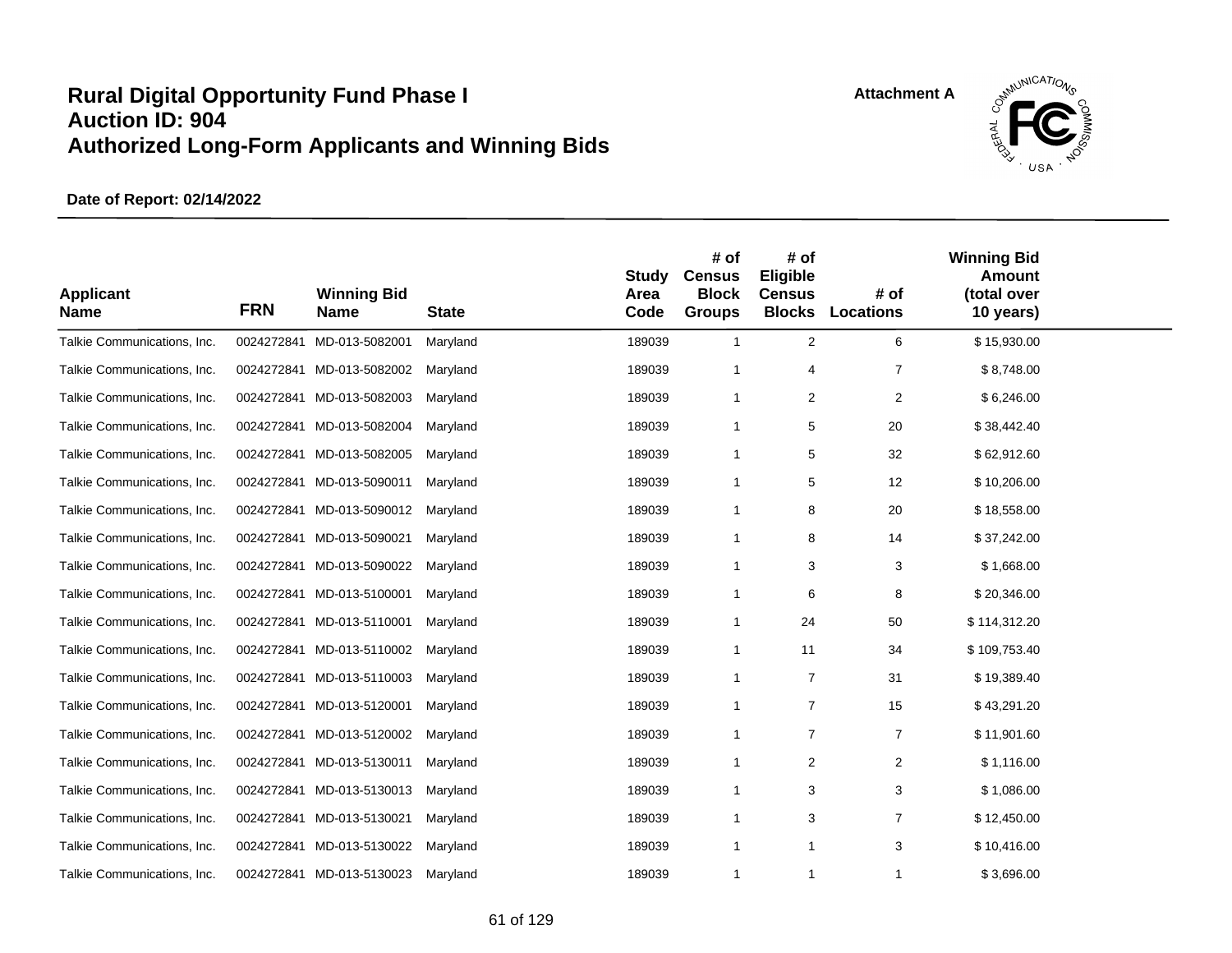# Rural Digital Opportunity Fund Phase I
# Auction ID: 904
# Authorized Long-Form Applicants and Winning Bids

Attachment A

**Date of Report: 02/14/2022**

| Applicant Name | FRN | Winning Bid Name | State | Study Area Code | # of Census Block Groups | # of Eligible Census Blocks | # of Locations | Winning Bid Amount (total over 10 years) |
|---|---|---|---|---|---|---|---|---|
| Talkie Communications, Inc. | 0024272841 | MD-013-5082001 | Maryland | 189039 | 1 | 2 | 6 | $ 15,930.00 |
| Talkie Communications, Inc. | 0024272841 | MD-013-5082002 | Maryland | 189039 | 1 | 4 | 7 | $ 8,748.00 |
| Talkie Communications, Inc. | 0024272841 | MD-013-5082003 | Maryland | 189039 | 1 | 2 | 2 | $ 6,246.00 |
| Talkie Communications, Inc. | 0024272841 | MD-013-5082004 | Maryland | 189039 | 1 | 5 | 20 | $ 38,442.40 |
| Talkie Communications, Inc. | 0024272841 | MD-013-5082005 | Maryland | 189039 | 1 | 5 | 32 | $ 62,912.60 |
| Talkie Communications, Inc. | 0024272841 | MD-013-5090011 | Maryland | 189039 | 1 | 5 | 12 | $ 10,206.00 |
| Talkie Communications, Inc. | 0024272841 | MD-013-5090012 | Maryland | 189039 | 1 | 8 | 20 | $ 18,558.00 |
| Talkie Communications, Inc. | 0024272841 | MD-013-5090021 | Maryland | 189039 | 1 | 8 | 14 | $ 37,242.00 |
| Talkie Communications, Inc. | 0024272841 | MD-013-5090022 | Maryland | 189039 | 1 | 3 | 3 | $ 1,668.00 |
| Talkie Communications, Inc. | 0024272841 | MD-013-5100001 | Maryland | 189039 | 1 | 6 | 8 | $ 20,346.00 |
| Talkie Communications, Inc. | 0024272841 | MD-013-5110001 | Maryland | 189039 | 1 | 24 | 50 | $ 114,312.20 |
| Talkie Communications, Inc. | 0024272841 | MD-013-5110002 | Maryland | 189039 | 1 | 11 | 34 | $ 109,753.40 |
| Talkie Communications, Inc. | 0024272841 | MD-013-5110003 | Maryland | 189039 | 1 | 7 | 31 | $ 19,389.40 |
| Talkie Communications, Inc. | 0024272841 | MD-013-5120001 | Maryland | 189039 | 1 | 7 | 15 | $ 43,291.20 |
| Talkie Communications, Inc. | 0024272841 | MD-013-5120002 | Maryland | 189039 | 1 | 7 | 7 | $ 11,901.60 |
| Talkie Communications, Inc. | 0024272841 | MD-013-5130011 | Maryland | 189039 | 1 | 2 | 2 | $ 1,116.00 |
| Talkie Communications, Inc. | 0024272841 | MD-013-5130013 | Maryland | 189039 | 1 | 3 | 3 | $ 1,086.00 |
| Talkie Communications, Inc. | 0024272841 | MD-013-5130021 | Maryland | 189039 | 1 | 3 | 7 | $ 12,450.00 |
| Talkie Communications, Inc. | 0024272841 | MD-013-5130022 | Maryland | 189039 | 1 | 1 | 3 | $ 10,416.00 |
| Talkie Communications, Inc. | 0024272841 | MD-013-5130023 | Maryland | 189039 | 1 | 1 | 1 | $ 3,696.00 |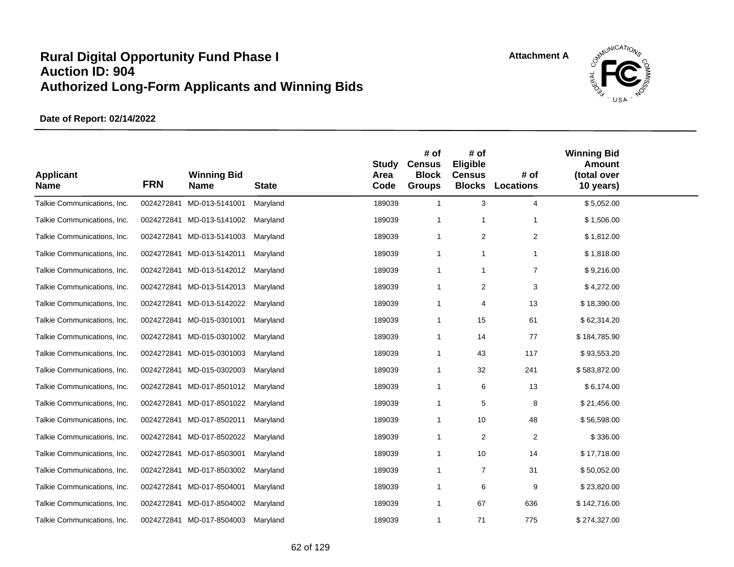# Rural Digital Opportunity Fund Phase I
# Auction ID: 904
# Authorized Long-Form Applicants and Winning Bids

Attachment A

**Date of Report: 02/14/2022**

| Applicant Name | FRN | Winning Bid Name | State | Study Area Code | # of Census Block Groups | # of Eligible Census Blocks | # of Locations | Winning Bid Amount (total over 10 years) |
|---|---|---|---|---|---|---|---|---|
| Talkie Communications, Inc. | 0024272841 | MD-013-5141001 | Maryland | 189039 | 1 | 3 | 4 | $ 5,052.00 |
| Talkie Communications, Inc. | 0024272841 | MD-013-5141002 | Maryland | 189039 | 1 | 1 | 1 | $ 1,506.00 |
| Talkie Communications, Inc. | 0024272841 | MD-013-5141003 | Maryland | 189039 | 1 | 2 | 2 | $ 1,812.00 |
| Talkie Communications, Inc. | 0024272841 | MD-013-5142011 | Maryland | 189039 | 1 | 1 | 1 | $ 1,818.00 |
| Talkie Communications, Inc. | 0024272841 | MD-013-5142012 | Maryland | 189039 | 1 | 1 | 7 | $ 9,216.00 |
| Talkie Communications, Inc. | 0024272841 | MD-013-5142013 | Maryland | 189039 | 1 | 2 | 3 | $ 4,272.00 |
| Talkie Communications, Inc. | 0024272841 | MD-013-5142022 | Maryland | 189039 | 1 | 4 | 13 | $ 18,390.00 |
| Talkie Communications, Inc. | 0024272841 | MD-015-0301001 | Maryland | 189039 | 1 | 15 | 61 | $ 62,314.20 |
| Talkie Communications, Inc. | 0024272841 | MD-015-0301002 | Maryland | 189039 | 1 | 14 | 77 | $ 184,785.90 |
| Talkie Communications, Inc. | 0024272841 | MD-015-0301003 | Maryland | 189039 | 1 | 43 | 117 | $ 93,553.20 |
| Talkie Communications, Inc. | 0024272841 | MD-015-0302003 | Maryland | 189039 | 1 | 32 | 241 | $ 583,872.00 |
| Talkie Communications, Inc. | 0024272841 | MD-017-8501012 | Maryland | 189039 | 1 | 6 | 13 | $ 6,174.00 |
| Talkie Communications, Inc. | 0024272841 | MD-017-8501022 | Maryland | 189039 | 1 | 5 | 8 | $ 21,456.00 |
| Talkie Communications, Inc. | 0024272841 | MD-017-8502011 | Maryland | 189039 | 1 | 10 | 48 | $ 56,598.00 |
| Talkie Communications, Inc. | 0024272841 | MD-017-8502022 | Maryland | 189039 | 1 | 2 | 2 | $ 336.00 |
| Talkie Communications, Inc. | 0024272841 | MD-017-8503001 | Maryland | 189039 | 1 | 10 | 14 | $ 17,718.00 |
| Talkie Communications, Inc. | 0024272841 | MD-017-8503002 | Maryland | 189039 | 1 | 7 | 31 | $ 50,052.00 |
| Talkie Communications, Inc. | 0024272841 | MD-017-8504001 | Maryland | 189039 | 1 | 6 | 9 | $ 23,820.00 |
| Talkie Communications, Inc. | 0024272841 | MD-017-8504002 | Maryland | 189039 | 1 | 67 | 636 | $ 142,716.00 |
| Talkie Communications, Inc. | 0024272841 | MD-017-8504003 | Maryland | 189039 | 1 | 71 | 775 | $ 274,327.00 |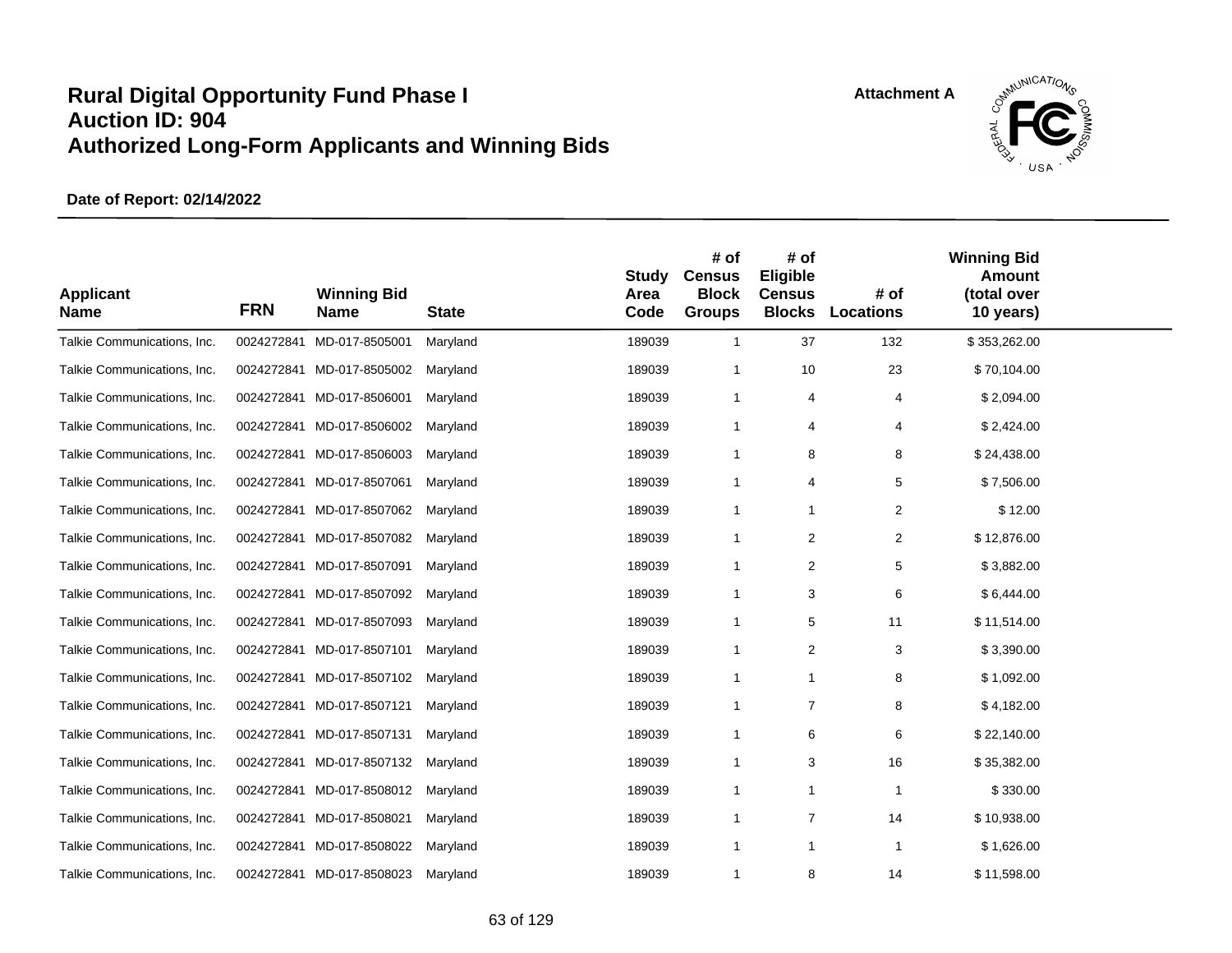# Rural Digital Opportunity Fund Phase I
# Auction ID: 904
# Authorized Long-Form Applicants and Winning Bids

Attachment A

**Date of Report: 02/14/2022**

| Applicant Name | FRN | Winning Bid Name | State | Study Area Code | # of Census Block Groups | # of Eligible Census Blocks | # of Locations | Winning Bid Amount (total over 10 years) |
|---|---|---|---|---|---|---|---|---|
| Talkie Communications, Inc. | 0024272841 | MD-017-8505001 | Maryland | 189039 | 1 | 37 | 132 | $ 353,262.00 |
| Talkie Communications, Inc. | 0024272841 | MD-017-8505002 | Maryland | 189039 | 1 | 10 | 23 | $ 70,104.00 |
| Talkie Communications, Inc. | 0024272841 | MD-017-8506001 | Maryland | 189039 | 1 | 4 | 4 | $ 2,094.00 |
| Talkie Communications, Inc. | 0024272841 | MD-017-8506002 | Maryland | 189039 | 1 | 4 | 4 | $ 2,424.00 |
| Talkie Communications, Inc. | 0024272841 | MD-017-8506003 | Maryland | 189039 | 1 | 8 | 8 | $ 24,438.00 |
| Talkie Communications, Inc. | 0024272841 | MD-017-8507061 | Maryland | 189039 | 1 | 4 | 5 | $ 7,506.00 |
| Talkie Communications, Inc. | 0024272841 | MD-017-8507062 | Maryland | 189039 | 1 | 1 | 2 | $ 12.00 |
| Talkie Communications, Inc. | 0024272841 | MD-017-8507082 | Maryland | 189039 | 1 | 2 | 2 | $ 12,876.00 |
| Talkie Communications, Inc. | 0024272841 | MD-017-8507091 | Maryland | 189039 | 1 | 2 | 5 | $ 3,882.00 |
| Talkie Communications, Inc. | 0024272841 | MD-017-8507092 | Maryland | 189039 | 1 | 3 | 6 | $ 6,444.00 |
| Talkie Communications, Inc. | 0024272841 | MD-017-8507093 | Maryland | 189039 | 1 | 5 | 11 | $ 11,514.00 |
| Talkie Communications, Inc. | 0024272841 | MD-017-8507101 | Maryland | 189039 | 1 | 2 | 3 | $ 3,390.00 |
| Talkie Communications, Inc. | 0024272841 | MD-017-8507102 | Maryland | 189039 | 1 | 1 | 8 | $ 1,092.00 |
| Talkie Communications, Inc. | 0024272841 | MD-017-8507121 | Maryland | 189039 | 1 | 7 | 8 | $ 4,182.00 |
| Talkie Communications, Inc. | 0024272841 | MD-017-8507131 | Maryland | 189039 | 1 | 6 | 6 | $ 22,140.00 |
| Talkie Communications, Inc. | 0024272841 | MD-017-8507132 | Maryland | 189039 | 1 | 3 | 16 | $ 35,382.00 |
| Talkie Communications, Inc. | 0024272841 | MD-017-8508012 | Maryland | 189039 | 1 | 1 | 1 | $ 330.00 |
| Talkie Communications, Inc. | 0024272841 | MD-017-8508021 | Maryland | 189039 | 1 | 7 | 14 | $ 10,938.00 |
| Talkie Communications, Inc. | 0024272841 | MD-017-8508022 | Maryland | 189039 | 1 | 1 | 1 | $ 1,626.00 |
| Talkie Communications, Inc. | 0024272841 | MD-017-8508023 | Maryland | 189039 | 1 | 8 | 14 | $ 11,598.00 |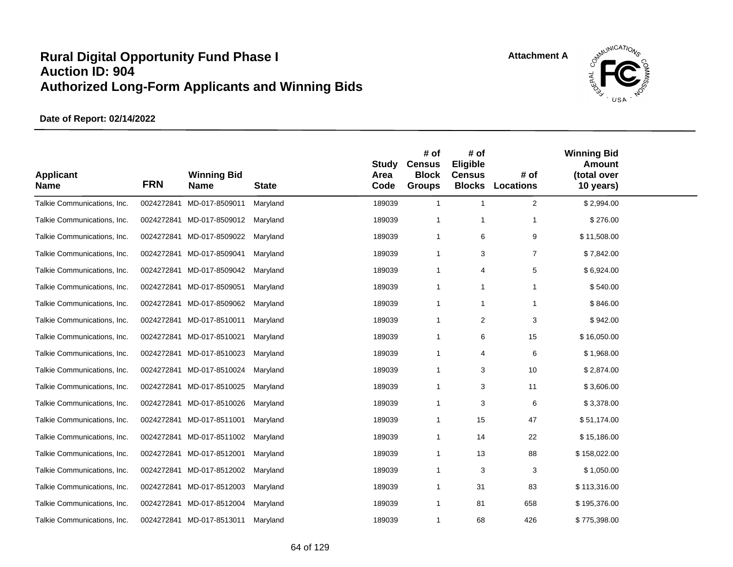# Rural Digital Opportunity Fund Phase I
# Auction ID: 904
# Authorized Long-Form Applicants and Winning Bids

Attachment A

**Date of Report: 02/14/2022**

| Applicant Name | FRN | Winning Bid Name | State | Study Area Code | # of Census Block Groups | # of Eligible Census Blocks | # of Locations | Winning Bid Amount (total over 10 years) |
|---|---|---|---|---|---|---|---|---|
| Talkie Communications, Inc. | 0024272841 | MD-017-8509011 | Maryland | 189039 | 1 | 1 | 2 | $ 2,994.00 |
| Talkie Communications, Inc. | 0024272841 | MD-017-8509012 | Maryland | 189039 | 1 | 1 | 1 | $ 276.00 |
| Talkie Communications, Inc. | 0024272841 | MD-017-8509022 | Maryland | 189039 | 1 | 6 | 9 | $ 11,508.00 |
| Talkie Communications, Inc. | 0024272841 | MD-017-8509041 | Maryland | 189039 | 1 | 3 | 7 | $ 7,842.00 |
| Talkie Communications, Inc. | 0024272841 | MD-017-8509042 | Maryland | 189039 | 1 | 4 | 5 | $ 6,924.00 |
| Talkie Communications, Inc. | 0024272841 | MD-017-8509051 | Maryland | 189039 | 1 | 1 | 1 | $ 540.00 |
| Talkie Communications, Inc. | 0024272841 | MD-017-8509062 | Maryland | 189039 | 1 | 1 | 1 | $ 846.00 |
| Talkie Communications, Inc. | 0024272841 | MD-017-8510011 | Maryland | 189039 | 1 | 2 | 3 | $ 942.00 |
| Talkie Communications, Inc. | 0024272841 | MD-017-8510021 | Maryland | 189039 | 1 | 6 | 15 | $ 16,050.00 |
| Talkie Communications, Inc. | 0024272841 | MD-017-8510023 | Maryland | 189039 | 1 | 4 | 6 | $ 1,968.00 |
| Talkie Communications, Inc. | 0024272841 | MD-017-8510024 | Maryland | 189039 | 1 | 3 | 10 | $ 2,874.00 |
| Talkie Communications, Inc. | 0024272841 | MD-017-8510025 | Maryland | 189039 | 1 | 3 | 11 | $ 3,606.00 |
| Talkie Communications, Inc. | 0024272841 | MD-017-8510026 | Maryland | 189039 | 1 | 3 | 6 | $ 3,378.00 |
| Talkie Communications, Inc. | 0024272841 | MD-017-8511001 | Maryland | 189039 | 1 | 15 | 47 | $ 51,174.00 |
| Talkie Communications, Inc. | 0024272841 | MD-017-8511002 | Maryland | 189039 | 1 | 14 | 22 | $ 15,186.00 |
| Talkie Communications, Inc. | 0024272841 | MD-017-8512001 | Maryland | 189039 | 1 | 13 | 88 | $ 158,022.00 |
| Talkie Communications, Inc. | 0024272841 | MD-017-8512002 | Maryland | 189039 | 1 | 3 | 3 | $ 1,050.00 |
| Talkie Communications, Inc. | 0024272841 | MD-017-8512003 | Maryland | 189039 | 1 | 31 | 83 | $ 113,316.00 |
| Talkie Communications, Inc. | 0024272841 | MD-017-8512004 | Maryland | 189039 | 1 | 81 | 658 | $ 195,376.00 |
| Talkie Communications, Inc. | 0024272841 | MD-017-8513011 | Maryland | 189039 | 1 | 68 | 426 | $ 775,398.00 |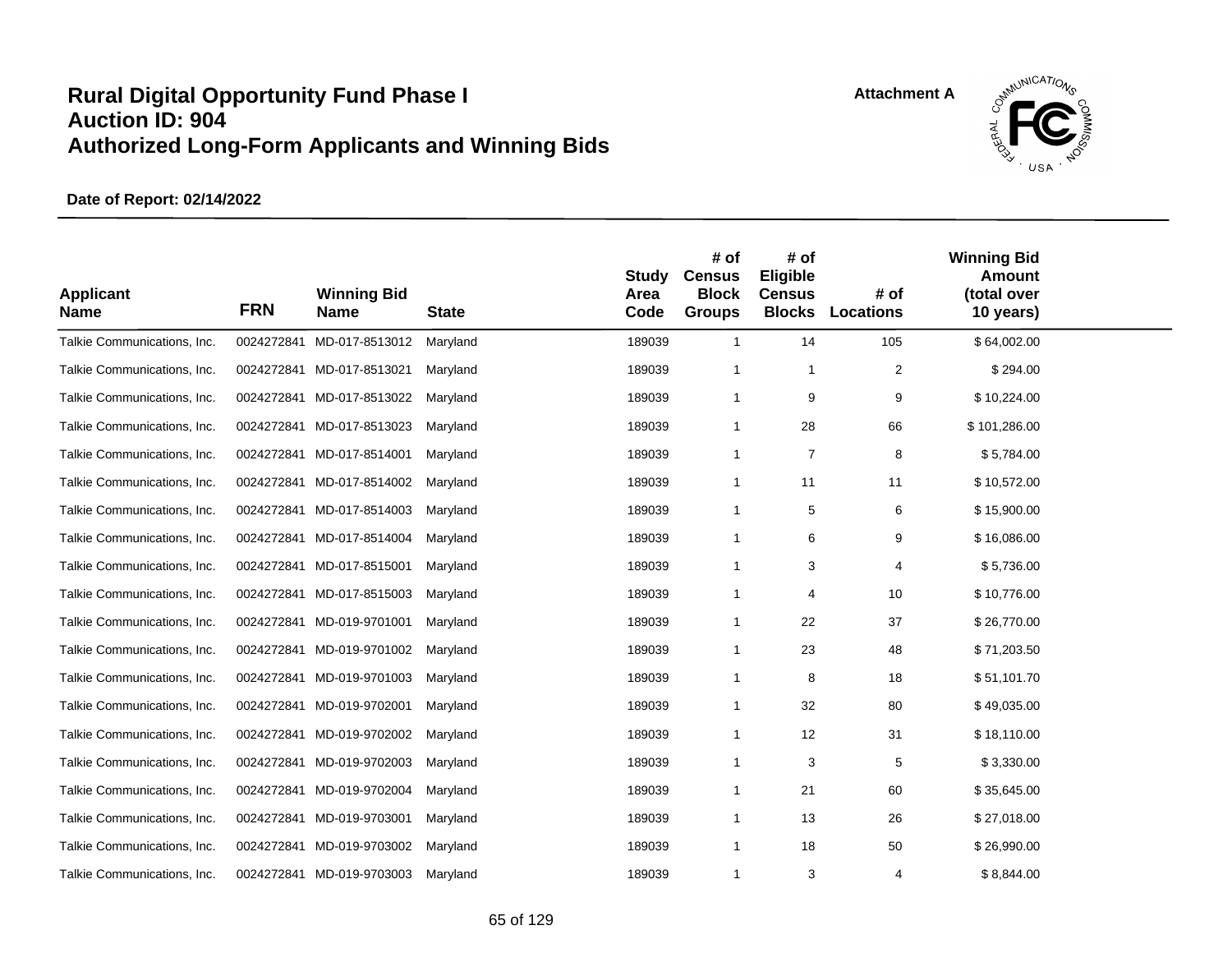# Rural Digital Opportunity Fund Phase I
# Auction ID: 904
# Authorized Long-Form Applicants and Winning Bids

Attachment A

**Date of Report: 02/14/2022**

| Applicant Name | FRN | Winning Bid Name | State | Study Area Code | # of Census Block Groups | # of Eligible Census Blocks | # of Locations | Winning Bid Amount (total over 10 years) |
|---|---|---|---|---|---|---|---|---|
| Talkie Communications, Inc. | 0024272841 | MD-017-8513012 | Maryland | 189039 | 1 | 14 | 105 | $ 64,002.00 |
| Talkie Communications, Inc. | 0024272841 | MD-017-8513021 | Maryland | 189039 | 1 | 1 | 2 | $ 294.00 |
| Talkie Communications, Inc. | 0024272841 | MD-017-8513022 | Maryland | 189039 | 1 | 9 | 9 | $ 10,224.00 |
| Talkie Communications, Inc. | 0024272841 | MD-017-8513023 | Maryland | 189039 | 1 | 28 | 66 | $ 101,286.00 |
| Talkie Communications, Inc. | 0024272841 | MD-017-8514001 | Maryland | 189039 | 1 | 7 | 8 | $ 5,784.00 |
| Talkie Communications, Inc. | 0024272841 | MD-017-8514002 | Maryland | 189039 | 1 | 11 | 11 | $ 10,572.00 |
| Talkie Communications, Inc. | 0024272841 | MD-017-8514003 | Maryland | 189039 | 1 | 5 | 6 | $ 15,900.00 |
| Talkie Communications, Inc. | 0024272841 | MD-017-8514004 | Maryland | 189039 | 1 | 6 | 9 | $ 16,086.00 |
| Talkie Communications, Inc. | 0024272841 | MD-017-8515001 | Maryland | 189039 | 1 | 3 | 4 | $ 5,736.00 |
| Talkie Communications, Inc. | 0024272841 | MD-017-8515003 | Maryland | 189039 | 1 | 4 | 10 | $ 10,776.00 |
| Talkie Communications, Inc. | 0024272841 | MD-019-9701001 | Maryland | 189039 | 1 | 22 | 37 | $ 26,770.00 |
| Talkie Communications, Inc. | 0024272841 | MD-019-9701002 | Maryland | 189039 | 1 | 23 | 48 | $ 71,203.50 |
| Talkie Communications, Inc. | 0024272841 | MD-019-9701003 | Maryland | 189039 | 1 | 8 | 18 | $ 51,101.70 |
| Talkie Communications, Inc. | 0024272841 | MD-019-9702001 | Maryland | 189039 | 1 | 32 | 80 | $ 49,035.00 |
| Talkie Communications, Inc. | 0024272841 | MD-019-9702002 | Maryland | 189039 | 1 | 12 | 31 | $ 18,110.00 |
| Talkie Communications, Inc. | 0024272841 | MD-019-9702003 | Maryland | 189039 | 1 | 3 | 5 | $ 3,330.00 |
| Talkie Communications, Inc. | 0024272841 | MD-019-9702004 | Maryland | 189039 | 1 | 21 | 60 | $ 35,645.00 |
| Talkie Communications, Inc. | 0024272841 | MD-019-9703001 | Maryland | 189039 | 1 | 13 | 26 | $ 27,018.00 |
| Talkie Communications, Inc. | 0024272841 | MD-019-9703002 | Maryland | 189039 | 1 | 18 | 50 | $ 26,990.00 |
| Talkie Communications, Inc. | 0024272841 | MD-019-9703003 | Maryland | 189039 | 1 | 3 | 4 | $ 8,844.00 |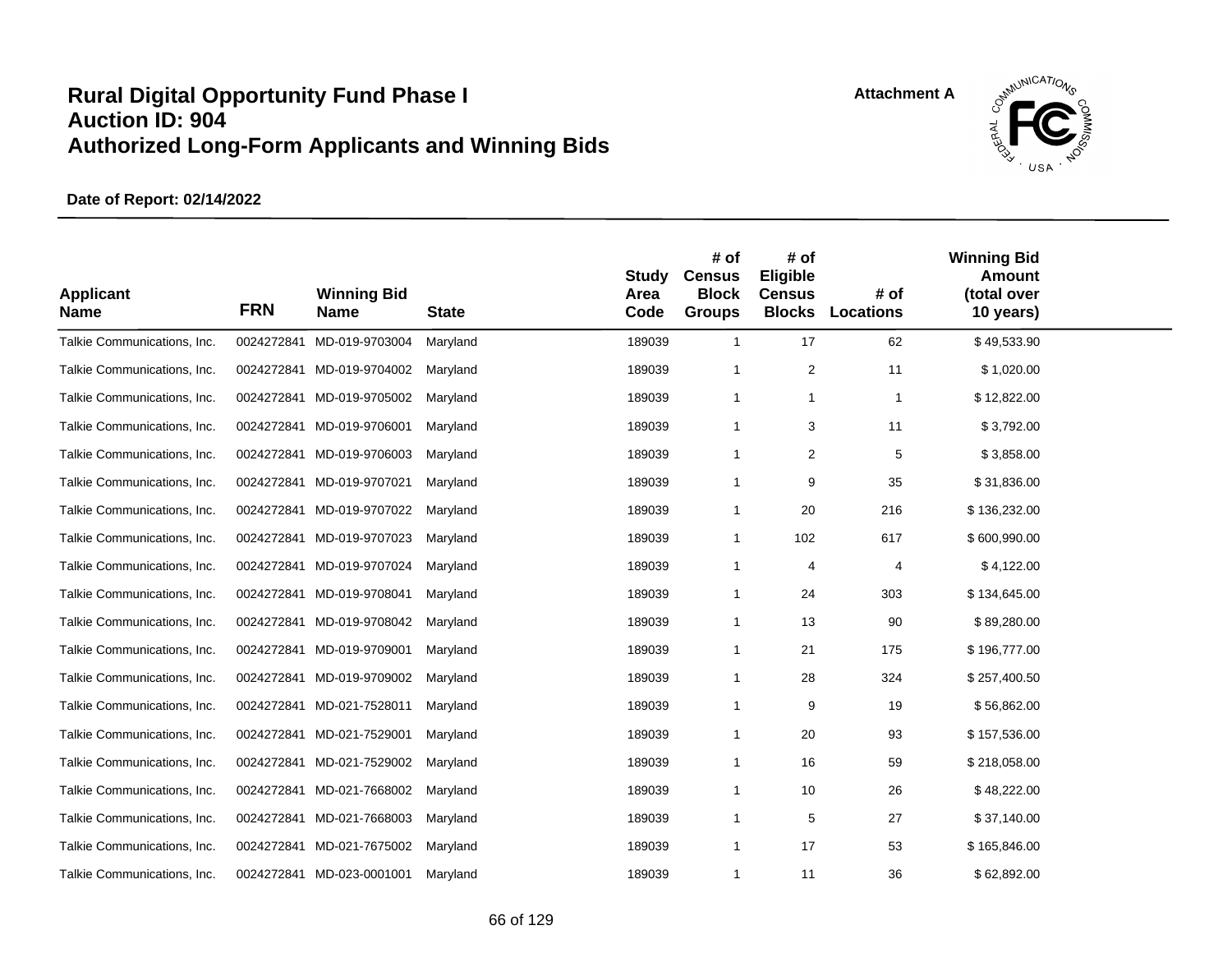# Rural Digital Opportunity Fund Phase I
# Auction ID: 904
# Authorized Long-Form Applicants and Winning Bids

Attachment A

**Date of Report: 02/14/2022**

| Applicant Name | FRN | Winning Bid Name | State | Study Area Code | # of Census Block Groups | # of Eligible Census Blocks | # of Locations | Winning Bid Amount (total over 10 years) |
|---|---|---|---|---|---|---|---|---|
| Talkie Communications, Inc. | 0024272841 | MD-019-9703004 | Maryland | 189039 | 1 | 17 | 62 | $ 49,533.90 |
| Talkie Communications, Inc. | 0024272841 | MD-019-9704002 | Maryland | 189039 | 1 | 2 | 11 | $ 1,020.00 |
| Talkie Communications, Inc. | 0024272841 | MD-019-9705002 | Maryland | 189039 | 1 | 1 | 1 | $ 12,822.00 |
| Talkie Communications, Inc. | 0024272841 | MD-019-9706001 | Maryland | 189039 | 1 | 3 | 11 | $ 3,792.00 |
| Talkie Communications, Inc. | 0024272841 | MD-019-9706003 | Maryland | 189039 | 1 | 2 | 5 | $ 3,858.00 |
| Talkie Communications, Inc. | 0024272841 | MD-019-9707021 | Maryland | 189039 | 1 | 9 | 35 | $ 31,836.00 |
| Talkie Communications, Inc. | 0024272841 | MD-019-9707022 | Maryland | 189039 | 1 | 20 | 216 | $ 136,232.00 |
| Talkie Communications, Inc. | 0024272841 | MD-019-9707023 | Maryland | 189039 | 1 | 102 | 617 | $ 600,990.00 |
| Talkie Communications, Inc. | 0024272841 | MD-019-9707024 | Maryland | 189039 | 1 | 4 | 4 | $ 4,122.00 |
| Talkie Communications, Inc. | 0024272841 | MD-019-9708041 | Maryland | 189039 | 1 | 24 | 303 | $ 134,645.00 |
| Talkie Communications, Inc. | 0024272841 | MD-019-9708042 | Maryland | 189039 | 1 | 13 | 90 | $ 89,280.00 |
| Talkie Communications, Inc. | 0024272841 | MD-019-9709001 | Maryland | 189039 | 1 | 21 | 175 | $ 196,777.00 |
| Talkie Communications, Inc. | 0024272841 | MD-019-9709002 | Maryland | 189039 | 1 | 28 | 324 | $ 257,400.50 |
| Talkie Communications, Inc. | 0024272841 | MD-021-7528011 | Maryland | 189039 | 1 | 9 | 19 | $ 56,862.00 |
| Talkie Communications, Inc. | 0024272841 | MD-021-7529001 | Maryland | 189039 | 1 | 20 | 93 | $ 157,536.00 |
| Talkie Communications, Inc. | 0024272841 | MD-021-7529002 | Maryland | 189039 | 1 | 16 | 59 | $ 218,058.00 |
| Talkie Communications, Inc. | 0024272841 | MD-021-7668002 | Maryland | 189039 | 1 | 10 | 26 | $ 48,222.00 |
| Talkie Communications, Inc. | 0024272841 | MD-021-7668003 | Maryland | 189039 | 1 | 5 | 27 | $ 37,140.00 |
| Talkie Communications, Inc. | 0024272841 | MD-021-7675002 | Maryland | 189039 | 1 | 17 | 53 | $ 165,846.00 |
| Talkie Communications, Inc. | 0024272841 | MD-023-0001001 | Maryland | 189039 | 1 | 11 | 36 | $ 62,892.00 |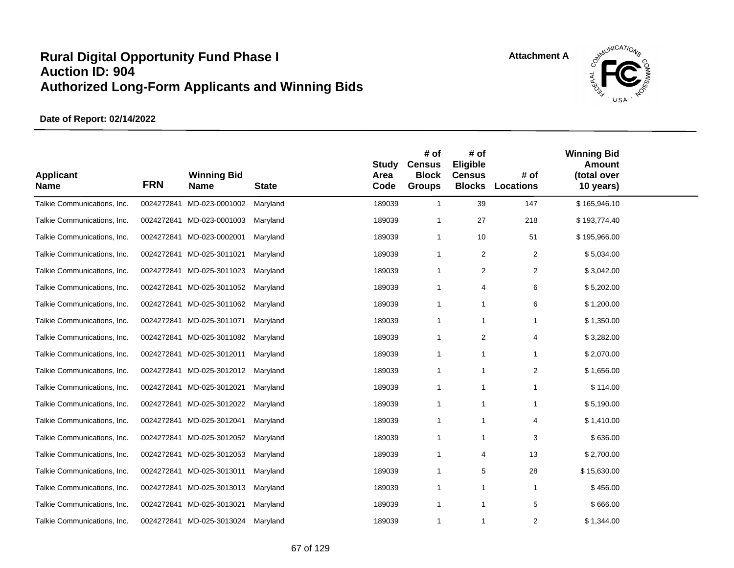# Rural Digital Opportunity Fund Phase I
## Auction ID: 904
## Authorized Long-Form Applicants and Winning Bids

Attachment A

**Date of Report: 02/14/2022**

| Applicant Name | FRN | Winning Bid Name | State | Study Area Code | # of Census Block Groups | # of Eligible Census Blocks | # of Locations | Winning Bid Amount (total over 10 years) |
|---|---|---|---|---|---|---|---|---|
| Talkie Communications, Inc. | 0024272841 | MD-023-0001002 | Maryland | 189039 | 1 | 39 | 147 | $ 165,946.10 |
| Talkie Communications, Inc. | 0024272841 | MD-023-0001003 | Maryland | 189039 | 1 | 27 | 218 | $ 193,774.40 |
| Talkie Communications, Inc. | 0024272841 | MD-023-0002001 | Maryland | 189039 | 1 | 10 | 51 | $ 195,966.00 |
| Talkie Communications, Inc. | 0024272841 | MD-025-3011021 | Maryland | 189039 | 1 | 2 | 2 | $ 5,034.00 |
| Talkie Communications, Inc. | 0024272841 | MD-025-3011023 | Maryland | 189039 | 1 | 2 | 2 | $ 3,042.00 |
| Talkie Communications, Inc. | 0024272841 | MD-025-3011052 | Maryland | 189039 | 1 | 4 | 6 | $ 5,202.00 |
| Talkie Communications, Inc. | 0024272841 | MD-025-3011062 | Maryland | 189039 | 1 | 1 | 6 | $ 1,200.00 |
| Talkie Communications, Inc. | 0024272841 | MD-025-3011071 | Maryland | 189039 | 1 | 1 | 1 | $ 1,350.00 |
| Talkie Communications, Inc. | 0024272841 | MD-025-3011082 | Maryland | 189039 | 1 | 2 | 4 | $ 3,282.00 |
| Talkie Communications, Inc. | 0024272841 | MD-025-3012011 | Maryland | 189039 | 1 | 1 | 1 | $ 2,070.00 |
| Talkie Communications, Inc. | 0024272841 | MD-025-3012012 | Maryland | 189039 | 1 | 1 | 2 | $ 1,656.00 |
| Talkie Communications, Inc. | 0024272841 | MD-025-3012021 | Maryland | 189039 | 1 | 1 | 1 | $ 114.00 |
| Talkie Communications, Inc. | 0024272841 | MD-025-3012022 | Maryland | 189039 | 1 | 1 | 1 | $ 5,190.00 |
| Talkie Communications, Inc. | 0024272841 | MD-025-3012041 | Maryland | 189039 | 1 | 1 | 4 | $ 1,410.00 |
| Talkie Communications, Inc. | 0024272841 | MD-025-3012052 | Maryland | 189039 | 1 | 1 | 3 | $ 636.00 |
| Talkie Communications, Inc. | 0024272841 | MD-025-3012053 | Maryland | 189039 | 1 | 4 | 13 | $ 2,700.00 |
| Talkie Communications, Inc. | 0024272841 | MD-025-3013011 | Maryland | 189039 | 1 | 5 | 28 | $ 15,630.00 |
| Talkie Communications, Inc. | 0024272841 | MD-025-3013013 | Maryland | 189039 | 1 | 1 | 1 | $ 456.00 |
| Talkie Communications, Inc. | 0024272841 | MD-025-3013021 | Maryland | 189039 | 1 | 1 | 5 | $ 666.00 |
| Talkie Communications, Inc. | 0024272841 | MD-025-3013024 | Maryland | 189039 | 1 | 1 | 2 | $ 1,344.00 |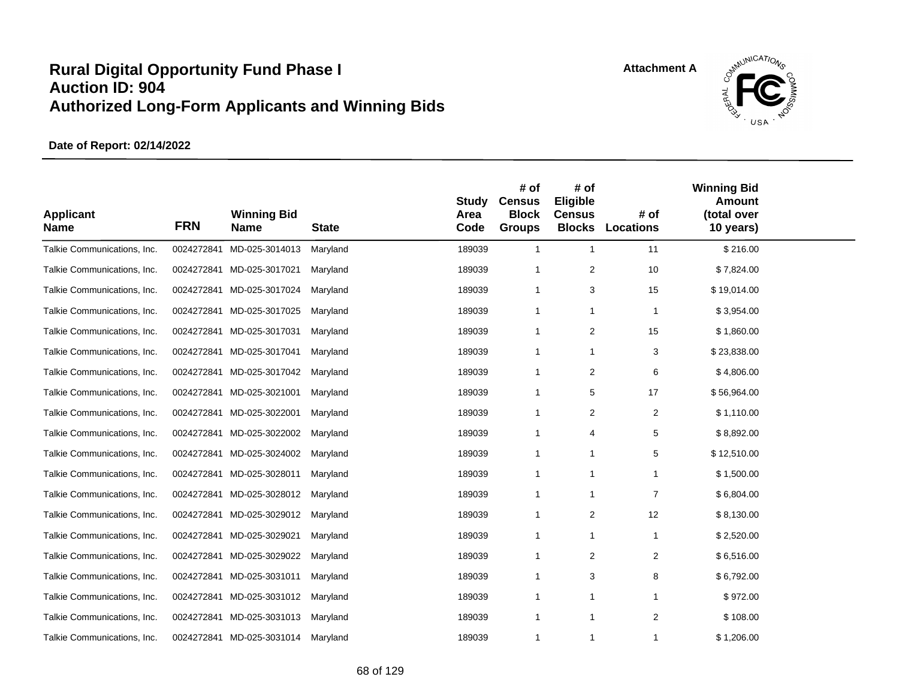# Rural Digital Opportunity Fund Phase I
# Auction ID: 904
# Authorized Long-Form Applicants and Winning Bids

Attachment A

**Date of Report: 02/14/2022**

| Applicant Name | FRN | Winning Bid Name | State | Study Area Code | # of Census Block Groups | # of Eligible Census Blocks | # of Locations | Winning Bid Amount (total over 10 years) |
|---|---|---|---|---|---|---|---|---|
| Talkie Communications, Inc. | 0024272841 | MD-025-3014013 | Maryland | 189039 | 1 | 1 | 11 | $ 216.00 |
| Talkie Communications, Inc. | 0024272841 | MD-025-3017021 | Maryland | 189039 | 1 | 2 | 10 | $ 7,824.00 |
| Talkie Communications, Inc. | 0024272841 | MD-025-3017024 | Maryland | 189039 | 1 | 3 | 15 | $ 19,014.00 |
| Talkie Communications, Inc. | 0024272841 | MD-025-3017025 | Maryland | 189039 | 1 | 1 | 1 | $ 3,954.00 |
| Talkie Communications, Inc. | 0024272841 | MD-025-3017031 | Maryland | 189039 | 1 | 2 | 15 | $ 1,860.00 |
| Talkie Communications, Inc. | 0024272841 | MD-025-3017041 | Maryland | 189039 | 1 | 1 | 3 | $ 23,838.00 |
| Talkie Communications, Inc. | 0024272841 | MD-025-3017042 | Maryland | 189039 | 1 | 2 | 6 | $ 4,806.00 |
| Talkie Communications, Inc. | 0024272841 | MD-025-3021001 | Maryland | 189039 | 1 | 5 | 17 | $ 56,964.00 |
| Talkie Communications, Inc. | 0024272841 | MD-025-3022001 | Maryland | 189039 | 1 | 2 | 2 | $ 1,110.00 |
| Talkie Communications, Inc. | 0024272841 | MD-025-3022002 | Maryland | 189039 | 1 | 4 | 5 | $ 8,892.00 |
| Talkie Communications, Inc. | 0024272841 | MD-025-3024002 | Maryland | 189039 | 1 | 1 | 5 | $ 12,510.00 |
| Talkie Communications, Inc. | 0024272841 | MD-025-3028011 | Maryland | 189039 | 1 | 1 | 1 | $ 1,500.00 |
| Talkie Communications, Inc. | 0024272841 | MD-025-3028012 | Maryland | 189039 | 1 | 1 | 7 | $ 6,804.00 |
| Talkie Communications, Inc. | 0024272841 | MD-025-3029012 | Maryland | 189039 | 1 | 2 | 12 | $ 8,130.00 |
| Talkie Communications, Inc. | 0024272841 | MD-025-3029021 | Maryland | 189039 | 1 | 1 | 1 | $ 2,520.00 |
| Talkie Communications, Inc. | 0024272841 | MD-025-3029022 | Maryland | 189039 | 1 | 2 | 2 | $ 6,516.00 |
| Talkie Communications, Inc. | 0024272841 | MD-025-3031011 | Maryland | 189039 | 1 | 3 | 8 | $ 6,792.00 |
| Talkie Communications, Inc. | 0024272841 | MD-025-3031012 | Maryland | 189039 | 1 | 1 | 1 | $ 972.00 |
| Talkie Communications, Inc. | 0024272841 | MD-025-3031013 | Maryland | 189039 | 1 | 1 | 2 | $ 108.00 |
| Talkie Communications, Inc. | 0024272841 | MD-025-3031014 | Maryland | 189039 | 1 | 1 | 1 | $ 1,206.00 |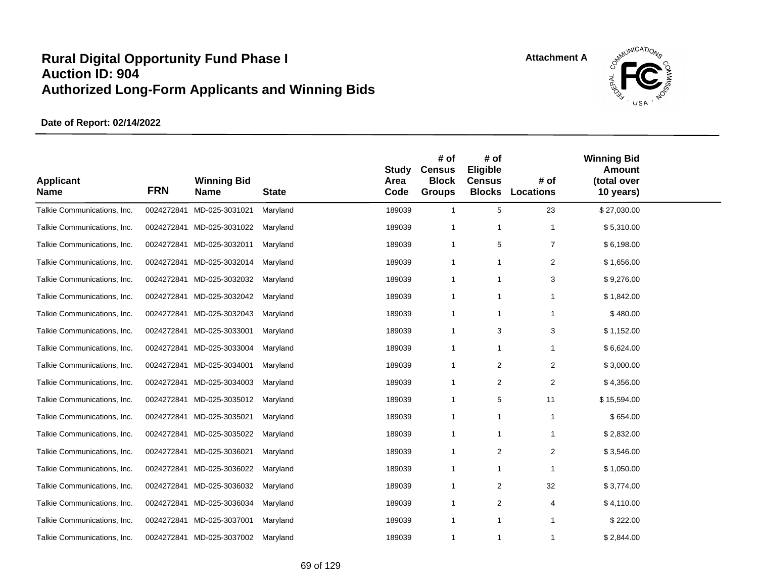# Rural Digital Opportunity Fund Phase I
# Auction ID: 904
# Authorized Long-Form Applicants and Winning Bids

Attachment A

**Date of Report: 02/14/2022**

| Applicant Name | FRN | Winning Bid Name | State | Study Area Code | # of Census Block Groups | # of Eligible Census Blocks | # of Locations | Winning Bid Amount (total over 10 years) |
|---|---|---|---|---|---|---|---|---|
| Talkie Communications, Inc. | 0024272841 | MD-025-3031021 | Maryland | 189039 | 1 | 5 | 23 | $ 27,030.00 |
| Talkie Communications, Inc. | 0024272841 | MD-025-3031022 | Maryland | 189039 | 1 | 1 | 1 | $ 5,310.00 |
| Talkie Communications, Inc. | 0024272841 | MD-025-3032011 | Maryland | 189039 | 1 | 5 | 7 | $ 6,198.00 |
| Talkie Communications, Inc. | 0024272841 | MD-025-3032014 | Maryland | 189039 | 1 | 1 | 2 | $ 1,656.00 |
| Talkie Communications, Inc. | 0024272841 | MD-025-3032032 | Maryland | 189039 | 1 | 1 | 3 | $ 9,276.00 |
| Talkie Communications, Inc. | 0024272841 | MD-025-3032042 | Maryland | 189039 | 1 | 1 | 1 | $ 1,842.00 |
| Talkie Communications, Inc. | 0024272841 | MD-025-3032043 | Maryland | 189039 | 1 | 1 | 1 | $ 480.00 |
| Talkie Communications, Inc. | 0024272841 | MD-025-3033001 | Maryland | 189039 | 1 | 3 | 3 | $ 1,152.00 |
| Talkie Communications, Inc. | 0024272841 | MD-025-3033004 | Maryland | 189039 | 1 | 1 | 1 | $ 6,624.00 |
| Talkie Communications, Inc. | 0024272841 | MD-025-3034001 | Maryland | 189039 | 1 | 2 | 2 | $ 3,000.00 |
| Talkie Communications, Inc. | 0024272841 | MD-025-3034003 | Maryland | 189039 | 1 | 2 | 2 | $ 4,356.00 |
| Talkie Communications, Inc. | 0024272841 | MD-025-3035012 | Maryland | 189039 | 1 | 5 | 11 | $ 15,594.00 |
| Talkie Communications, Inc. | 0024272841 | MD-025-3035021 | Maryland | 189039 | 1 | 1 | 1 | $ 654.00 |
| Talkie Communications, Inc. | 0024272841 | MD-025-3035022 | Maryland | 189039 | 1 | 1 | 1 | $ 2,832.00 |
| Talkie Communications, Inc. | 0024272841 | MD-025-3036021 | Maryland | 189039 | 1 | 2 | 2 | $ 3,546.00 |
| Talkie Communications, Inc. | 0024272841 | MD-025-3036022 | Maryland | 189039 | 1 | 1 | 1 | $ 1,050.00 |
| Talkie Communications, Inc. | 0024272841 | MD-025-3036032 | Maryland | 189039 | 1 | 2 | 32 | $ 3,774.00 |
| Talkie Communications, Inc. | 0024272841 | MD-025-3036034 | Maryland | 189039 | 1 | 2 | 4 | $ 4,110.00 |
| Talkie Communications, Inc. | 0024272841 | MD-025-3037001 | Maryland | 189039 | 1 | 1 | 1 | $ 222.00 |
| Talkie Communications, Inc. | 0024272841 | MD-025-3037002 | Maryland | 189039 | 1 | 1 | 1 | $ 2,844.00 |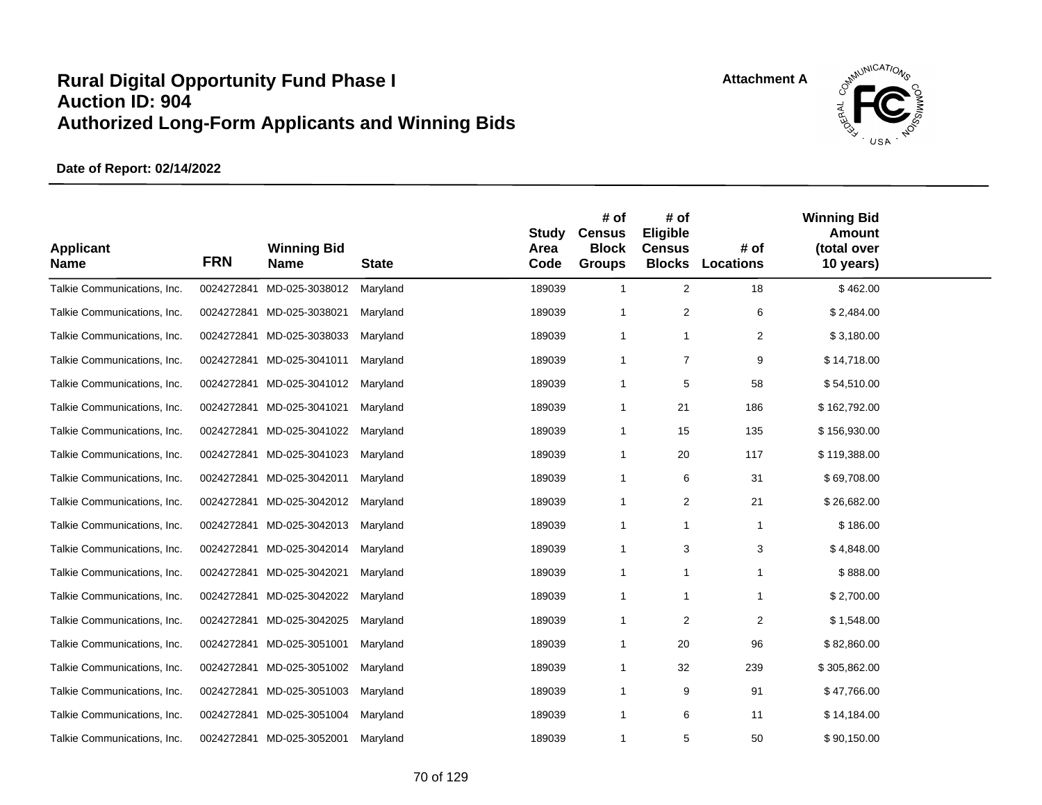# Rural Digital Opportunity Fund Phase I
# Auction ID: 904
# Authorized Long-Form Applicants and Winning Bids

Attachment A

**Date of Report: 02/14/2022**

| Applicant Name | FRN | Winning Bid Name | State | Study Area Code | # of Census Block Groups | # of Eligible Census Blocks | # of Locations | Winning Bid Amount (total over 10 years) |
|---|---|---|---|---|---|---|---|---|
| Talkie Communications, Inc. | 0024272841 | MD-025-3038012 | Maryland | 189039 | 1 | 2 | 18 | $ 462.00 |
| Talkie Communications, Inc. | 0024272841 | MD-025-3038021 | Maryland | 189039 | 1 | 2 | 6 | $ 2,484.00 |
| Talkie Communications, Inc. | 0024272841 | MD-025-3038033 | Maryland | 189039 | 1 | 1 | 2 | $ 3,180.00 |
| Talkie Communications, Inc. | 0024272841 | MD-025-3041011 | Maryland | 189039 | 1 | 7 | 9 | $ 14,718.00 |
| Talkie Communications, Inc. | 0024272841 | MD-025-3041012 | Maryland | 189039 | 1 | 5 | 58 | $ 54,510.00 |
| Talkie Communications, Inc. | 0024272841 | MD-025-3041021 | Maryland | 189039 | 1 | 21 | 186 | $ 162,792.00 |
| Talkie Communications, Inc. | 0024272841 | MD-025-3041022 | Maryland | 189039 | 1 | 15 | 135 | $ 156,930.00 |
| Talkie Communications, Inc. | 0024272841 | MD-025-3041023 | Maryland | 189039 | 1 | 20 | 117 | $ 119,388.00 |
| Talkie Communications, Inc. | 0024272841 | MD-025-3042011 | Maryland | 189039 | 1 | 6 | 31 | $ 69,708.00 |
| Talkie Communications, Inc. | 0024272841 | MD-025-3042012 | Maryland | 189039 | 1 | 2 | 21 | $ 26,682.00 |
| Talkie Communications, Inc. | 0024272841 | MD-025-3042013 | Maryland | 189039 | 1 | 1 | 1 | $ 186.00 |
| Talkie Communications, Inc. | 0024272841 | MD-025-3042014 | Maryland | 189039 | 1 | 3 | 3 | $ 4,848.00 |
| Talkie Communications, Inc. | 0024272841 | MD-025-3042021 | Maryland | 189039 | 1 | 1 | 1 | $ 888.00 |
| Talkie Communications, Inc. | 0024272841 | MD-025-3042022 | Maryland | 189039 | 1 | 1 | 1 | $ 2,700.00 |
| Talkie Communications, Inc. | 0024272841 | MD-025-3042025 | Maryland | 189039 | 1 | 2 | 2 | $ 1,548.00 |
| Talkie Communications, Inc. | 0024272841 | MD-025-3051001 | Maryland | 189039 | 1 | 20 | 96 | $ 82,860.00 |
| Talkie Communications, Inc. | 0024272841 | MD-025-3051002 | Maryland | 189039 | 1 | 32 | 239 | $ 305,862.00 |
| Talkie Communications, Inc. | 0024272841 | MD-025-3051003 | Maryland | 189039 | 1 | 9 | 91 | $ 47,766.00 |
| Talkie Communications, Inc. | 0024272841 | MD-025-3051004 | Maryland | 189039 | 1 | 6 | 11 | $ 14,184.00 |
| Talkie Communications, Inc. | 0024272841 | MD-025-3052001 | Maryland | 189039 | 1 | 5 | 50 | $ 90,150.00 |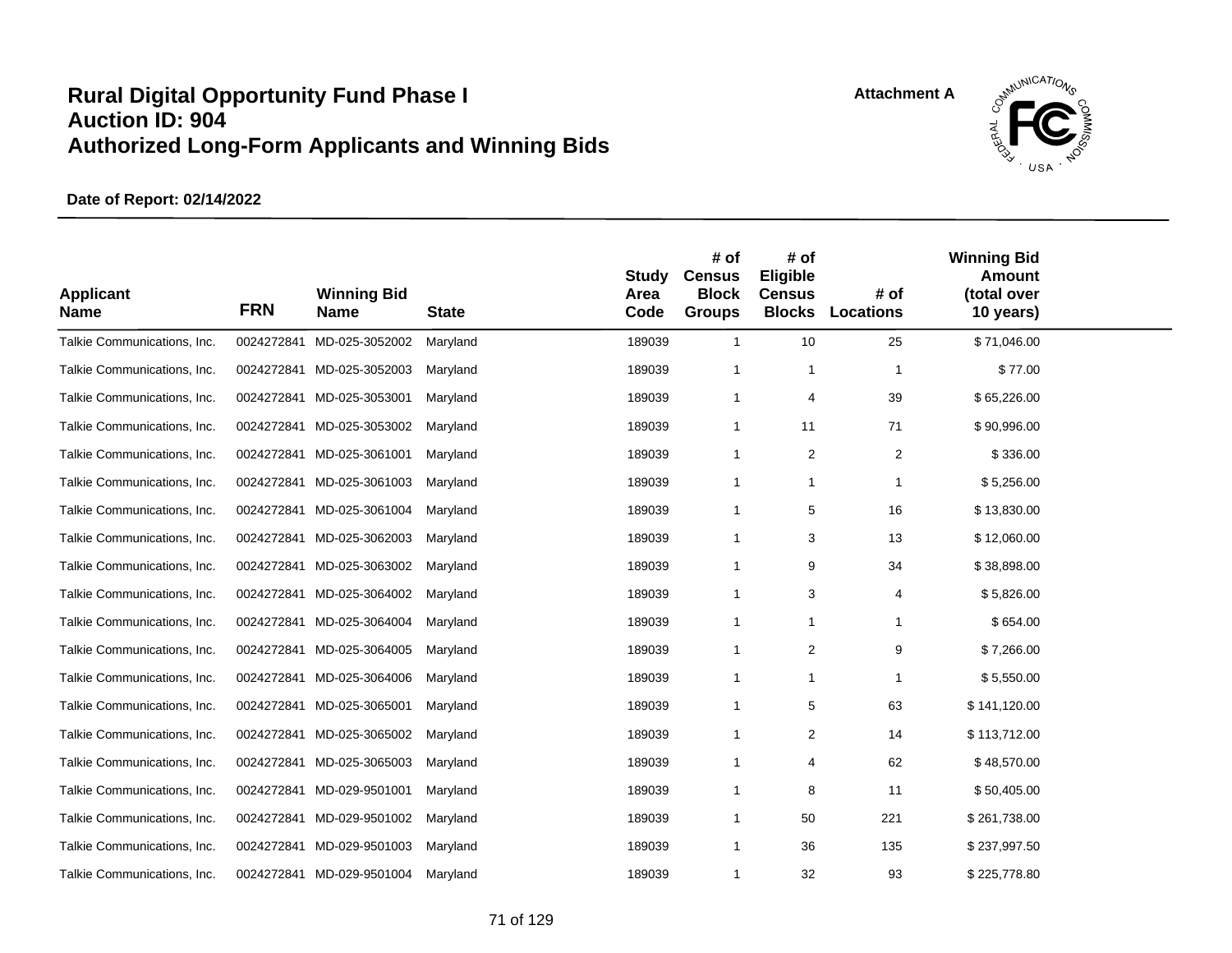# Rural Digital Opportunity Fund Phase I
# Auction ID: 904
# Authorized Long-Form Applicants and Winning Bids

**Attachment A**

**Date of Report: 02/14/2022**

| Applicant Name | FRN | Winning Bid Name | State | Study Area Code | # of Census Block Groups | # of Eligible Census Blocks | # of Locations | Winning Bid Amount (total over 10 years) |
|---|---|---|---|---|---|---|---|---|
| Talkie Communications, Inc. | 0024272841 | MD-025-3052002 | Maryland | 189039 | 1 | 10 | 25 | $ 71,046.00 |
| Talkie Communications, Inc. | 0024272841 | MD-025-3052003 | Maryland | 189039 | 1 | 1 | 1 | $ 77.00 |
| Talkie Communications, Inc. | 0024272841 | MD-025-3053001 | Maryland | 189039 | 1 | 4 | 39 | $ 65,226.00 |
| Talkie Communications, Inc. | 0024272841 | MD-025-3053002 | Maryland | 189039 | 1 | 11 | 71 | $ 90,996.00 |
| Talkie Communications, Inc. | 0024272841 | MD-025-3061001 | Maryland | 189039 | 1 | 2 | 2 | $ 336.00 |
| Talkie Communications, Inc. | 0024272841 | MD-025-3061003 | Maryland | 189039 | 1 | 1 | 1 | $ 5,256.00 |
| Talkie Communications, Inc. | 0024272841 | MD-025-3061004 | Maryland | 189039 | 1 | 5 | 16 | $ 13,830.00 |
| Talkie Communications, Inc. | 0024272841 | MD-025-3062003 | Maryland | 189039 | 1 | 3 | 13 | $ 12,060.00 |
| Talkie Communications, Inc. | 0024272841 | MD-025-3063002 | Maryland | 189039 | 1 | 9 | 34 | $ 38,898.00 |
| Talkie Communications, Inc. | 0024272841 | MD-025-3064002 | Maryland | 189039 | 1 | 3 | 4 | $ 5,826.00 |
| Talkie Communications, Inc. | 0024272841 | MD-025-3064004 | Maryland | 189039 | 1 | 1 | 1 | $ 654.00 |
| Talkie Communications, Inc. | 0024272841 | MD-025-3064005 | Maryland | 189039 | 1 | 2 | 9 | $ 7,266.00 |
| Talkie Communications, Inc. | 0024272841 | MD-025-3064006 | Maryland | 189039 | 1 | 1 | 1 | $ 5,550.00 |
| Talkie Communications, Inc. | 0024272841 | MD-025-3065001 | Maryland | 189039 | 1 | 5 | 63 | $ 141,120.00 |
| Talkie Communications, Inc. | 0024272841 | MD-025-3065002 | Maryland | 189039 | 1 | 2 | 14 | $ 113,712.00 |
| Talkie Communications, Inc. | 0024272841 | MD-025-3065003 | Maryland | 189039 | 1 | 4 | 62 | $ 48,570.00 |
| Talkie Communications, Inc. | 0024272841 | MD-029-9501001 | Maryland | 189039 | 1 | 8 | 11 | $ 50,405.00 |
| Talkie Communications, Inc. | 0024272841 | MD-029-9501002 | Maryland | 189039 | 1 | 50 | 221 | $ 261,738.00 |
| Talkie Communications, Inc. | 0024272841 | MD-029-9501003 | Maryland | 189039 | 1 | 36 | 135 | $ 237,997.50 |
| Talkie Communications, Inc. | 0024272841 | MD-029-9501004 | Maryland | 189039 | 1 | 32 | 93 | $ 225,778.80 |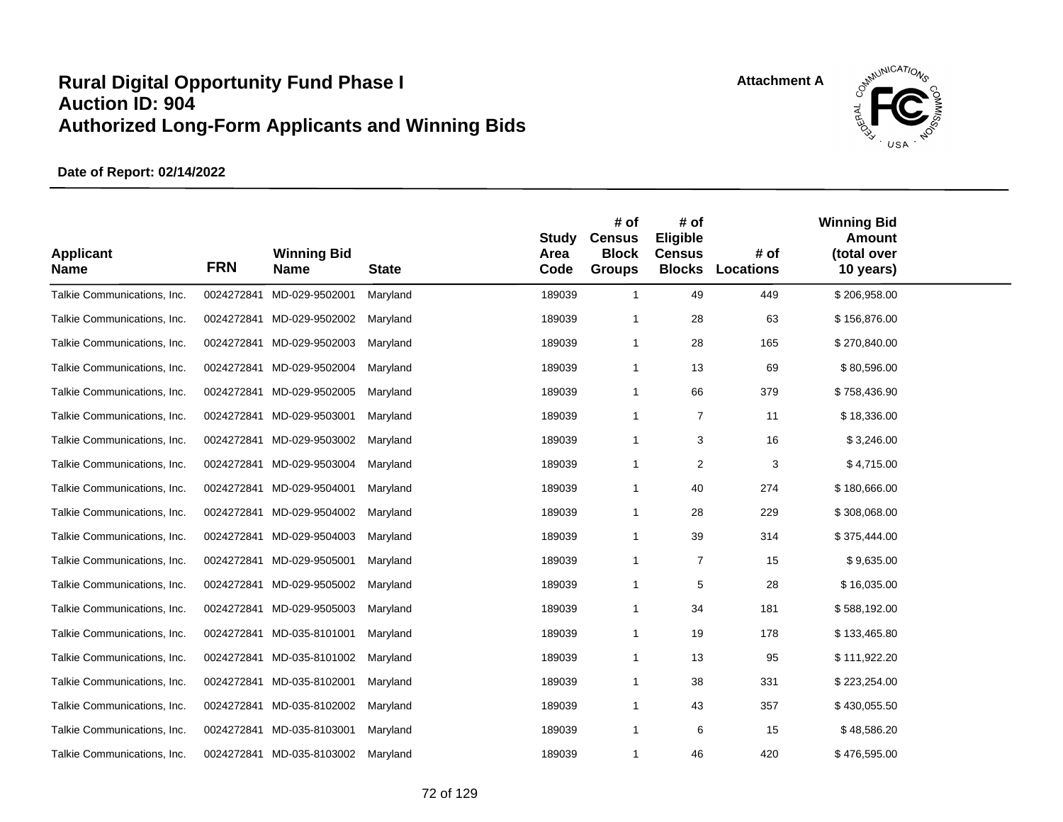# Rural Digital Opportunity Fund Phase I
# Auction ID: 904
# Authorized Long-Form Applicants and Winning Bids

Attachment A

**Date of Report: 02/14/2022**

| Applicant Name | FRN | Winning Bid Name | State | Study Area Code | # of Census Block Groups | # of Eligible Census Blocks | # of Locations | Winning Bid Amount (total over 10 years) |
|---|---|---|---|---|---|---|---|---|
| Talkie Communications, Inc. | 0024272841 | MD-029-9502001 | Maryland | 189039 | 1 | 49 | 449 | $ 206,958.00 |
| Talkie Communications, Inc. | 0024272841 | MD-029-9502002 | Maryland | 189039 | 1 | 28 | 63 | $ 156,876.00 |
| Talkie Communications, Inc. | 0024272841 | MD-029-9502003 | Maryland | 189039 | 1 | 28 | 165 | $ 270,840.00 |
| Talkie Communications, Inc. | 0024272841 | MD-029-9502004 | Maryland | 189039 | 1 | 13 | 69 | $ 80,596.00 |
| Talkie Communications, Inc. | 0024272841 | MD-029-9502005 | Maryland | 189039 | 1 | 66 | 379 | $ 758,436.90 |
| Talkie Communications, Inc. | 0024272841 | MD-029-9503001 | Maryland | 189039 | 1 | 7 | 11 | $ 18,336.00 |
| Talkie Communications, Inc. | 0024272841 | MD-029-9503002 | Maryland | 189039 | 1 | 3 | 16 | $ 3,246.00 |
| Talkie Communications, Inc. | 0024272841 | MD-029-9503004 | Maryland | 189039 | 1 | 2 | 3 | $ 4,715.00 |
| Talkie Communications, Inc. | 0024272841 | MD-029-9504001 | Maryland | 189039 | 1 | 40 | 274 | $ 180,666.00 |
| Talkie Communications, Inc. | 0024272841 | MD-029-9504002 | Maryland | 189039 | 1 | 28 | 229 | $ 308,068.00 |
| Talkie Communications, Inc. | 0024272841 | MD-029-9504003 | Maryland | 189039 | 1 | 39 | 314 | $ 375,444.00 |
| Talkie Communications, Inc. | 0024272841 | MD-029-9505001 | Maryland | 189039 | 1 | 7 | 15 | $ 9,635.00 |
| Talkie Communications, Inc. | 0024272841 | MD-029-9505002 | Maryland | 189039 | 1 | 5 | 28 | $ 16,035.00 |
| Talkie Communications, Inc. | 0024272841 | MD-029-9505003 | Maryland | 189039 | 1 | 34 | 181 | $ 588,192.00 |
| Talkie Communications, Inc. | 0024272841 | MD-035-8101001 | Maryland | 189039 | 1 | 19 | 178 | $ 133,465.80 |
| Talkie Communications, Inc. | 0024272841 | MD-035-8101002 | Maryland | 189039 | 1 | 13 | 95 | $ 111,922.20 |
| Talkie Communications, Inc. | 0024272841 | MD-035-8102001 | Maryland | 189039 | 1 | 38 | 331 | $ 223,254.00 |
| Talkie Communications, Inc. | 0024272841 | MD-035-8102002 | Maryland | 189039 | 1 | 43 | 357 | $ 430,055.50 |
| Talkie Communications, Inc. | 0024272841 | MD-035-8103001 | Maryland | 189039 | 1 | 6 | 15 | $ 48,586.20 |
| Talkie Communications, Inc. | 0024272841 | MD-035-8103002 | Maryland | 189039 | 1 | 46 | 420 | $ 476,595.00 |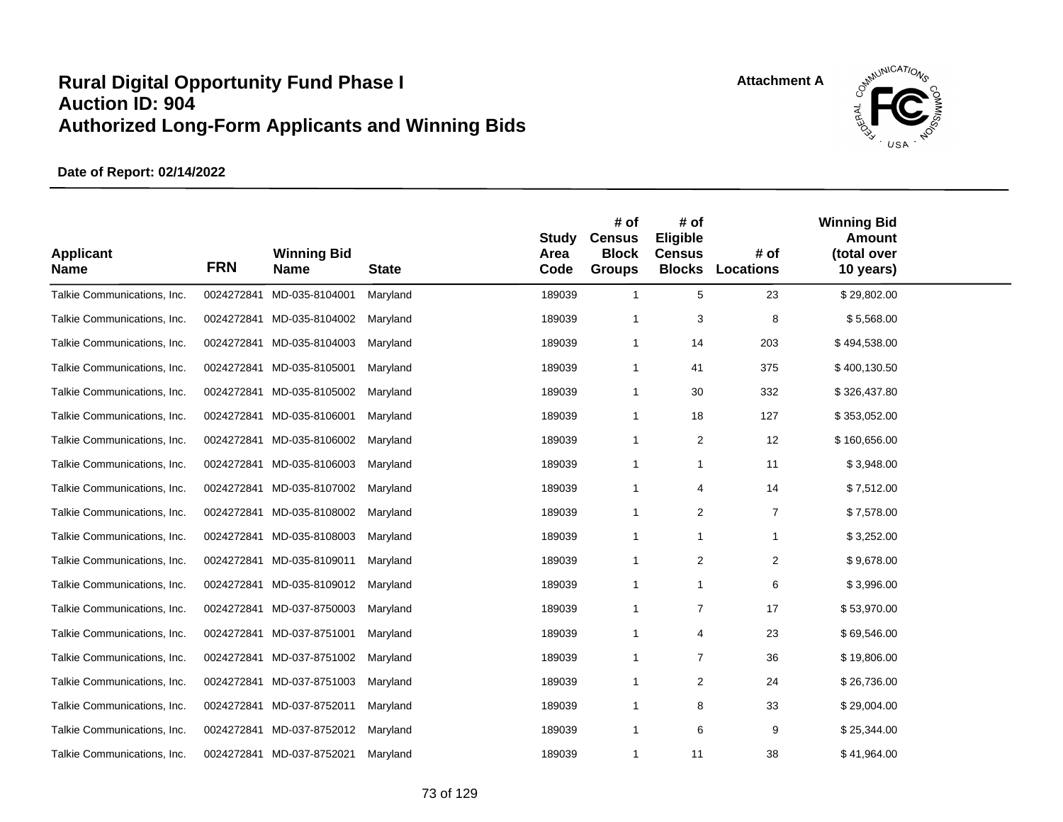# Rural Digital Opportunity Fund Phase I
# Auction ID: 904
# Authorized Long-Form Applicants and Winning Bids

Attachment A

**Date of Report: 02/14/2022**

| Applicant Name | FRN | Winning Bid Name | State | Study Area Code | # of Census Block Groups | # of Eligible Census Blocks | # of Locations | Winning Bid Amount (total over 10 years) |
|---|---|---|---|---|---|---|---|---|
| Talkie Communications, Inc. | 0024272841 | MD-035-8104001 | Maryland | 189039 | 1 | 5 | 23 | $ 29,802.00 |
| Talkie Communications, Inc. | 0024272841 | MD-035-8104002 | Maryland | 189039 | 1 | 3 | 8 | $ 5,568.00 |
| Talkie Communications, Inc. | 0024272841 | MD-035-8104003 | Maryland | 189039 | 1 | 14 | 203 | $ 494,538.00 |
| Talkie Communications, Inc. | 0024272841 | MD-035-8105001 | Maryland | 189039 | 1 | 41 | 375 | $ 400,130.50 |
| Talkie Communications, Inc. | 0024272841 | MD-035-8105002 | Maryland | 189039 | 1 | 30 | 332 | $ 326,437.80 |
| Talkie Communications, Inc. | 0024272841 | MD-035-8106001 | Maryland | 189039 | 1 | 18 | 127 | $ 353,052.00 |
| Talkie Communications, Inc. | 0024272841 | MD-035-8106002 | Maryland | 189039 | 1 | 2 | 12 | $ 160,656.00 |
| Talkie Communications, Inc. | 0024272841 | MD-035-8106003 | Maryland | 189039 | 1 | 1 | 11 | $ 3,948.00 |
| Talkie Communications, Inc. | 0024272841 | MD-035-8107002 | Maryland | 189039 | 1 | 4 | 14 | $ 7,512.00 |
| Talkie Communications, Inc. | 0024272841 | MD-035-8108002 | Maryland | 189039 | 1 | 2 | 7 | $ 7,578.00 |
| Talkie Communications, Inc. | 0024272841 | MD-035-8108003 | Maryland | 189039 | 1 | 1 | 1 | $ 3,252.00 |
| Talkie Communications, Inc. | 0024272841 | MD-035-8109011 | Maryland | 189039 | 1 | 2 | 2 | $ 9,678.00 |
| Talkie Communications, Inc. | 0024272841 | MD-035-8109012 | Maryland | 189039 | 1 | 1 | 6 | $ 3,996.00 |
| Talkie Communications, Inc. | 0024272841 | MD-037-8750003 | Maryland | 189039 | 1 | 7 | 17 | $ 53,970.00 |
| Talkie Communications, Inc. | 0024272841 | MD-037-8751001 | Maryland | 189039 | 1 | 4 | 23 | $ 69,546.00 |
| Talkie Communications, Inc. | 0024272841 | MD-037-8751002 | Maryland | 189039 | 1 | 7 | 36 | $ 19,806.00 |
| Talkie Communications, Inc. | 0024272841 | MD-037-8751003 | Maryland | 189039 | 1 | 2 | 24 | $ 26,736.00 |
| Talkie Communications, Inc. | 0024272841 | MD-037-8752011 | Maryland | 189039 | 1 | 8 | 33 | $ 29,004.00 |
| Talkie Communications, Inc. | 0024272841 | MD-037-8752012 | Maryland | 189039 | 1 | 6 | 9 | $ 25,344.00 |
| Talkie Communications, Inc. | 0024272841 | MD-037-8752021 | Maryland | 189039 | 1 | 11 | 38 | $ 41,964.00 |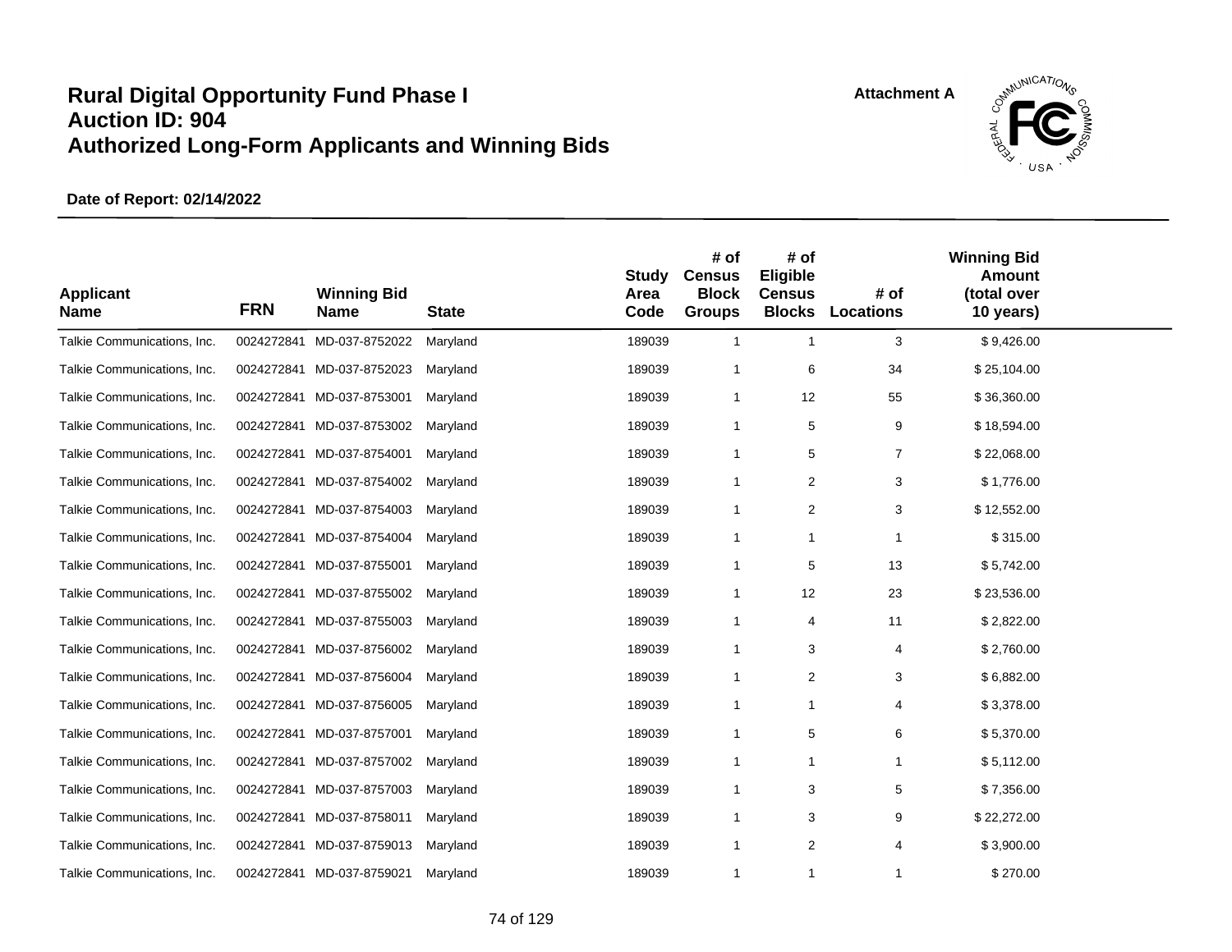# Rural Digital Opportunity Fund Phase I
# Auction ID: 904
# Authorized Long-Form Applicants and Winning Bids

Attachment A

**Date of Report: 02/14/2022**

| Applicant Name | FRN | Winning Bid Name | State | Study Area Code | # of Census Block Groups | # of Eligible Census Blocks | # of Locations | Winning Bid Amount (total over 10 years) |
|---|---|---|---|---|---|---|---|---|
| Talkie Communications, Inc. | 0024272841 | MD-037-8752022 | Maryland | 189039 | 1 | 1 | 3 | $ 9,426.00 |
| Talkie Communications, Inc. | 0024272841 | MD-037-8752023 | Maryland | 189039 | 1 | 6 | 34 | $ 25,104.00 |
| Talkie Communications, Inc. | 0024272841 | MD-037-8753001 | Maryland | 189039 | 1 | 12 | 55 | $ 36,360.00 |
| Talkie Communications, Inc. | 0024272841 | MD-037-8753002 | Maryland | 189039 | 1 | 5 | 9 | $ 18,594.00 |
| Talkie Communications, Inc. | 0024272841 | MD-037-8754001 | Maryland | 189039 | 1 | 5 | 7 | $ 22,068.00 |
| Talkie Communications, Inc. | 0024272841 | MD-037-8754002 | Maryland | 189039 | 1 | 2 | 3 | $ 1,776.00 |
| Talkie Communications, Inc. | 0024272841 | MD-037-8754003 | Maryland | 189039 | 1 | 2 | 3 | $ 12,552.00 |
| Talkie Communications, Inc. | 0024272841 | MD-037-8754004 | Maryland | 189039 | 1 | 1 | 1 | $ 315.00 |
| Talkie Communications, Inc. | 0024272841 | MD-037-8755001 | Maryland | 189039 | 1 | 5 | 13 | $ 5,742.00 |
| Talkie Communications, Inc. | 0024272841 | MD-037-8755002 | Maryland | 189039 | 1 | 12 | 23 | $ 23,536.00 |
| Talkie Communications, Inc. | 0024272841 | MD-037-8755003 | Maryland | 189039 | 1 | 4 | 11 | $ 2,822.00 |
| Talkie Communications, Inc. | 0024272841 | MD-037-8756002 | Maryland | 189039 | 1 | 3 | 4 | $ 2,760.00 |
| Talkie Communications, Inc. | 0024272841 | MD-037-8756004 | Maryland | 189039 | 1 | 2 | 3 | $ 6,882.00 |
| Talkie Communications, Inc. | 0024272841 | MD-037-8756005 | Maryland | 189039 | 1 | 1 | 4 | $ 3,378.00 |
| Talkie Communications, Inc. | 0024272841 | MD-037-8757001 | Maryland | 189039 | 1 | 5 | 6 | $ 5,370.00 |
| Talkie Communications, Inc. | 0024272841 | MD-037-8757002 | Maryland | 189039 | 1 | 1 | 1 | $ 5,112.00 |
| Talkie Communications, Inc. | 0024272841 | MD-037-8757003 | Maryland | 189039 | 1 | 3 | 5 | $ 7,356.00 |
| Talkie Communications, Inc. | 0024272841 | MD-037-8758011 | Maryland | 189039 | 1 | 3 | 9 | $ 22,272.00 |
| Talkie Communications, Inc. | 0024272841 | MD-037-8759013 | Maryland | 189039 | 1 | 2 | 4 | $ 3,900.00 |
| Talkie Communications, Inc. | 0024272841 | MD-037-8759021 | Maryland | 189039 | 1 | 1 | 1 | $ 270.00 |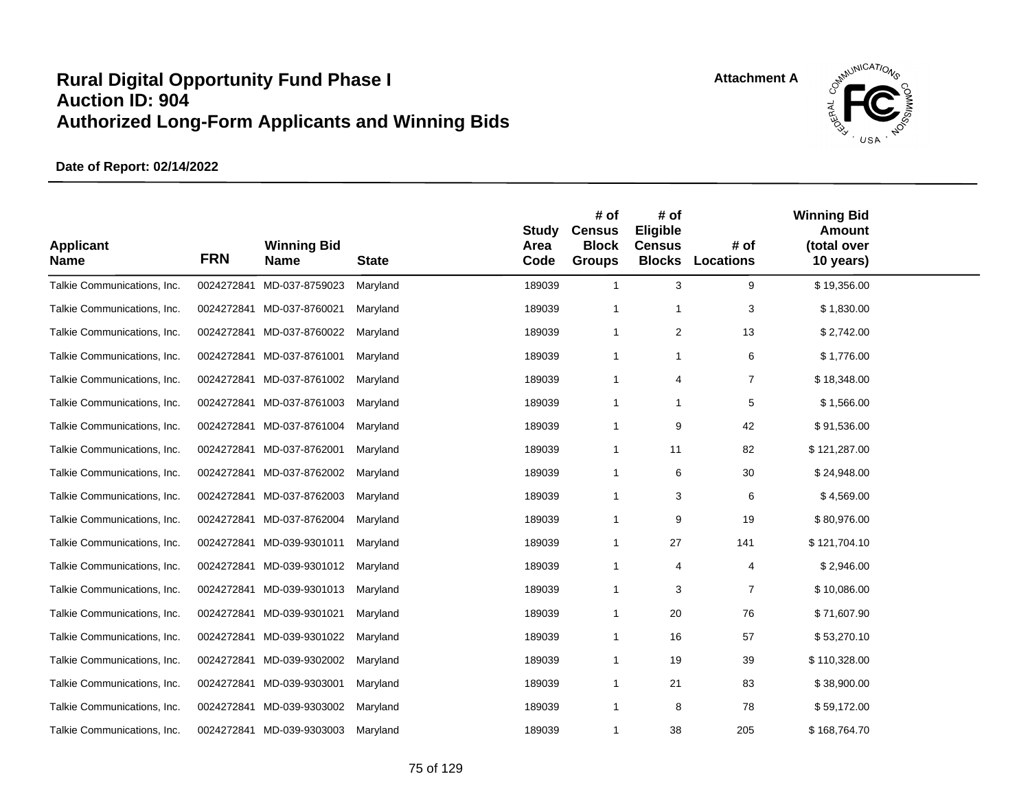# Rural Digital Opportunity Fund Phase I
# Auction ID: 904
# Authorized Long-Form Applicants and Winning Bids

Attachment A

**Date of Report: 02/14/2022**

| Applicant Name | FRN | Winning Bid Name | State | Study Area Code | # of Census Block Groups | # of Eligible Census Blocks | # of Locations | Winning Bid Amount (total over 10 years) |
|---|---|---|---|---|---|---|---|---|
| Talkie Communications, Inc. | 0024272841 | MD-037-8759023 | Maryland | 189039 | 1 | 3 | 9 | $ 19,356.00 |
| Talkie Communications, Inc. | 0024272841 | MD-037-8760021 | Maryland | 189039 | 1 | 1 | 3 | $ 1,830.00 |
| Talkie Communications, Inc. | 0024272841 | MD-037-8760022 | Maryland | 189039 | 1 | 2 | 13 | $ 2,742.00 |
| Talkie Communications, Inc. | 0024272841 | MD-037-8761001 | Maryland | 189039 | 1 | 1 | 6 | $ 1,776.00 |
| Talkie Communications, Inc. | 0024272841 | MD-037-8761002 | Maryland | 189039 | 1 | 4 | 7 | $ 18,348.00 |
| Talkie Communications, Inc. | 0024272841 | MD-037-8761003 | Maryland | 189039 | 1 | 1 | 5 | $ 1,566.00 |
| Talkie Communications, Inc. | 0024272841 | MD-037-8761004 | Maryland | 189039 | 1 | 9 | 42 | $ 91,536.00 |
| Talkie Communications, Inc. | 0024272841 | MD-037-8762001 | Maryland | 189039 | 1 | 11 | 82 | $ 121,287.00 |
| Talkie Communications, Inc. | 0024272841 | MD-037-8762002 | Maryland | 189039 | 1 | 6 | 30 | $ 24,948.00 |
| Talkie Communications, Inc. | 0024272841 | MD-037-8762003 | Maryland | 189039 | 1 | 3 | 6 | $ 4,569.00 |
| Talkie Communications, Inc. | 0024272841 | MD-037-8762004 | Maryland | 189039 | 1 | 9 | 19 | $ 80,976.00 |
| Talkie Communications, Inc. | 0024272841 | MD-039-9301011 | Maryland | 189039 | 1 | 27 | 141 | $ 121,704.10 |
| Talkie Communications, Inc. | 0024272841 | MD-039-9301012 | Maryland | 189039 | 1 | 4 | 4 | $ 2,946.00 |
| Talkie Communications, Inc. | 0024272841 | MD-039-9301013 | Maryland | 189039 | 1 | 3 | 7 | $ 10,086.00 |
| Talkie Communications, Inc. | 0024272841 | MD-039-9301021 | Maryland | 189039 | 1 | 20 | 76 | $ 71,607.90 |
| Talkie Communications, Inc. | 0024272841 | MD-039-9301022 | Maryland | 189039 | 1 | 16 | 57 | $ 53,270.10 |
| Talkie Communications, Inc. | 0024272841 | MD-039-9302002 | Maryland | 189039 | 1 | 19 | 39 | $ 110,328.00 |
| Talkie Communications, Inc. | 0024272841 | MD-039-9303001 | Maryland | 189039 | 1 | 21 | 83 | $ 38,900.00 |
| Talkie Communications, Inc. | 0024272841 | MD-039-9303002 | Maryland | 189039 | 1 | 8 | 78 | $ 59,172.00 |
| Talkie Communications, Inc. | 0024272841 | MD-039-9303003 | Maryland | 189039 | 1 | 38 | 205 | $ 168,764.70 |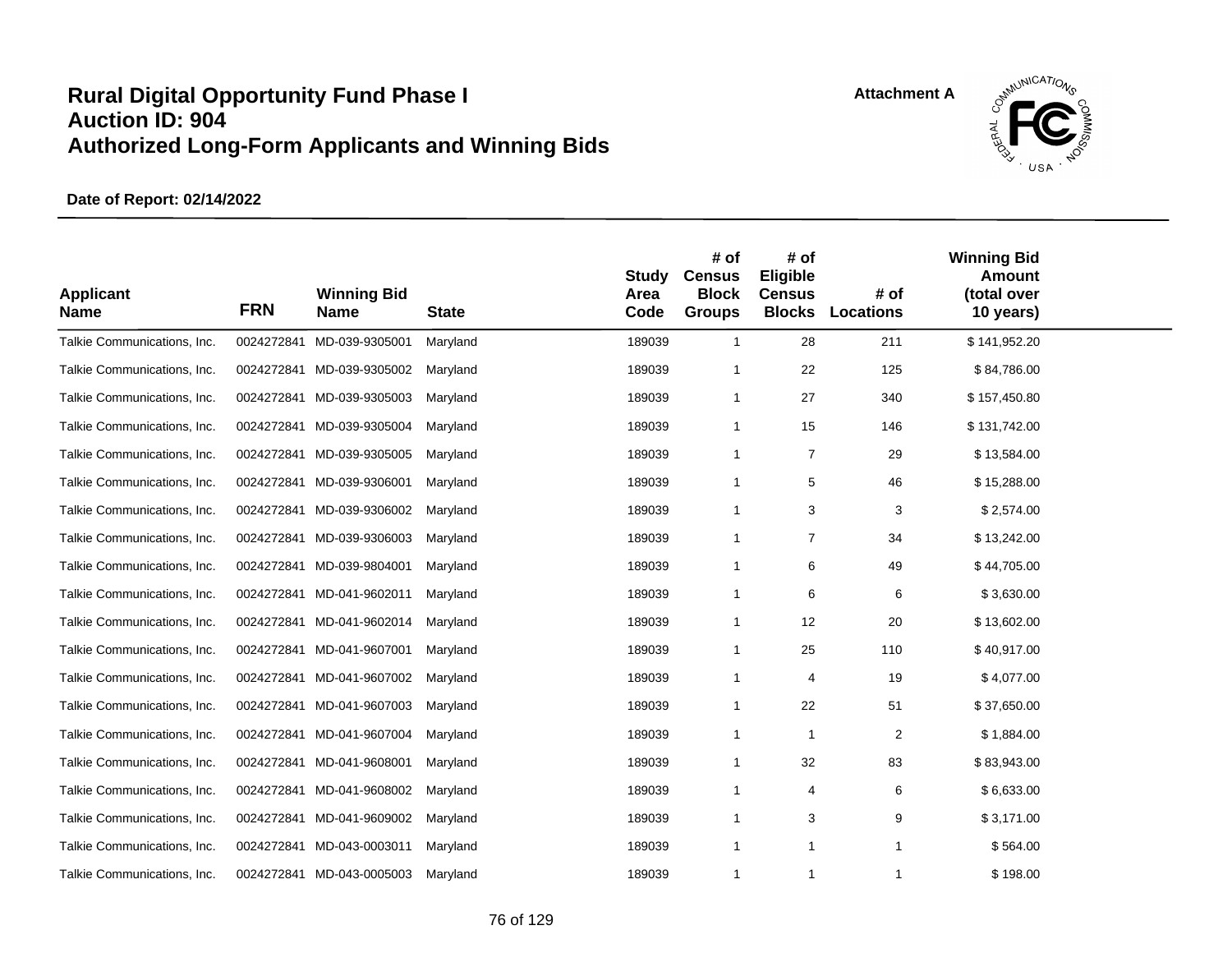# Rural Digital Opportunity Fund Phase I
# Auction ID: 904
# Authorized Long-Form Applicants and Winning Bids

Attachment A

**Date of Report: 02/14/2022**

| Applicant Name | FRN | Winning Bid Name | State | Study Area Code | # of Census Block Groups | # of Eligible Census Blocks | # of Locations | Winning Bid Amount (total over 10 years) |
|---|---|---|---|---|---|---|---|---|
| Talkie Communications, Inc. | 0024272841 | MD-039-9305001 | Maryland | 189039 | 1 | 28 | 211 | $ 141,952.20 |
| Talkie Communications, Inc. | 0024272841 | MD-039-9305002 | Maryland | 189039 | 1 | 22 | 125 | $ 84,786.00 |
| Talkie Communications, Inc. | 0024272841 | MD-039-9305003 | Maryland | 189039 | 1 | 27 | 340 | $ 157,450.80 |
| Talkie Communications, Inc. | 0024272841 | MD-039-9305004 | Maryland | 189039 | 1 | 15 | 146 | $ 131,742.00 |
| Talkie Communications, Inc. | 0024272841 | MD-039-9305005 | Maryland | 189039 | 1 | 7 | 29 | $ 13,584.00 |
| Talkie Communications, Inc. | 0024272841 | MD-039-9306001 | Maryland | 189039 | 1 | 5 | 46 | $ 15,288.00 |
| Talkie Communications, Inc. | 0024272841 | MD-039-9306002 | Maryland | 189039 | 1 | 3 | 3 | $ 2,574.00 |
| Talkie Communications, Inc. | 0024272841 | MD-039-9306003 | Maryland | 189039 | 1 | 7 | 34 | $ 13,242.00 |
| Talkie Communications, Inc. | 0024272841 | MD-039-9804001 | Maryland | 189039 | 1 | 6 | 49 | $ 44,705.00 |
| Talkie Communications, Inc. | 0024272841 | MD-041-9602011 | Maryland | 189039 | 1 | 6 | 6 | $ 3,630.00 |
| Talkie Communications, Inc. | 0024272841 | MD-041-9602014 | Maryland | 189039 | 1 | 12 | 20 | $ 13,602.00 |
| Talkie Communications, Inc. | 0024272841 | MD-041-9607001 | Maryland | 189039 | 1 | 25 | 110 | $ 40,917.00 |
| Talkie Communications, Inc. | 0024272841 | MD-041-9607002 | Maryland | 189039 | 1 | 4 | 19 | $ 4,077.00 |
| Talkie Communications, Inc. | 0024272841 | MD-041-9607003 | Maryland | 189039 | 1 | 22 | 51 | $ 37,650.00 |
| Talkie Communications, Inc. | 0024272841 | MD-041-9607004 | Maryland | 189039 | 1 | 1 | 2 | $ 1,884.00 |
| Talkie Communications, Inc. | 0024272841 | MD-041-9608001 | Maryland | 189039 | 1 | 32 | 83 | $ 83,943.00 |
| Talkie Communications, Inc. | 0024272841 | MD-041-9608002 | Maryland | 189039 | 1 | 4 | 6 | $ 6,633.00 |
| Talkie Communications, Inc. | 0024272841 | MD-041-9609002 | Maryland | 189039 | 1 | 3 | 9 | $ 3,171.00 |
| Talkie Communications, Inc. | 0024272841 | MD-043-0003011 | Maryland | 189039 | 1 | 1 | 1 | $ 564.00 |
| Talkie Communications, Inc. | 0024272841 | MD-043-0005003 | Maryland | 189039 | 1 | 1 | 1 | $ 198.00 |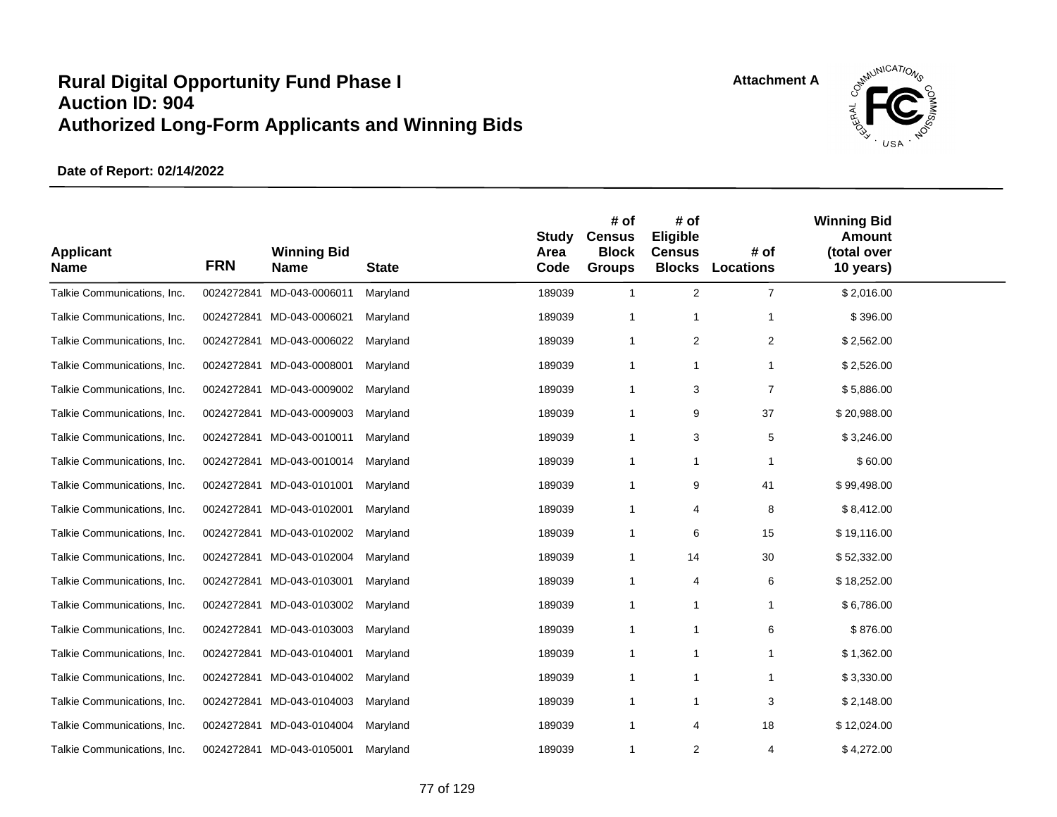# Rural Digital Opportunity Fund Phase I
# Auction ID: 904
# Authorized Long-Form Applicants and Winning Bids

Attachment A

**Date of Report: 02/14/2022**

| Applicant Name | FRN | Winning Bid Name | State | Study Area Code | # of Census Block Groups | # of Eligible Census Blocks | # of Locations | Winning Bid Amount (total over 10 years) |
|---|---|---|---|---|---|---|---|---|
| Talkie Communications, Inc. | 0024272841 | MD-043-0006011 | Maryland | 189039 | 1 | 2 | 7 | $ 2,016.00 |
| Talkie Communications, Inc. | 0024272841 | MD-043-0006021 | Maryland | 189039 | 1 | 1 | 1 | $ 396.00 |
| Talkie Communications, Inc. | 0024272841 | MD-043-0006022 | Maryland | 189039 | 1 | 2 | 2 | $ 2,562.00 |
| Talkie Communications, Inc. | 0024272841 | MD-043-0008001 | Maryland | 189039 | 1 | 1 | 1 | $ 2,526.00 |
| Talkie Communications, Inc. | 0024272841 | MD-043-0009002 | Maryland | 189039 | 1 | 3 | 7 | $ 5,886.00 |
| Talkie Communications, Inc. | 0024272841 | MD-043-0009003 | Maryland | 189039 | 1 | 9 | 37 | $ 20,988.00 |
| Talkie Communications, Inc. | 0024272841 | MD-043-0010011 | Maryland | 189039 | 1 | 3 | 5 | $ 3,246.00 |
| Talkie Communications, Inc. | 0024272841 | MD-043-0010014 | Maryland | 189039 | 1 | 1 | 1 | $ 60.00 |
| Talkie Communications, Inc. | 0024272841 | MD-043-0101001 | Maryland | 189039 | 1 | 9 | 41 | $ 99,498.00 |
| Talkie Communications, Inc. | 0024272841 | MD-043-0102001 | Maryland | 189039 | 1 | 4 | 8 | $ 8,412.00 |
| Talkie Communications, Inc. | 0024272841 | MD-043-0102002 | Maryland | 189039 | 1 | 6 | 15 | $ 19,116.00 |
| Talkie Communications, Inc. | 0024272841 | MD-043-0102004 | Maryland | 189039 | 1 | 14 | 30 | $ 52,332.00 |
| Talkie Communications, Inc. | 0024272841 | MD-043-0103001 | Maryland | 189039 | 1 | 4 | 6 | $ 18,252.00 |
| Talkie Communications, Inc. | 0024272841 | MD-043-0103002 | Maryland | 189039 | 1 | 1 | 1 | $ 6,786.00 |
| Talkie Communications, Inc. | 0024272841 | MD-043-0103003 | Maryland | 189039 | 1 | 1 | 6 | $ 876.00 |
| Talkie Communications, Inc. | 0024272841 | MD-043-0104001 | Maryland | 189039 | 1 | 1 | 1 | $ 1,362.00 |
| Talkie Communications, Inc. | 0024272841 | MD-043-0104002 | Maryland | 189039 | 1 | 1 | 1 | $ 3,330.00 |
| Talkie Communications, Inc. | 0024272841 | MD-043-0104003 | Maryland | 189039 | 1 | 1 | 3 | $ 2,148.00 |
| Talkie Communications, Inc. | 0024272841 | MD-043-0104004 | Maryland | 189039 | 1 | 4 | 18 | $ 12,024.00 |
| Talkie Communications, Inc. | 0024272841 | MD-043-0105001 | Maryland | 189039 | 1 | 2 | 4 | $ 4,272.00 |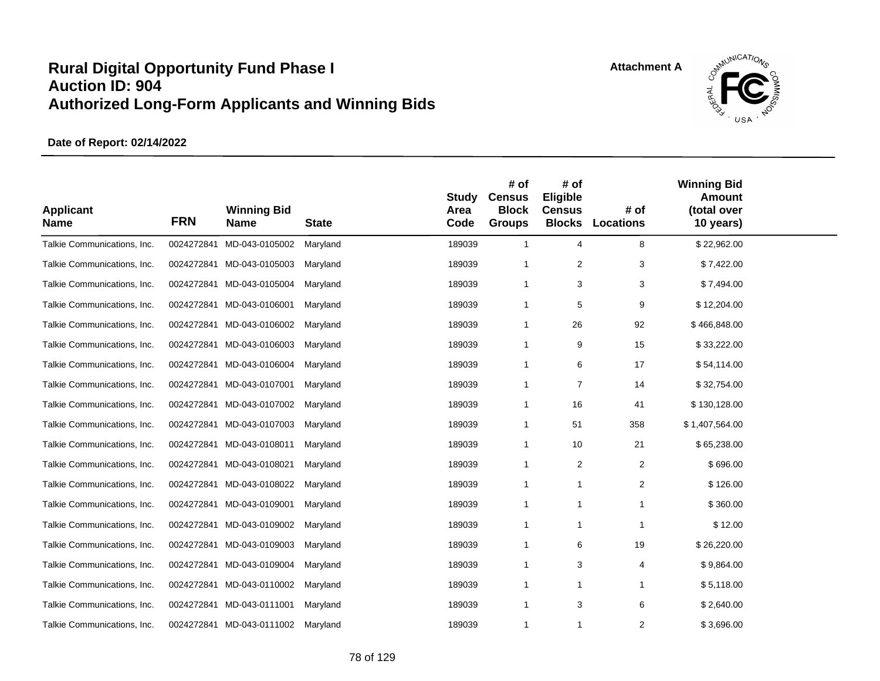# Rural Digital Opportunity Fund Phase I
# Auction ID: 904
# Authorized Long-Form Applicants and Winning Bids

Attachment A

**Date of Report: 02/14/2022**

| Applicant Name | FRN | Winning Bid Name | State | Study Area Code | # of Census Block Groups | # of Eligible Census Blocks | # of Locations | Winning Bid Amount (total over 10 years) |
|---|---|---|---|---|---|---|---|---|
| Talkie Communications, Inc. | 0024272841 | MD-043-0105002 | Maryland | 189039 | 1 | 4 | 8 | $ 22,962.00 |
| Talkie Communications, Inc. | 0024272841 | MD-043-0105003 | Maryland | 189039 | 1 | 2 | 3 | $ 7,422.00 |
| Talkie Communications, Inc. | 0024272841 | MD-043-0105004 | Maryland | 189039 | 1 | 3 | 3 | $ 7,494.00 |
| Talkie Communications, Inc. | 0024272841 | MD-043-0106001 | Maryland | 189039 | 1 | 5 | 9 | $ 12,204.00 |
| Talkie Communications, Inc. | 0024272841 | MD-043-0106002 | Maryland | 189039 | 1 | 26 | 92 | $ 466,848.00 |
| Talkie Communications, Inc. | 0024272841 | MD-043-0106003 | Maryland | 189039 | 1 | 9 | 15 | $ 33,222.00 |
| Talkie Communications, Inc. | 0024272841 | MD-043-0106004 | Maryland | 189039 | 1 | 6 | 17 | $ 54,114.00 |
| Talkie Communications, Inc. | 0024272841 | MD-043-0107001 | Maryland | 189039 | 1 | 7 | 14 | $ 32,754.00 |
| Talkie Communications, Inc. | 0024272841 | MD-043-0107002 | Maryland | 189039 | 1 | 16 | 41 | $ 130,128.00 |
| Talkie Communications, Inc. | 0024272841 | MD-043-0107003 | Maryland | 189039 | 1 | 51 | 358 | $ 1,407,564.00 |
| Talkie Communications, Inc. | 0024272841 | MD-043-0108011 | Maryland | 189039 | 1 | 10 | 21 | $ 65,238.00 |
| Talkie Communications, Inc. | 0024272841 | MD-043-0108021 | Maryland | 189039 | 1 | 2 | 2 | $ 696.00 |
| Talkie Communications, Inc. | 0024272841 | MD-043-0108022 | Maryland | 189039 | 1 | 1 | 2 | $ 126.00 |
| Talkie Communications, Inc. | 0024272841 | MD-043-0109001 | Maryland | 189039 | 1 | 1 | 1 | $ 360.00 |
| Talkie Communications, Inc. | 0024272841 | MD-043-0109002 | Maryland | 189039 | 1 | 1 | 1 | $ 12.00 |
| Talkie Communications, Inc. | 0024272841 | MD-043-0109003 | Maryland | 189039 | 1 | 6 | 19 | $ 26,220.00 |
| Talkie Communications, Inc. | 0024272841 | MD-043-0109004 | Maryland | 189039 | 1 | 3 | 4 | $ 9,864.00 |
| Talkie Communications, Inc. | 0024272841 | MD-043-0110002 | Maryland | 189039 | 1 | 1 | 1 | $ 5,118.00 |
| Talkie Communications, Inc. | 0024272841 | MD-043-0111001 | Maryland | 189039 | 1 | 3 | 6 | $ 2,640.00 |
| Talkie Communications, Inc. | 0024272841 | MD-043-0111002 | Maryland | 189039 | 1 | 1 | 2 | $ 3,696.00 |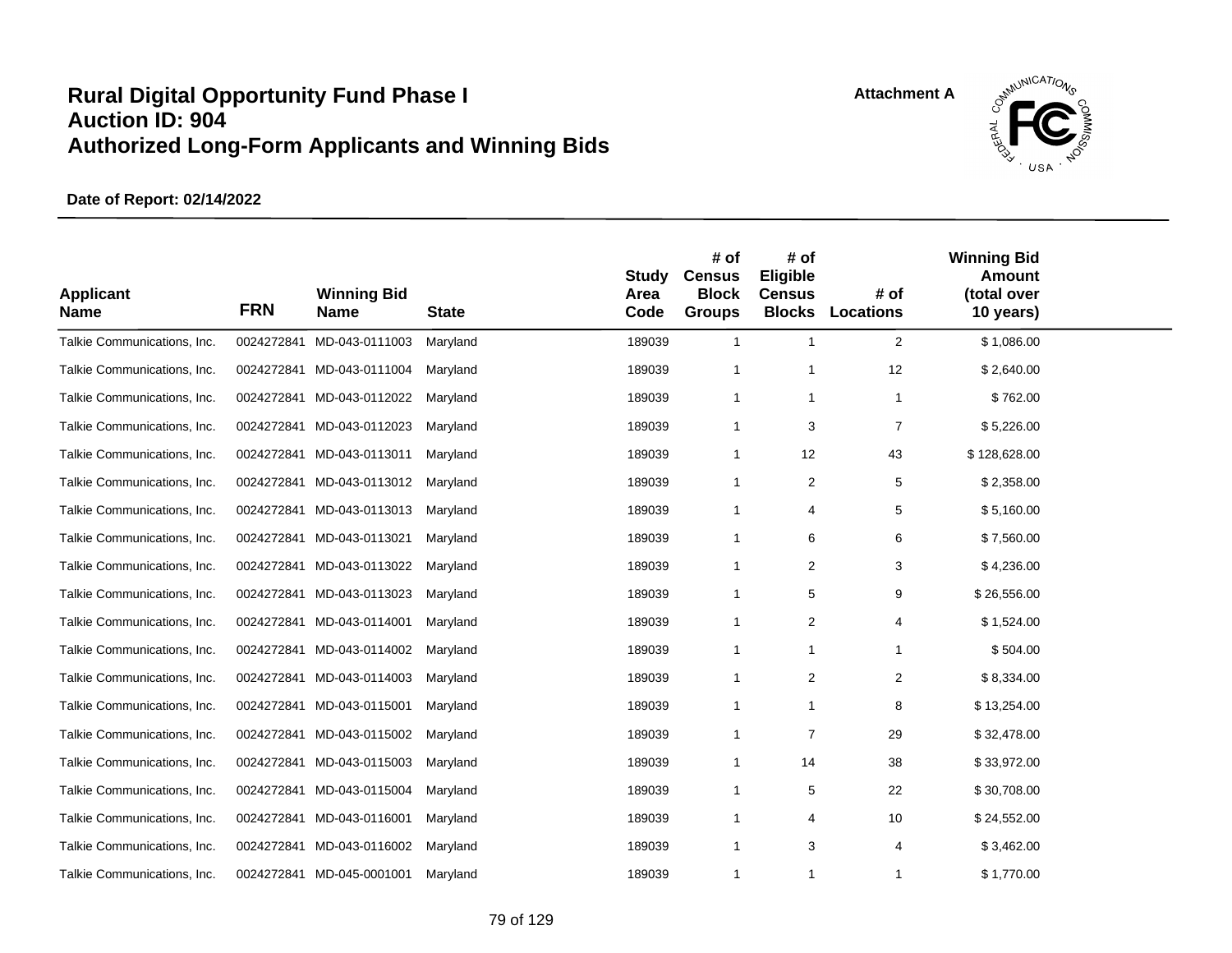# Rural Digital Opportunity Fund Phase I
# Auction ID: 904
# Authorized Long-Form Applicants and Winning Bids

Attachment A

**Date of Report: 02/14/2022**

| Applicant Name | FRN | Winning Bid Name | State | Study Area Code | # of Census Block Groups | # of Eligible Census Blocks | # of Locations | Winning Bid Amount (total over 10 years) |
|---|---|---|---|---|---|---|---|---|
| Talkie Communications, Inc. | 0024272841 | MD-043-0111003 | Maryland | 189039 | 1 | 1 | 2 | $ 1,086.00 |
| Talkie Communications, Inc. | 0024272841 | MD-043-0111004 | Maryland | 189039 | 1 | 1 | 12 | $ 2,640.00 |
| Talkie Communications, Inc. | 0024272841 | MD-043-0112022 | Maryland | 189039 | 1 | 1 | 1 | $ 762.00 |
| Talkie Communications, Inc. | 0024272841 | MD-043-0112023 | Maryland | 189039 | 1 | 3 | 7 | $ 5,226.00 |
| Talkie Communications, Inc. | 0024272841 | MD-043-0113011 | Maryland | 189039 | 1 | 12 | 43 | $ 128,628.00 |
| Talkie Communications, Inc. | 0024272841 | MD-043-0113012 | Maryland | 189039 | 1 | 2 | 5 | $ 2,358.00 |
| Talkie Communications, Inc. | 0024272841 | MD-043-0113013 | Maryland | 189039 | 1 | 4 | 5 | $ 5,160.00 |
| Talkie Communications, Inc. | 0024272841 | MD-043-0113021 | Maryland | 189039 | 1 | 6 | 6 | $ 7,560.00 |
| Talkie Communications, Inc. | 0024272841 | MD-043-0113022 | Maryland | 189039 | 1 | 2 | 3 | $ 4,236.00 |
| Talkie Communications, Inc. | 0024272841 | MD-043-0113023 | Maryland | 189039 | 1 | 5 | 9 | $ 26,556.00 |
| Talkie Communications, Inc. | 0024272841 | MD-043-0114001 | Maryland | 189039 | 1 | 2 | 4 | $ 1,524.00 |
| Talkie Communications, Inc. | 0024272841 | MD-043-0114002 | Maryland | 189039 | 1 | 1 | 1 | $ 504.00 |
| Talkie Communications, Inc. | 0024272841 | MD-043-0114003 | Maryland | 189039 | 1 | 2 | 2 | $ 8,334.00 |
| Talkie Communications, Inc. | 0024272841 | MD-043-0115001 | Maryland | 189039 | 1 | 1 | 8 | $ 13,254.00 |
| Talkie Communications, Inc. | 0024272841 | MD-043-0115002 | Maryland | 189039 | 1 | 7 | 29 | $ 32,478.00 |
| Talkie Communications, Inc. | 0024272841 | MD-043-0115003 | Maryland | 189039 | 1 | 14 | 38 | $ 33,972.00 |
| Talkie Communications, Inc. | 0024272841 | MD-043-0115004 | Maryland | 189039 | 1 | 5 | 22 | $ 30,708.00 |
| Talkie Communications, Inc. | 0024272841 | MD-043-0116001 | Maryland | 189039 | 1 | 4 | 10 | $ 24,552.00 |
| Talkie Communications, Inc. | 0024272841 | MD-043-0116002 | Maryland | 189039 | 1 | 3 | 4 | $ 3,462.00 |
| Talkie Communications, Inc. | 0024272841 | MD-045-0001001 | Maryland | 189039 | 1 | 1 | 1 | $ 1,770.00 |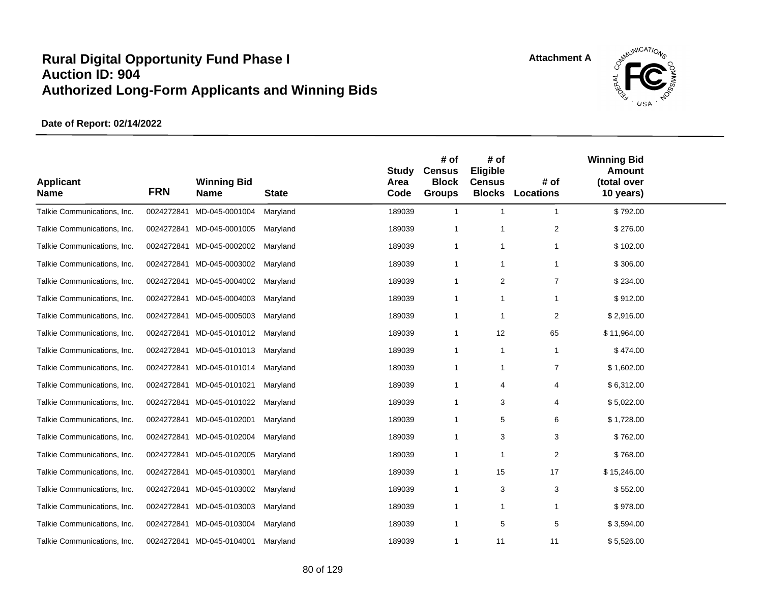# Rural Digital Opportunity Fund Phase I
# Auction ID: 904
# Authorized Long-Form Applicants and Winning Bids

Attachment A

**Date of Report: 02/14/2022**

| Applicant Name | FRN | Winning Bid Name | State | Study Area Code | # of Census Block Groups | # of Eligible Census Blocks | # of Locations | Winning Bid Amount (total over 10 years) |
|---|---|---|---|---|---|---|---|---|
| Talkie Communications, Inc. | 0024272841 | MD-045-0001004 | Maryland | 189039 | 1 | 1 | 1 | $ 792.00 |
| Talkie Communications, Inc. | 0024272841 | MD-045-0001005 | Maryland | 189039 | 1 | 1 | 2 | $ 276.00 |
| Talkie Communications, Inc. | 0024272841 | MD-045-0002002 | Maryland | 189039 | 1 | 1 | 1 | $ 102.00 |
| Talkie Communications, Inc. | 0024272841 | MD-045-0003002 | Maryland | 189039 | 1 | 1 | 1 | $ 306.00 |
| Talkie Communications, Inc. | 0024272841 | MD-045-0004002 | Maryland | 189039 | 1 | 2 | 7 | $ 234.00 |
| Talkie Communications, Inc. | 0024272841 | MD-045-0004003 | Maryland | 189039 | 1 | 1 | 1 | $ 912.00 |
| Talkie Communications, Inc. | 0024272841 | MD-045-0005003 | Maryland | 189039 | 1 | 1 | 2 | $ 2,916.00 |
| Talkie Communications, Inc. | 0024272841 | MD-045-0101012 | Maryland | 189039 | 1 | 12 | 65 | $ 11,964.00 |
| Talkie Communications, Inc. | 0024272841 | MD-045-0101013 | Maryland | 189039 | 1 | 1 | 1 | $ 474.00 |
| Talkie Communications, Inc. | 0024272841 | MD-045-0101014 | Maryland | 189039 | 1 | 1 | 7 | $ 1,602.00 |
| Talkie Communications, Inc. | 0024272841 | MD-045-0101021 | Maryland | 189039 | 1 | 4 | 4 | $ 6,312.00 |
| Talkie Communications, Inc. | 0024272841 | MD-045-0101022 | Maryland | 189039 | 1 | 3 | 4 | $ 5,022.00 |
| Talkie Communications, Inc. | 0024272841 | MD-045-0102001 | Maryland | 189039 | 1 | 5 | 6 | $ 1,728.00 |
| Talkie Communications, Inc. | 0024272841 | MD-045-0102004 | Maryland | 189039 | 1 | 3 | 3 | $ 762.00 |
| Talkie Communications, Inc. | 0024272841 | MD-045-0102005 | Maryland | 189039 | 1 | 1 | 2 | $ 768.00 |
| Talkie Communications, Inc. | 0024272841 | MD-045-0103001 | Maryland | 189039 | 1 | 15 | 17 | $ 15,246.00 |
| Talkie Communications, Inc. | 0024272841 | MD-045-0103002 | Maryland | 189039 | 1 | 3 | 3 | $ 552.00 |
| Talkie Communications, Inc. | 0024272841 | MD-045-0103003 | Maryland | 189039 | 1 | 1 | 1 | $ 978.00 |
| Talkie Communications, Inc. | 0024272841 | MD-045-0103004 | Maryland | 189039 | 1 | 5 | 5 | $ 3,594.00 |
| Talkie Communications, Inc. | 0024272841 | MD-045-0104001 | Maryland | 189039 | 1 | 11 | 11 | $ 5,526.00 |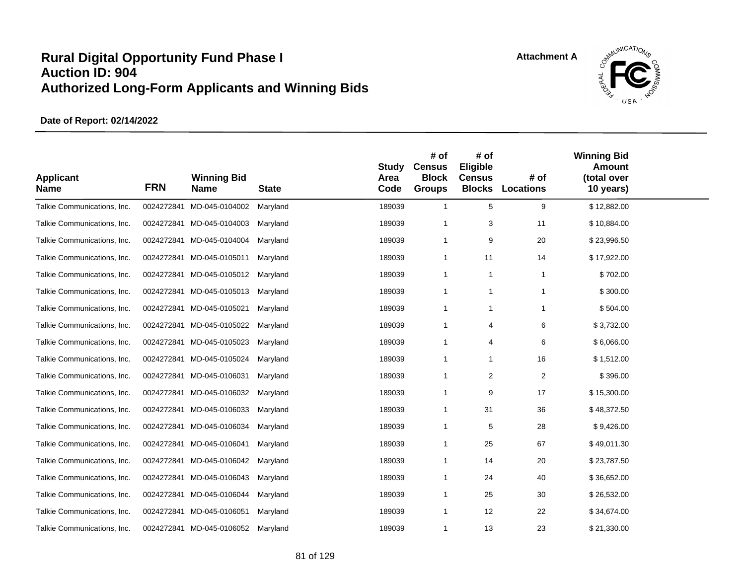# Rural Digital Opportunity Fund Phase I
# Auction ID: 904
# Authorized Long-Form Applicants and Winning Bids

Attachment A

**Date of Report: 02/14/2022**

| Applicant Name | FRN | Winning Bid Name | State | Study Area Code | # of Census Block Groups | # of Eligible Census Blocks | # of Locations | Winning Bid Amount (total over 10 years) |
|---|---|---|---|---|---|---|---|---|
| Talkie Communications, Inc. | 0024272841 | MD-045-0104002 | Maryland | 189039 | 1 | 5 | 9 | $ 12,882.00 |
| Talkie Communications, Inc. | 0024272841 | MD-045-0104003 | Maryland | 189039 | 1 | 3 | 11 | $ 10,884.00 |
| Talkie Communications, Inc. | 0024272841 | MD-045-0104004 | Maryland | 189039 | 1 | 9 | 20 | $ 23,996.50 |
| Talkie Communications, Inc. | 0024272841 | MD-045-0105011 | Maryland | 189039 | 1 | 11 | 14 | $ 17,922.00 |
| Talkie Communications, Inc. | 0024272841 | MD-045-0105012 | Maryland | 189039 | 1 | 1 | 1 | $ 702.00 |
| Talkie Communications, Inc. | 0024272841 | MD-045-0105013 | Maryland | 189039 | 1 | 1 | 1 | $ 300.00 |
| Talkie Communications, Inc. | 0024272841 | MD-045-0105021 | Maryland | 189039 | 1 | 1 | 1 | $ 504.00 |
| Talkie Communications, Inc. | 0024272841 | MD-045-0105022 | Maryland | 189039 | 1 | 4 | 6 | $ 3,732.00 |
| Talkie Communications, Inc. | 0024272841 | MD-045-0105023 | Maryland | 189039 | 1 | 4 | 6 | $ 6,066.00 |
| Talkie Communications, Inc. | 0024272841 | MD-045-0105024 | Maryland | 189039 | 1 | 1 | 16 | $ 1,512.00 |
| Talkie Communications, Inc. | 0024272841 | MD-045-0106031 | Maryland | 189039 | 1 | 2 | 2 | $ 396.00 |
| Talkie Communications, Inc. | 0024272841 | MD-045-0106032 | Maryland | 189039 | 1 | 9 | 17 | $ 15,300.00 |
| Talkie Communications, Inc. | 0024272841 | MD-045-0106033 | Maryland | 189039 | 1 | 31 | 36 | $ 48,372.50 |
| Talkie Communications, Inc. | 0024272841 | MD-045-0106034 | Maryland | 189039 | 1 | 5 | 28 | $ 9,426.00 |
| Talkie Communications, Inc. | 0024272841 | MD-045-0106041 | Maryland | 189039 | 1 | 25 | 67 | $ 49,011.30 |
| Talkie Communications, Inc. | 0024272841 | MD-045-0106042 | Maryland | 189039 | 1 | 14 | 20 | $ 23,787.50 |
| Talkie Communications, Inc. | 0024272841 | MD-045-0106043 | Maryland | 189039 | 1 | 24 | 40 | $ 36,652.00 |
| Talkie Communications, Inc. | 0024272841 | MD-045-0106044 | Maryland | 189039 | 1 | 25 | 30 | $ 26,532.00 |
| Talkie Communications, Inc. | 0024272841 | MD-045-0106051 | Maryland | 189039 | 1 | 12 | 22 | $ 34,674.00 |
| Talkie Communications, Inc. | 0024272841 | MD-045-0106052 | Maryland | 189039 | 1 | 13 | 23 | $ 21,330.00 |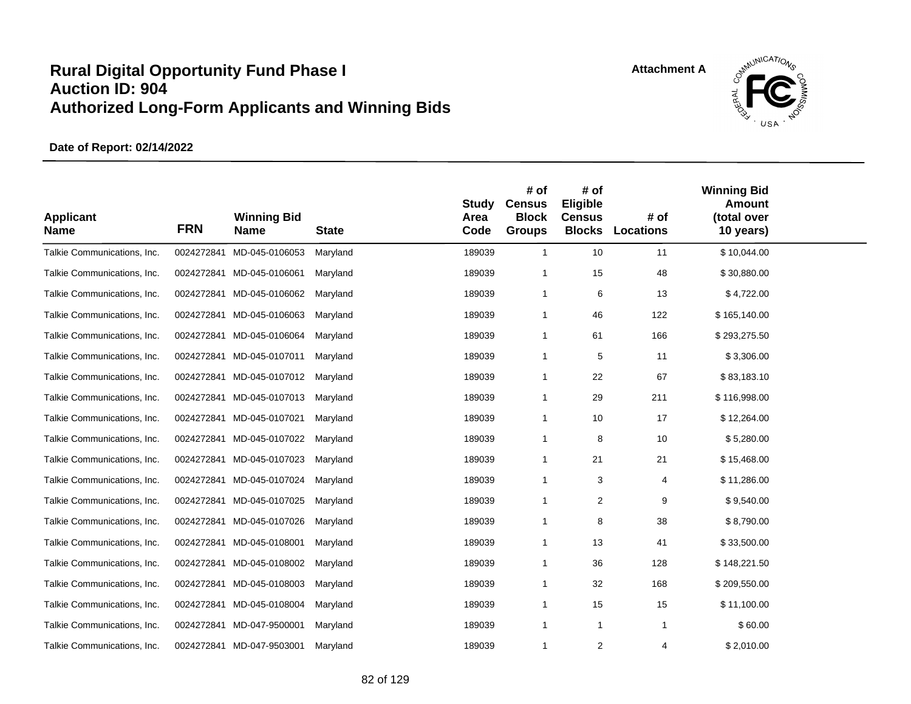# Rural Digital Opportunity Fund Phase I
# Auction ID: 904
# Authorized Long-Form Applicants and Winning Bids

Attachment A

**Date of Report: 02/14/2022**

| Applicant Name | FRN | Winning Bid Name | State | Study Area Code | # of Census Block Groups | # of Eligible Census Blocks | # of Locations | Winning Bid Amount (total over 10 years) |
|---|---|---|---|---|---|---|---|---|
| Talkie Communications, Inc. | 0024272841 | MD-045-0106053 | Maryland | 189039 | 1 | 10 | 11 | $ 10,044.00 |
| Talkie Communications, Inc. | 0024272841 | MD-045-0106061 | Maryland | 189039 | 1 | 15 | 48 | $ 30,880.00 |
| Talkie Communications, Inc. | 0024272841 | MD-045-0106062 | Maryland | 189039 | 1 | 6 | 13 | $ 4,722.00 |
| Talkie Communications, Inc. | 0024272841 | MD-045-0106063 | Maryland | 189039 | 1 | 46 | 122 | $ 165,140.00 |
| Talkie Communications, Inc. | 0024272841 | MD-045-0106064 | Maryland | 189039 | 1 | 61 | 166 | $ 293,275.50 |
| Talkie Communications, Inc. | 0024272841 | MD-045-0107011 | Maryland | 189039 | 1 | 5 | 11 | $ 3,306.00 |
| Talkie Communications, Inc. | 0024272841 | MD-045-0107012 | Maryland | 189039 | 1 | 22 | 67 | $ 83,183.10 |
| Talkie Communications, Inc. | 0024272841 | MD-045-0107013 | Maryland | 189039 | 1 | 29 | 211 | $ 116,998.00 |
| Talkie Communications, Inc. | 0024272841 | MD-045-0107021 | Maryland | 189039 | 1 | 10 | 17 | $ 12,264.00 |
| Talkie Communications, Inc. | 0024272841 | MD-045-0107022 | Maryland | 189039 | 1 | 8 | 10 | $ 5,280.00 |
| Talkie Communications, Inc. | 0024272841 | MD-045-0107023 | Maryland | 189039 | 1 | 21 | 21 | $ 15,468.00 |
| Talkie Communications, Inc. | 0024272841 | MD-045-0107024 | Maryland | 189039 | 1 | 3 | 4 | $ 11,286.00 |
| Talkie Communications, Inc. | 0024272841 | MD-045-0107025 | Maryland | 189039 | 1 | 2 | 9 | $ 9,540.00 |
| Talkie Communications, Inc. | 0024272841 | MD-045-0107026 | Maryland | 189039 | 1 | 8 | 38 | $ 8,790.00 |
| Talkie Communications, Inc. | 0024272841 | MD-045-0108001 | Maryland | 189039 | 1 | 13 | 41 | $ 33,500.00 |
| Talkie Communications, Inc. | 0024272841 | MD-045-0108002 | Maryland | 189039 | 1 | 36 | 128 | $ 148,221.50 |
| Talkie Communications, Inc. | 0024272841 | MD-045-0108003 | Maryland | 189039 | 1 | 32 | 168 | $ 209,550.00 |
| Talkie Communications, Inc. | 0024272841 | MD-045-0108004 | Maryland | 189039 | 1 | 15 | 15 | $ 11,100.00 |
| Talkie Communications, Inc. | 0024272841 | MD-047-9500001 | Maryland | 189039 | 1 | 1 | 1 | $ 60.00 |
| Talkie Communications, Inc. | 0024272841 | MD-047-9503001 | Maryland | 189039 | 1 | 2 | 4 | $ 2,010.00 |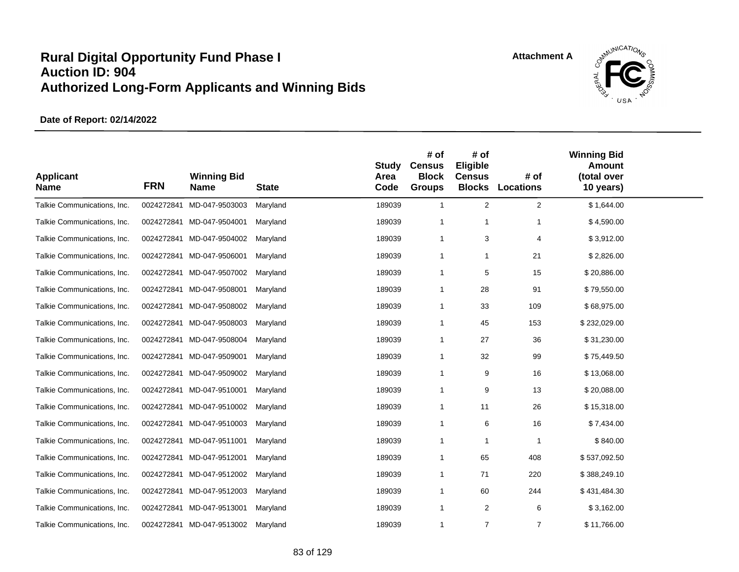# Rural Digital Opportunity Fund Phase I
# Auction ID: 904
# Authorized Long-Form Applicants and Winning Bids

Attachment A

**Date of Report: 02/14/2022**

| Applicant Name | FRN | Winning Bid Name | State | Study Area Code | # of Census Block Groups | # of Eligible Census Blocks | # of Locations | Winning Bid Amount (total over 10 years) |
|---|---|---|---|---|---|---|---|---|
| Talkie Communications, Inc. | 0024272841 | MD-047-9503003 | Maryland | 189039 | 1 | 2 | 2 | $ 1,644.00 |
| Talkie Communications, Inc. | 0024272841 | MD-047-9504001 | Maryland | 189039 | 1 | 1 | 1 | $ 4,590.00 |
| Talkie Communications, Inc. | 0024272841 | MD-047-9504002 | Maryland | 189039 | 1 | 3 | 4 | $ 3,912.00 |
| Talkie Communications, Inc. | 0024272841 | MD-047-9506001 | Maryland | 189039 | 1 | 1 | 21 | $ 2,826.00 |
| Talkie Communications, Inc. | 0024272841 | MD-047-9507002 | Maryland | 189039 | 1 | 5 | 15 | $ 20,886.00 |
| Talkie Communications, Inc. | 0024272841 | MD-047-9508001 | Maryland | 189039 | 1 | 28 | 91 | $ 79,550.00 |
| Talkie Communications, Inc. | 0024272841 | MD-047-9508002 | Maryland | 189039 | 1 | 33 | 109 | $ 68,975.00 |
| Talkie Communications, Inc. | 0024272841 | MD-047-9508003 | Maryland | 189039 | 1 | 45 | 153 | $ 232,029.00 |
| Talkie Communications, Inc. | 0024272841 | MD-047-9508004 | Maryland | 189039 | 1 | 27 | 36 | $ 31,230.00 |
| Talkie Communications, Inc. | 0024272841 | MD-047-9509001 | Maryland | 189039 | 1 | 32 | 99 | $ 75,449.50 |
| Talkie Communications, Inc. | 0024272841 | MD-047-9509002 | Maryland | 189039 | 1 | 9 | 16 | $ 13,068.00 |
| Talkie Communications, Inc. | 0024272841 | MD-047-9510001 | Maryland | 189039 | 1 | 9 | 13 | $ 20,088.00 |
| Talkie Communications, Inc. | 0024272841 | MD-047-9510002 | Maryland | 189039 | 1 | 11 | 26 | $ 15,318.00 |
| Talkie Communications, Inc. | 0024272841 | MD-047-9510003 | Maryland | 189039 | 1 | 6 | 16 | $ 7,434.00 |
| Talkie Communications, Inc. | 0024272841 | MD-047-9511001 | Maryland | 189039 | 1 | 1 | 1 | $ 840.00 |
| Talkie Communications, Inc. | 0024272841 | MD-047-9512001 | Maryland | 189039 | 1 | 65 | 408 | $ 537,092.50 |
| Talkie Communications, Inc. | 0024272841 | MD-047-9512002 | Maryland | 189039 | 1 | 71 | 220 | $ 388,249.10 |
| Talkie Communications, Inc. | 0024272841 | MD-047-9512003 | Maryland | 189039 | 1 | 60 | 244 | $ 431,484.30 |
| Talkie Communications, Inc. | 0024272841 | MD-047-9513001 | Maryland | 189039 | 1 | 2 | 6 | $ 3,162.00 |
| Talkie Communications, Inc. | 0024272841 | MD-047-9513002 | Maryland | 189039 | 1 | 7 | 7 | $ 11,766.00 |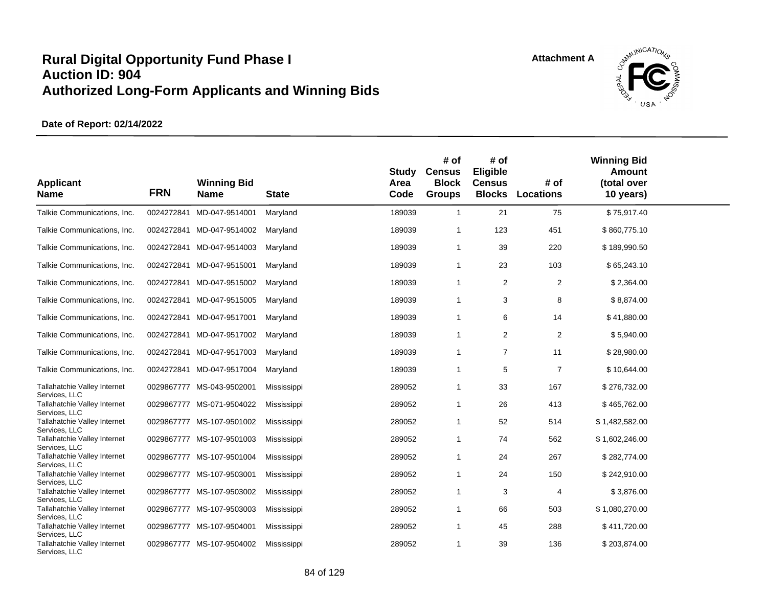# Rural Digital Opportunity Fund Phase I
# Auction ID: 904
# Authorized Long-Form Applicants and Winning Bids

Attachment A

**Date of Report: 02/14/2022**

| Applicant Name | FRN | Winning Bid Name | State | Study Area Code | # of Census Block Groups | # of Eligible Census Blocks | # of Locations | Winning Bid Amount (total over 10 years) |
|---|---|---|---|---|---|---|---|---|
| Talkie Communications, Inc. | 0024272841 | MD-047-9514001 | Maryland | 189039 | 1 | 21 | 75 | $ 75,917.40 |
| Talkie Communications, Inc. | 0024272841 | MD-047-9514002 | Maryland | 189039 | 1 | 123 | 451 | $ 860,775.10 |
| Talkie Communications, Inc. | 0024272841 | MD-047-9514003 | Maryland | 189039 | 1 | 39 | 220 | $ 189,990.50 |
| Talkie Communications, Inc. | 0024272841 | MD-047-9515001 | Maryland | 189039 | 1 | 23 | 103 | $ 65,243.10 |
| Talkie Communications, Inc. | 0024272841 | MD-047-9515002 | Maryland | 189039 | 1 | 2 | 2 | $ 2,364.00 |
| Talkie Communications, Inc. | 0024272841 | MD-047-9515005 | Maryland | 189039 | 1 | 3 | 8 | $ 8,874.00 |
| Talkie Communications, Inc. | 0024272841 | MD-047-9517001 | Maryland | 189039 | 1 | 6 | 14 | $ 41,880.00 |
| Talkie Communications, Inc. | 0024272841 | MD-047-9517002 | Maryland | 189039 | 1 | 2 | 2 | $ 5,940.00 |
| Talkie Communications, Inc. | 0024272841 | MD-047-9517003 | Maryland | 189039 | 1 | 7 | 11 | $ 28,980.00 |
| Talkie Communications, Inc. | 0024272841 | MD-047-9517004 | Maryland | 189039 | 1 | 5 | 7 | $ 10,644.00 |
| Tallahatchie Valley Internet Services, LLC | 0029867777 | MS-043-9502001 | Mississippi | 289052 | 1 | 33 | 167 | $ 276,732.00 |
| Tallahatchie Valley Internet Services, LLC | 0029867777 | MS-071-9504022 | Mississippi | 289052 | 1 | 26 | 413 | $ 465,762.00 |
| Tallahatchie Valley Internet Services, LLC | 0029867777 | MS-107-9501002 | Mississippi | 289052 | 1 | 52 | 514 | $ 1,482,582.00 |
| Tallahatchie Valley Internet Services, LLC | 0029867777 | MS-107-9501003 | Mississippi | 289052 | 1 | 74 | 562 | $ 1,602,246.00 |
| Tallahatchie Valley Internet Services, LLC | 0029867777 | MS-107-9501004 | Mississippi | 289052 | 1 | 24 | 267 | $ 282,774.00 |
| Tallahatchie Valley Internet Services, LLC | 0029867777 | MS-107-9503001 | Mississippi | 289052 | 1 | 24 | 150 | $ 242,910.00 |
| Tallahatchie Valley Internet Services, LLC | 0029867777 | MS-107-9503002 | Mississippi | 289052 | 1 | 3 | 4 | $ 3,876.00 |
| Tallahatchie Valley Internet Services, LLC | 0029867777 | MS-107-9503003 | Mississippi | 289052 | 1 | 66 | 503 | $ 1,080,270.00 |
| Tallahatchie Valley Internet Services, LLC | 0029867777 | MS-107-9504001 | Mississippi | 289052 | 1 | 45 | 288 | $ 411,720.00 |
| Tallahatchie Valley Internet Services, LLC | 0029867777 | MS-107-9504002 | Mississippi | 289052 | 1 | 39 | 136 | $ 203,874.00 |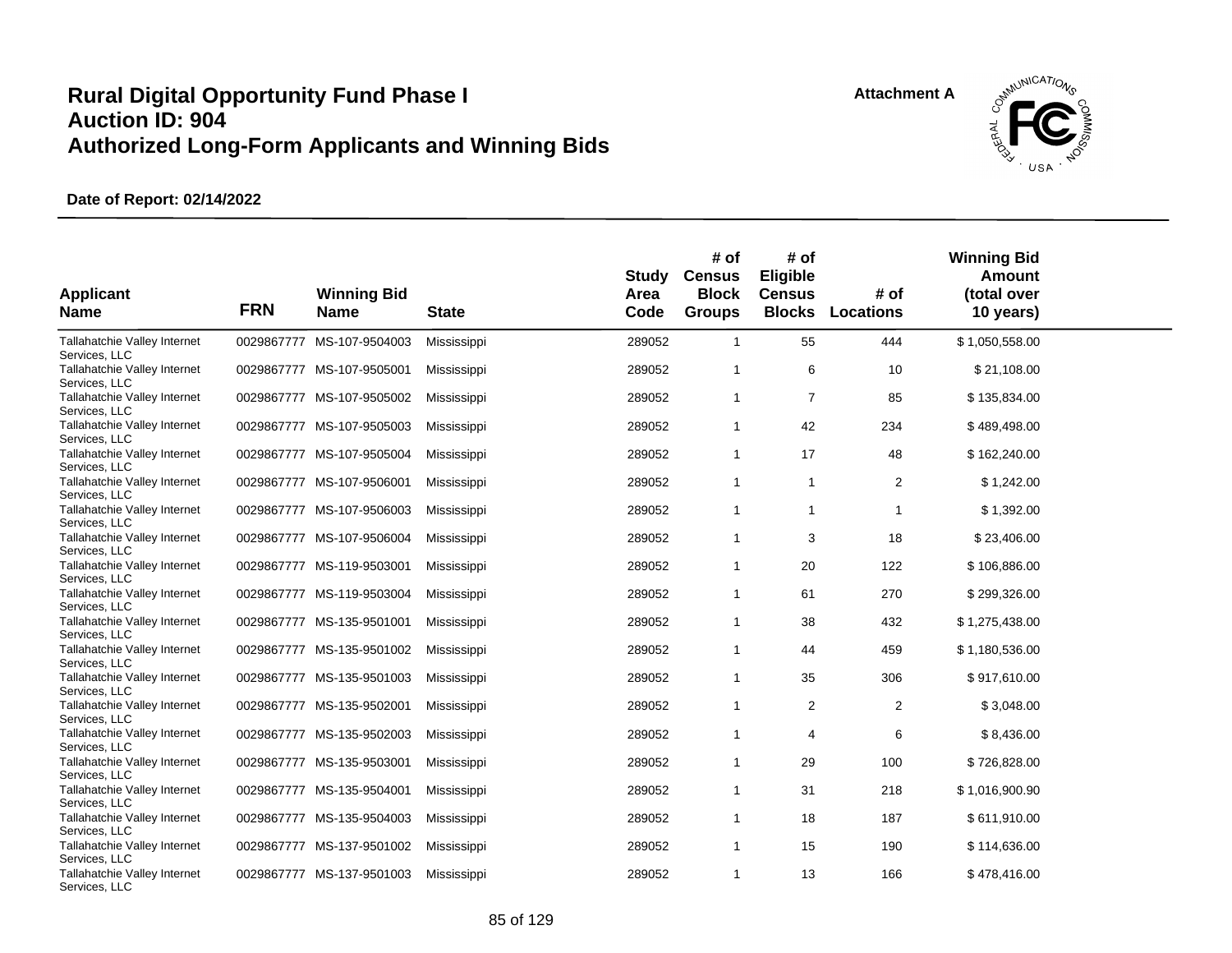# Rural Digital Opportunity Fund Phase I
# Auction ID: 904
# Authorized Long-Form Applicants and Winning Bids

**Attachment A**

**Date of Report: 02/14/2022**

| Applicant Name | FRN | Winning Bid Name | State | Study Area Code | # of Census Block Groups | # of Eligible Census Blocks | # of Locations | Winning Bid Amount (total over 10 years) |
|---|---|---|---|---|---|---|---|---|
| Tallahatchie Valley Internet Services, LLC | 0029867777 | MS-107-9504003 | Mississippi | 289052 | 1 | 55 | 444 | $ 1,050,558.00 |
| Tallahatchie Valley Internet Services, LLC | 0029867777 | MS-107-9505001 | Mississippi | 289052 | 1 | 6 | 10 | $ 21,108.00 |
| Tallahatchie Valley Internet Services, LLC | 0029867777 | MS-107-9505002 | Mississippi | 289052 | 1 | 7 | 85 | $ 135,834.00 |
| Tallahatchie Valley Internet Services, LLC | 0029867777 | MS-107-9505003 | Mississippi | 289052 | 1 | 42 | 234 | $ 489,498.00 |
| Tallahatchie Valley Internet Services, LLC | 0029867777 | MS-107-9505004 | Mississippi | 289052 | 1 | 17 | 48 | $ 162,240.00 |
| Tallahatchie Valley Internet Services, LLC | 0029867777 | MS-107-9506001 | Mississippi | 289052 | 1 | 1 | 2 | $ 1,242.00 |
| Tallahatchie Valley Internet Services, LLC | 0029867777 | MS-107-9506003 | Mississippi | 289052 | 1 | 1 | 1 | $ 1,392.00 |
| Tallahatchie Valley Internet Services, LLC | 0029867777 | MS-107-9506004 | Mississippi | 289052 | 1 | 3 | 18 | $ 23,406.00 |
| Tallahatchie Valley Internet Services, LLC | 0029867777 | MS-119-9503001 | Mississippi | 289052 | 1 | 20 | 122 | $ 106,886.00 |
| Tallahatchie Valley Internet Services, LLC | 0029867777 | MS-119-9503004 | Mississippi | 289052 | 1 | 61 | 270 | $ 299,326.00 |
| Tallahatchie Valley Internet Services, LLC | 0029867777 | MS-135-9501001 | Mississippi | 289052 | 1 | 38 | 432 | $ 1,275,438.00 |
| Tallahatchie Valley Internet Services, LLC | 0029867777 | MS-135-9501002 | Mississippi | 289052 | 1 | 44 | 459 | $ 1,180,536.00 |
| Tallahatchie Valley Internet Services, LLC | 0029867777 | MS-135-9501003 | Mississippi | 289052 | 1 | 35 | 306 | $ 917,610.00 |
| Tallahatchie Valley Internet Services, LLC | 0029867777 | MS-135-9502001 | Mississippi | 289052 | 1 | 2 | 2 | $ 3,048.00 |
| Tallahatchie Valley Internet Services, LLC | 0029867777 | MS-135-9502003 | Mississippi | 289052 | 1 | 4 | 6 | $ 8,436.00 |
| Tallahatchie Valley Internet Services, LLC | 0029867777 | MS-135-9503001 | Mississippi | 289052 | 1 | 29 | 100 | $ 726,828.00 |
| Tallahatchie Valley Internet Services, LLC | 0029867777 | MS-135-9504001 | Mississippi | 289052 | 1 | 31 | 218 | $ 1,016,900.90 |
| Tallahatchie Valley Internet Services, LLC | 0029867777 | MS-135-9504003 | Mississippi | 289052 | 1 | 18 | 187 | $ 611,910.00 |
| Tallahatchie Valley Internet Services, LLC | 0029867777 | MS-137-9501002 | Mississippi | 289052 | 1 | 15 | 190 | $ 114,636.00 |
| Tallahatchie Valley Internet Services, LLC | 0029867777 | MS-137-9501003 | Mississippi | 289052 | 1 | 13 | 166 | $ 478,416.00 |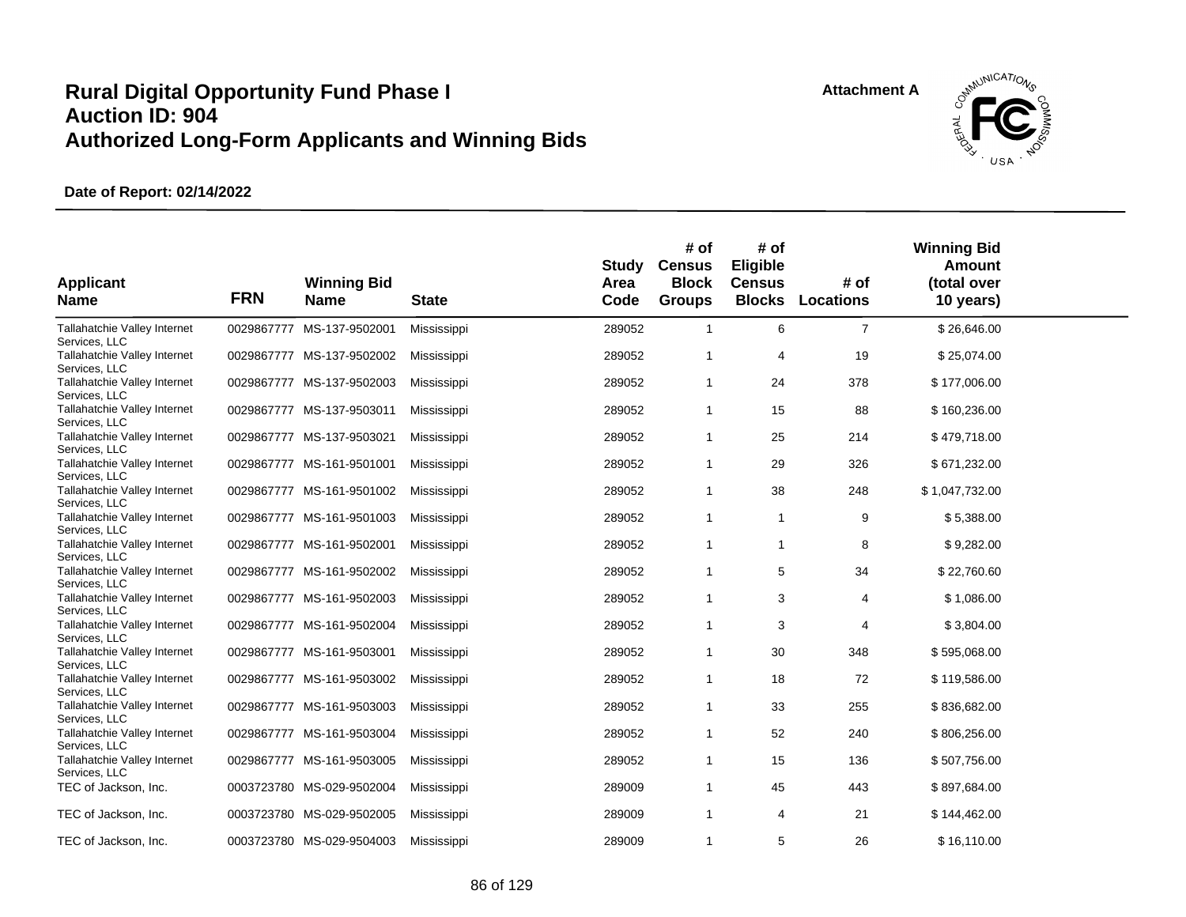# Rural Digital Opportunity Fund Phase I
# Auction ID: 904
# Authorized Long-Form Applicants and Winning Bids

Attachment A

**Date of Report: 02/14/2022**

| Applicant Name | FRN | Winning Bid Name | State | Study Area Code | # of Census Block Groups | # of Eligible Census Blocks | # of Locations | Winning Bid Amount (total over 10 years) |
|---|---|---|---|---|---|---|---|---|
| Tallahatchie Valley Internet Services, LLC | 0029867777 | MS-137-9502001 | Mississippi | 289052 | 1 | 6 | 7 | $ 26,646.00 |
| Tallahatchie Valley Internet Services, LLC | 0029867777 | MS-137-9502002 | Mississippi | 289052 | 1 | 4 | 19 | $ 25,074.00 |
| Tallahatchie Valley Internet Services, LLC | 0029867777 | MS-137-9502003 | Mississippi | 289052 | 1 | 24 | 378 | $ 177,006.00 |
| Tallahatchie Valley Internet Services, LLC | 0029867777 | MS-137-9503011 | Mississippi | 289052 | 1 | 15 | 88 | $ 160,236.00 |
| Tallahatchie Valley Internet Services, LLC | 0029867777 | MS-137-9503021 | Mississippi | 289052 | 1 | 25 | 214 | $ 479,718.00 |
| Tallahatchie Valley Internet Services, LLC | 0029867777 | MS-161-9501001 | Mississippi | 289052 | 1 | 29 | 326 | $ 671,232.00 |
| Tallahatchie Valley Internet Services, LLC | 0029867777 | MS-161-9501002 | Mississippi | 289052 | 1 | 38 | 248 | $ 1,047,732.00 |
| Tallahatchie Valley Internet Services, LLC | 0029867777 | MS-161-9501003 | Mississippi | 289052 | 1 | 1 | 9 | $ 5,388.00 |
| Tallahatchie Valley Internet Services, LLC | 0029867777 | MS-161-9502001 | Mississippi | 289052 | 1 | 1 | 8 | $ 9,282.00 |
| Tallahatchie Valley Internet Services, LLC | 0029867777 | MS-161-9502002 | Mississippi | 289052 | 1 | 5 | 34 | $ 22,760.60 |
| Tallahatchie Valley Internet Services, LLC | 0029867777 | MS-161-9502003 | Mississippi | 289052 | 1 | 3 | 4 | $ 1,086.00 |
| Tallahatchie Valley Internet Services, LLC | 0029867777 | MS-161-9502004 | Mississippi | 289052 | 1 | 3 | 4 | $ 3,804.00 |
| Tallahatchie Valley Internet Services, LLC | 0029867777 | MS-161-9503001 | Mississippi | 289052 | 1 | 30 | 348 | $ 595,068.00 |
| Tallahatchie Valley Internet Services, LLC | 0029867777 | MS-161-9503002 | Mississippi | 289052 | 1 | 18 | 72 | $ 119,586.00 |
| Tallahatchie Valley Internet Services, LLC | 0029867777 | MS-161-9503003 | Mississippi | 289052 | 1 | 33 | 255 | $ 836,682.00 |
| Tallahatchie Valley Internet Services, LLC | 0029867777 | MS-161-9503004 | Mississippi | 289052 | 1 | 52 | 240 | $ 806,256.00 |
| Tallahatchie Valley Internet Services, LLC | 0029867777 | MS-161-9503005 | Mississippi | 289052 | 1 | 15 | 136 | $ 507,756.00 |
| TEC of Jackson, Inc. | 0003723780 | MS-029-9502004 | Mississippi | 289009 | 1 | 45 | 443 | $ 897,684.00 |
| TEC of Jackson, Inc. | 0003723780 | MS-029-9502005 | Mississippi | 289009 | 1 | 4 | 21 | $ 144,462.00 |
| TEC of Jackson, Inc. | 0003723780 | MS-029-9504003 | Mississippi | 289009 | 1 | 5 | 26 | $ 16,110.00 |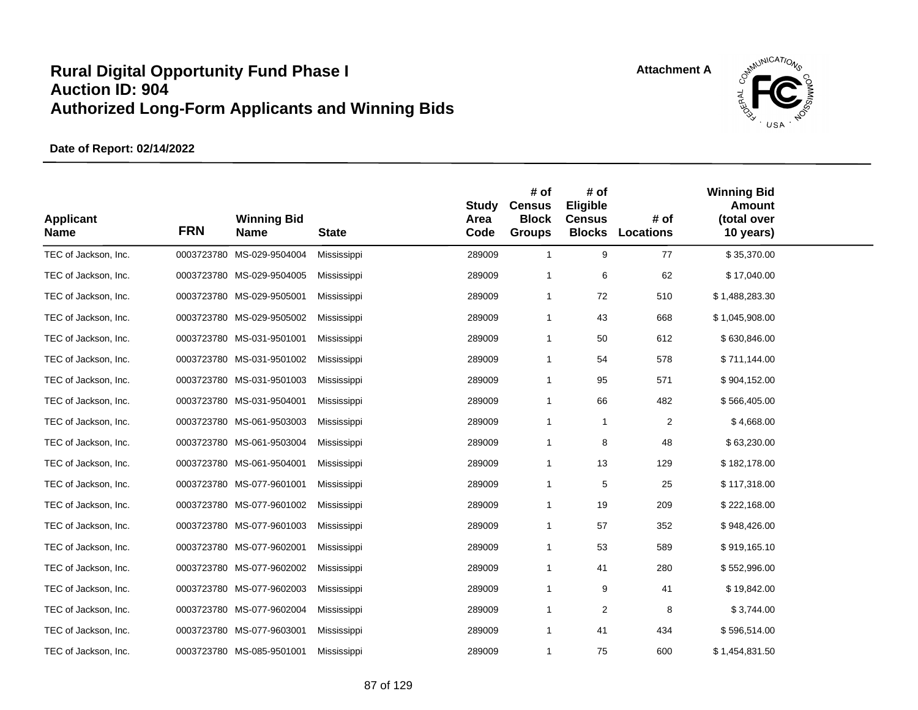# Rural Digital Opportunity Fund Phase I
# Auction ID: 904
# Authorized Long-Form Applicants and Winning Bids

Attachment A

**Date of Report: 02/14/2022**

| Applicant Name | FRN | Winning Bid Name | State | Study Area Code | # of Census Block Groups | # of Eligible Census Blocks | # of Locations | Winning Bid Amount (total over 10 years) |
|---|---|---|---|---|---|---|---|---|
| TEC of Jackson, Inc. | 0003723780 | MS-029-9504004 | Mississippi | 289009 | 1 | 9 | 77 | $ 35,370.00 |
| TEC of Jackson, Inc. | 0003723780 | MS-029-9504005 | Mississippi | 289009 | 1 | 6 | 62 | $ 17,040.00 |
| TEC of Jackson, Inc. | 0003723780 | MS-029-9505001 | Mississippi | 289009 | 1 | 72 | 510 | $ 1,488,283.30 |
| TEC of Jackson, Inc. | 0003723780 | MS-029-9505002 | Mississippi | 289009 | 1 | 43 | 668 | $ 1,045,908.00 |
| TEC of Jackson, Inc. | 0003723780 | MS-031-9501001 | Mississippi | 289009 | 1 | 50 | 612 | $ 630,846.00 |
| TEC of Jackson, Inc. | 0003723780 | MS-031-9501002 | Mississippi | 289009 | 1 | 54 | 578 | $ 711,144.00 |
| TEC of Jackson, Inc. | 0003723780 | MS-031-9501003 | Mississippi | 289009 | 1 | 95 | 571 | $ 904,152.00 |
| TEC of Jackson, Inc. | 0003723780 | MS-031-9504001 | Mississippi | 289009 | 1 | 66 | 482 | $ 566,405.00 |
| TEC of Jackson, Inc. | 0003723780 | MS-061-9503003 | Mississippi | 289009 | 1 | 1 | 2 | $ 4,668.00 |
| TEC of Jackson, Inc. | 0003723780 | MS-061-9503004 | Mississippi | 289009 | 1 | 8 | 48 | $ 63,230.00 |
| TEC of Jackson, Inc. | 0003723780 | MS-061-9504001 | Mississippi | 289009 | 1 | 13 | 129 | $ 182,178.00 |
| TEC of Jackson, Inc. | 0003723780 | MS-077-9601001 | Mississippi | 289009 | 1 | 5 | 25 | $ 117,318.00 |
| TEC of Jackson, Inc. | 0003723780 | MS-077-9601002 | Mississippi | 289009 | 1 | 19 | 209 | $ 222,168.00 |
| TEC of Jackson, Inc. | 0003723780 | MS-077-9601003 | Mississippi | 289009 | 1 | 57 | 352 | $ 948,426.00 |
| TEC of Jackson, Inc. | 0003723780 | MS-077-9602001 | Mississippi | 289009 | 1 | 53 | 589 | $ 919,165.10 |
| TEC of Jackson, Inc. | 0003723780 | MS-077-9602002 | Mississippi | 289009 | 1 | 41 | 280 | $ 552,996.00 |
| TEC of Jackson, Inc. | 0003723780 | MS-077-9602003 | Mississippi | 289009 | 1 | 9 | 41 | $ 19,842.00 |
| TEC of Jackson, Inc. | 0003723780 | MS-077-9602004 | Mississippi | 289009 | 1 | 2 | 8 | $ 3,744.00 |
| TEC of Jackson, Inc. | 0003723780 | MS-077-9603001 | Mississippi | 289009 | 1 | 41 | 434 | $ 596,514.00 |
| TEC of Jackson, Inc. | 0003723780 | MS-085-9501001 | Mississippi | 289009 | 1 | 75 | 600 | $ 1,454,831.50 |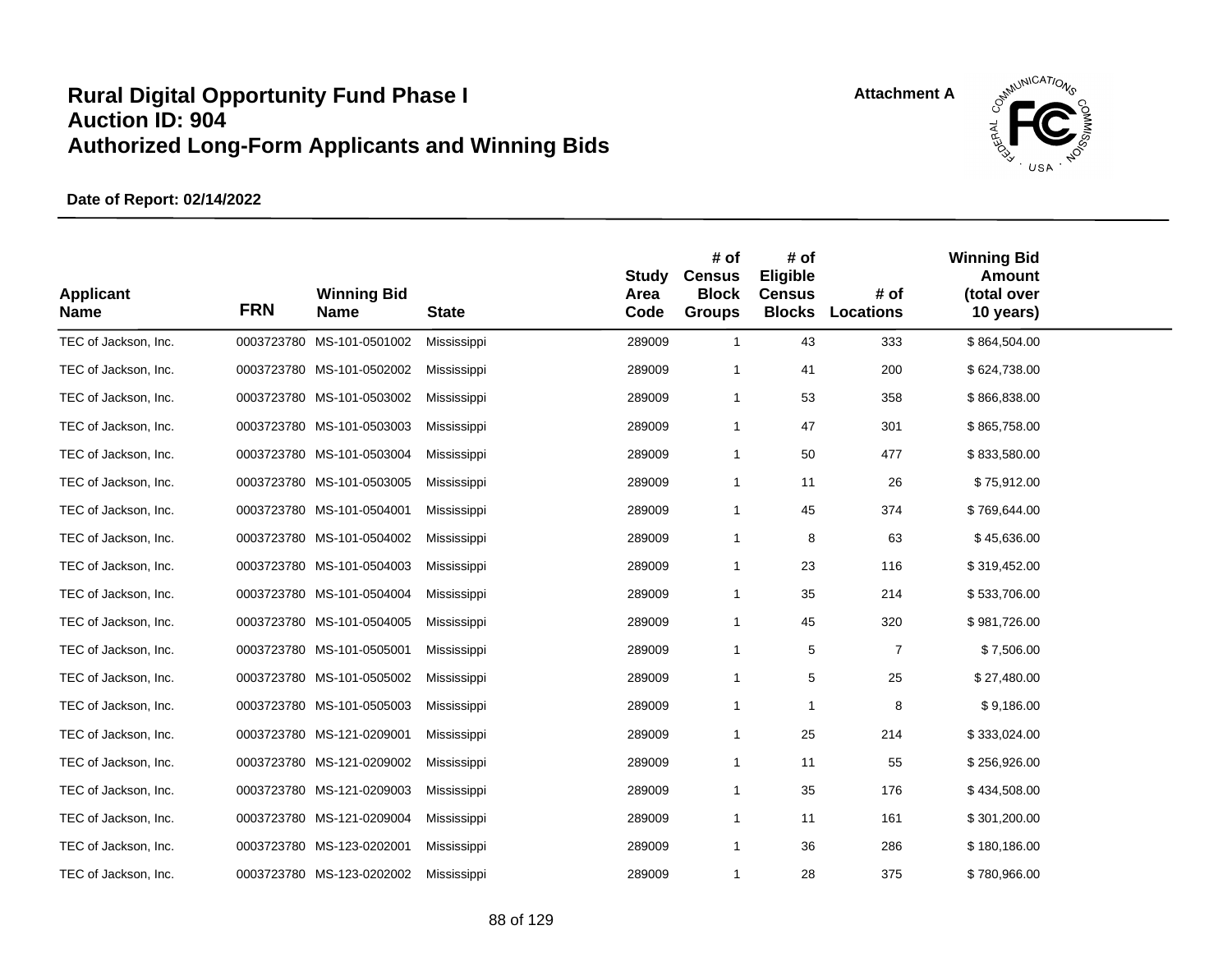# Rural Digital Opportunity Fund Phase I
# Auction ID: 904
# Authorized Long-Form Applicants and Winning Bids

**Attachment A**

**Date of Report: 02/14/2022**

| Applicant Name | FRN | Winning Bid Name | State | Study Area Code | # of Census Block Groups | # of Eligible Census Blocks | # of Locations | Winning Bid Amount (total over 10 years) |
|---|---|---|---|---|---|---|---|---|
| TEC of Jackson, Inc. | 0003723780 | MS-101-0501002 | Mississippi | 289009 | 1 | 43 | 333 | $ 864,504.00 |
| TEC of Jackson, Inc. | 0003723780 | MS-101-0502002 | Mississippi | 289009 | 1 | 41 | 200 | $ 624,738.00 |
| TEC of Jackson, Inc. | 0003723780 | MS-101-0503002 | Mississippi | 289009 | 1 | 53 | 358 | $ 866,838.00 |
| TEC of Jackson, Inc. | 0003723780 | MS-101-0503003 | Mississippi | 289009 | 1 | 47 | 301 | $ 865,758.00 |
| TEC of Jackson, Inc. | 0003723780 | MS-101-0503004 | Mississippi | 289009 | 1 | 50 | 477 | $ 833,580.00 |
| TEC of Jackson, Inc. | 0003723780 | MS-101-0503005 | Mississippi | 289009 | 1 | 11 | 26 | $ 75,912.00 |
| TEC of Jackson, Inc. | 0003723780 | MS-101-0504001 | Mississippi | 289009 | 1 | 45 | 374 | $ 769,644.00 |
| TEC of Jackson, Inc. | 0003723780 | MS-101-0504002 | Mississippi | 289009 | 1 | 8 | 63 | $ 45,636.00 |
| TEC of Jackson, Inc. | 0003723780 | MS-101-0504003 | Mississippi | 289009 | 1 | 23 | 116 | $ 319,452.00 |
| TEC of Jackson, Inc. | 0003723780 | MS-101-0504004 | Mississippi | 289009 | 1 | 35 | 214 | $ 533,706.00 |
| TEC of Jackson, Inc. | 0003723780 | MS-101-0504005 | Mississippi | 289009 | 1 | 45 | 320 | $ 981,726.00 |
| TEC of Jackson, Inc. | 0003723780 | MS-101-0505001 | Mississippi | 289009 | 1 | 5 | 7 | $ 7,506.00 |
| TEC of Jackson, Inc. | 0003723780 | MS-101-0505002 | Mississippi | 289009 | 1 | 5 | 25 | $ 27,480.00 |
| TEC of Jackson, Inc. | 0003723780 | MS-101-0505003 | Mississippi | 289009 | 1 | 1 | 8 | $ 9,186.00 |
| TEC of Jackson, Inc. | 0003723780 | MS-121-0209001 | Mississippi | 289009 | 1 | 25 | 214 | $ 333,024.00 |
| TEC of Jackson, Inc. | 0003723780 | MS-121-0209002 | Mississippi | 289009 | 1 | 11 | 55 | $ 256,926.00 |
| TEC of Jackson, Inc. | 0003723780 | MS-121-0209003 | Mississippi | 289009 | 1 | 35 | 176 | $ 434,508.00 |
| TEC of Jackson, Inc. | 0003723780 | MS-121-0209004 | Mississippi | 289009 | 1 | 11 | 161 | $ 301,200.00 |
| TEC of Jackson, Inc. | 0003723780 | MS-123-0202001 | Mississippi | 289009 | 1 | 36 | 286 | $ 180,186.00 |
| TEC of Jackson, Inc. | 0003723780 | MS-123-0202002 | Mississippi | 289009 | 1 | 28 | 375 | $ 780,966.00 |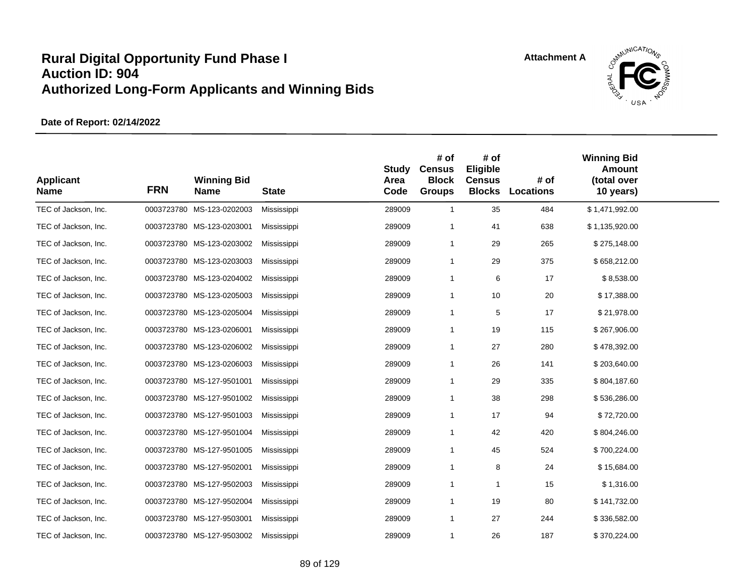# Rural Digital Opportunity Fund Phase I
# Auction ID: 904
# Authorized Long-Form Applicants and Winning Bids

Attachment A

**Date of Report: 02/14/2022**

| Applicant Name | FRN | Winning Bid Name | State | Study Area Code | # of Census Block Groups | # of Eligible Census Blocks | # of Locations | Winning Bid Amount (total over 10 years) |
|---|---|---|---|---|---|---|---|---|
| TEC of Jackson, Inc. | 0003723780 | MS-123-0202003 | Mississippi | 289009 | 1 | 35 | 484 | $ 1,471,992.00 |
| TEC of Jackson, Inc. | 0003723780 | MS-123-0203001 | Mississippi | 289009 | 1 | 41 | 638 | $ 1,135,920.00 |
| TEC of Jackson, Inc. | 0003723780 | MS-123-0203002 | Mississippi | 289009 | 1 | 29 | 265 | $ 275,148.00 |
| TEC of Jackson, Inc. | 0003723780 | MS-123-0203003 | Mississippi | 289009 | 1 | 29 | 375 | $ 658,212.00 |
| TEC of Jackson, Inc. | 0003723780 | MS-123-0204002 | Mississippi | 289009 | 1 | 6 | 17 | $ 8,538.00 |
| TEC of Jackson, Inc. | 0003723780 | MS-123-0205003 | Mississippi | 289009 | 1 | 10 | 20 | $ 17,388.00 |
| TEC of Jackson, Inc. | 0003723780 | MS-123-0205004 | Mississippi | 289009 | 1 | 5 | 17 | $ 21,978.00 |
| TEC of Jackson, Inc. | 0003723780 | MS-123-0206001 | Mississippi | 289009 | 1 | 19 | 115 | $ 267,906.00 |
| TEC of Jackson, Inc. | 0003723780 | MS-123-0206002 | Mississippi | 289009 | 1 | 27 | 280 | $ 478,392.00 |
| TEC of Jackson, Inc. | 0003723780 | MS-123-0206003 | Mississippi | 289009 | 1 | 26 | 141 | $ 203,640.00 |
| TEC of Jackson, Inc. | 0003723780 | MS-127-9501001 | Mississippi | 289009 | 1 | 29 | 335 | $ 804,187.60 |
| TEC of Jackson, Inc. | 0003723780 | MS-127-9501002 | Mississippi | 289009 | 1 | 38 | 298 | $ 536,286.00 |
| TEC of Jackson, Inc. | 0003723780 | MS-127-9501003 | Mississippi | 289009 | 1 | 17 | 94 | $ 72,720.00 |
| TEC of Jackson, Inc. | 0003723780 | MS-127-9501004 | Mississippi | 289009 | 1 | 42 | 420 | $ 804,246.00 |
| TEC of Jackson, Inc. | 0003723780 | MS-127-9501005 | Mississippi | 289009 | 1 | 45 | 524 | $ 700,224.00 |
| TEC of Jackson, Inc. | 0003723780 | MS-127-9502001 | Mississippi | 289009 | 1 | 8 | 24 | $ 15,684.00 |
| TEC of Jackson, Inc. | 0003723780 | MS-127-9502003 | Mississippi | 289009 | 1 | 1 | 15 | $ 1,316.00 |
| TEC of Jackson, Inc. | 0003723780 | MS-127-9502004 | Mississippi | 289009 | 1 | 19 | 80 | $ 141,732.00 |
| TEC of Jackson, Inc. | 0003723780 | MS-127-9503001 | Mississippi | 289009 | 1 | 27 | 244 | $ 336,582.00 |
| TEC of Jackson, Inc. | 0003723780 | MS-127-9503002 | Mississippi | 289009 | 1 | 26 | 187 | $ 370,224.00 |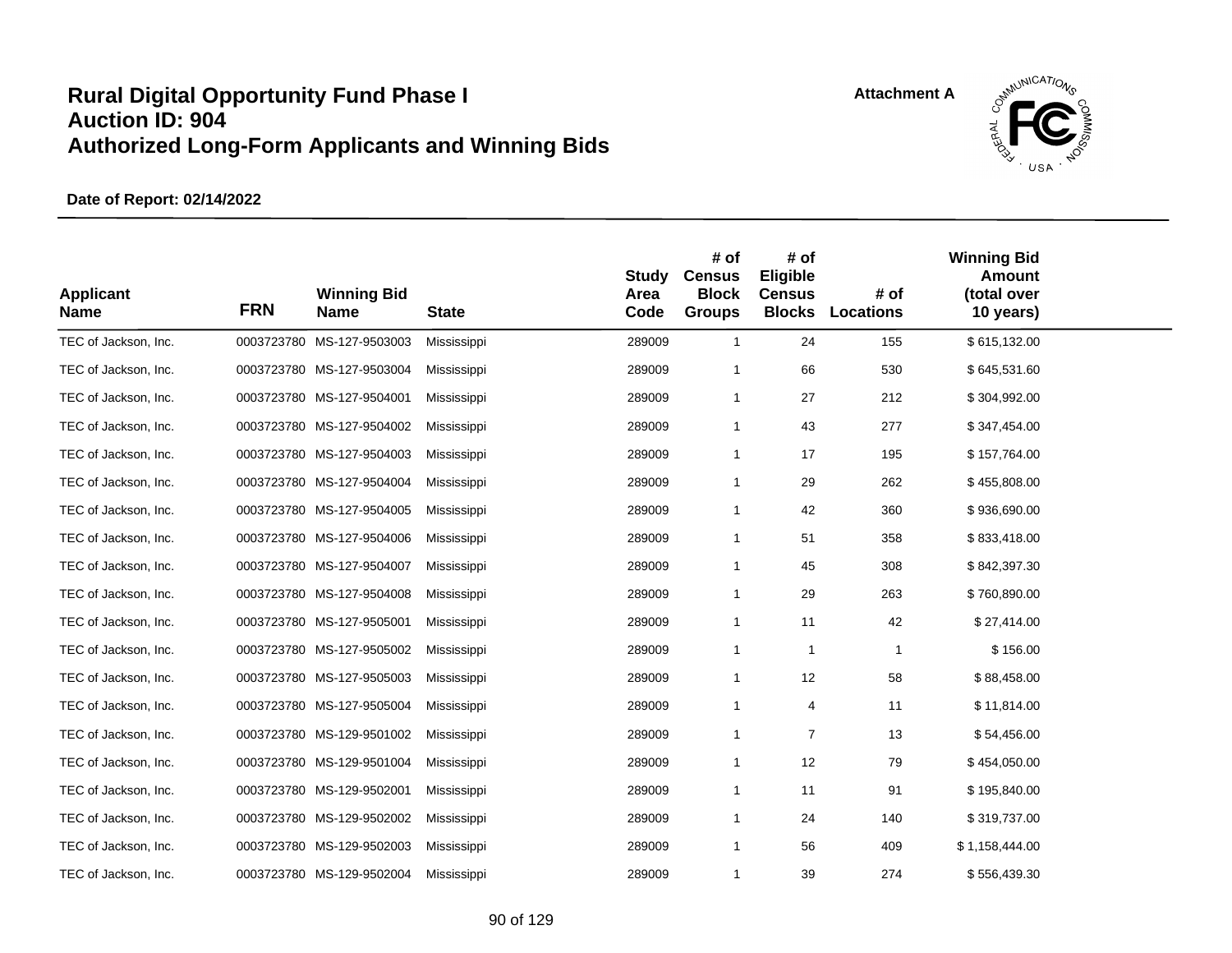# Rural Digital Opportunity Fund Phase I
# Auction ID: 904
# Authorized Long-Form Applicants and Winning Bids

Attachment A

**Date of Report: 02/14/2022**

| Applicant Name | FRN | Winning Bid Name | State | Study Area Code | # of Census Block Groups | # of Eligible Census Blocks | # of Locations | Winning Bid Amount (total over 10 years) |
|---|---|---|---|---|---|---|---|---|
| TEC of Jackson, Inc. | 0003723780 | MS-127-9503003 | Mississippi | 289009 | 1 | 24 | 155 | $ 615,132.00 |
| TEC of Jackson, Inc. | 0003723780 | MS-127-9503004 | Mississippi | 289009 | 1 | 66 | 530 | $ 645,531.60 |
| TEC of Jackson, Inc. | 0003723780 | MS-127-9504001 | Mississippi | 289009 | 1 | 27 | 212 | $ 304,992.00 |
| TEC of Jackson, Inc. | 0003723780 | MS-127-9504002 | Mississippi | 289009 | 1 | 43 | 277 | $ 347,454.00 |
| TEC of Jackson, Inc. | 0003723780 | MS-127-9504003 | Mississippi | 289009 | 1 | 17 | 195 | $ 157,764.00 |
| TEC of Jackson, Inc. | 0003723780 | MS-127-9504004 | Mississippi | 289009 | 1 | 29 | 262 | $ 455,808.00 |
| TEC of Jackson, Inc. | 0003723780 | MS-127-9504005 | Mississippi | 289009 | 1 | 42 | 360 | $ 936,690.00 |
| TEC of Jackson, Inc. | 0003723780 | MS-127-9504006 | Mississippi | 289009 | 1 | 51 | 358 | $ 833,418.00 |
| TEC of Jackson, Inc. | 0003723780 | MS-127-9504007 | Mississippi | 289009 | 1 | 45 | 308 | $ 842,397.30 |
| TEC of Jackson, Inc. | 0003723780 | MS-127-9504008 | Mississippi | 289009 | 1 | 29 | 263 | $ 760,890.00 |
| TEC of Jackson, Inc. | 0003723780 | MS-127-9505001 | Mississippi | 289009 | 1 | 11 | 42 | $ 27,414.00 |
| TEC of Jackson, Inc. | 0003723780 | MS-127-9505002 | Mississippi | 289009 | 1 | 1 | 1 | $ 156.00 |
| TEC of Jackson, Inc. | 0003723780 | MS-127-9505003 | Mississippi | 289009 | 1 | 12 | 58 | $ 88,458.00 |
| TEC of Jackson, Inc. | 0003723780 | MS-127-9505004 | Mississippi | 289009 | 1 | 4 | 11 | $ 11,814.00 |
| TEC of Jackson, Inc. | 0003723780 | MS-129-9501002 | Mississippi | 289009 | 1 | 7 | 13 | $ 54,456.00 |
| TEC of Jackson, Inc. | 0003723780 | MS-129-9501004 | Mississippi | 289009 | 1 | 12 | 79 | $ 454,050.00 |
| TEC of Jackson, Inc. | 0003723780 | MS-129-9502001 | Mississippi | 289009 | 1 | 11 | 91 | $ 195,840.00 |
| TEC of Jackson, Inc. | 0003723780 | MS-129-9502002 | Mississippi | 289009 | 1 | 24 | 140 | $ 319,737.00 |
| TEC of Jackson, Inc. | 0003723780 | MS-129-9502003 | Mississippi | 289009 | 1 | 56 | 409 | $ 1,158,444.00 |
| TEC of Jackson, Inc. | 0003723780 | MS-129-9502004 | Mississippi | 289009 | 1 | 39 | 274 | $ 556,439.30 |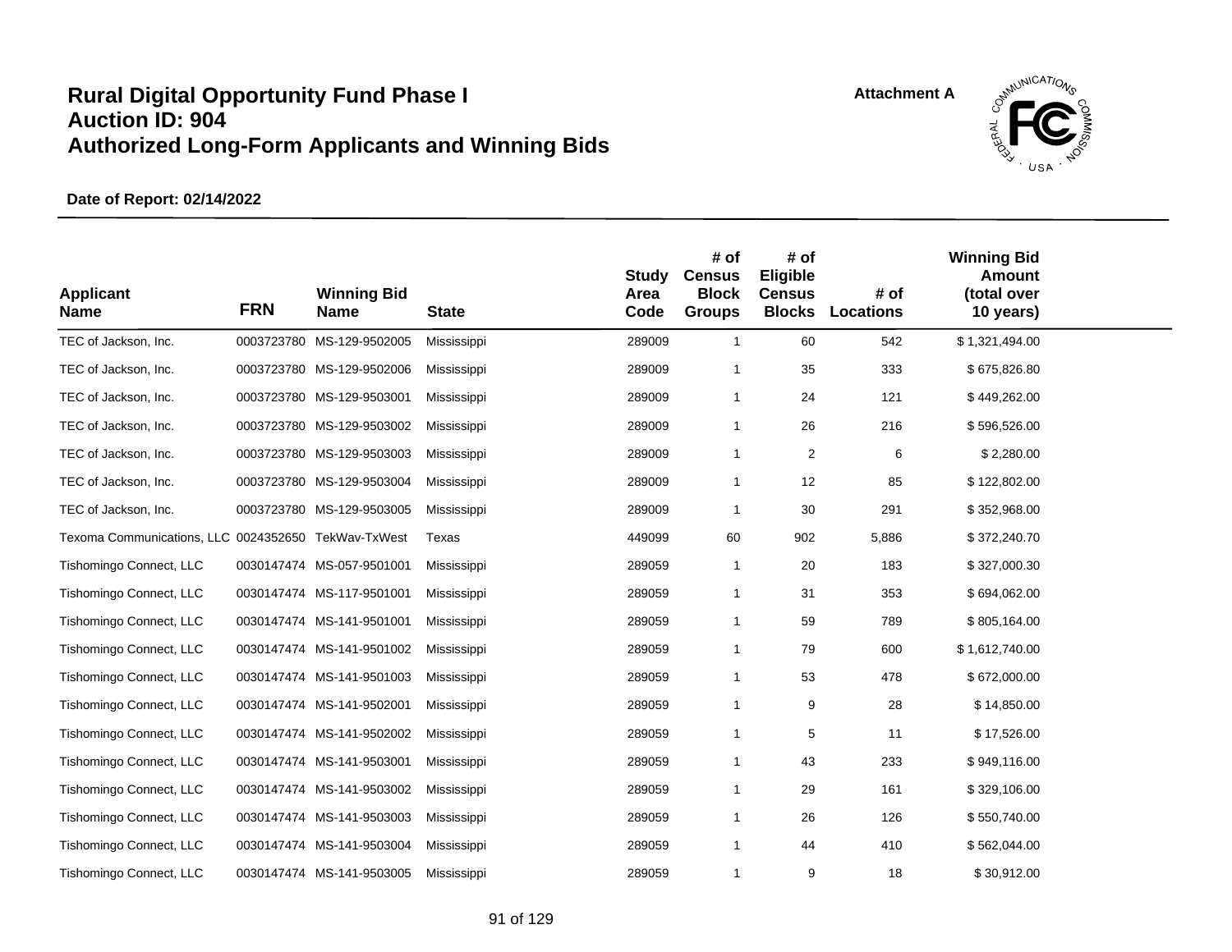# Rural Digital Opportunity Fund Phase I
# Auction ID: 904
# Authorized Long-Form Applicants and Winning Bids

Attachment A

**Date of Report: 02/14/2022**

| Applicant Name | FRN | Winning Bid Name | State | Study Area Code | # of Census Block Groups | # of Eligible Census Blocks | # of Locations | Winning Bid Amount (total over 10 years) |
|---|---|---|---|---|---|---|---|---|
| TEC of Jackson, Inc. | 0003723780 | MS-129-9502005 | Mississippi | 289009 | 1 | 60 | 542 | $ 1,321,494.00 |
| TEC of Jackson, Inc. | 0003723780 | MS-129-9502006 | Mississippi | 289009 | 1 | 35 | 333 | $ 675,826.80 |
| TEC of Jackson, Inc. | 0003723780 | MS-129-9503001 | Mississippi | 289009 | 1 | 24 | 121 | $ 449,262.00 |
| TEC of Jackson, Inc. | 0003723780 | MS-129-9503002 | Mississippi | 289009 | 1 | 26 | 216 | $ 596,526.00 |
| TEC of Jackson, Inc. | 0003723780 | MS-129-9503003 | Mississippi | 289009 | 1 | 2 | 6 | $ 2,280.00 |
| TEC of Jackson, Inc. | 0003723780 | MS-129-9503004 | Mississippi | 289009 | 1 | 12 | 85 | $ 122,802.00 |
| TEC of Jackson, Inc. | 0003723780 | MS-129-9503005 | Mississippi | 289009 | 1 | 30 | 291 | $ 352,968.00 |
| Texoma Communications, LLC | 0024352650 | TekWav-TxWest | Texas | 449099 | 60 | 902 | 5,886 | $ 372,240.70 |
| Tishomingo Connect, LLC | 0030147474 | MS-057-9501001 | Mississippi | 289059 | 1 | 20 | 183 | $ 327,000.30 |
| Tishomingo Connect, LLC | 0030147474 | MS-117-9501001 | Mississippi | 289059 | 1 | 31 | 353 | $ 694,062.00 |
| Tishomingo Connect, LLC | 0030147474 | MS-141-9501001 | Mississippi | 289059 | 1 | 59 | 789 | $ 805,164.00 |
| Tishomingo Connect, LLC | 0030147474 | MS-141-9501002 | Mississippi | 289059 | 1 | 79 | 600 | $ 1,612,740.00 |
| Tishomingo Connect, LLC | 0030147474 | MS-141-9501003 | Mississippi | 289059 | 1 | 53 | 478 | $ 672,000.00 |
| Tishomingo Connect, LLC | 0030147474 | MS-141-9502001 | Mississippi | 289059 | 1 | 9 | 28 | $ 14,850.00 |
| Tishomingo Connect, LLC | 0030147474 | MS-141-9502002 | Mississippi | 289059 | 1 | 5 | 11 | $ 17,526.00 |
| Tishomingo Connect, LLC | 0030147474 | MS-141-9503001 | Mississippi | 289059 | 1 | 43 | 233 | $ 949,116.00 |
| Tishomingo Connect, LLC | 0030147474 | MS-141-9503002 | Mississippi | 289059 | 1 | 29 | 161 | $ 329,106.00 |
| Tishomingo Connect, LLC | 0030147474 | MS-141-9503003 | Mississippi | 289059 | 1 | 26 | 126 | $ 550,740.00 |
| Tishomingo Connect, LLC | 0030147474 | MS-141-9503004 | Mississippi | 289059 | 1 | 44 | 410 | $ 562,044.00 |
| Tishomingo Connect, LLC | 0030147474 | MS-141-9503005 | Mississippi | 289059 | 1 | 9 | 18 | $ 30,912.00 |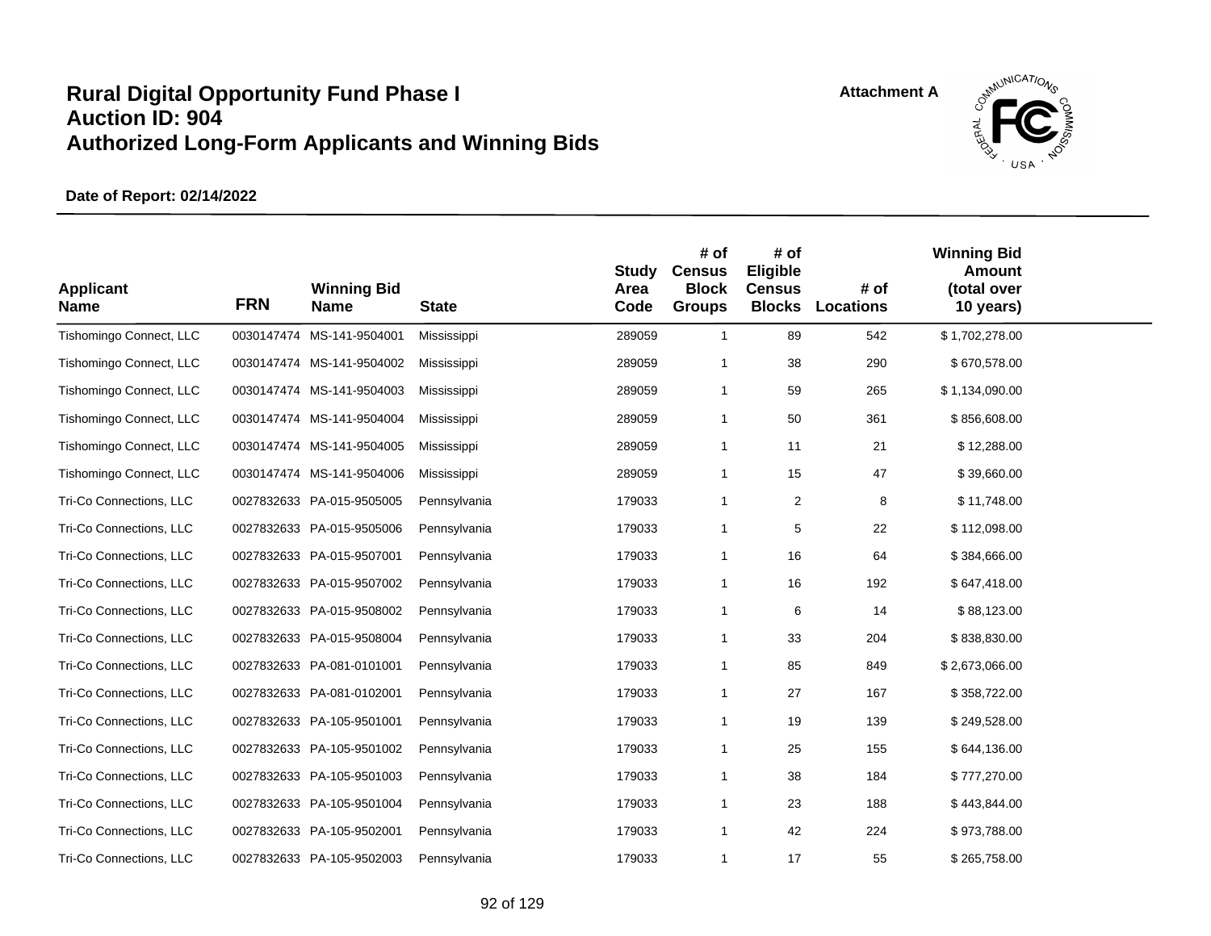# Rural Digital Opportunity Fund Phase I
# Auction ID: 904
# Authorized Long-Form Applicants and Winning Bids

Attachment A

**Date of Report: 02/14/2022**

| Applicant Name | FRN | Winning Bid Name | State | Study Area Code | # of Census Block Groups | # of Eligible Census Blocks | # of Locations | Winning Bid Amount (total over 10 years) |
|---|---|---|---|---|---|---|---|---|
| Tishomingo Connect, LLC | 0030147474 | MS-141-9504001 | Mississippi | 289059 | 1 | 89 | 542 | $ 1,702,278.00 |
| Tishomingo Connect, LLC | 0030147474 | MS-141-9504002 | Mississippi | 289059 | 1 | 38 | 290 | $ 670,578.00 |
| Tishomingo Connect, LLC | 0030147474 | MS-141-9504003 | Mississippi | 289059 | 1 | 59 | 265 | $ 1,134,090.00 |
| Tishomingo Connect, LLC | 0030147474 | MS-141-9504004 | Mississippi | 289059 | 1 | 50 | 361 | $ 856,608.00 |
| Tishomingo Connect, LLC | 0030147474 | MS-141-9504005 | Mississippi | 289059 | 1 | 11 | 21 | $ 12,288.00 |
| Tishomingo Connect, LLC | 0030147474 | MS-141-9504006 | Mississippi | 289059 | 1 | 15 | 47 | $ 39,660.00 |
| Tri-Co Connections, LLC | 0027832633 | PA-015-9505005 | Pennsylvania | 179033 | 1 | 2 | 8 | $ 11,748.00 |
| Tri-Co Connections, LLC | 0027832633 | PA-015-9505006 | Pennsylvania | 179033 | 1 | 5 | 22 | $ 112,098.00 |
| Tri-Co Connections, LLC | 0027832633 | PA-015-9507001 | Pennsylvania | 179033 | 1 | 16 | 64 | $ 384,666.00 |
| Tri-Co Connections, LLC | 0027832633 | PA-015-9507002 | Pennsylvania | 179033 | 1 | 16 | 192 | $ 647,418.00 |
| Tri-Co Connections, LLC | 0027832633 | PA-015-9508002 | Pennsylvania | 179033 | 1 | 6 | 14 | $ 88,123.00 |
| Tri-Co Connections, LLC | 0027832633 | PA-015-9508004 | Pennsylvania | 179033 | 1 | 33 | 204 | $ 838,830.00 |
| Tri-Co Connections, LLC | 0027832633 | PA-081-0101001 | Pennsylvania | 179033 | 1 | 85 | 849 | $ 2,673,066.00 |
| Tri-Co Connections, LLC | 0027832633 | PA-081-0102001 | Pennsylvania | 179033 | 1 | 27 | 167 | $ 358,722.00 |
| Tri-Co Connections, LLC | 0027832633 | PA-105-9501001 | Pennsylvania | 179033 | 1 | 19 | 139 | $ 249,528.00 |
| Tri-Co Connections, LLC | 0027832633 | PA-105-9501002 | Pennsylvania | 179033 | 1 | 25 | 155 | $ 644,136.00 |
| Tri-Co Connections, LLC | 0027832633 | PA-105-9501003 | Pennsylvania | 179033 | 1 | 38 | 184 | $ 777,270.00 |
| Tri-Co Connections, LLC | 0027832633 | PA-105-9501004 | Pennsylvania | 179033 | 1 | 23 | 188 | $ 443,844.00 |
| Tri-Co Connections, LLC | 0027832633 | PA-105-9502001 | Pennsylvania | 179033 | 1 | 42 | 224 | $ 973,788.00 |
| Tri-Co Connections, LLC | 0027832633 | PA-105-9502003 | Pennsylvania | 179033 | 1 | 17 | 55 | $ 265,758.00 |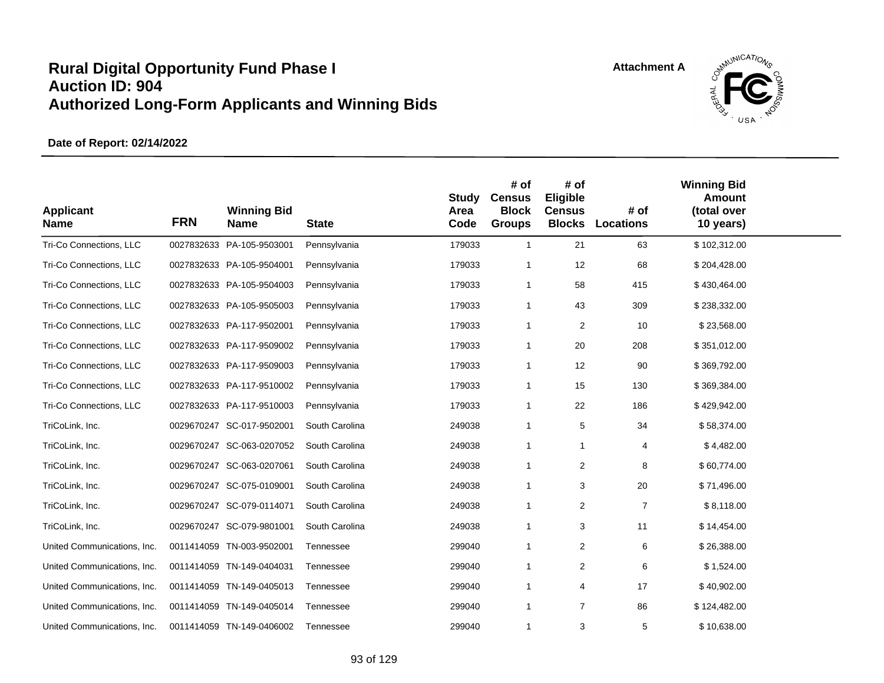# Rural Digital Opportunity Fund Phase I
# Auction ID: 904
# Authorized Long-Form Applicants and Winning Bids

Attachment A

**Date of Report: 02/14/2022**

| Applicant Name | FRN | Winning Bid Name | State | Study Area Code | # of Census Block Groups | # of Eligible Census Blocks | # of Locations | Winning Bid Amount (total over 10 years) |
|---|---|---|---|---|---|---|---|---|
| Tri-Co Connections, LLC | 0027832633 | PA-105-9503001 | Pennsylvania | 179033 | 1 | 21 | 63 | $ 102,312.00 |
| Tri-Co Connections, LLC | 0027832633 | PA-105-9504001 | Pennsylvania | 179033 | 1 | 12 | 68 | $ 204,428.00 |
| Tri-Co Connections, LLC | 0027832633 | PA-105-9504003 | Pennsylvania | 179033 | 1 | 58 | 415 | $ 430,464.00 |
| Tri-Co Connections, LLC | 0027832633 | PA-105-9505003 | Pennsylvania | 179033 | 1 | 43 | 309 | $ 238,332.00 |
| Tri-Co Connections, LLC | 0027832633 | PA-117-9502001 | Pennsylvania | 179033 | 1 | 2 | 10 | $ 23,568.00 |
| Tri-Co Connections, LLC | 0027832633 | PA-117-9509002 | Pennsylvania | 179033 | 1 | 20 | 208 | $ 351,012.00 |
| Tri-Co Connections, LLC | 0027832633 | PA-117-9509003 | Pennsylvania | 179033 | 1 | 12 | 90 | $ 369,792.00 |
| Tri-Co Connections, LLC | 0027832633 | PA-117-9510002 | Pennsylvania | 179033 | 1 | 15 | 130 | $ 369,384.00 |
| Tri-Co Connections, LLC | 0027832633 | PA-117-9510003 | Pennsylvania | 179033 | 1 | 22 | 186 | $ 429,942.00 |
| TriCoLink, Inc. | 0029670247 | SC-017-9502001 | South Carolina | 249038 | 1 | 5 | 34 | $ 58,374.00 |
| TriCoLink, Inc. | 0029670247 | SC-063-0207052 | South Carolina | 249038 | 1 | 1 | 4 | $ 4,482.00 |
| TriCoLink, Inc. | 0029670247 | SC-063-0207061 | South Carolina | 249038 | 1 | 2 | 8 | $ 60,774.00 |
| TriCoLink, Inc. | 0029670247 | SC-075-0109001 | South Carolina | 249038 | 1 | 3 | 20 | $ 71,496.00 |
| TriCoLink, Inc. | 0029670247 | SC-079-0114071 | South Carolina | 249038 | 1 | 2 | 7 | $ 8,118.00 |
| TriCoLink, Inc. | 0029670247 | SC-079-9801001 | South Carolina | 249038 | 1 | 3 | 11 | $ 14,454.00 |
| United Communications, Inc. | 0011414059 | TN-003-9502001 | Tennessee | 299040 | 1 | 2 | 6 | $ 26,388.00 |
| United Communications, Inc. | 0011414059 | TN-149-0404031 | Tennessee | 299040 | 1 | 2 | 6 | $ 1,524.00 |
| United Communications, Inc. | 0011414059 | TN-149-0405013 | Tennessee | 299040 | 1 | 4 | 17 | $ 40,902.00 |
| United Communications, Inc. | 0011414059 | TN-149-0405014 | Tennessee | 299040 | 1 | 7 | 86 | $ 124,482.00 |
| United Communications, Inc. | 0011414059 | TN-149-0406002 | Tennessee | 299040 | 1 | 3 | 5 | $ 10,638.00 |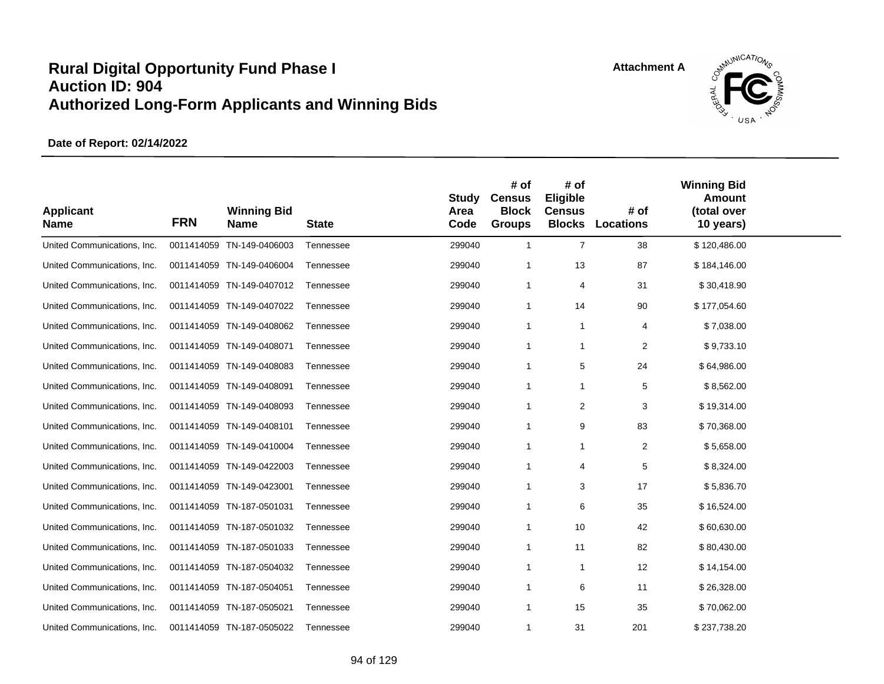# Rural Digital Opportunity Fund Phase I
# Auction ID: 904
# Authorized Long-Form Applicants and Winning Bids

Attachment A

**Date of Report: 02/14/2022**

| Applicant Name | FRN | Winning Bid Name | State | Study Area Code | # of Census Block Groups | # of Eligible Census Blocks | # of Locations | Winning Bid Amount (total over 10 years) |
|---|---|---|---|---|---|---|---|---|
| United Communications, Inc. | 0011414059 | TN-149-0406003 | Tennessee | 299040 | 1 | 7 | 38 | $ 120,486.00 |
| United Communications, Inc. | 0011414059 | TN-149-0406004 | Tennessee | 299040 | 1 | 13 | 87 | $ 184,146.00 |
| United Communications, Inc. | 0011414059 | TN-149-0407012 | Tennessee | 299040 | 1 | 4 | 31 | $ 30,418.90 |
| United Communications, Inc. | 0011414059 | TN-149-0407022 | Tennessee | 299040 | 1 | 14 | 90 | $ 177,054.60 |
| United Communications, Inc. | 0011414059 | TN-149-0408062 | Tennessee | 299040 | 1 | 1 | 4 | $ 7,038.00 |
| United Communications, Inc. | 0011414059 | TN-149-0408071 | Tennessee | 299040 | 1 | 1 | 2 | $ 9,733.10 |
| United Communications, Inc. | 0011414059 | TN-149-0408083 | Tennessee | 299040 | 1 | 5 | 24 | $ 64,986.00 |
| United Communications, Inc. | 0011414059 | TN-149-0408091 | Tennessee | 299040 | 1 | 1 | 5 | $ 8,562.00 |
| United Communications, Inc. | 0011414059 | TN-149-0408093 | Tennessee | 299040 | 1 | 2 | 3 | $ 19,314.00 |
| United Communications, Inc. | 0011414059 | TN-149-0408101 | Tennessee | 299040 | 1 | 9 | 83 | $ 70,368.00 |
| United Communications, Inc. | 0011414059 | TN-149-0410004 | Tennessee | 299040 | 1 | 1 | 2 | $ 5,658.00 |
| United Communications, Inc. | 0011414059 | TN-149-0422003 | Tennessee | 299040 | 1 | 4 | 5 | $ 8,324.00 |
| United Communications, Inc. | 0011414059 | TN-149-0423001 | Tennessee | 299040 | 1 | 3 | 17 | $ 5,836.70 |
| United Communications, Inc. | 0011414059 | TN-187-0501031 | Tennessee | 299040 | 1 | 6 | 35 | $ 16,524.00 |
| United Communications, Inc. | 0011414059 | TN-187-0501032 | Tennessee | 299040 | 1 | 10 | 42 | $ 60,630.00 |
| United Communications, Inc. | 0011414059 | TN-187-0501033 | Tennessee | 299040 | 1 | 11 | 82 | $ 80,430.00 |
| United Communications, Inc. | 0011414059 | TN-187-0504032 | Tennessee | 299040 | 1 | 1 | 12 | $ 14,154.00 |
| United Communications, Inc. | 0011414059 | TN-187-0504051 | Tennessee | 299040 | 1 | 6 | 11 | $ 26,328.00 |
| United Communications, Inc. | 0011414059 | TN-187-0505021 | Tennessee | 299040 | 1 | 15 | 35 | $ 70,062.00 |
| United Communications, Inc. | 0011414059 | TN-187-0505022 | Tennessee | 299040 | 1 | 31 | 201 | $ 237,738.20 |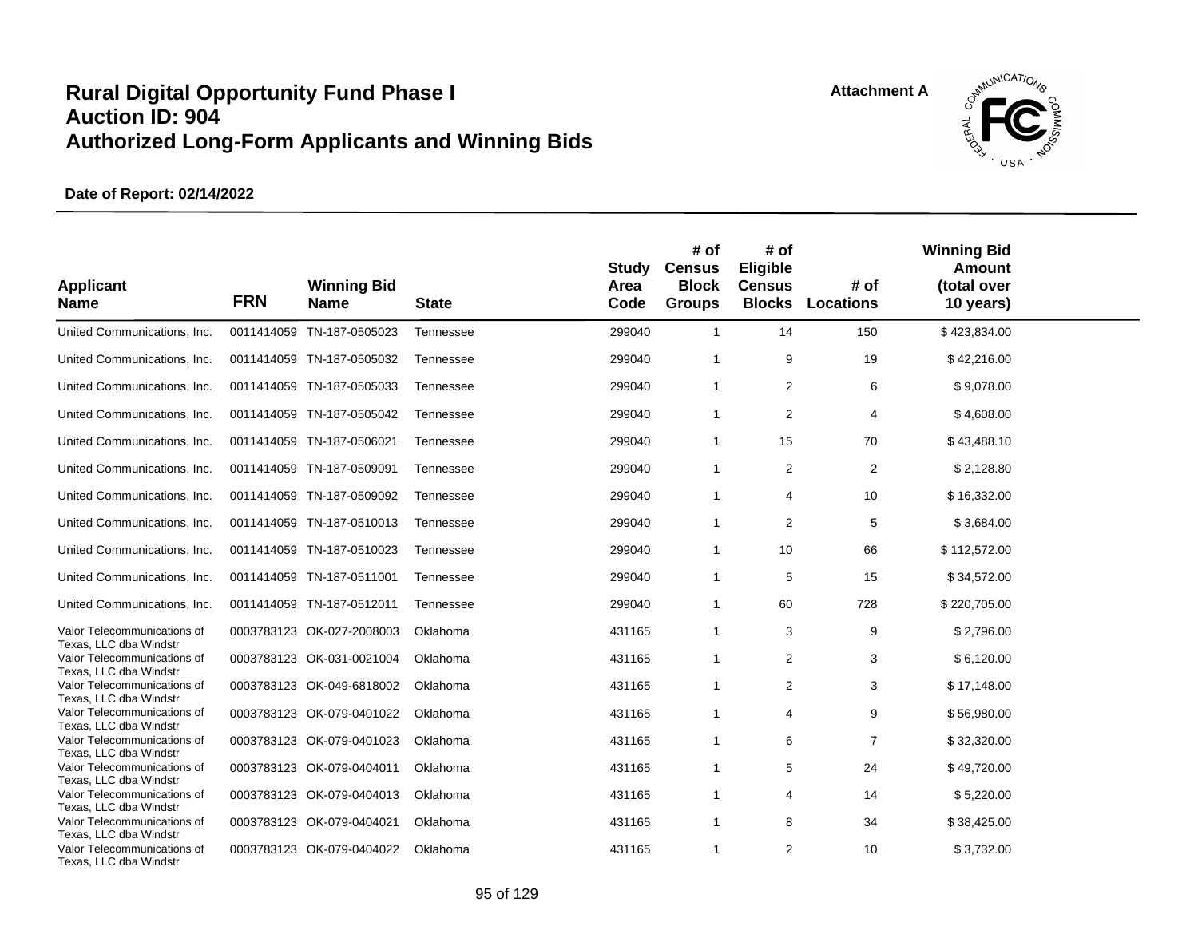# Rural Digital Opportunity Fund Phase I
# Auction ID: 904
# Authorized Long-Form Applicants and Winning Bids

Attachment A

**Date of Report: 02/14/2022**

| Applicant Name | FRN | Winning Bid Name | State | Study Area Code | # of Census Block Groups | # of Eligible Census Blocks | # of Locations | Winning Bid Amount (total over 10 years) |
|---|---|---|---|---|---|---|---|---|
| United Communications, Inc. | 0011414059 | TN-187-0505023 | Tennessee | 299040 | 1 | 14 | 150 | $ 423,834.00 |
| United Communications, Inc. | 0011414059 | TN-187-0505032 | Tennessee | 299040 | 1 | 9 | 19 | $ 42,216.00 |
| United Communications, Inc. | 0011414059 | TN-187-0505033 | Tennessee | 299040 | 1 | 2 | 6 | $ 9,078.00 |
| United Communications, Inc. | 0011414059 | TN-187-0505042 | Tennessee | 299040 | 1 | 2 | 4 | $ 4,608.00 |
| United Communications, Inc. | 0011414059 | TN-187-0506021 | Tennessee | 299040 | 1 | 15 | 70 | $ 43,488.10 |
| United Communications, Inc. | 0011414059 | TN-187-0509091 | Tennessee | 299040 | 1 | 2 | 2 | $ 2,128.80 |
| United Communications, Inc. | 0011414059 | TN-187-0509092 | Tennessee | 299040 | 1 | 4 | 10 | $ 16,332.00 |
| United Communications, Inc. | 0011414059 | TN-187-0510013 | Tennessee | 299040 | 1 | 2 | 5 | $ 3,684.00 |
| United Communications, Inc. | 0011414059 | TN-187-0510023 | Tennessee | 299040 | 1 | 10 | 66 | $ 112,572.00 |
| United Communications, Inc. | 0011414059 | TN-187-0511001 | Tennessee | 299040 | 1 | 5 | 15 | $ 34,572.00 |
| United Communications, Inc. | 0011414059 | TN-187-0512011 | Tennessee | 299040 | 1 | 60 | 728 | $ 220,705.00 |
| Valor Telecommunications of Texas, LLC dba Windstr | 0003783123 | OK-027-2008003 | Oklahoma | 431165 | 1 | 3 | 9 | $ 2,796.00 |
| Valor Telecommunications of Texas, LLC dba Windstr | 0003783123 | OK-031-0021004 | Oklahoma | 431165 | 1 | 2 | 3 | $ 6,120.00 |
| Valor Telecommunications of Texas, LLC dba Windstr | 0003783123 | OK-049-6818002 | Oklahoma | 431165 | 1 | 2 | 3 | $ 17,148.00 |
| Valor Telecommunications of Texas, LLC dba Windstr | 0003783123 | OK-079-0401022 | Oklahoma | 431165 | 1 | 4 | 9 | $ 56,980.00 |
| Valor Telecommunications of Texas, LLC dba Windstr | 0003783123 | OK-079-0401023 | Oklahoma | 431165 | 1 | 6 | 7 | $ 32,320.00 |
| Valor Telecommunications of Texas, LLC dba Windstr | 0003783123 | OK-079-0404011 | Oklahoma | 431165 | 1 | 5 | 24 | $ 49,720.00 |
| Valor Telecommunications of Texas, LLC dba Windstr | 0003783123 | OK-079-0404013 | Oklahoma | 431165 | 1 | 4 | 14 | $ 5,220.00 |
| Valor Telecommunications of Texas, LLC dba Windstr | 0003783123 | OK-079-0404021 | Oklahoma | 431165 | 1 | 8 | 34 | $ 38,425.00 |
| Valor Telecommunications of Texas, LLC dba Windstr | 0003783123 | OK-079-0404022 | Oklahoma | 431165 | 1 | 2 | 10 | $ 3,732.00 |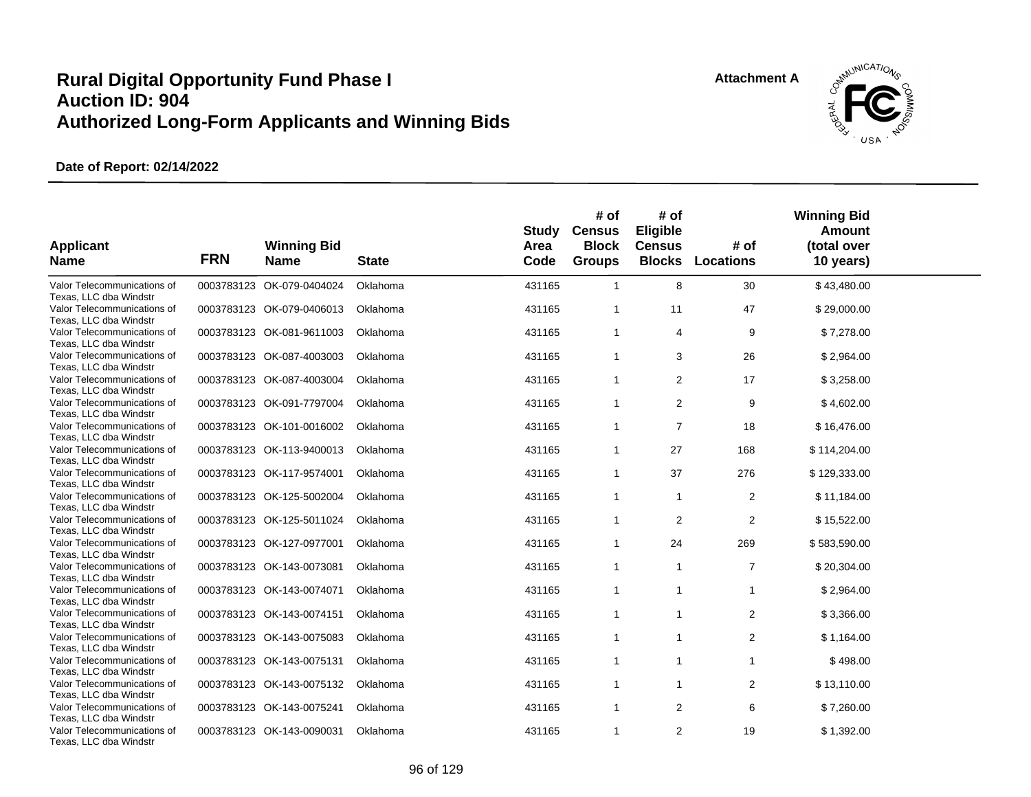# Rural Digital Opportunity Fund Phase I
# Auction ID: 904
# Authorized Long-Form Applicants and Winning Bids

Attachment A

**Date of Report: 02/14/2022**

| Applicant Name | FRN | Winning Bid Name | State | Study Area Code | # of Census Block Groups | # of Eligible Census Blocks | # of Locations | Winning Bid Amount (total over 10 years) |
|---|---|---|---|---|---|---|---|---|
| Valor Telecommunications of Texas, LLC dba Windstr | 0003783123 | OK-079-0404024 | Oklahoma | 431165 | 1 | 8 | 30 | $ 43,480.00 |
| Valor Telecommunications of Texas, LLC dba Windstr | 0003783123 | OK-079-0406013 | Oklahoma | 431165 | 1 | 11 | 47 | $ 29,000.00 |
| Valor Telecommunications of Texas, LLC dba Windstr | 0003783123 | OK-081-9611003 | Oklahoma | 431165 | 1 | 4 | 9 | $ 7,278.00 |
| Valor Telecommunications of Texas, LLC dba Windstr | 0003783123 | OK-087-4003003 | Oklahoma | 431165 | 1 | 3 | 26 | $ 2,964.00 |
| Valor Telecommunications of Texas, LLC dba Windstr | 0003783123 | OK-087-4003004 | Oklahoma | 431165 | 1 | 2 | 17 | $ 3,258.00 |
| Valor Telecommunications of Texas, LLC dba Windstr | 0003783123 | OK-091-7797004 | Oklahoma | 431165 | 1 | 2 | 9 | $ 4,602.00 |
| Valor Telecommunications of Texas, LLC dba Windstr | 0003783123 | OK-101-0016002 | Oklahoma | 431165 | 1 | 7 | 18 | $ 16,476.00 |
| Valor Telecommunications of Texas, LLC dba Windstr | 0003783123 | OK-113-9400013 | Oklahoma | 431165 | 1 | 27 | 168 | $ 114,204.00 |
| Valor Telecommunications of Texas, LLC dba Windstr | 0003783123 | OK-117-9574001 | Oklahoma | 431165 | 1 | 37 | 276 | $ 129,333.00 |
| Valor Telecommunications of Texas, LLC dba Windstr | 0003783123 | OK-125-5002004 | Oklahoma | 431165 | 1 | 1 | 2 | $ 11,184.00 |
| Valor Telecommunications of Texas, LLC dba Windstr | 0003783123 | OK-125-5011024 | Oklahoma | 431165 | 1 | 2 | 2 | $ 15,522.00 |
| Valor Telecommunications of Texas, LLC dba Windstr | 0003783123 | OK-127-0977001 | Oklahoma | 431165 | 1 | 24 | 269 | $ 583,590.00 |
| Valor Telecommunications of Texas, LLC dba Windstr | 0003783123 | OK-143-0073081 | Oklahoma | 431165 | 1 | 1 | 7 | $ 20,304.00 |
| Valor Telecommunications of Texas, LLC dba Windstr | 0003783123 | OK-143-0074071 | Oklahoma | 431165 | 1 | 1 | 1 | $ 2,964.00 |
| Valor Telecommunications of Texas, LLC dba Windstr | 0003783123 | OK-143-0074151 | Oklahoma | 431165 | 1 | 1 | 2 | $ 3,366.00 |
| Valor Telecommunications of Texas, LLC dba Windstr | 0003783123 | OK-143-0075083 | Oklahoma | 431165 | 1 | 1 | 2 | $ 1,164.00 |
| Valor Telecommunications of Texas, LLC dba Windstr | 0003783123 | OK-143-0075131 | Oklahoma | 431165 | 1 | 1 | 1 | $ 498.00 |
| Valor Telecommunications of Texas, LLC dba Windstr | 0003783123 | OK-143-0075132 | Oklahoma | 431165 | 1 | 1 | 2 | $ 13,110.00 |
| Valor Telecommunications of Texas, LLC dba Windstr | 0003783123 | OK-143-0075241 | Oklahoma | 431165 | 1 | 2 | 6 | $ 7,260.00 |
| Valor Telecommunications of Texas, LLC dba Windstr | 0003783123 | OK-143-0090031 | Oklahoma | 431165 | 1 | 2 | 19 | $ 1,392.00 |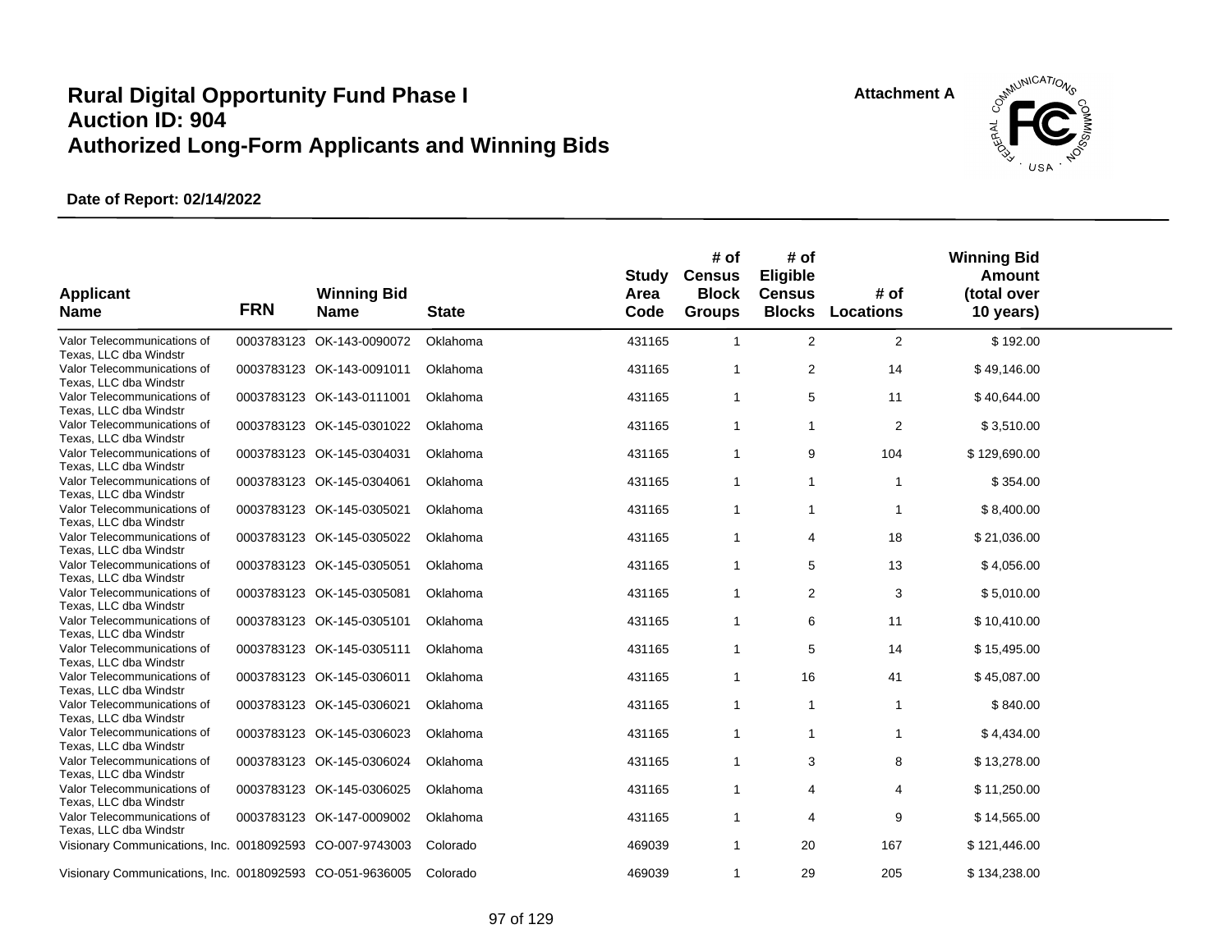# Rural Digital Opportunity Fund Phase I
# Auction ID: 904
# Authorized Long-Form Applicants and Winning Bids

Attachment A

**Date of Report: 02/14/2022**

| Applicant Name | FRN | Winning Bid Name | State | Study Area Code | # of Census Block Groups | # of Eligible Census Blocks | # of Locations | Winning Bid Amount (total over 10 years) |
|---|---|---|---|---|---|---|---|---|
| Valor Telecommunications of Texas, LLC dba Windstr | 0003783123 | OK-143-0090072 | Oklahoma | 431165 | 1 | 2 | 2 | $ 192.00 |
| Valor Telecommunications of Texas, LLC dba Windstr | 0003783123 | OK-143-0091011 | Oklahoma | 431165 | 1 | 2 | 14 | $ 49,146.00 |
| Valor Telecommunications of Texas, LLC dba Windstr | 0003783123 | OK-143-0111001 | Oklahoma | 431165 | 1 | 5 | 11 | $ 40,644.00 |
| Valor Telecommunications of Texas, LLC dba Windstr | 0003783123 | OK-145-0301022 | Oklahoma | 431165 | 1 | 1 | 2 | $ 3,510.00 |
| Valor Telecommunications of Texas, LLC dba Windstr | 0003783123 | OK-145-0304031 | Oklahoma | 431165 | 1 | 9 | 104 | $ 129,690.00 |
| Valor Telecommunications of Texas, LLC dba Windstr | 0003783123 | OK-145-0304061 | Oklahoma | 431165 | 1 | 1 | 1 | $ 354.00 |
| Valor Telecommunications of Texas, LLC dba Windstr | 0003783123 | OK-145-0305021 | Oklahoma | 431165 | 1 | 1 | 1 | $ 8,400.00 |
| Valor Telecommunications of Texas, LLC dba Windstr | 0003783123 | OK-145-0305022 | Oklahoma | 431165 | 1 | 4 | 18 | $ 21,036.00 |
| Valor Telecommunications of Texas, LLC dba Windstr | 0003783123 | OK-145-0305051 | Oklahoma | 431165 | 1 | 5 | 13 | $ 4,056.00 |
| Valor Telecommunications of Texas, LLC dba Windstr | 0003783123 | OK-145-0305081 | Oklahoma | 431165 | 1 | 2 | 3 | $ 5,010.00 |
| Valor Telecommunications of Texas, LLC dba Windstr | 0003783123 | OK-145-0305101 | Oklahoma | 431165 | 1 | 6 | 11 | $ 10,410.00 |
| Valor Telecommunications of Texas, LLC dba Windstr | 0003783123 | OK-145-0305111 | Oklahoma | 431165 | 1 | 5 | 14 | $ 15,495.00 |
| Valor Telecommunications of Texas, LLC dba Windstr | 0003783123 | OK-145-0306011 | Oklahoma | 431165 | 1 | 16 | 41 | $ 45,087.00 |
| Valor Telecommunications of Texas, LLC dba Windstr | 0003783123 | OK-145-0306021 | Oklahoma | 431165 | 1 | 1 | 1 | $ 840.00 |
| Valor Telecommunications of Texas, LLC dba Windstr | 0003783123 | OK-145-0306023 | Oklahoma | 431165 | 1 | 1 | 1 | $ 4,434.00 |
| Valor Telecommunications of Texas, LLC dba Windstr | 0003783123 | OK-145-0306024 | Oklahoma | 431165 | 1 | 3 | 8 | $ 13,278.00 |
| Valor Telecommunications of Texas, LLC dba Windstr | 0003783123 | OK-145-0306025 | Oklahoma | 431165 | 1 | 4 | 4 | $ 11,250.00 |
| Valor Telecommunications of Texas, LLC dba Windstr | 0003783123 | OK-147-0009002 | Oklahoma | 431165 | 1 | 4 | 9 | $ 14,565.00 |
| Visionary Communications, Inc. | 0018092593 | CO-007-9743003 | Colorado | 469039 | 1 | 20 | 167 | $ 121,446.00 |
| Visionary Communications, Inc. | 0018092593 | CO-051-9636005 | Colorado | 469039 | 1 | 29 | 205 | $ 134,238.00 |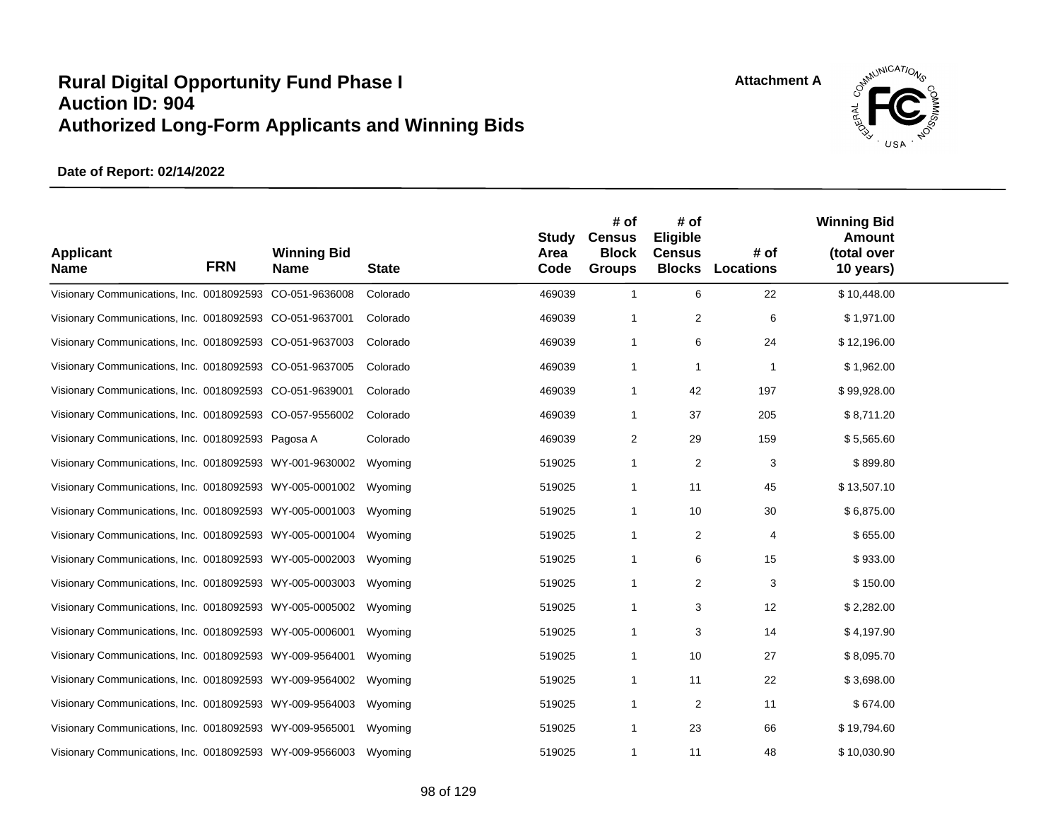# Rural Digital Opportunity Fund Phase I
# Auction ID: 904
# Authorized Long-Form Applicants and Winning Bids

Attachment A

**Date of Report: 02/14/2022**

| Applicant Name | FRN | Winning Bid Name | State | Study Area Code | # of Census Block Groups | # of Eligible Census Blocks | # of Locations | Winning Bid Amount (total over 10 years) |
|---|---|---|---|---|---|---|---|---|
| Visionary Communications, Inc. | 0018092593 | CO-051-9636008 | Colorado | 469039 | 1 | 6 | 22 | $ 10,448.00 |
| Visionary Communications, Inc. | 0018092593 | CO-051-9637001 | Colorado | 469039 | 1 | 2 | 6 | $ 1,971.00 |
| Visionary Communications, Inc. | 0018092593 | CO-051-9637003 | Colorado | 469039 | 1 | 6 | 24 | $ 12,196.00 |
| Visionary Communications, Inc. | 0018092593 | CO-051-9637005 | Colorado | 469039 | 1 | 1 | 1 | $ 1,962.00 |
| Visionary Communications, Inc. | 0018092593 | CO-051-9639001 | Colorado | 469039 | 1 | 42 | 197 | $ 99,928.00 |
| Visionary Communications, Inc. | 0018092593 | CO-057-9556002 | Colorado | 469039 | 1 | 37 | 205 | $ 8,711.20 |
| Visionary Communications, Inc. | 0018092593 | Pagosa A | Colorado | 469039 | 2 | 29 | 159 | $ 5,565.60 |
| Visionary Communications, Inc. | 0018092593 | WY-001-9630002 | Wyoming | 519025 | 1 | 2 | 3 | $ 899.80 |
| Visionary Communications, Inc. | 0018092593 | WY-005-0001002 | Wyoming | 519025 | 1 | 11 | 45 | $ 13,507.10 |
| Visionary Communications, Inc. | 0018092593 | WY-005-0001003 | Wyoming | 519025 | 1 | 10 | 30 | $ 6,875.00 |
| Visionary Communications, Inc. | 0018092593 | WY-005-0001004 | Wyoming | 519025 | 1 | 2 | 4 | $ 655.00 |
| Visionary Communications, Inc. | 0018092593 | WY-005-0002003 | Wyoming | 519025 | 1 | 6 | 15 | $ 933.00 |
| Visionary Communications, Inc. | 0018092593 | WY-005-0003003 | Wyoming | 519025 | 1 | 2 | 3 | $ 150.00 |
| Visionary Communications, Inc. | 0018092593 | WY-005-0005002 | Wyoming | 519025 | 1 | 3 | 12 | $ 2,282.00 |
| Visionary Communications, Inc. | 0018092593 | WY-005-0006001 | Wyoming | 519025 | 1 | 3 | 14 | $ 4,197.90 |
| Visionary Communications, Inc. | 0018092593 | WY-009-9564001 | Wyoming | 519025 | 1 | 10 | 27 | $ 8,095.70 |
| Visionary Communications, Inc. | 0018092593 | WY-009-9564002 | Wyoming | 519025 | 1 | 11 | 22 | $ 3,698.00 |
| Visionary Communications, Inc. | 0018092593 | WY-009-9564003 | Wyoming | 519025 | 1 | 2 | 11 | $ 674.00 |
| Visionary Communications, Inc. | 0018092593 | WY-009-9565001 | Wyoming | 519025 | 1 | 23 | 66 | $ 19,794.60 |
| Visionary Communications, Inc. | 0018092593 | WY-009-9566003 | Wyoming | 519025 | 1 | 11 | 48 | $ 10,030.90 |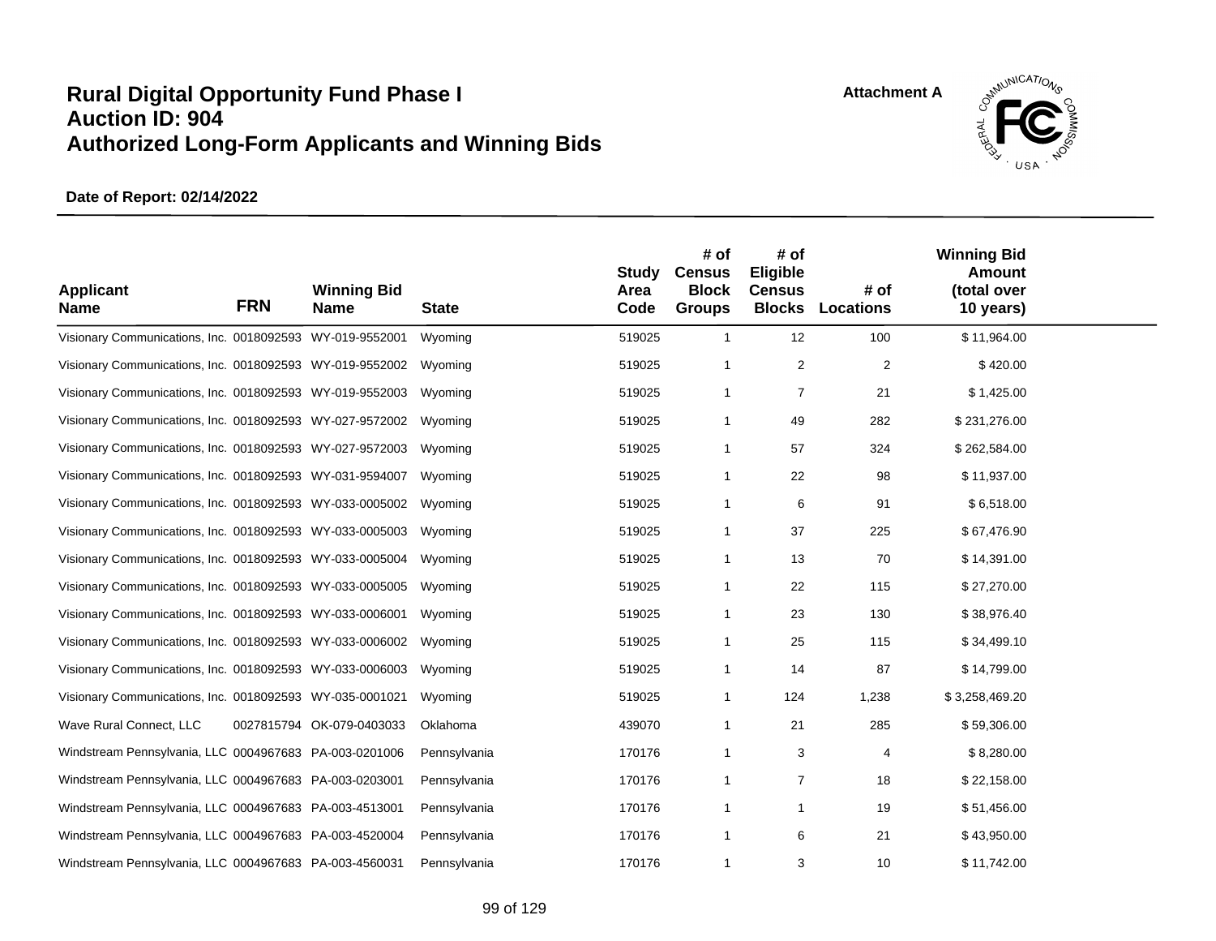# Rural Digital Opportunity Fund Phase I
# Auction ID: 904
# Authorized Long-Form Applicants and Winning Bids

Attachment A

**Date of Report: 02/14/2022**

| Applicant Name | FRN | Winning Bid Name | State | Study Area Code | # of Census Block Groups | # of Eligible Census Blocks | # of Locations | Winning Bid Amount (total over 10 years) |
|---|---|---|---|---|---|---|---|---|
| Visionary Communications, Inc. | 0018092593 | WY-019-9552001 | Wyoming | 519025 | 1 | 12 | 100 | $ 11,964.00 |
| Visionary Communications, Inc. | 0018092593 | WY-019-9552002 | Wyoming | 519025 | 1 | 2 | 2 | $ 420.00 |
| Visionary Communications, Inc. | 0018092593 | WY-019-9552003 | Wyoming | 519025 | 1 | 7 | 21 | $ 1,425.00 |
| Visionary Communications, Inc. | 0018092593 | WY-027-9572002 | Wyoming | 519025 | 1 | 49 | 282 | $ 231,276.00 |
| Visionary Communications, Inc. | 0018092593 | WY-027-9572003 | Wyoming | 519025 | 1 | 57 | 324 | $ 262,584.00 |
| Visionary Communications, Inc. | 0018092593 | WY-031-9594007 | Wyoming | 519025 | 1 | 22 | 98 | $ 11,937.00 |
| Visionary Communications, Inc. | 0018092593 | WY-033-0005002 | Wyoming | 519025 | 1 | 6 | 91 | $ 6,518.00 |
| Visionary Communications, Inc. | 0018092593 | WY-033-0005003 | Wyoming | 519025 | 1 | 37 | 225 | $ 67,476.90 |
| Visionary Communications, Inc. | 0018092593 | WY-033-0005004 | Wyoming | 519025 | 1 | 13 | 70 | $ 14,391.00 |
| Visionary Communications, Inc. | 0018092593 | WY-033-0005005 | Wyoming | 519025 | 1 | 22 | 115 | $ 27,270.00 |
| Visionary Communications, Inc. | 0018092593 | WY-033-0006001 | Wyoming | 519025 | 1 | 23 | 130 | $ 38,976.40 |
| Visionary Communications, Inc. | 0018092593 | WY-033-0006002 | Wyoming | 519025 | 1 | 25 | 115 | $ 34,499.10 |
| Visionary Communications, Inc. | 0018092593 | WY-033-0006003 | Wyoming | 519025 | 1 | 14 | 87 | $ 14,799.00 |
| Visionary Communications, Inc. | 0018092593 | WY-035-0001021 | Wyoming | 519025 | 1 | 124 | 1,238 | $ 3,258,469.20 |
| Wave Rural Connect, LLC | 0027815794 | OK-079-0403033 | Oklahoma | 439070 | 1 | 21 | 285 | $ 59,306.00 |
| Windstream Pennsylvania, LLC | 0004967683 | PA-003-0201006 | Pennsylvania | 170176 | 1 | 3 | 4 | $ 8,280.00 |
| Windstream Pennsylvania, LLC | 0004967683 | PA-003-0203001 | Pennsylvania | 170176 | 1 | 7 | 18 | $ 22,158.00 |
| Windstream Pennsylvania, LLC | 0004967683 | PA-003-4513001 | Pennsylvania | 170176 | 1 | 1 | 19 | $ 51,456.00 |
| Windstream Pennsylvania, LLC | 0004967683 | PA-003-4520004 | Pennsylvania | 170176 | 1 | 6 | 21 | $ 43,950.00 |
| Windstream Pennsylvania, LLC | 0004967683 | PA-003-4560031 | Pennsylvania | 170176 | 1 | 3 | 10 | $ 11,742.00 |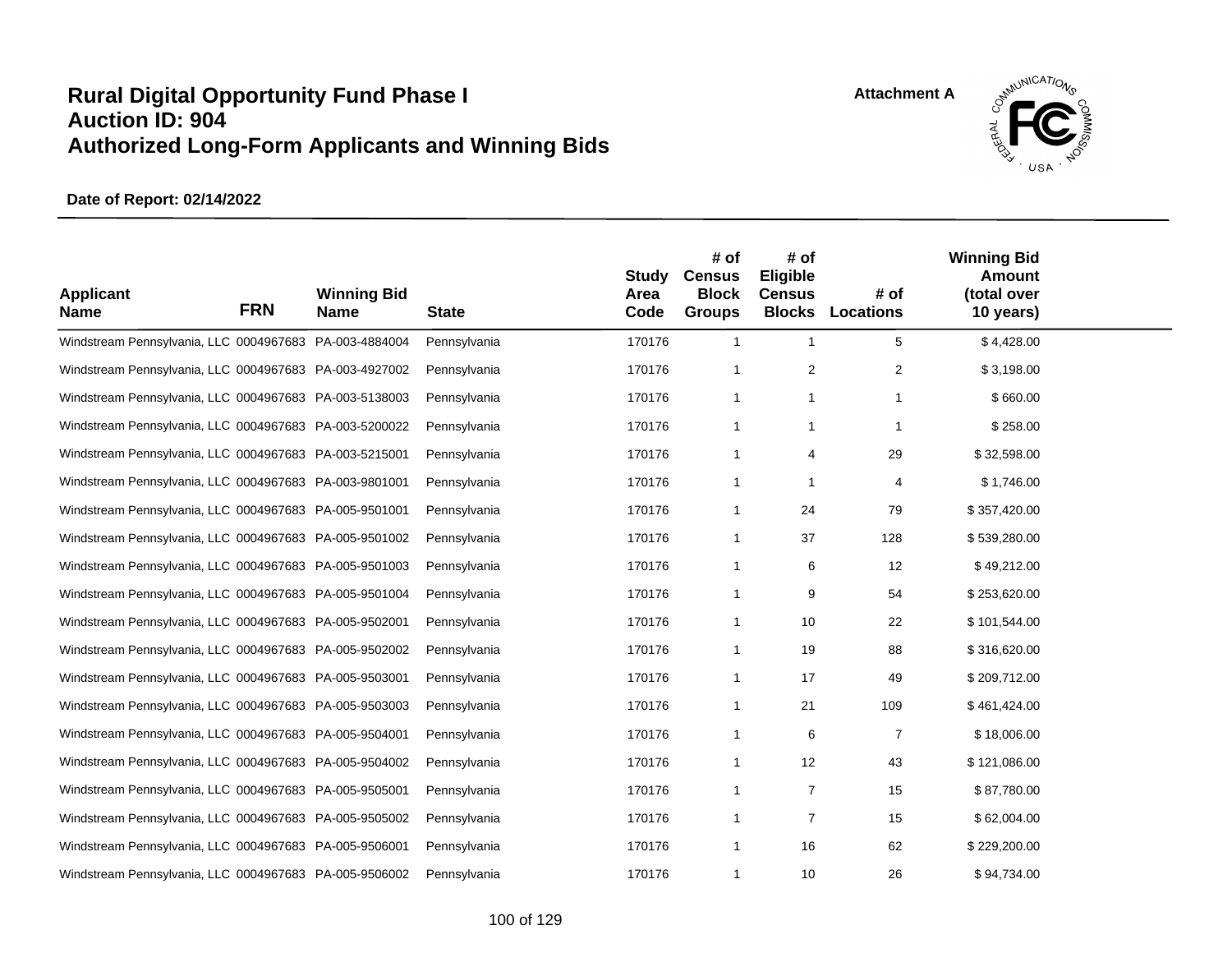# Rural Digital Opportunity Fund Phase I
# Auction ID: 904
# Authorized Long-Form Applicants and Winning Bids

Attachment A

**Date of Report: 02/14/2022**

| Applicant Name | FRN | Winning Bid Name | State | Study Area Code | # of Census Block Groups | # of Eligible Census Blocks | # of Locations | Winning Bid Amount (total over 10 years) |
|---|---|---|---|---|---|---|---|---|
| Windstream Pennsylvania, LLC | 0004967683 | PA-003-4884004 | Pennsylvania | 170176 | 1 | 1 | 5 | $ 4,428.00 |
| Windstream Pennsylvania, LLC | 0004967683 | PA-003-4927002 | Pennsylvania | 170176 | 1 | 2 | 2 | $ 3,198.00 |
| Windstream Pennsylvania, LLC | 0004967683 | PA-003-5138003 | Pennsylvania | 170176 | 1 | 1 | 1 | $ 660.00 |
| Windstream Pennsylvania, LLC | 0004967683 | PA-003-5200022 | Pennsylvania | 170176 | 1 | 1 | 1 | $ 258.00 |
| Windstream Pennsylvania, LLC | 0004967683 | PA-003-5215001 | Pennsylvania | 170176 | 1 | 4 | 29 | $ 32,598.00 |
| Windstream Pennsylvania, LLC | 0004967683 | PA-003-9801001 | Pennsylvania | 170176 | 1 | 1 | 4 | $ 1,746.00 |
| Windstream Pennsylvania, LLC | 0004967683 | PA-005-9501001 | Pennsylvania | 170176 | 1 | 24 | 79 | $ 357,420.00 |
| Windstream Pennsylvania, LLC | 0004967683 | PA-005-9501002 | Pennsylvania | 170176 | 1 | 37 | 128 | $ 539,280.00 |
| Windstream Pennsylvania, LLC | 0004967683 | PA-005-9501003 | Pennsylvania | 170176 | 1 | 6 | 12 | $ 49,212.00 |
| Windstream Pennsylvania, LLC | 0004967683 | PA-005-9501004 | Pennsylvania | 170176 | 1 | 9 | 54 | $ 253,620.00 |
| Windstream Pennsylvania, LLC | 0004967683 | PA-005-9502001 | Pennsylvania | 170176 | 1 | 10 | 22 | $ 101,544.00 |
| Windstream Pennsylvania, LLC | 0004967683 | PA-005-9502002 | Pennsylvania | 170176 | 1 | 19 | 88 | $ 316,620.00 |
| Windstream Pennsylvania, LLC | 0004967683 | PA-005-9503001 | Pennsylvania | 170176 | 1 | 17 | 49 | $ 209,712.00 |
| Windstream Pennsylvania, LLC | 0004967683 | PA-005-9503003 | Pennsylvania | 170176 | 1 | 21 | 109 | $ 461,424.00 |
| Windstream Pennsylvania, LLC | 0004967683 | PA-005-9504001 | Pennsylvania | 170176 | 1 | 6 | 7 | $ 18,006.00 |
| Windstream Pennsylvania, LLC | 0004967683 | PA-005-9504002 | Pennsylvania | 170176 | 1 | 12 | 43 | $ 121,086.00 |
| Windstream Pennsylvania, LLC | 0004967683 | PA-005-9505001 | Pennsylvania | 170176 | 1 | 7 | 15 | $ 87,780.00 |
| Windstream Pennsylvania, LLC | 0004967683 | PA-005-9505002 | Pennsylvania | 170176 | 1 | 7 | 15 | $ 62,004.00 |
| Windstream Pennsylvania, LLC | 0004967683 | PA-005-9506001 | Pennsylvania | 170176 | 1 | 16 | 62 | $ 229,200.00 |
| Windstream Pennsylvania, LLC | 0004967683 | PA-005-9506002 | Pennsylvania | 170176 | 1 | 10 | 26 | $ 94,734.00 |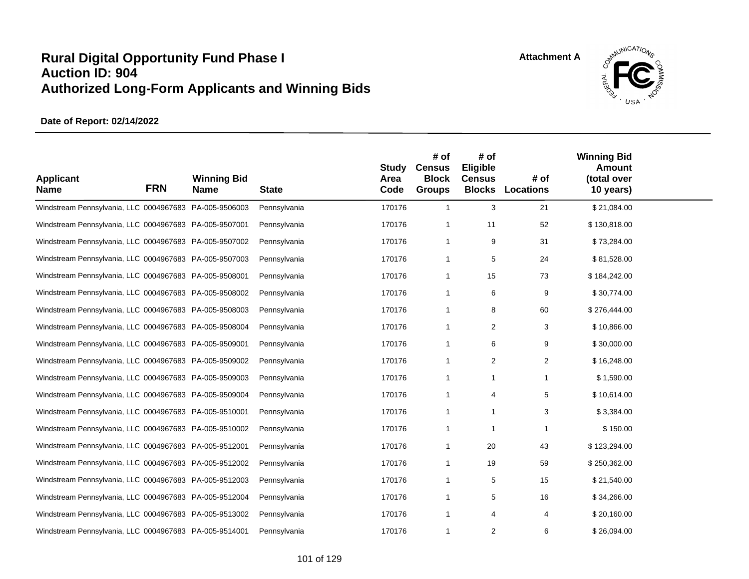# Rural Digital Opportunity Fund Phase I
# Auction ID: 904
# Authorized Long-Form Applicants and Winning Bids

Attachment A

**Date of Report: 02/14/2022**

| Applicant Name | FRN | Winning Bid Name | State | Study Area Code | # of Census Block Groups | # of Eligible Census Blocks | # of Locations | Winning Bid Amount (total over 10 years) |
|---|---|---|---|---|---|---|---|---|
| Windstream Pennsylvania, LLC | 0004967683 | PA-005-9506003 | Pennsylvania | 170176 | 1 | 3 | 21 | $ 21,084.00 |
| Windstream Pennsylvania, LLC | 0004967683 | PA-005-9507001 | Pennsylvania | 170176 | 1 | 11 | 52 | $ 130,818.00 |
| Windstream Pennsylvania, LLC | 0004967683 | PA-005-9507002 | Pennsylvania | 170176 | 1 | 9 | 31 | $ 73,284.00 |
| Windstream Pennsylvania, LLC | 0004967683 | PA-005-9507003 | Pennsylvania | 170176 | 1 | 5 | 24 | $ 81,528.00 |
| Windstream Pennsylvania, LLC | 0004967683 | PA-005-9508001 | Pennsylvania | 170176 | 1 | 15 | 73 | $ 184,242.00 |
| Windstream Pennsylvania, LLC | 0004967683 | PA-005-9508002 | Pennsylvania | 170176 | 1 | 6 | 9 | $ 30,774.00 |
| Windstream Pennsylvania, LLC | 0004967683 | PA-005-9508003 | Pennsylvania | 170176 | 1 | 8 | 60 | $ 276,444.00 |
| Windstream Pennsylvania, LLC | 0004967683 | PA-005-9508004 | Pennsylvania | 170176 | 1 | 2 | 3 | $ 10,866.00 |
| Windstream Pennsylvania, LLC | 0004967683 | PA-005-9509001 | Pennsylvania | 170176 | 1 | 6 | 9 | $ 30,000.00 |
| Windstream Pennsylvania, LLC | 0004967683 | PA-005-9509002 | Pennsylvania | 170176 | 1 | 2 | 2 | $ 16,248.00 |
| Windstream Pennsylvania, LLC | 0004967683 | PA-005-9509003 | Pennsylvania | 170176 | 1 | 1 | 1 | $ 1,590.00 |
| Windstream Pennsylvania, LLC | 0004967683 | PA-005-9509004 | Pennsylvania | 170176 | 1 | 4 | 5 | $ 10,614.00 |
| Windstream Pennsylvania, LLC | 0004967683 | PA-005-9510001 | Pennsylvania | 170176 | 1 | 1 | 3 | $ 3,384.00 |
| Windstream Pennsylvania, LLC | 0004967683 | PA-005-9510002 | Pennsylvania | 170176 | 1 | 1 | 1 | $ 150.00 |
| Windstream Pennsylvania, LLC | 0004967683 | PA-005-9512001 | Pennsylvania | 170176 | 1 | 20 | 43 | $ 123,294.00 |
| Windstream Pennsylvania, LLC | 0004967683 | PA-005-9512002 | Pennsylvania | 170176 | 1 | 19 | 59 | $ 250,362.00 |
| Windstream Pennsylvania, LLC | 0004967683 | PA-005-9512003 | Pennsylvania | 170176 | 1 | 5 | 15 | $ 21,540.00 |
| Windstream Pennsylvania, LLC | 0004967683 | PA-005-9512004 | Pennsylvania | 170176 | 1 | 5 | 16 | $ 34,266.00 |
| Windstream Pennsylvania, LLC | 0004967683 | PA-005-9513002 | Pennsylvania | 170176 | 1 | 4 | 4 | $ 20,160.00 |
| Windstream Pennsylvania, LLC | 0004967683 | PA-005-9514001 | Pennsylvania | 170176 | 1 | 2 | 6 | $ 26,094.00 |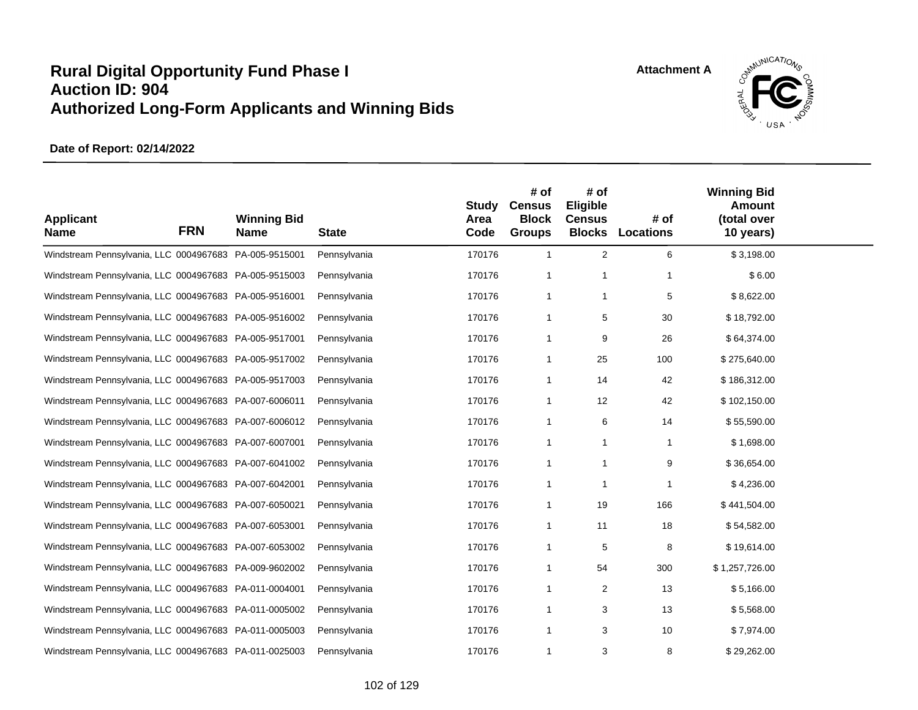# Rural Digital Opportunity Fund Phase I
# Auction ID: 904
# Authorized Long-Form Applicants and Winning Bids

Attachment A

**Date of Report: 02/14/2022**

| Applicant Name | FRN | Winning Bid Name | State | Study Area Code | # of Census Block Groups | # of Eligible Census Blocks | # of Locations | Winning Bid Amount (total over 10 years) |
|---|---|---|---|---|---|---|---|---|
| Windstream Pennsylvania, LLC | 0004967683 | PA-005-9515001 | Pennsylvania | 170176 | 1 | 2 | 6 | $ 3,198.00 |
| Windstream Pennsylvania, LLC | 0004967683 | PA-005-9515003 | Pennsylvania | 170176 | 1 | 1 | 1 | $ 6.00 |
| Windstream Pennsylvania, LLC | 0004967683 | PA-005-9516001 | Pennsylvania | 170176 | 1 | 1 | 5 | $ 8,622.00 |
| Windstream Pennsylvania, LLC | 0004967683 | PA-005-9516002 | Pennsylvania | 170176 | 1 | 5 | 30 | $ 18,792.00 |
| Windstream Pennsylvania, LLC | 0004967683 | PA-005-9517001 | Pennsylvania | 170176 | 1 | 9 | 26 | $ 64,374.00 |
| Windstream Pennsylvania, LLC | 0004967683 | PA-005-9517002 | Pennsylvania | 170176 | 1 | 25 | 100 | $ 275,640.00 |
| Windstream Pennsylvania, LLC | 0004967683 | PA-005-9517003 | Pennsylvania | 170176 | 1 | 14 | 42 | $ 186,312.00 |
| Windstream Pennsylvania, LLC | 0004967683 | PA-007-6006011 | Pennsylvania | 170176 | 1 | 12 | 42 | $ 102,150.00 |
| Windstream Pennsylvania, LLC | 0004967683 | PA-007-6006012 | Pennsylvania | 170176 | 1 | 6 | 14 | $ 55,590.00 |
| Windstream Pennsylvania, LLC | 0004967683 | PA-007-6007001 | Pennsylvania | 170176 | 1 | 1 | 1 | $ 1,698.00 |
| Windstream Pennsylvania, LLC | 0004967683 | PA-007-6041002 | Pennsylvania | 170176 | 1 | 1 | 9 | $ 36,654.00 |
| Windstream Pennsylvania, LLC | 0004967683 | PA-007-6042001 | Pennsylvania | 170176 | 1 | 1 | 1 | $ 4,236.00 |
| Windstream Pennsylvania, LLC | 0004967683 | PA-007-6050021 | Pennsylvania | 170176 | 1 | 19 | 166 | $ 441,504.00 |
| Windstream Pennsylvania, LLC | 0004967683 | PA-007-6053001 | Pennsylvania | 170176 | 1 | 11 | 18 | $ 54,582.00 |
| Windstream Pennsylvania, LLC | 0004967683 | PA-007-6053002 | Pennsylvania | 170176 | 1 | 5 | 8 | $ 19,614.00 |
| Windstream Pennsylvania, LLC | 0004967683 | PA-009-9602002 | Pennsylvania | 170176 | 1 | 54 | 300 | $ 1,257,726.00 |
| Windstream Pennsylvania, LLC | 0004967683 | PA-011-0004001 | Pennsylvania | 170176 | 1 | 2 | 13 | $ 5,166.00 |
| Windstream Pennsylvania, LLC | 0004967683 | PA-011-0005002 | Pennsylvania | 170176 | 1 | 3 | 13 | $ 5,568.00 |
| Windstream Pennsylvania, LLC | 0004967683 | PA-011-0005003 | Pennsylvania | 170176 | 1 | 3 | 10 | $ 7,974.00 |
| Windstream Pennsylvania, LLC | 0004967683 | PA-011-0025003 | Pennsylvania | 170176 | 1 | 3 | 8 | $ 29,262.00 |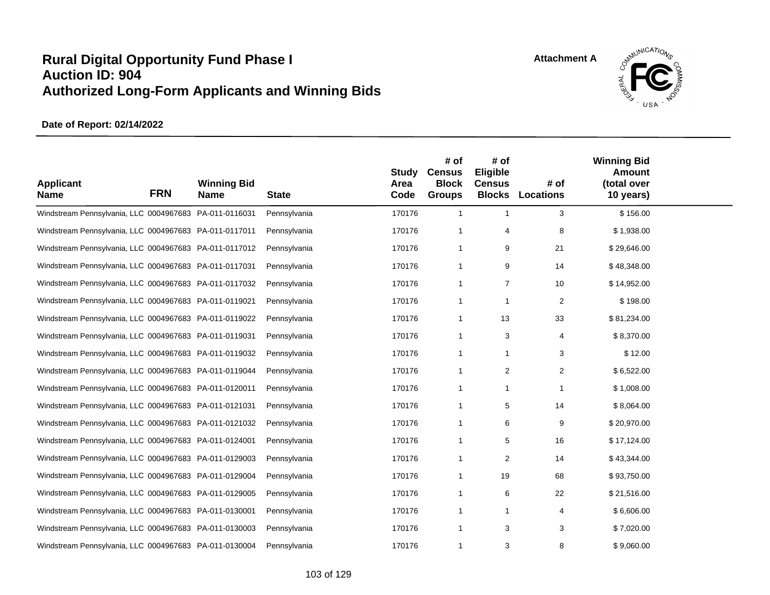# Rural Digital Opportunity Fund Phase I
# Auction ID: 904
# Authorized Long-Form Applicants and Winning Bids

Attachment A

**Date of Report: 02/14/2022**

| Applicant Name | FRN | Winning Bid Name | State | Study Area Code | # of Census Block Groups | # of Eligible Census Blocks | # of Locations | Winning Bid Amount (total over 10 years) |
|---|---|---|---|---|---|---|---|---|
| Windstream Pennsylvania, LLC | 0004967683 | PA-011-0116031 | Pennsylvania | 170176 | 1 | 1 | 3 | $ 156.00 |
| Windstream Pennsylvania, LLC | 0004967683 | PA-011-0117011 | Pennsylvania | 170176 | 1 | 4 | 8 | $ 1,938.00 |
| Windstream Pennsylvania, LLC | 0004967683 | PA-011-0117012 | Pennsylvania | 170176 | 1 | 9 | 21 | $ 29,646.00 |
| Windstream Pennsylvania, LLC | 0004967683 | PA-011-0117031 | Pennsylvania | 170176 | 1 | 9 | 14 | $ 48,348.00 |
| Windstream Pennsylvania, LLC | 0004967683 | PA-011-0117032 | Pennsylvania | 170176 | 1 | 7 | 10 | $ 14,952.00 |
| Windstream Pennsylvania, LLC | 0004967683 | PA-011-0119021 | Pennsylvania | 170176 | 1 | 1 | 2 | $ 198.00 |
| Windstream Pennsylvania, LLC | 0004967683 | PA-011-0119022 | Pennsylvania | 170176 | 1 | 13 | 33 | $ 81,234.00 |
| Windstream Pennsylvania, LLC | 0004967683 | PA-011-0119031 | Pennsylvania | 170176 | 1 | 3 | 4 | $ 8,370.00 |
| Windstream Pennsylvania, LLC | 0004967683 | PA-011-0119032 | Pennsylvania | 170176 | 1 | 1 | 3 | $ 12.00 |
| Windstream Pennsylvania, LLC | 0004967683 | PA-011-0119044 | Pennsylvania | 170176 | 1 | 2 | 2 | $ 6,522.00 |
| Windstream Pennsylvania, LLC | 0004967683 | PA-011-0120011 | Pennsylvania | 170176 | 1 | 1 | 1 | $ 1,008.00 |
| Windstream Pennsylvania, LLC | 0004967683 | PA-011-0121031 | Pennsylvania | 170176 | 1 | 5 | 14 | $ 8,064.00 |
| Windstream Pennsylvania, LLC | 0004967683 | PA-011-0121032 | Pennsylvania | 170176 | 1 | 6 | 9 | $ 20,970.00 |
| Windstream Pennsylvania, LLC | 0004967683 | PA-011-0124001 | Pennsylvania | 170176 | 1 | 5 | 16 | $ 17,124.00 |
| Windstream Pennsylvania, LLC | 0004967683 | PA-011-0129003 | Pennsylvania | 170176 | 1 | 2 | 14 | $ 43,344.00 |
| Windstream Pennsylvania, LLC | 0004967683 | PA-011-0129004 | Pennsylvania | 170176 | 1 | 19 | 68 | $ 93,750.00 |
| Windstream Pennsylvania, LLC | 0004967683 | PA-011-0129005 | Pennsylvania | 170176 | 1 | 6 | 22 | $ 21,516.00 |
| Windstream Pennsylvania, LLC | 0004967683 | PA-011-0130001 | Pennsylvania | 170176 | 1 | 1 | 4 | $ 6,606.00 |
| Windstream Pennsylvania, LLC | 0004967683 | PA-011-0130003 | Pennsylvania | 170176 | 1 | 3 | 3 | $ 7,020.00 |
| Windstream Pennsylvania, LLC | 0004967683 | PA-011-0130004 | Pennsylvania | 170176 | 1 | 3 | 8 | $ 9,060.00 |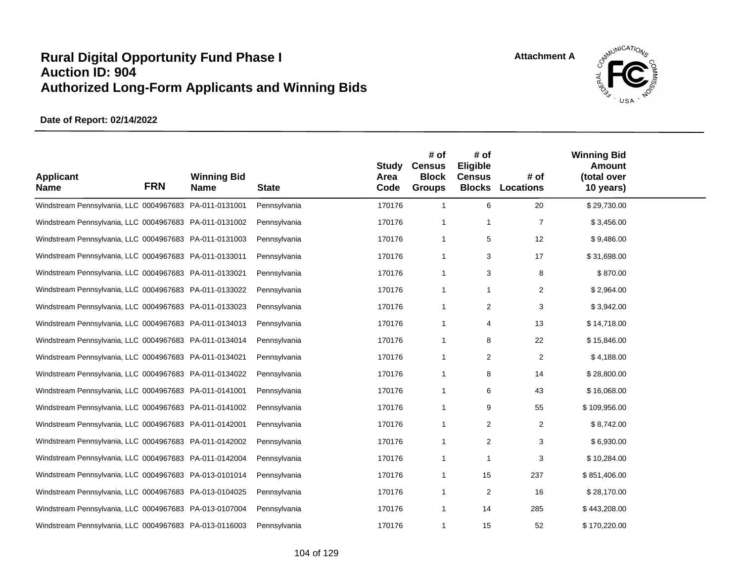# Rural Digital Opportunity Fund Phase I
# Auction ID: 904
# Authorized Long-Form Applicants and Winning Bids

Attachment A

**Date of Report: 02/14/2022**

| Applicant Name | FRN | Winning Bid Name | State | Study Area Code | # of Census Block Groups | # of Eligible Census Blocks | # of Locations | Winning Bid Amount (total over 10 years) |
|---|---|---|---|---|---|---|---|---|
| Windstream Pennsylvania, LLC | 0004967683 | PA-011-0131001 | Pennsylvania | 170176 | 1 | 6 | 20 | $ 29,730.00 |
| Windstream Pennsylvania, LLC | 0004967683 | PA-011-0131002 | Pennsylvania | 170176 | 1 | 1 | 7 | $ 3,456.00 |
| Windstream Pennsylvania, LLC | 0004967683 | PA-011-0131003 | Pennsylvania | 170176 | 1 | 5 | 12 | $ 9,486.00 |
| Windstream Pennsylvania, LLC | 0004967683 | PA-011-0133011 | Pennsylvania | 170176 | 1 | 3 | 17 | $ 31,698.00 |
| Windstream Pennsylvania, LLC | 0004967683 | PA-011-0133021 | Pennsylvania | 170176 | 1 | 3 | 8 | $ 870.00 |
| Windstream Pennsylvania, LLC | 0004967683 | PA-011-0133022 | Pennsylvania | 170176 | 1 | 1 | 2 | $ 2,964.00 |
| Windstream Pennsylvania, LLC | 0004967683 | PA-011-0133023 | Pennsylvania | 170176 | 1 | 2 | 3 | $ 3,942.00 |
| Windstream Pennsylvania, LLC | 0004967683 | PA-011-0134013 | Pennsylvania | 170176 | 1 | 4 | 13 | $ 14,718.00 |
| Windstream Pennsylvania, LLC | 0004967683 | PA-011-0134014 | Pennsylvania | 170176 | 1 | 8 | 22 | $ 15,846.00 |
| Windstream Pennsylvania, LLC | 0004967683 | PA-011-0134021 | Pennsylvania | 170176 | 1 | 2 | 2 | $ 4,188.00 |
| Windstream Pennsylvania, LLC | 0004967683 | PA-011-0134022 | Pennsylvania | 170176 | 1 | 8 | 14 | $ 28,800.00 |
| Windstream Pennsylvania, LLC | 0004967683 | PA-011-0141001 | Pennsylvania | 170176 | 1 | 6 | 43 | $ 16,068.00 |
| Windstream Pennsylvania, LLC | 0004967683 | PA-011-0141002 | Pennsylvania | 170176 | 1 | 9 | 55 | $ 109,956.00 |
| Windstream Pennsylvania, LLC | 0004967683 | PA-011-0142001 | Pennsylvania | 170176 | 1 | 2 | 2 | $ 8,742.00 |
| Windstream Pennsylvania, LLC | 0004967683 | PA-011-0142002 | Pennsylvania | 170176 | 1 | 2 | 3 | $ 6,930.00 |
| Windstream Pennsylvania, LLC | 0004967683 | PA-011-0142004 | Pennsylvania | 170176 | 1 | 1 | 3 | $ 10,284.00 |
| Windstream Pennsylvania, LLC | 0004967683 | PA-013-0101014 | Pennsylvania | 170176 | 1 | 15 | 237 | $ 851,406.00 |
| Windstream Pennsylvania, LLC | 0004967683 | PA-013-0104025 | Pennsylvania | 170176 | 1 | 2 | 16 | $ 28,170.00 |
| Windstream Pennsylvania, LLC | 0004967683 | PA-013-0107004 | Pennsylvania | 170176 | 1 | 14 | 285 | $ 443,208.00 |
| Windstream Pennsylvania, LLC | 0004967683 | PA-013-0116003 | Pennsylvania | 170176 | 1 | 15 | 52 | $ 170,220.00 |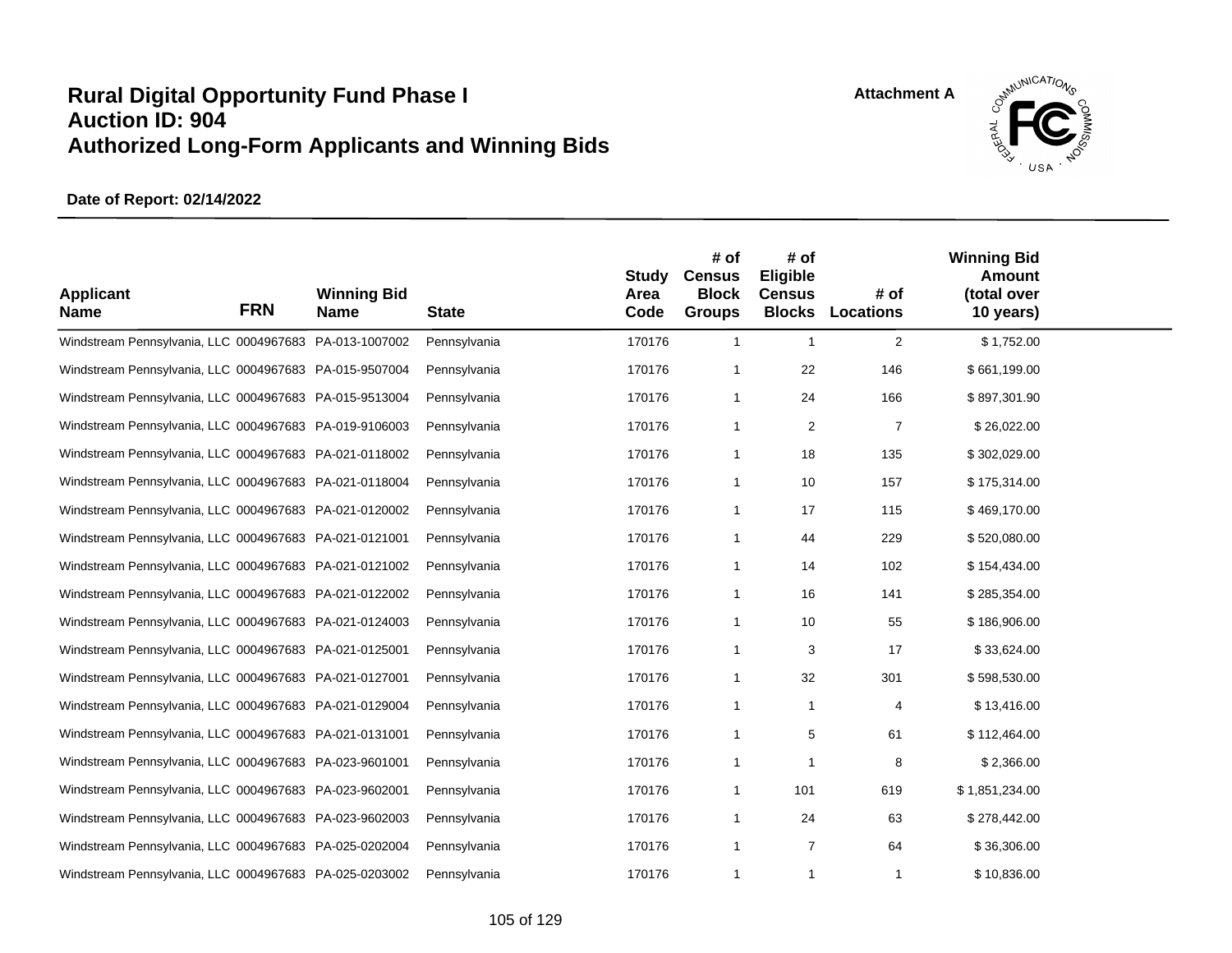# Rural Digital Opportunity Fund Phase I
# Auction ID: 904
# Authorized Long-Form Applicants and Winning Bids

Attachment A

**Date of Report: 02/14/2022**

| Applicant Name | FRN | Winning Bid Name | State | Study Area Code | # of Census Block Groups | # of Eligible Census Blocks | # of Locations | Winning Bid Amount (total over 10 years) |
|---|---|---|---|---|---|---|---|---|
| Windstream Pennsylvania, LLC | 0004967683 | PA-013-1007002 | Pennsylvania | 170176 | 1 | 1 | 2 | $ 1,752.00 |
| Windstream Pennsylvania, LLC | 0004967683 | PA-015-9507004 | Pennsylvania | 170176 | 1 | 22 | 146 | $ 661,199.00 |
| Windstream Pennsylvania, LLC | 0004967683 | PA-015-9513004 | Pennsylvania | 170176 | 1 | 24 | 166 | $ 897,301.90 |
| Windstream Pennsylvania, LLC | 0004967683 | PA-019-9106003 | Pennsylvania | 170176 | 1 | 2 | 7 | $ 26,022.00 |
| Windstream Pennsylvania, LLC | 0004967683 | PA-021-0118002 | Pennsylvania | 170176 | 1 | 18 | 135 | $ 302,029.00 |
| Windstream Pennsylvania, LLC | 0004967683 | PA-021-0118004 | Pennsylvania | 170176 | 1 | 10 | 157 | $ 175,314.00 |
| Windstream Pennsylvania, LLC | 0004967683 | PA-021-0120002 | Pennsylvania | 170176 | 1 | 17 | 115 | $ 469,170.00 |
| Windstream Pennsylvania, LLC | 0004967683 | PA-021-0121001 | Pennsylvania | 170176 | 1 | 44 | 229 | $ 520,080.00 |
| Windstream Pennsylvania, LLC | 0004967683 | PA-021-0121002 | Pennsylvania | 170176 | 1 | 14 | 102 | $ 154,434.00 |
| Windstream Pennsylvania, LLC | 0004967683 | PA-021-0122002 | Pennsylvania | 170176 | 1 | 16 | 141 | $ 285,354.00 |
| Windstream Pennsylvania, LLC | 0004967683 | PA-021-0124003 | Pennsylvania | 170176 | 1 | 10 | 55 | $ 186,906.00 |
| Windstream Pennsylvania, LLC | 0004967683 | PA-021-0125001 | Pennsylvania | 170176 | 1 | 3 | 17 | $ 33,624.00 |
| Windstream Pennsylvania, LLC | 0004967683 | PA-021-0127001 | Pennsylvania | 170176 | 1 | 32 | 301 | $ 598,530.00 |
| Windstream Pennsylvania, LLC | 0004967683 | PA-021-0129004 | Pennsylvania | 170176 | 1 | 1 | 4 | $ 13,416.00 |
| Windstream Pennsylvania, LLC | 0004967683 | PA-021-0131001 | Pennsylvania | 170176 | 1 | 5 | 61 | $ 112,464.00 |
| Windstream Pennsylvania, LLC | 0004967683 | PA-023-9601001 | Pennsylvania | 170176 | 1 | 1 | 8 | $ 2,366.00 |
| Windstream Pennsylvania, LLC | 0004967683 | PA-023-9602001 | Pennsylvania | 170176 | 1 | 101 | 619 | $ 1,851,234.00 |
| Windstream Pennsylvania, LLC | 0004967683 | PA-023-9602003 | Pennsylvania | 170176 | 1 | 24 | 63 | $ 278,442.00 |
| Windstream Pennsylvania, LLC | 0004967683 | PA-025-0202004 | Pennsylvania | 170176 | 1 | 7 | 64 | $ 36,306.00 |
| Windstream Pennsylvania, LLC | 0004967683 | PA-025-0203002 | Pennsylvania | 170176 | 1 | 1 | 1 | $ 10,836.00 |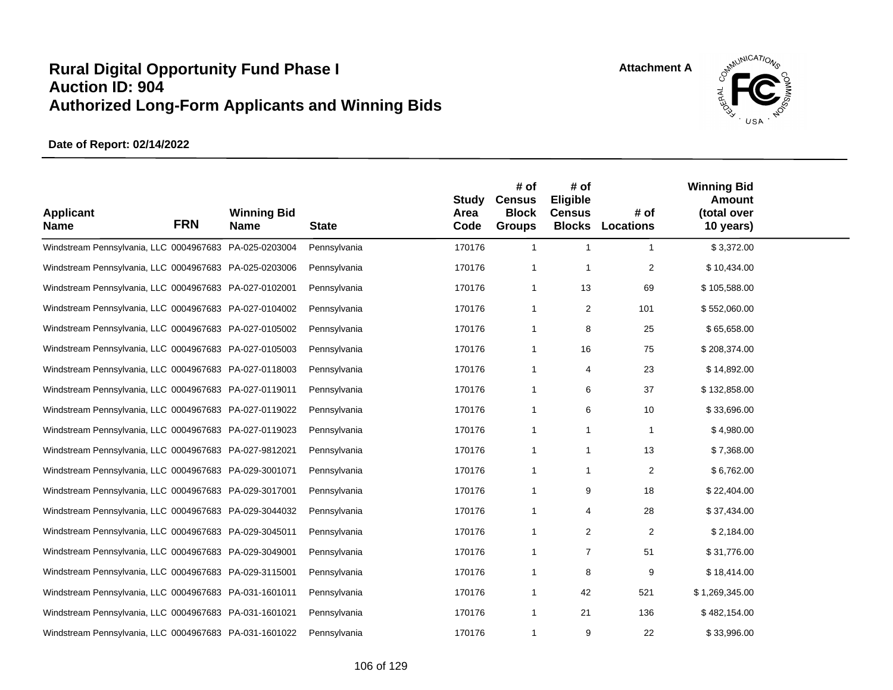# Rural Digital Opportunity Fund Phase I
# Auction ID: 904
# Authorized Long-Form Applicants and Winning Bids

Attachment A

**Date of Report: 02/14/2022**

| Applicant Name | FRN | Winning Bid Name | State | Study Area Code | # of Census Block Groups | # of Eligible Census Blocks | # of Locations | Winning Bid Amount (total over 10 years) |
|---|---|---|---|---|---|---|---|---|
| Windstream Pennsylvania, LLC | 0004967683 | PA-025-0203004 | Pennsylvania | 170176 | 1 | 1 | 1 | $ 3,372.00 |
| Windstream Pennsylvania, LLC | 0004967683 | PA-025-0203006 | Pennsylvania | 170176 | 1 | 1 | 2 | $ 10,434.00 |
| Windstream Pennsylvania, LLC | 0004967683 | PA-027-0102001 | Pennsylvania | 170176 | 1 | 13 | 69 | $ 105,588.00 |
| Windstream Pennsylvania, LLC | 0004967683 | PA-027-0104002 | Pennsylvania | 170176 | 1 | 2 | 101 | $ 552,060.00 |
| Windstream Pennsylvania, LLC | 0004967683 | PA-027-0105002 | Pennsylvania | 170176 | 1 | 8 | 25 | $ 65,658.00 |
| Windstream Pennsylvania, LLC | 0004967683 | PA-027-0105003 | Pennsylvania | 170176 | 1 | 16 | 75 | $ 208,374.00 |
| Windstream Pennsylvania, LLC | 0004967683 | PA-027-0118003 | Pennsylvania | 170176 | 1 | 4 | 23 | $ 14,892.00 |
| Windstream Pennsylvania, LLC | 0004967683 | PA-027-0119011 | Pennsylvania | 170176 | 1 | 6 | 37 | $ 132,858.00 |
| Windstream Pennsylvania, LLC | 0004967683 | PA-027-0119022 | Pennsylvania | 170176 | 1 | 6 | 10 | $ 33,696.00 |
| Windstream Pennsylvania, LLC | 0004967683 | PA-027-0119023 | Pennsylvania | 170176 | 1 | 1 | 1 | $ 4,980.00 |
| Windstream Pennsylvania, LLC | 0004967683 | PA-027-9812021 | Pennsylvania | 170176 | 1 | 1 | 13 | $ 7,368.00 |
| Windstream Pennsylvania, LLC | 0004967683 | PA-029-3001071 | Pennsylvania | 170176 | 1 | 1 | 2 | $ 6,762.00 |
| Windstream Pennsylvania, LLC | 0004967683 | PA-029-3017001 | Pennsylvania | 170176 | 1 | 9 | 18 | $ 22,404.00 |
| Windstream Pennsylvania, LLC | 0004967683 | PA-029-3044032 | Pennsylvania | 170176 | 1 | 4 | 28 | $ 37,434.00 |
| Windstream Pennsylvania, LLC | 0004967683 | PA-029-3045011 | Pennsylvania | 170176 | 1 | 2 | 2 | $ 2,184.00 |
| Windstream Pennsylvania, LLC | 0004967683 | PA-029-3049001 | Pennsylvania | 170176 | 1 | 7 | 51 | $ 31,776.00 |
| Windstream Pennsylvania, LLC | 0004967683 | PA-029-3115001 | Pennsylvania | 170176 | 1 | 8 | 9 | $ 18,414.00 |
| Windstream Pennsylvania, LLC | 0004967683 | PA-031-1601011 | Pennsylvania | 170176 | 1 | 42 | 521 | $ 1,269,345.00 |
| Windstream Pennsylvania, LLC | 0004967683 | PA-031-1601021 | Pennsylvania | 170176 | 1 | 21 | 136 | $ 482,154.00 |
| Windstream Pennsylvania, LLC | 0004967683 | PA-031-1601022 | Pennsylvania | 170176 | 1 | 9 | 22 | $ 33,996.00 |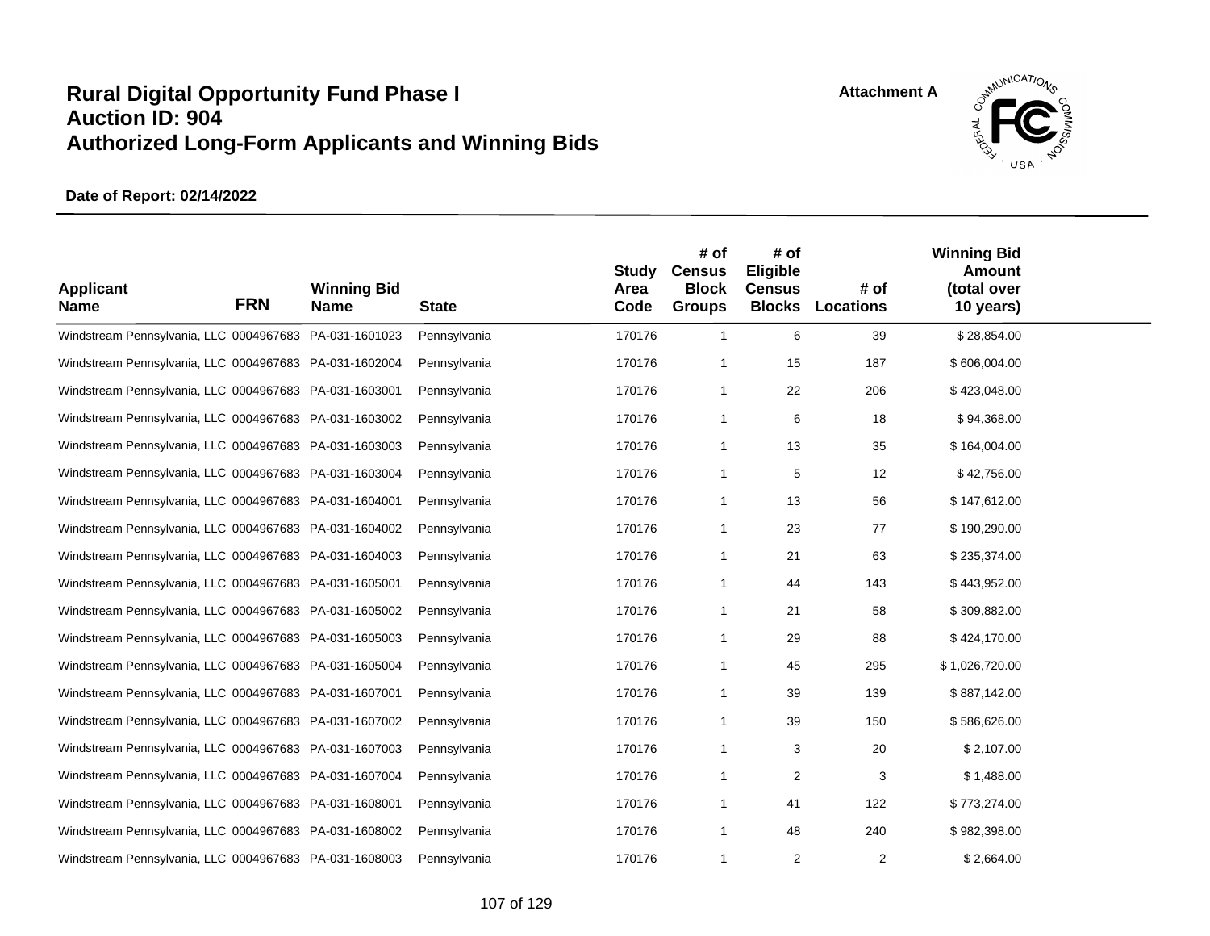# Rural Digital Opportunity Fund Phase I
# Auction ID: 904
# Authorized Long-Form Applicants and Winning Bids

Attachment A

**Date of Report: 02/14/2022**

| Applicant Name | FRN | Winning Bid Name | State | Study Area Code | # of Census Block Groups | # of Eligible Census Blocks | # of Locations | Winning Bid Amount (total over 10 years) |
|---|---|---|---|---|---|---|---|---|
| Windstream Pennsylvania, LLC | 0004967683 | PA-031-1601023 | Pennsylvania | 170176 | 1 | 6 | 39 | $ 28,854.00 |
| Windstream Pennsylvania, LLC | 0004967683 | PA-031-1602004 | Pennsylvania | 170176 | 1 | 15 | 187 | $ 606,004.00 |
| Windstream Pennsylvania, LLC | 0004967683 | PA-031-1603001 | Pennsylvania | 170176 | 1 | 22 | 206 | $ 423,048.00 |
| Windstream Pennsylvania, LLC | 0004967683 | PA-031-1603002 | Pennsylvania | 170176 | 1 | 6 | 18 | $ 94,368.00 |
| Windstream Pennsylvania, LLC | 0004967683 | PA-031-1603003 | Pennsylvania | 170176 | 1 | 13 | 35 | $ 164,004.00 |
| Windstream Pennsylvania, LLC | 0004967683 | PA-031-1603004 | Pennsylvania | 170176 | 1 | 5 | 12 | $ 42,756.00 |
| Windstream Pennsylvania, LLC | 0004967683 | PA-031-1604001 | Pennsylvania | 170176 | 1 | 13 | 56 | $ 147,612.00 |
| Windstream Pennsylvania, LLC | 0004967683 | PA-031-1604002 | Pennsylvania | 170176 | 1 | 23 | 77 | $ 190,290.00 |
| Windstream Pennsylvania, LLC | 0004967683 | PA-031-1604003 | Pennsylvania | 170176 | 1 | 21 | 63 | $ 235,374.00 |
| Windstream Pennsylvania, LLC | 0004967683 | PA-031-1605001 | Pennsylvania | 170176 | 1 | 44 | 143 | $ 443,952.00 |
| Windstream Pennsylvania, LLC | 0004967683 | PA-031-1605002 | Pennsylvania | 170176 | 1 | 21 | 58 | $ 309,882.00 |
| Windstream Pennsylvania, LLC | 0004967683 | PA-031-1605003 | Pennsylvania | 170176 | 1 | 29 | 88 | $ 424,170.00 |
| Windstream Pennsylvania, LLC | 0004967683 | PA-031-1605004 | Pennsylvania | 170176 | 1 | 45 | 295 | $ 1,026,720.00 |
| Windstream Pennsylvania, LLC | 0004967683 | PA-031-1607001 | Pennsylvania | 170176 | 1 | 39 | 139 | $ 887,142.00 |
| Windstream Pennsylvania, LLC | 0004967683 | PA-031-1607002 | Pennsylvania | 170176 | 1 | 39 | 150 | $ 586,626.00 |
| Windstream Pennsylvania, LLC | 0004967683 | PA-031-1607003 | Pennsylvania | 170176 | 1 | 3 | 20 | $ 2,107.00 |
| Windstream Pennsylvania, LLC | 0004967683 | PA-031-1607004 | Pennsylvania | 170176 | 1 | 2 | 3 | $ 1,488.00 |
| Windstream Pennsylvania, LLC | 0004967683 | PA-031-1608001 | Pennsylvania | 170176 | 1 | 41 | 122 | $ 773,274.00 |
| Windstream Pennsylvania, LLC | 0004967683 | PA-031-1608002 | Pennsylvania | 170176 | 1 | 48 | 240 | $ 982,398.00 |
| Windstream Pennsylvania, LLC | 0004967683 | PA-031-1608003 | Pennsylvania | 170176 | 1 | 2 | 2 | $ 2,664.00 |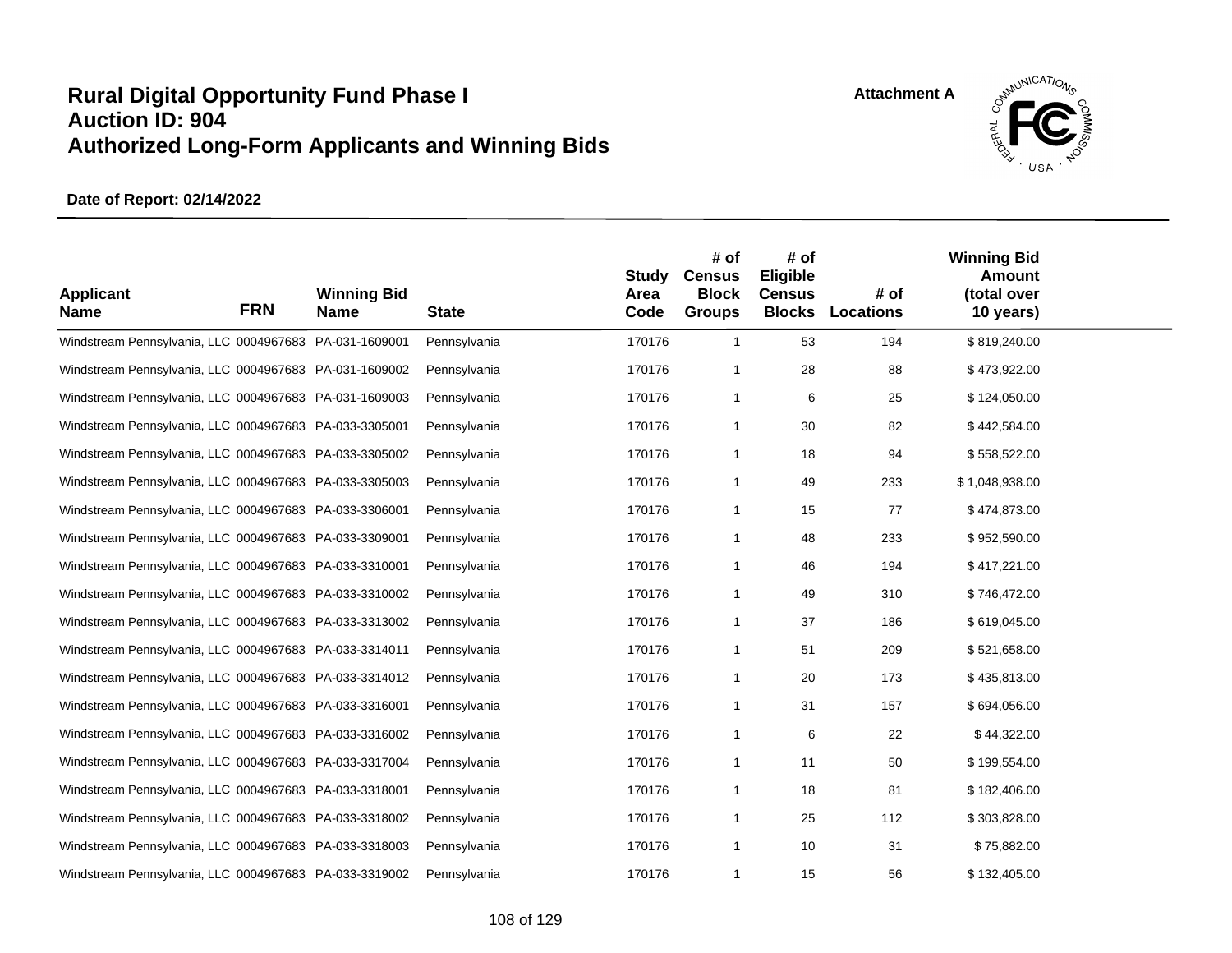# Rural Digital Opportunity Fund Phase I
# Auction ID: 904
# Authorized Long-Form Applicants and Winning Bids

Attachment A

**Date of Report: 02/14/2022**

| Applicant Name | FRN | Winning Bid Name | State | Study Area Code | # of Census Block Groups | # of Eligible Census Blocks | # of Locations | Winning Bid Amount (total over 10 years) |
|---|---|---|---|---|---|---|---|---|
| Windstream Pennsylvania, LLC | 0004967683 | PA-031-1609001 | Pennsylvania | 170176 | 1 | 53 | 194 | $ 819,240.00 |
| Windstream Pennsylvania, LLC | 0004967683 | PA-031-1609002 | Pennsylvania | 170176 | 1 | 28 | 88 | $ 473,922.00 |
| Windstream Pennsylvania, LLC | 0004967683 | PA-031-1609003 | Pennsylvania | 170176 | 1 | 6 | 25 | $ 124,050.00 |
| Windstream Pennsylvania, LLC | 0004967683 | PA-033-3305001 | Pennsylvania | 170176 | 1 | 30 | 82 | $ 442,584.00 |
| Windstream Pennsylvania, LLC | 0004967683 | PA-033-3305002 | Pennsylvania | 170176 | 1 | 18 | 94 | $ 558,522.00 |
| Windstream Pennsylvania, LLC | 0004967683 | PA-033-3305003 | Pennsylvania | 170176 | 1 | 49 | 233 | $ 1,048,938.00 |
| Windstream Pennsylvania, LLC | 0004967683 | PA-033-3306001 | Pennsylvania | 170176 | 1 | 15 | 77 | $ 474,873.00 |
| Windstream Pennsylvania, LLC | 0004967683 | PA-033-3309001 | Pennsylvania | 170176 | 1 | 48 | 233 | $ 952,590.00 |
| Windstream Pennsylvania, LLC | 0004967683 | PA-033-3310001 | Pennsylvania | 170176 | 1 | 46 | 194 | $ 417,221.00 |
| Windstream Pennsylvania, LLC | 0004967683 | PA-033-3310002 | Pennsylvania | 170176 | 1 | 49 | 310 | $ 746,472.00 |
| Windstream Pennsylvania, LLC | 0004967683 | PA-033-3313002 | Pennsylvania | 170176 | 1 | 37 | 186 | $ 619,045.00 |
| Windstream Pennsylvania, LLC | 0004967683 | PA-033-3314011 | Pennsylvania | 170176 | 1 | 51 | 209 | $ 521,658.00 |
| Windstream Pennsylvania, LLC | 0004967683 | PA-033-3314012 | Pennsylvania | 170176 | 1 | 20 | 173 | $ 435,813.00 |
| Windstream Pennsylvania, LLC | 0004967683 | PA-033-3316001 | Pennsylvania | 170176 | 1 | 31 | 157 | $ 694,056.00 |
| Windstream Pennsylvania, LLC | 0004967683 | PA-033-3316002 | Pennsylvania | 170176 | 1 | 6 | 22 | $ 44,322.00 |
| Windstream Pennsylvania, LLC | 0004967683 | PA-033-3317004 | Pennsylvania | 170176 | 1 | 11 | 50 | $ 199,554.00 |
| Windstream Pennsylvania, LLC | 0004967683 | PA-033-3318001 | Pennsylvania | 170176 | 1 | 18 | 81 | $ 182,406.00 |
| Windstream Pennsylvania, LLC | 0004967683 | PA-033-3318002 | Pennsylvania | 170176 | 1 | 25 | 112 | $ 303,828.00 |
| Windstream Pennsylvania, LLC | 0004967683 | PA-033-3318003 | Pennsylvania | 170176 | 1 | 10 | 31 | $ 75,882.00 |
| Windstream Pennsylvania, LLC | 0004967683 | PA-033-3319002 | Pennsylvania | 170176 | 1 | 15 | 56 | $ 132,405.00 |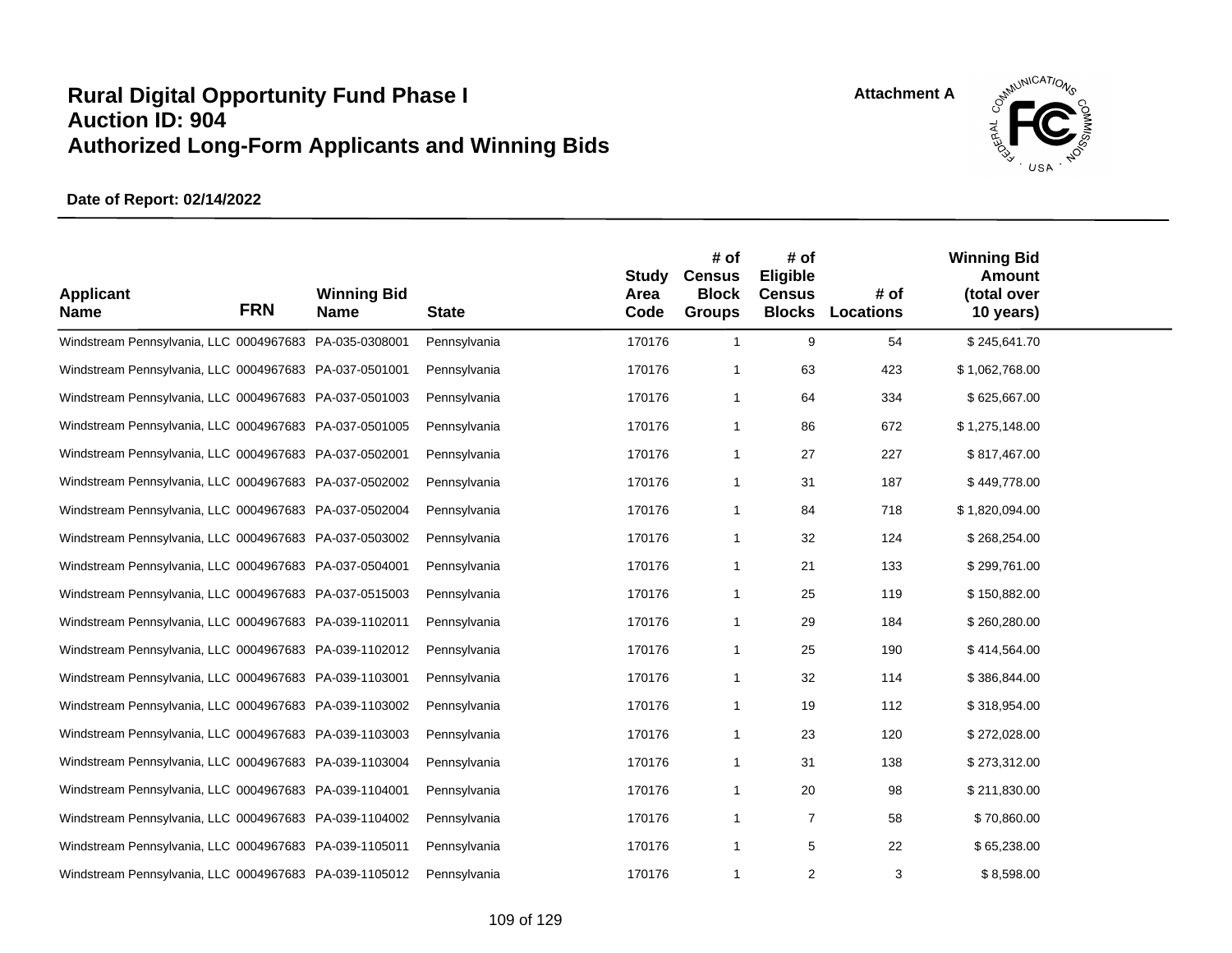# Rural Digital Opportunity Fund Phase I
# Auction ID: 904
# Authorized Long-Form Applicants and Winning Bids

Attachment A

**Date of Report: 02/14/2022**

| Applicant Name | FRN | Winning Bid Name | State | Study Area Code | # of Census Block Groups | # of Eligible Census Blocks | # of Locations | Winning Bid Amount (total over 10 years) |
|---|---|---|---|---|---|---|---|---|
| Windstream Pennsylvania, LLC | 0004967683 | PA-035-0308001 | Pennsylvania | 170176 | 1 | 9 | 54 | $ 245,641.70 |
| Windstream Pennsylvania, LLC | 0004967683 | PA-037-0501001 | Pennsylvania | 170176 | 1 | 63 | 423 | $ 1,062,768.00 |
| Windstream Pennsylvania, LLC | 0004967683 | PA-037-0501003 | Pennsylvania | 170176 | 1 | 64 | 334 | $ 625,667.00 |
| Windstream Pennsylvania, LLC | 0004967683 | PA-037-0501005 | Pennsylvania | 170176 | 1 | 86 | 672 | $ 1,275,148.00 |
| Windstream Pennsylvania, LLC | 0004967683 | PA-037-0502001 | Pennsylvania | 170176 | 1 | 27 | 227 | $ 817,467.00 |
| Windstream Pennsylvania, LLC | 0004967683 | PA-037-0502002 | Pennsylvania | 170176 | 1 | 31 | 187 | $ 449,778.00 |
| Windstream Pennsylvania, LLC | 0004967683 | PA-037-0502004 | Pennsylvania | 170176 | 1 | 84 | 718 | $ 1,820,094.00 |
| Windstream Pennsylvania, LLC | 0004967683 | PA-037-0503002 | Pennsylvania | 170176 | 1 | 32 | 124 | $ 268,254.00 |
| Windstream Pennsylvania, LLC | 0004967683 | PA-037-0504001 | Pennsylvania | 170176 | 1 | 21 | 133 | $ 299,761.00 |
| Windstream Pennsylvania, LLC | 0004967683 | PA-037-0515003 | Pennsylvania | 170176 | 1 | 25 | 119 | $ 150,882.00 |
| Windstream Pennsylvania, LLC | 0004967683 | PA-039-1102011 | Pennsylvania | 170176 | 1 | 29 | 184 | $ 260,280.00 |
| Windstream Pennsylvania, LLC | 0004967683 | PA-039-1102012 | Pennsylvania | 170176 | 1 | 25 | 190 | $ 414,564.00 |
| Windstream Pennsylvania, LLC | 0004967683 | PA-039-1103001 | Pennsylvania | 170176 | 1 | 32 | 114 | $ 386,844.00 |
| Windstream Pennsylvania, LLC | 0004967683 | PA-039-1103002 | Pennsylvania | 170176 | 1 | 19 | 112 | $ 318,954.00 |
| Windstream Pennsylvania, LLC | 0004967683 | PA-039-1103003 | Pennsylvania | 170176 | 1 | 23 | 120 | $ 272,028.00 |
| Windstream Pennsylvania, LLC | 0004967683 | PA-039-1103004 | Pennsylvania | 170176 | 1 | 31 | 138 | $ 273,312.00 |
| Windstream Pennsylvania, LLC | 0004967683 | PA-039-1104001 | Pennsylvania | 170176 | 1 | 20 | 98 | $ 211,830.00 |
| Windstream Pennsylvania, LLC | 0004967683 | PA-039-1104002 | Pennsylvania | 170176 | 1 | 7 | 58 | $ 70,860.00 |
| Windstream Pennsylvania, LLC | 0004967683 | PA-039-1105011 | Pennsylvania | 170176 | 1 | 5 | 22 | $ 65,238.00 |
| Windstream Pennsylvania, LLC | 0004967683 | PA-039-1105012 | Pennsylvania | 170176 | 1 | 2 | 3 | $ 8,598.00 |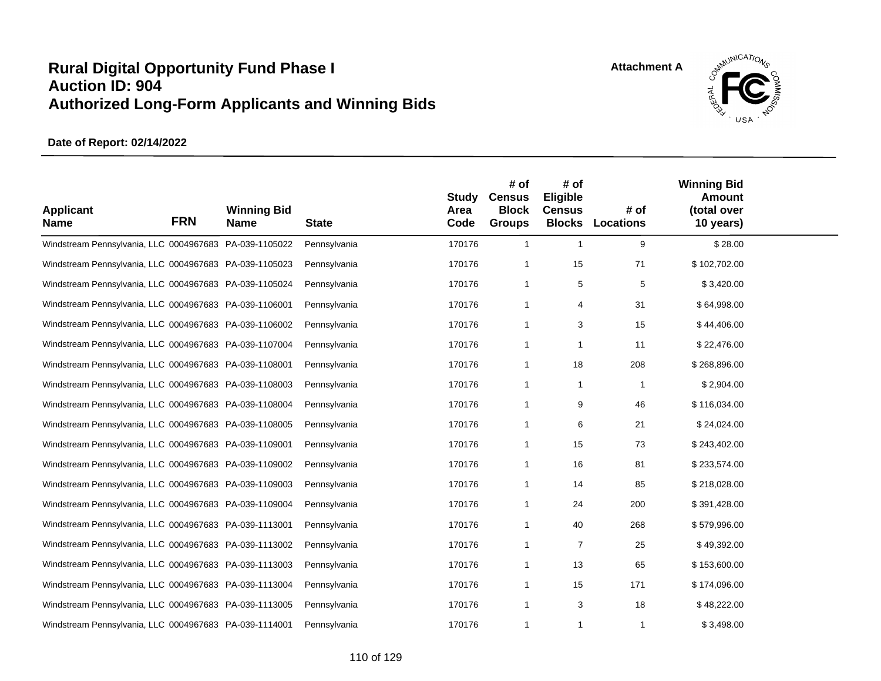# Rural Digital Opportunity Fund Phase I
# Auction ID: 904
# Authorized Long-Form Applicants and Winning Bids

Attachment A

**Date of Report: 02/14/2022**

| Applicant Name | FRN | Winning Bid Name | State | Study Area Code | # of Census Block Groups | # of Eligible Census Blocks | # of Locations | Winning Bid Amount (total over 10 years) |
|---|---|---|---|---|---|---|---|---|
| Windstream Pennsylvania, LLC | 0004967683 | PA-039-1105022 | Pennsylvania | 170176 | 1 | 1 | 9 | $ 28.00 |
| Windstream Pennsylvania, LLC | 0004967683 | PA-039-1105023 | Pennsylvania | 170176 | 1 | 15 | 71 | $ 102,702.00 |
| Windstream Pennsylvania, LLC | 0004967683 | PA-039-1105024 | Pennsylvania | 170176 | 1 | 5 | 5 | $ 3,420.00 |
| Windstream Pennsylvania, LLC | 0004967683 | PA-039-1106001 | Pennsylvania | 170176 | 1 | 4 | 31 | $ 64,998.00 |
| Windstream Pennsylvania, LLC | 0004967683 | PA-039-1106002 | Pennsylvania | 170176 | 1 | 3 | 15 | $ 44,406.00 |
| Windstream Pennsylvania, LLC | 0004967683 | PA-039-1107004 | Pennsylvania | 170176 | 1 | 1 | 11 | $ 22,476.00 |
| Windstream Pennsylvania, LLC | 0004967683 | PA-039-1108001 | Pennsylvania | 170176 | 1 | 18 | 208 | $ 268,896.00 |
| Windstream Pennsylvania, LLC | 0004967683 | PA-039-1108003 | Pennsylvania | 170176 | 1 | 1 | 1 | $ 2,904.00 |
| Windstream Pennsylvania, LLC | 0004967683 | PA-039-1108004 | Pennsylvania | 170176 | 1 | 9 | 46 | $ 116,034.00 |
| Windstream Pennsylvania, LLC | 0004967683 | PA-039-1108005 | Pennsylvania | 170176 | 1 | 6 | 21 | $ 24,024.00 |
| Windstream Pennsylvania, LLC | 0004967683 | PA-039-1109001 | Pennsylvania | 170176 | 1 | 15 | 73 | $ 243,402.00 |
| Windstream Pennsylvania, LLC | 0004967683 | PA-039-1109002 | Pennsylvania | 170176 | 1 | 16 | 81 | $ 233,574.00 |
| Windstream Pennsylvania, LLC | 0004967683 | PA-039-1109003 | Pennsylvania | 170176 | 1 | 14 | 85 | $ 218,028.00 |
| Windstream Pennsylvania, LLC | 0004967683 | PA-039-1109004 | Pennsylvania | 170176 | 1 | 24 | 200 | $ 391,428.00 |
| Windstream Pennsylvania, LLC | 0004967683 | PA-039-1113001 | Pennsylvania | 170176 | 1 | 40 | 268 | $ 579,996.00 |
| Windstream Pennsylvania, LLC | 0004967683 | PA-039-1113002 | Pennsylvania | 170176 | 1 | 7 | 25 | $ 49,392.00 |
| Windstream Pennsylvania, LLC | 0004967683 | PA-039-1113003 | Pennsylvania | 170176 | 1 | 13 | 65 | $ 153,600.00 |
| Windstream Pennsylvania, LLC | 0004967683 | PA-039-1113004 | Pennsylvania | 170176 | 1 | 15 | 171 | $ 174,096.00 |
| Windstream Pennsylvania, LLC | 0004967683 | PA-039-1113005 | Pennsylvania | 170176 | 1 | 3 | 18 | $ 48,222.00 |
| Windstream Pennsylvania, LLC | 0004967683 | PA-039-1114001 | Pennsylvania | 170176 | 1 | 1 | 1 | $ 3,498.00 |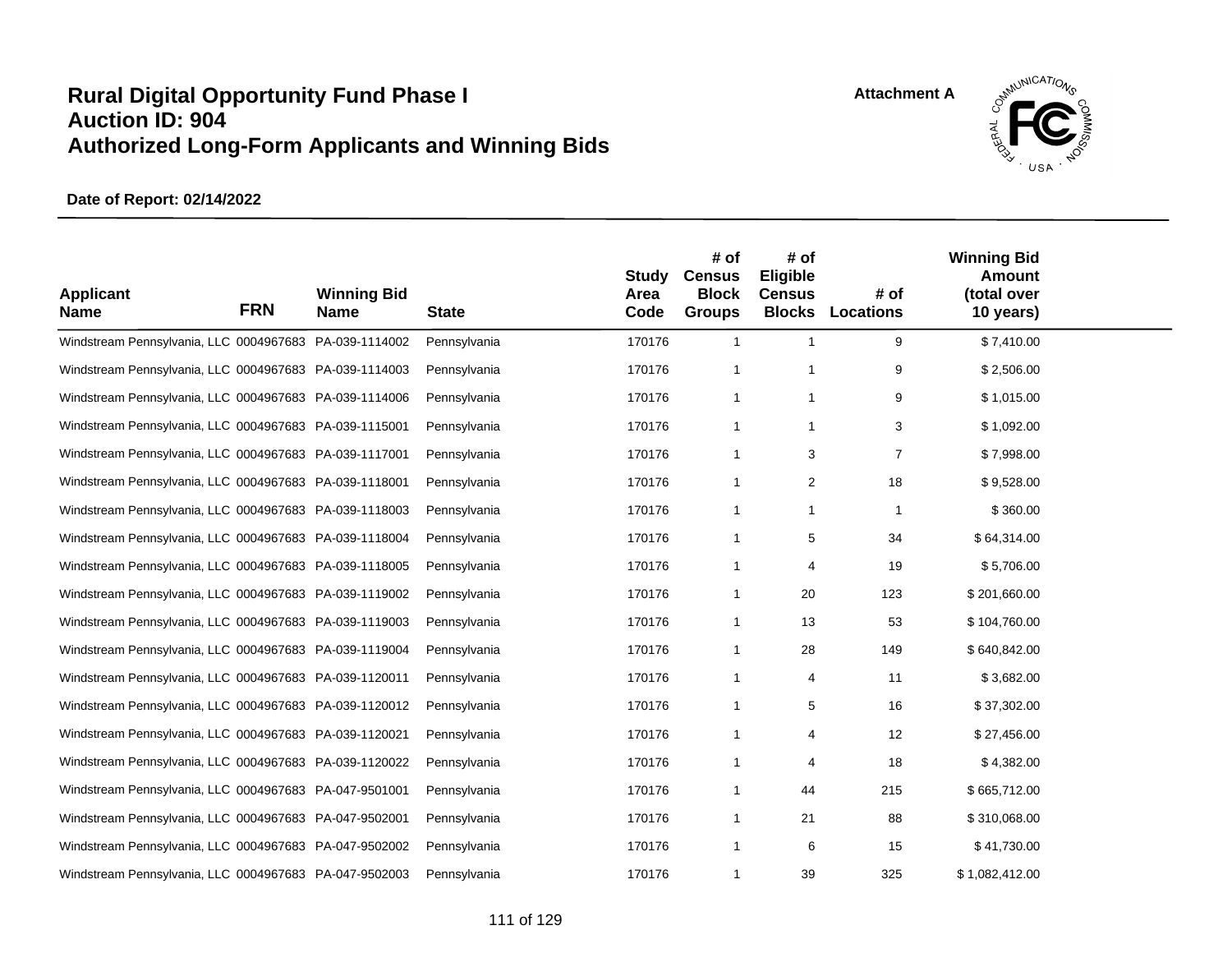# Rural Digital Opportunity Fund Phase I
# Auction ID: 904
# Authorized Long-Form Applicants and Winning Bids

Attachment A

**Date of Report: 02/14/2022**

| Applicant Name | FRN | Winning Bid Name | State | Study Area Code | # of Census Block Groups | # of Eligible Census Blocks | # of Locations | Winning Bid Amount (total over 10 years) |
|---|---|---|---|---|---|---|---|---|
| Windstream Pennsylvania, LLC | 0004967683 | PA-039-1114002 | Pennsylvania | 170176 | 1 | 1 | 9 | $ 7,410.00 |
| Windstream Pennsylvania, LLC | 0004967683 | PA-039-1114003 | Pennsylvania | 170176 | 1 | 1 | 9 | $ 2,506.00 |
| Windstream Pennsylvania, LLC | 0004967683 | PA-039-1114006 | Pennsylvania | 170176 | 1 | 1 | 9 | $ 1,015.00 |
| Windstream Pennsylvania, LLC | 0004967683 | PA-039-1115001 | Pennsylvania | 170176 | 1 | 1 | 3 | $ 1,092.00 |
| Windstream Pennsylvania, LLC | 0004967683 | PA-039-1117001 | Pennsylvania | 170176 | 1 | 3 | 7 | $ 7,998.00 |
| Windstream Pennsylvania, LLC | 0004967683 | PA-039-1118001 | Pennsylvania | 170176 | 1 | 2 | 18 | $ 9,528.00 |
| Windstream Pennsylvania, LLC | 0004967683 | PA-039-1118003 | Pennsylvania | 170176 | 1 | 1 | 1 | $ 360.00 |
| Windstream Pennsylvania, LLC | 0004967683 | PA-039-1118004 | Pennsylvania | 170176 | 1 | 5 | 34 | $ 64,314.00 |
| Windstream Pennsylvania, LLC | 0004967683 | PA-039-1118005 | Pennsylvania | 170176 | 1 | 4 | 19 | $ 5,706.00 |
| Windstream Pennsylvania, LLC | 0004967683 | PA-039-1119002 | Pennsylvania | 170176 | 1 | 20 | 123 | $ 201,660.00 |
| Windstream Pennsylvania, LLC | 0004967683 | PA-039-1119003 | Pennsylvania | 170176 | 1 | 13 | 53 | $ 104,760.00 |
| Windstream Pennsylvania, LLC | 0004967683 | PA-039-1119004 | Pennsylvania | 170176 | 1 | 28 | 149 | $ 640,842.00 |
| Windstream Pennsylvania, LLC | 0004967683 | PA-039-1120011 | Pennsylvania | 170176 | 1 | 4 | 11 | $ 3,682.00 |
| Windstream Pennsylvania, LLC | 0004967683 | PA-039-1120012 | Pennsylvania | 170176 | 1 | 5 | 16 | $ 37,302.00 |
| Windstream Pennsylvania, LLC | 0004967683 | PA-039-1120021 | Pennsylvania | 170176 | 1 | 4 | 12 | $ 27,456.00 |
| Windstream Pennsylvania, LLC | 0004967683 | PA-039-1120022 | Pennsylvania | 170176 | 1 | 4 | 18 | $ 4,382.00 |
| Windstream Pennsylvania, LLC | 0004967683 | PA-047-9501001 | Pennsylvania | 170176 | 1 | 44 | 215 | $ 665,712.00 |
| Windstream Pennsylvania, LLC | 0004967683 | PA-047-9502001 | Pennsylvania | 170176 | 1 | 21 | 88 | $ 310,068.00 |
| Windstream Pennsylvania, LLC | 0004967683 | PA-047-9502002 | Pennsylvania | 170176 | 1 | 6 | 15 | $ 41,730.00 |
| Windstream Pennsylvania, LLC | 0004967683 | PA-047-9502003 | Pennsylvania | 170176 | 1 | 39 | 325 | $ 1,082,412.00 |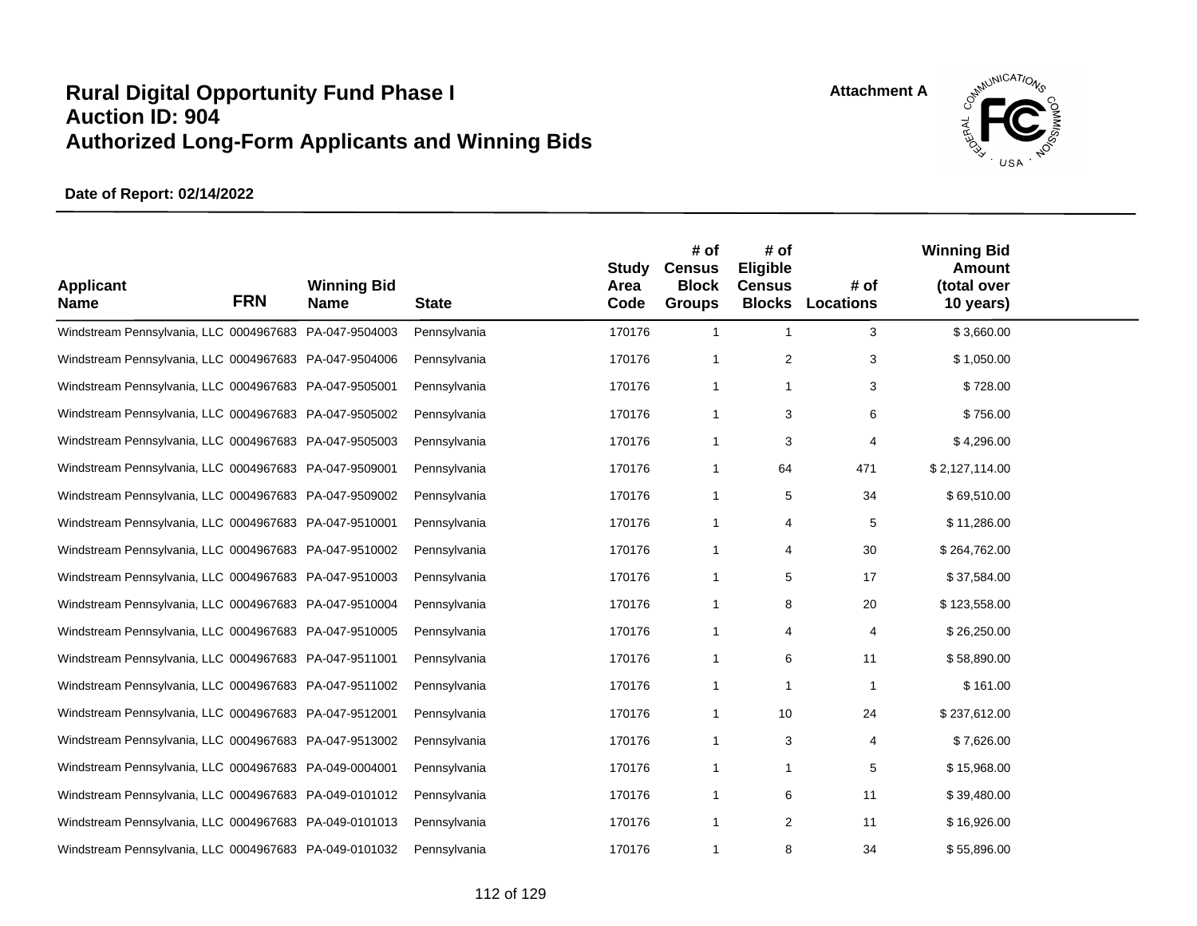# Rural Digital Opportunity Fund Phase I
# Auction ID: 904
# Authorized Long-Form Applicants and Winning Bids

Attachment A

**Date of Report: 02/14/2022**

| Applicant Name | FRN | Winning Bid Name | State | Study Area Code | # of Census Block Groups | # of Eligible Census Blocks | # of Locations | Winning Bid Amount (total over 10 years) |
|---|---|---|---|---|---|---|---|---|
| Windstream Pennsylvania, LLC | 0004967683 | PA-047-9504003 | Pennsylvania | 170176 | 1 | 1 | 3 | $ 3,660.00 |
| Windstream Pennsylvania, LLC | 0004967683 | PA-047-9504006 | Pennsylvania | 170176 | 1 | 2 | 3 | $ 1,050.00 |
| Windstream Pennsylvania, LLC | 0004967683 | PA-047-9505001 | Pennsylvania | 170176 | 1 | 1 | 3 | $ 728.00 |
| Windstream Pennsylvania, LLC | 0004967683 | PA-047-9505002 | Pennsylvania | 170176 | 1 | 3 | 6 | $ 756.00 |
| Windstream Pennsylvania, LLC | 0004967683 | PA-047-9505003 | Pennsylvania | 170176 | 1 | 3 | 4 | $ 4,296.00 |
| Windstream Pennsylvania, LLC | 0004967683 | PA-047-9509001 | Pennsylvania | 170176 | 1 | 64 | 471 | $ 2,127,114.00 |
| Windstream Pennsylvania, LLC | 0004967683 | PA-047-9509002 | Pennsylvania | 170176 | 1 | 5 | 34 | $ 69,510.00 |
| Windstream Pennsylvania, LLC | 0004967683 | PA-047-9510001 | Pennsylvania | 170176 | 1 | 4 | 5 | $ 11,286.00 |
| Windstream Pennsylvania, LLC | 0004967683 | PA-047-9510002 | Pennsylvania | 170176 | 1 | 4 | 30 | $ 264,762.00 |
| Windstream Pennsylvania, LLC | 0004967683 | PA-047-9510003 | Pennsylvania | 170176 | 1 | 5 | 17 | $ 37,584.00 |
| Windstream Pennsylvania, LLC | 0004967683 | PA-047-9510004 | Pennsylvania | 170176 | 1 | 8 | 20 | $ 123,558.00 |
| Windstream Pennsylvania, LLC | 0004967683 | PA-047-9510005 | Pennsylvania | 170176 | 1 | 4 | 4 | $ 26,250.00 |
| Windstream Pennsylvania, LLC | 0004967683 | PA-047-9511001 | Pennsylvania | 170176 | 1 | 6 | 11 | $ 58,890.00 |
| Windstream Pennsylvania, LLC | 0004967683 | PA-047-9511002 | Pennsylvania | 170176 | 1 | 1 | 1 | $ 161.00 |
| Windstream Pennsylvania, LLC | 0004967683 | PA-047-9512001 | Pennsylvania | 170176 | 1 | 10 | 24 | $ 237,612.00 |
| Windstream Pennsylvania, LLC | 0004967683 | PA-047-9513002 | Pennsylvania | 170176 | 1 | 3 | 4 | $ 7,626.00 |
| Windstream Pennsylvania, LLC | 0004967683 | PA-049-0004001 | Pennsylvania | 170176 | 1 | 1 | 5 | $ 15,968.00 |
| Windstream Pennsylvania, LLC | 0004967683 | PA-049-0101012 | Pennsylvania | 170176 | 1 | 6 | 11 | $ 39,480.00 |
| Windstream Pennsylvania, LLC | 0004967683 | PA-049-0101013 | Pennsylvania | 170176 | 1 | 2 | 11 | $ 16,926.00 |
| Windstream Pennsylvania, LLC | 0004967683 | PA-049-0101032 | Pennsylvania | 170176 | 1 | 8 | 34 | $ 55,896.00 |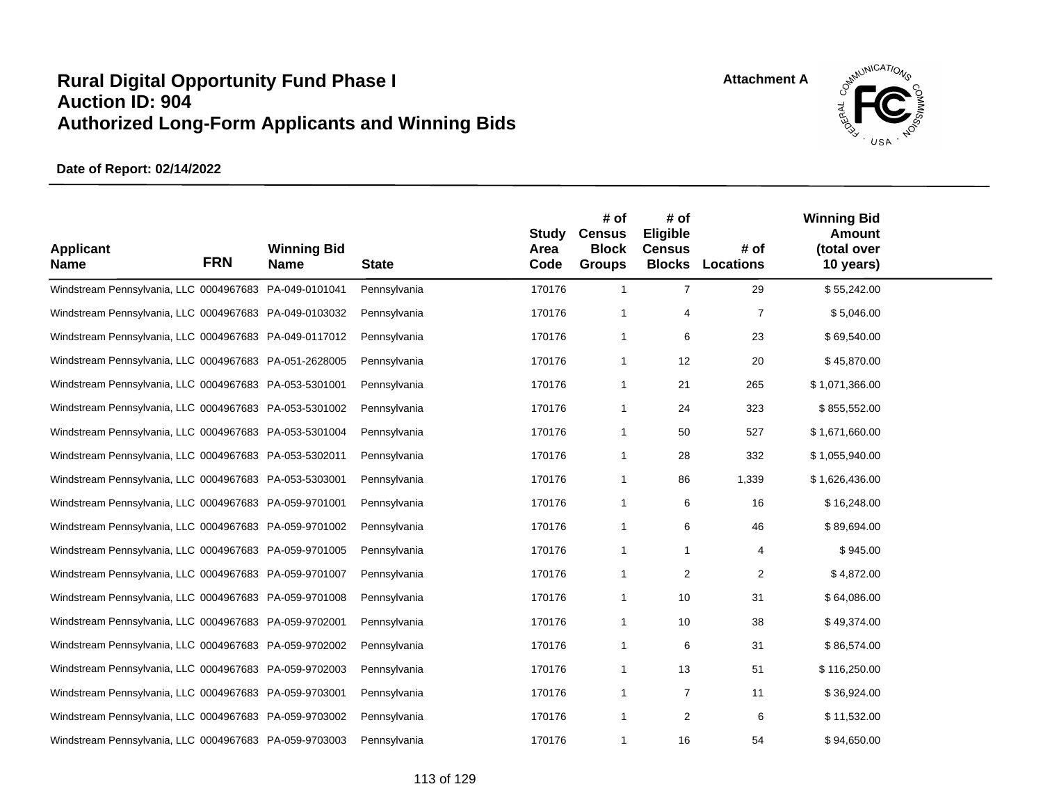# Rural Digital Opportunity Fund Phase I
# Auction ID: 904
# Authorized Long-Form Applicants and Winning Bids

Attachment A

**Date of Report: 02/14/2022**

| Applicant Name | FRN | Winning Bid Name | State | Study Area Code | # of Census Block Groups | # of Eligible Census Blocks | # of Locations | Winning Bid Amount (total over 10 years) |
|---|---|---|---|---|---|---|---|---|
| Windstream Pennsylvania, LLC | 0004967683 | PA-049-0101041 | Pennsylvania | 170176 | 1 | 7 | 29 | $ 55,242.00 |
| Windstream Pennsylvania, LLC | 0004967683 | PA-049-0103032 | Pennsylvania | 170176 | 1 | 4 | 7 | $ 5,046.00 |
| Windstream Pennsylvania, LLC | 0004967683 | PA-049-0117012 | Pennsylvania | 170176 | 1 | 6 | 23 | $ 69,540.00 |
| Windstream Pennsylvania, LLC | 0004967683 | PA-051-2628005 | Pennsylvania | 170176 | 1 | 12 | 20 | $ 45,870.00 |
| Windstream Pennsylvania, LLC | 0004967683 | PA-053-5301001 | Pennsylvania | 170176 | 1 | 21 | 265 | $ 1,071,366.00 |
| Windstream Pennsylvania, LLC | 0004967683 | PA-053-5301002 | Pennsylvania | 170176 | 1 | 24 | 323 | $ 855,552.00 |
| Windstream Pennsylvania, LLC | 0004967683 | PA-053-5301004 | Pennsylvania | 170176 | 1 | 50 | 527 | $ 1,671,660.00 |
| Windstream Pennsylvania, LLC | 0004967683 | PA-053-5302011 | Pennsylvania | 170176 | 1 | 28 | 332 | $ 1,055,940.00 |
| Windstream Pennsylvania, LLC | 0004967683 | PA-053-5303001 | Pennsylvania | 170176 | 1 | 86 | 1,339 | $ 1,626,436.00 |
| Windstream Pennsylvania, LLC | 0004967683 | PA-059-9701001 | Pennsylvania | 170176 | 1 | 6 | 16 | $ 16,248.00 |
| Windstream Pennsylvania, LLC | 0004967683 | PA-059-9701002 | Pennsylvania | 170176 | 1 | 6 | 46 | $ 89,694.00 |
| Windstream Pennsylvania, LLC | 0004967683 | PA-059-9701005 | Pennsylvania | 170176 | 1 | 1 | 4 | $ 945.00 |
| Windstream Pennsylvania, LLC | 0004967683 | PA-059-9701007 | Pennsylvania | 170176 | 1 | 2 | 2 | $ 4,872.00 |
| Windstream Pennsylvania, LLC | 0004967683 | PA-059-9701008 | Pennsylvania | 170176 | 1 | 10 | 31 | $ 64,086.00 |
| Windstream Pennsylvania, LLC | 0004967683 | PA-059-9702001 | Pennsylvania | 170176 | 1 | 10 | 38 | $ 49,374.00 |
| Windstream Pennsylvania, LLC | 0004967683 | PA-059-9702002 | Pennsylvania | 170176 | 1 | 6 | 31 | $ 86,574.00 |
| Windstream Pennsylvania, LLC | 0004967683 | PA-059-9702003 | Pennsylvania | 170176 | 1 | 13 | 51 | $ 116,250.00 |
| Windstream Pennsylvania, LLC | 0004967683 | PA-059-9703001 | Pennsylvania | 170176 | 1 | 7 | 11 | $ 36,924.00 |
| Windstream Pennsylvania, LLC | 0004967683 | PA-059-9703002 | Pennsylvania | 170176 | 1 | 2 | 6 | $ 11,532.00 |
| Windstream Pennsylvania, LLC | 0004967683 | PA-059-9703003 | Pennsylvania | 170176 | 1 | 16 | 54 | $ 94,650.00 |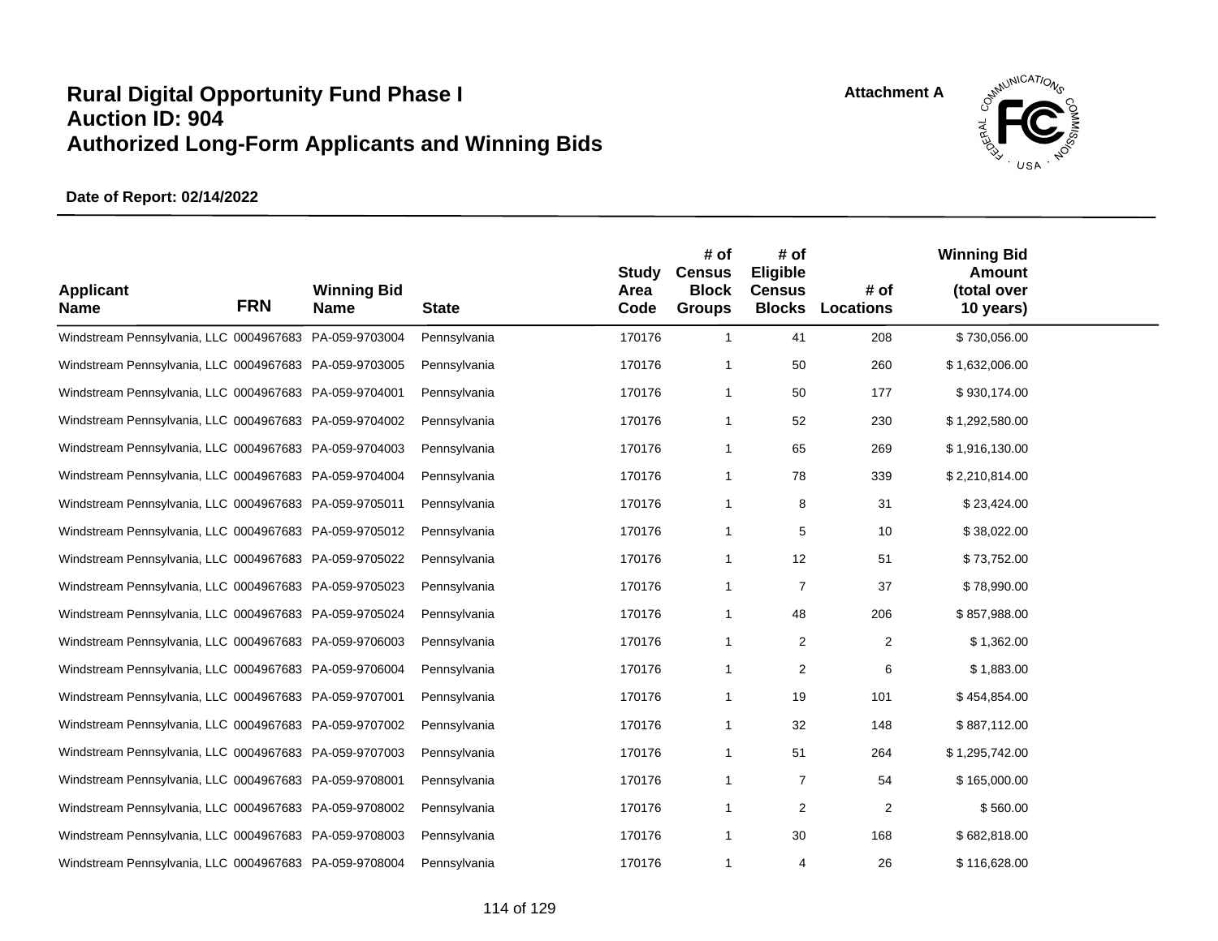# Rural Digital Opportunity Fund Phase I
# Auction ID: 904
# Authorized Long-Form Applicants and Winning Bids

Attachment A

**Date of Report: 02/14/2022**

| Applicant Name | FRN | Winning Bid Name | State | Study Area Code | # of Census Block Groups | # of Eligible Census Blocks | # of Locations | Winning Bid Amount (total over 10 years) |
|---|---|---|---|---|---|---|---|---|
| Windstream Pennsylvania, LLC | 0004967683 | PA-059-9703004 | Pennsylvania | 170176 | 1 | 41 | 208 | $ 730,056.00 |
| Windstream Pennsylvania, LLC | 0004967683 | PA-059-9703005 | Pennsylvania | 170176 | 1 | 50 | 260 | $ 1,632,006.00 |
| Windstream Pennsylvania, LLC | 0004967683 | PA-059-9704001 | Pennsylvania | 170176 | 1 | 50 | 177 | $ 930,174.00 |
| Windstream Pennsylvania, LLC | 0004967683 | PA-059-9704002 | Pennsylvania | 170176 | 1 | 52 | 230 | $ 1,292,580.00 |
| Windstream Pennsylvania, LLC | 0004967683 | PA-059-9704003 | Pennsylvania | 170176 | 1 | 65 | 269 | $ 1,916,130.00 |
| Windstream Pennsylvania, LLC | 0004967683 | PA-059-9704004 | Pennsylvania | 170176 | 1 | 78 | 339 | $ 2,210,814.00 |
| Windstream Pennsylvania, LLC | 0004967683 | PA-059-9705011 | Pennsylvania | 170176 | 1 | 8 | 31 | $ 23,424.00 |
| Windstream Pennsylvania, LLC | 0004967683 | PA-059-9705012 | Pennsylvania | 170176 | 1 | 5 | 10 | $ 38,022.00 |
| Windstream Pennsylvania, LLC | 0004967683 | PA-059-9705022 | Pennsylvania | 170176 | 1 | 12 | 51 | $ 73,752.00 |
| Windstream Pennsylvania, LLC | 0004967683 | PA-059-9705023 | Pennsylvania | 170176 | 1 | 7 | 37 | $ 78,990.00 |
| Windstream Pennsylvania, LLC | 0004967683 | PA-059-9705024 | Pennsylvania | 170176 | 1 | 48 | 206 | $ 857,988.00 |
| Windstream Pennsylvania, LLC | 0004967683 | PA-059-9706003 | Pennsylvania | 170176 | 1 | 2 | 2 | $ 1,362.00 |
| Windstream Pennsylvania, LLC | 0004967683 | PA-059-9706004 | Pennsylvania | 170176 | 1 | 2 | 6 | $ 1,883.00 |
| Windstream Pennsylvania, LLC | 0004967683 | PA-059-9707001 | Pennsylvania | 170176 | 1 | 19 | 101 | $ 454,854.00 |
| Windstream Pennsylvania, LLC | 0004967683 | PA-059-9707002 | Pennsylvania | 170176 | 1 | 32 | 148 | $ 887,112.00 |
| Windstream Pennsylvania, LLC | 0004967683 | PA-059-9707003 | Pennsylvania | 170176 | 1 | 51 | 264 | $ 1,295,742.00 |
| Windstream Pennsylvania, LLC | 0004967683 | PA-059-9708001 | Pennsylvania | 170176 | 1 | 7 | 54 | $ 165,000.00 |
| Windstream Pennsylvania, LLC | 0004967683 | PA-059-9708002 | Pennsylvania | 170176 | 1 | 2 | 2 | $ 560.00 |
| Windstream Pennsylvania, LLC | 0004967683 | PA-059-9708003 | Pennsylvania | 170176 | 1 | 30 | 168 | $ 682,818.00 |
| Windstream Pennsylvania, LLC | 0004967683 | PA-059-9708004 | Pennsylvania | 170176 | 1 | 4 | 26 | $ 116,628.00 |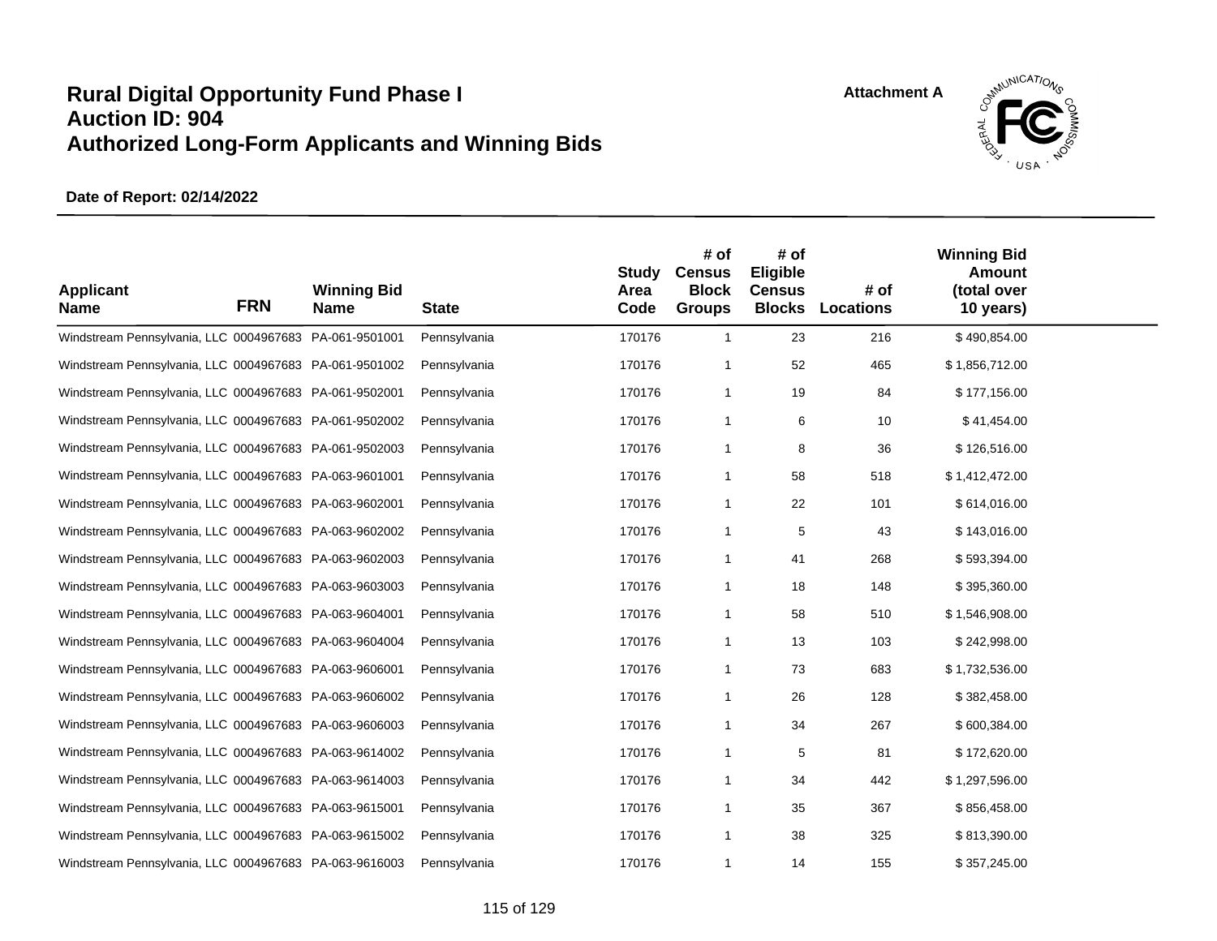# Rural Digital Opportunity Fund Phase I
# Auction ID: 904
# Authorized Long-Form Applicants and Winning Bids

**Attachment A**

**Date of Report: 02/14/2022**

| Applicant Name | FRN | Winning Bid Name | State | Study Area Code | # of Census Block Groups | # of Eligible Census Blocks | # of Locations | Winning Bid Amount (total over 10 years) |
|---|---|---|---|---|---|---|---|---|
| Windstream Pennsylvania, LLC | 0004967683 | PA-061-9501001 | Pennsylvania | 170176 | 1 | 23 | 216 | $ 490,854.00 |
| Windstream Pennsylvania, LLC | 0004967683 | PA-061-9501002 | Pennsylvania | 170176 | 1 | 52 | 465 | $ 1,856,712.00 |
| Windstream Pennsylvania, LLC | 0004967683 | PA-061-9502001 | Pennsylvania | 170176 | 1 | 19 | 84 | $ 177,156.00 |
| Windstream Pennsylvania, LLC | 0004967683 | PA-061-9502002 | Pennsylvania | 170176 | 1 | 6 | 10 | $ 41,454.00 |
| Windstream Pennsylvania, LLC | 0004967683 | PA-061-9502003 | Pennsylvania | 170176 | 1 | 8 | 36 | $ 126,516.00 |
| Windstream Pennsylvania, LLC | 0004967683 | PA-063-9601001 | Pennsylvania | 170176 | 1 | 58 | 518 | $ 1,412,472.00 |
| Windstream Pennsylvania, LLC | 0004967683 | PA-063-9602001 | Pennsylvania | 170176 | 1 | 22 | 101 | $ 614,016.00 |
| Windstream Pennsylvania, LLC | 0004967683 | PA-063-9602002 | Pennsylvania | 170176 | 1 | 5 | 43 | $ 143,016.00 |
| Windstream Pennsylvania, LLC | 0004967683 | PA-063-9602003 | Pennsylvania | 170176 | 1 | 41 | 268 | $ 593,394.00 |
| Windstream Pennsylvania, LLC | 0004967683 | PA-063-9603003 | Pennsylvania | 170176 | 1 | 18 | 148 | $ 395,360.00 |
| Windstream Pennsylvania, LLC | 0004967683 | PA-063-9604001 | Pennsylvania | 170176 | 1 | 58 | 510 | $ 1,546,908.00 |
| Windstream Pennsylvania, LLC | 0004967683 | PA-063-9604004 | Pennsylvania | 170176 | 1 | 13 | 103 | $ 242,998.00 |
| Windstream Pennsylvania, LLC | 0004967683 | PA-063-9606001 | Pennsylvania | 170176 | 1 | 73 | 683 | $ 1,732,536.00 |
| Windstream Pennsylvania, LLC | 0004967683 | PA-063-9606002 | Pennsylvania | 170176 | 1 | 26 | 128 | $ 382,458.00 |
| Windstream Pennsylvania, LLC | 0004967683 | PA-063-9606003 | Pennsylvania | 170176 | 1 | 34 | 267 | $ 600,384.00 |
| Windstream Pennsylvania, LLC | 0004967683 | PA-063-9614002 | Pennsylvania | 170176 | 1 | 5 | 81 | $ 172,620.00 |
| Windstream Pennsylvania, LLC | 0004967683 | PA-063-9614003 | Pennsylvania | 170176 | 1 | 34 | 442 | $ 1,297,596.00 |
| Windstream Pennsylvania, LLC | 0004967683 | PA-063-9615001 | Pennsylvania | 170176 | 1 | 35 | 367 | $ 856,458.00 |
| Windstream Pennsylvania, LLC | 0004967683 | PA-063-9615002 | Pennsylvania | 170176 | 1 | 38 | 325 | $ 813,390.00 |
| Windstream Pennsylvania, LLC | 0004967683 | PA-063-9616003 | Pennsylvania | 170176 | 1 | 14 | 155 | $ 357,245.00 |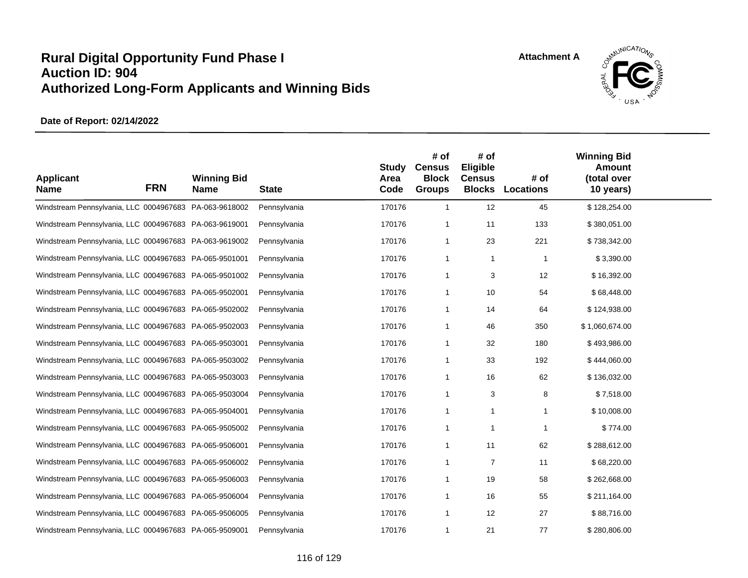# Rural Digital Opportunity Fund Phase I
# Auction ID: 904
# Authorized Long-Form Applicants and Winning Bids

Attachment A

**Date of Report: 02/14/2022**

| Applicant Name | FRN | Winning Bid Name | State | Study Area Code | # of Census Block Groups | # of Eligible Census Blocks | # of Locations | Winning Bid Amount (total over 10 years) |
|---|---|---|---|---|---|---|---|---|
| Windstream Pennsylvania, LLC | 0004967683 | PA-063-9618002 | Pennsylvania | 170176 | 1 | 12 | 45 | $ 128,254.00 |
| Windstream Pennsylvania, LLC | 0004967683 | PA-063-9619001 | Pennsylvania | 170176 | 1 | 11 | 133 | $ 380,051.00 |
| Windstream Pennsylvania, LLC | 0004967683 | PA-063-9619002 | Pennsylvania | 170176 | 1 | 23 | 221 | $ 738,342.00 |
| Windstream Pennsylvania, LLC | 0004967683 | PA-065-9501001 | Pennsylvania | 170176 | 1 | 1 | 1 | $ 3,390.00 |
| Windstream Pennsylvania, LLC | 0004967683 | PA-065-9501002 | Pennsylvania | 170176 | 1 | 3 | 12 | $ 16,392.00 |
| Windstream Pennsylvania, LLC | 0004967683 | PA-065-9502001 | Pennsylvania | 170176 | 1 | 10 | 54 | $ 68,448.00 |
| Windstream Pennsylvania, LLC | 0004967683 | PA-065-9502002 | Pennsylvania | 170176 | 1 | 14 | 64 | $ 124,938.00 |
| Windstream Pennsylvania, LLC | 0004967683 | PA-065-9502003 | Pennsylvania | 170176 | 1 | 46 | 350 | $ 1,060,674.00 |
| Windstream Pennsylvania, LLC | 0004967683 | PA-065-9503001 | Pennsylvania | 170176 | 1 | 32 | 180 | $ 493,986.00 |
| Windstream Pennsylvania, LLC | 0004967683 | PA-065-9503002 | Pennsylvania | 170176 | 1 | 33 | 192 | $ 444,060.00 |
| Windstream Pennsylvania, LLC | 0004967683 | PA-065-9503003 | Pennsylvania | 170176 | 1 | 16 | 62 | $ 136,032.00 |
| Windstream Pennsylvania, LLC | 0004967683 | PA-065-9503004 | Pennsylvania | 170176 | 1 | 3 | 8 | $ 7,518.00 |
| Windstream Pennsylvania, LLC | 0004967683 | PA-065-9504001 | Pennsylvania | 170176 | 1 | 1 | 1 | $ 10,008.00 |
| Windstream Pennsylvania, LLC | 0004967683 | PA-065-9505002 | Pennsylvania | 170176 | 1 | 1 | 1 | $ 774.00 |
| Windstream Pennsylvania, LLC | 0004967683 | PA-065-9506001 | Pennsylvania | 170176 | 1 | 11 | 62 | $ 288,612.00 |
| Windstream Pennsylvania, LLC | 0004967683 | PA-065-9506002 | Pennsylvania | 170176 | 1 | 7 | 11 | $ 68,220.00 |
| Windstream Pennsylvania, LLC | 0004967683 | PA-065-9506003 | Pennsylvania | 170176 | 1 | 19 | 58 | $ 262,668.00 |
| Windstream Pennsylvania, LLC | 0004967683 | PA-065-9506004 | Pennsylvania | 170176 | 1 | 16 | 55 | $ 211,164.00 |
| Windstream Pennsylvania, LLC | 0004967683 | PA-065-9506005 | Pennsylvania | 170176 | 1 | 12 | 27 | $ 88,716.00 |
| Windstream Pennsylvania, LLC | 0004967683 | PA-065-9509001 | Pennsylvania | 170176 | 1 | 21 | 77 | $ 280,806.00 |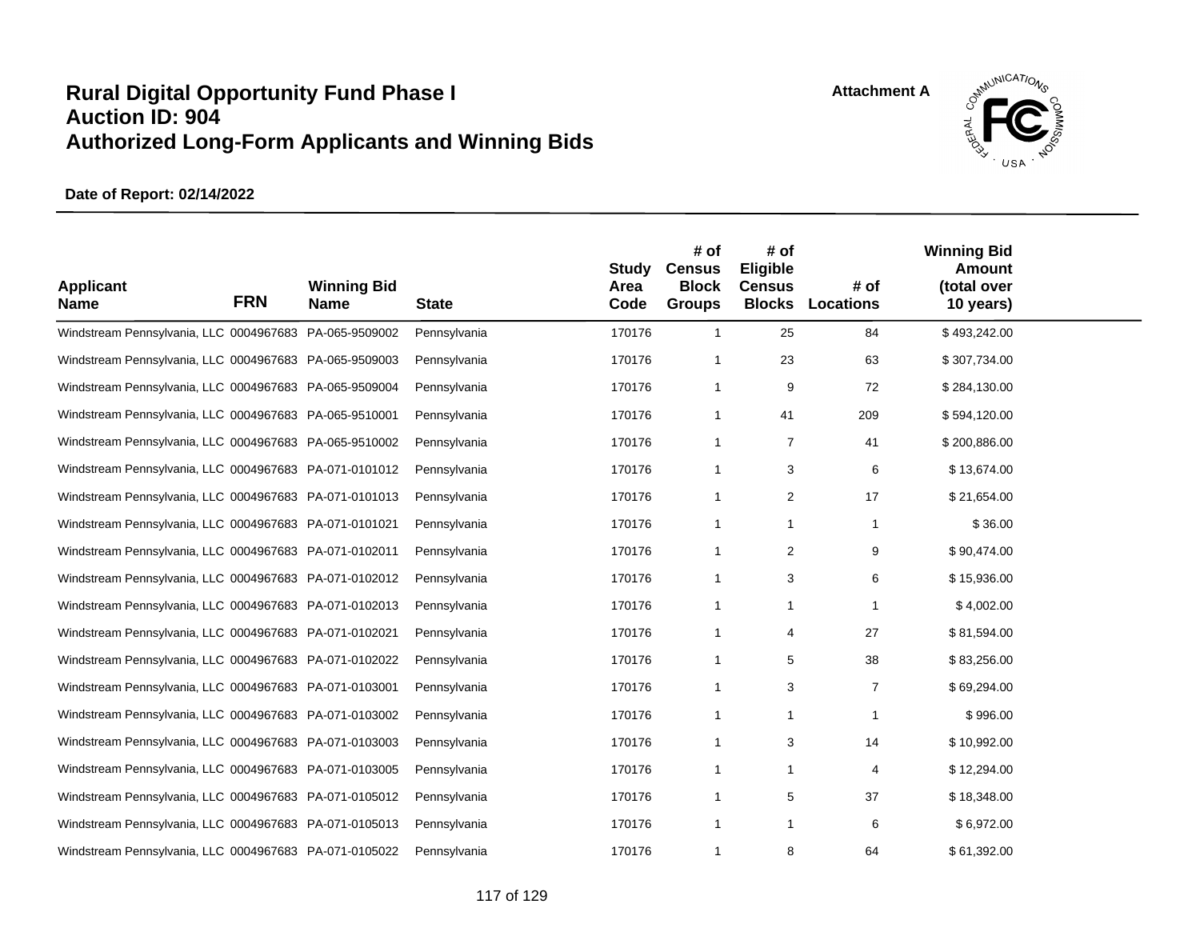# Rural Digital Opportunity Fund Phase I
# Auction ID: 904
# Authorized Long-Form Applicants and Winning Bids

**Attachment A**

**Date of Report: 02/14/2022**

| Applicant Name | FRN | Winning Bid Name | State | Study Area Code | # of Census Block Groups | # of Eligible Census Blocks | # of Locations | Winning Bid Amount (total over 10 years) |
|---|---|---|---|---|---|---|---|---|
| Windstream Pennsylvania, LLC | 0004967683 | PA-065-9509002 | Pennsylvania | 170176 | 1 | 25 | 84 | $ 493,242.00 |
| Windstream Pennsylvania, LLC | 0004967683 | PA-065-9509003 | Pennsylvania | 170176 | 1 | 23 | 63 | $ 307,734.00 |
| Windstream Pennsylvania, LLC | 0004967683 | PA-065-9509004 | Pennsylvania | 170176 | 1 | 9 | 72 | $ 284,130.00 |
| Windstream Pennsylvania, LLC | 0004967683 | PA-065-9510001 | Pennsylvania | 170176 | 1 | 41 | 209 | $ 594,120.00 |
| Windstream Pennsylvania, LLC | 0004967683 | PA-065-9510002 | Pennsylvania | 170176 | 1 | 7 | 41 | $ 200,886.00 |
| Windstream Pennsylvania, LLC | 0004967683 | PA-071-0101012 | Pennsylvania | 170176 | 1 | 3 | 6 | $ 13,674.00 |
| Windstream Pennsylvania, LLC | 0004967683 | PA-071-0101013 | Pennsylvania | 170176 | 1 | 2 | 17 | $ 21,654.00 |
| Windstream Pennsylvania, LLC | 0004967683 | PA-071-0101021 | Pennsylvania | 170176 | 1 | 1 | 1 | $ 36.00 |
| Windstream Pennsylvania, LLC | 0004967683 | PA-071-0102011 | Pennsylvania | 170176 | 1 | 2 | 9 | $ 90,474.00 |
| Windstream Pennsylvania, LLC | 0004967683 | PA-071-0102012 | Pennsylvania | 170176 | 1 | 3 | 6 | $ 15,936.00 |
| Windstream Pennsylvania, LLC | 0004967683 | PA-071-0102013 | Pennsylvania | 170176 | 1 | 1 | 1 | $ 4,002.00 |
| Windstream Pennsylvania, LLC | 0004967683 | PA-071-0102021 | Pennsylvania | 170176 | 1 | 4 | 27 | $ 81,594.00 |
| Windstream Pennsylvania, LLC | 0004967683 | PA-071-0102022 | Pennsylvania | 170176 | 1 | 5 | 38 | $ 83,256.00 |
| Windstream Pennsylvania, LLC | 0004967683 | PA-071-0103001 | Pennsylvania | 170176 | 1 | 3 | 7 | $ 69,294.00 |
| Windstream Pennsylvania, LLC | 0004967683 | PA-071-0103002 | Pennsylvania | 170176 | 1 | 1 | 1 | $ 996.00 |
| Windstream Pennsylvania, LLC | 0004967683 | PA-071-0103003 | Pennsylvania | 170176 | 1 | 3 | 14 | $ 10,992.00 |
| Windstream Pennsylvania, LLC | 0004967683 | PA-071-0103005 | Pennsylvania | 170176 | 1 | 1 | 4 | $ 12,294.00 |
| Windstream Pennsylvania, LLC | 0004967683 | PA-071-0105012 | Pennsylvania | 170176 | 1 | 5 | 37 | $ 18,348.00 |
| Windstream Pennsylvania, LLC | 0004967683 | PA-071-0105013 | Pennsylvania | 170176 | 1 | 1 | 6 | $ 6,972.00 |
| Windstream Pennsylvania, LLC | 0004967683 | PA-071-0105022 | Pennsylvania | 170176 | 1 | 8 | 64 | $ 61,392.00 |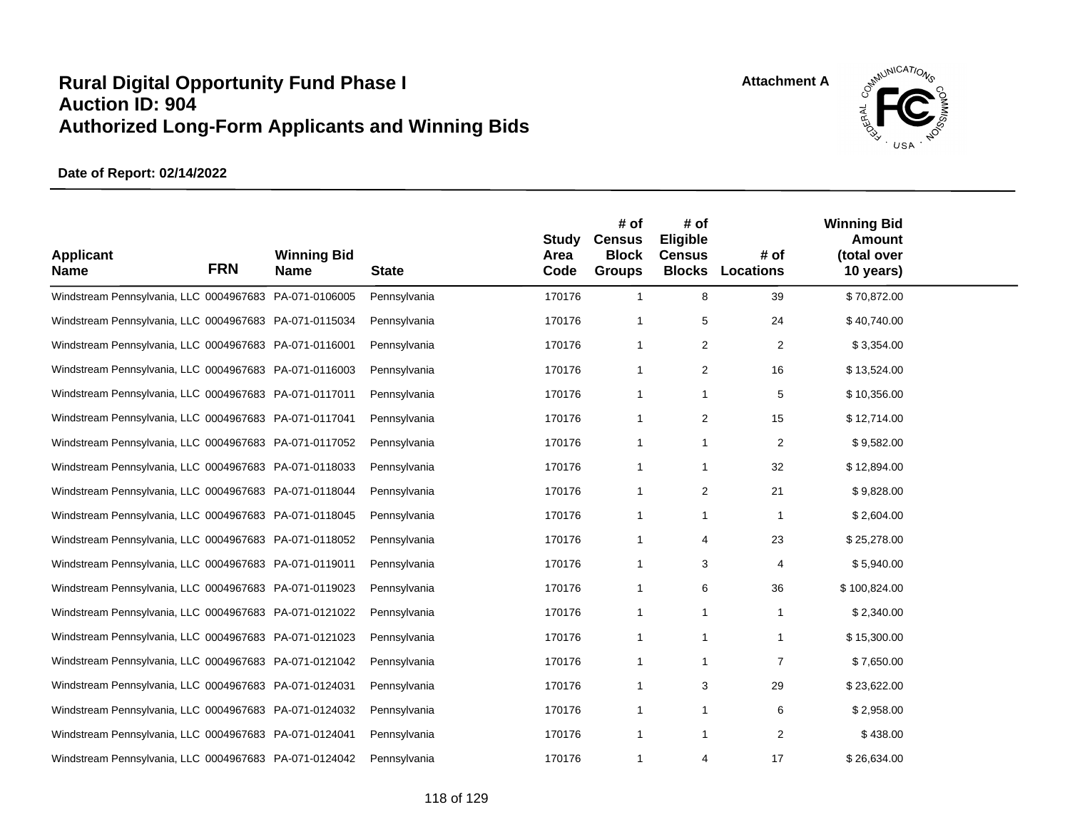# Rural Digital Opportunity Fund Phase I
# Auction ID: 904
# Authorized Long-Form Applicants and Winning Bids

**Attachment A**

**Date of Report: 02/14/2022**

| Applicant Name | FRN | Winning Bid Name | State | Study Area Code | # of Census Block Groups | # of Eligible Census Blocks | # of Locations | Winning Bid Amount (total over 10 years) |
|---|---|---|---|---|---|---|---|---|
| Windstream Pennsylvania, LLC | 0004967683 | PA-071-0106005 | Pennsylvania | 170176 | 1 | 8 | 39 | $ 70,872.00 |
| Windstream Pennsylvania, LLC | 0004967683 | PA-071-0115034 | Pennsylvania | 170176 | 1 | 5 | 24 | $ 40,740.00 |
| Windstream Pennsylvania, LLC | 0004967683 | PA-071-0116001 | Pennsylvania | 170176 | 1 | 2 | 2 | $ 3,354.00 |
| Windstream Pennsylvania, LLC | 0004967683 | PA-071-0116003 | Pennsylvania | 170176 | 1 | 2 | 16 | $ 13,524.00 |
| Windstream Pennsylvania, LLC | 0004967683 | PA-071-0117011 | Pennsylvania | 170176 | 1 | 1 | 5 | $ 10,356.00 |
| Windstream Pennsylvania, LLC | 0004967683 | PA-071-0117041 | Pennsylvania | 170176 | 1 | 2 | 15 | $ 12,714.00 |
| Windstream Pennsylvania, LLC | 0004967683 | PA-071-0117052 | Pennsylvania | 170176 | 1 | 1 | 2 | $ 9,582.00 |
| Windstream Pennsylvania, LLC | 0004967683 | PA-071-0118033 | Pennsylvania | 170176 | 1 | 1 | 32 | $ 12,894.00 |
| Windstream Pennsylvania, LLC | 0004967683 | PA-071-0118044 | Pennsylvania | 170176 | 1 | 2 | 21 | $ 9,828.00 |
| Windstream Pennsylvania, LLC | 0004967683 | PA-071-0118045 | Pennsylvania | 170176 | 1 | 1 | 1 | $ 2,604.00 |
| Windstream Pennsylvania, LLC | 0004967683 | PA-071-0118052 | Pennsylvania | 170176 | 1 | 4 | 23 | $ 25,278.00 |
| Windstream Pennsylvania, LLC | 0004967683 | PA-071-0119011 | Pennsylvania | 170176 | 1 | 3 | 4 | $ 5,940.00 |
| Windstream Pennsylvania, LLC | 0004967683 | PA-071-0119023 | Pennsylvania | 170176 | 1 | 6 | 36 | $ 100,824.00 |
| Windstream Pennsylvania, LLC | 0004967683 | PA-071-0121022 | Pennsylvania | 170176 | 1 | 1 | 1 | $ 2,340.00 |
| Windstream Pennsylvania, LLC | 0004967683 | PA-071-0121023 | Pennsylvania | 170176 | 1 | 1 | 1 | $ 15,300.00 |
| Windstream Pennsylvania, LLC | 0004967683 | PA-071-0121042 | Pennsylvania | 170176 | 1 | 1 | 7 | $ 7,650.00 |
| Windstream Pennsylvania, LLC | 0004967683 | PA-071-0124031 | Pennsylvania | 170176 | 1 | 3 | 29 | $ 23,622.00 |
| Windstream Pennsylvania, LLC | 0004967683 | PA-071-0124032 | Pennsylvania | 170176 | 1 | 1 | 6 | $ 2,958.00 |
| Windstream Pennsylvania, LLC | 0004967683 | PA-071-0124041 | Pennsylvania | 170176 | 1 | 1 | 2 | $ 438.00 |
| Windstream Pennsylvania, LLC | 0004967683 | PA-071-0124042 | Pennsylvania | 170176 | 1 | 4 | 17 | $ 26,634.00 |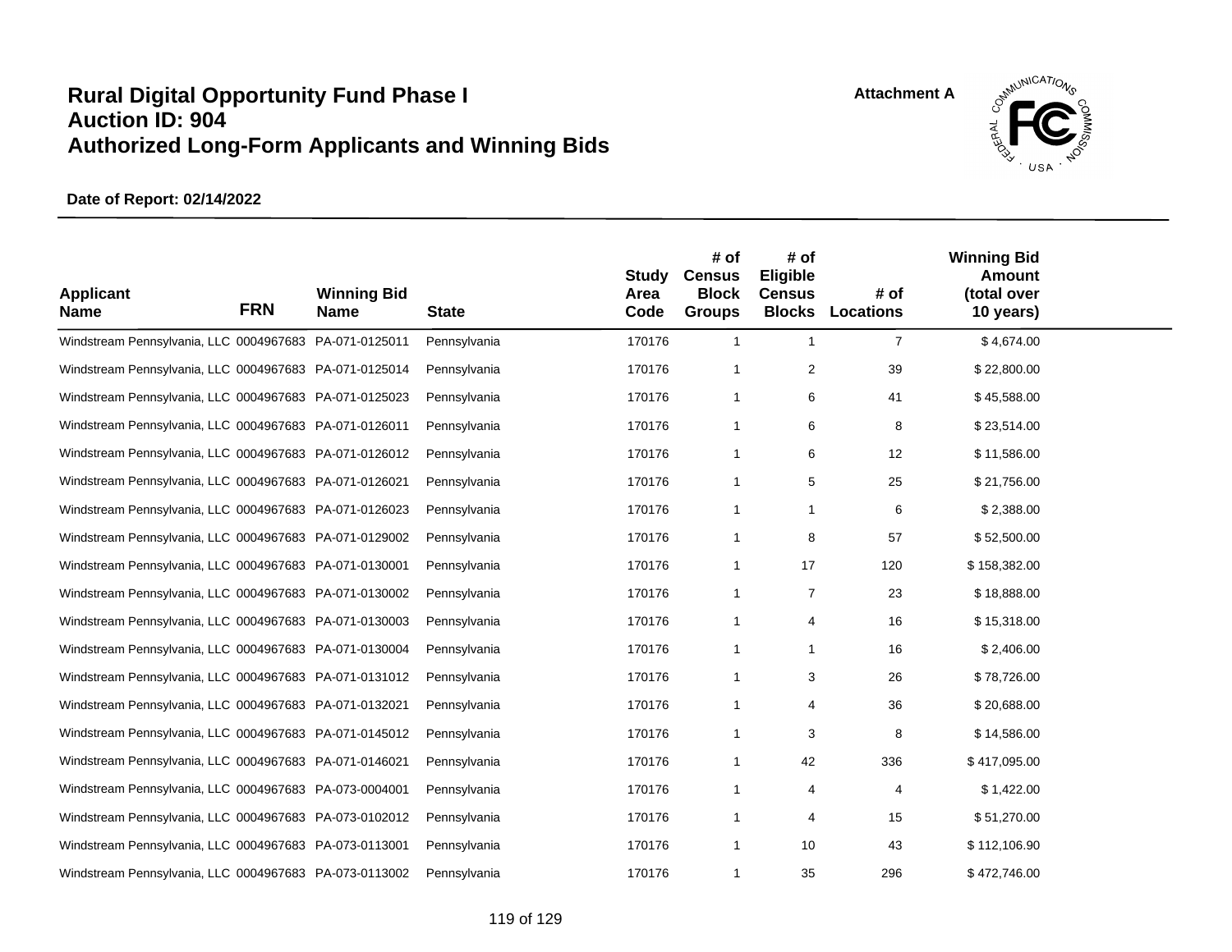# Rural Digital Opportunity Fund Phase I
# Auction ID: 904
# Authorized Long-Form Applicants and Winning Bids

**Attachment A**

**Date of Report: 02/14/2022**

| Applicant Name | FRN | Winning Bid Name | State | Study Area Code | # of Census Block Groups | # of Eligible Census Blocks | # of Locations | Winning Bid Amount (total over 10 years) |
|---|---|---|---|---|---|---|---|---|
| Windstream Pennsylvania, LLC | 0004967683 | PA-071-0125011 | Pennsylvania | 170176 | 1 | 1 | 7 | $ 4,674.00 |
| Windstream Pennsylvania, LLC | 0004967683 | PA-071-0125014 | Pennsylvania | 170176 | 1 | 2 | 39 | $ 22,800.00 |
| Windstream Pennsylvania, LLC | 0004967683 | PA-071-0125023 | Pennsylvania | 170176 | 1 | 6 | 41 | $ 45,588.00 |
| Windstream Pennsylvania, LLC | 0004967683 | PA-071-0126011 | Pennsylvania | 170176 | 1 | 6 | 8 | $ 23,514.00 |
| Windstream Pennsylvania, LLC | 0004967683 | PA-071-0126012 | Pennsylvania | 170176 | 1 | 6 | 12 | $ 11,586.00 |
| Windstream Pennsylvania, LLC | 0004967683 | PA-071-0126021 | Pennsylvania | 170176 | 1 | 5 | 25 | $ 21,756.00 |
| Windstream Pennsylvania, LLC | 0004967683 | PA-071-0126023 | Pennsylvania | 170176 | 1 | 1 | 6 | $ 2,388.00 |
| Windstream Pennsylvania, LLC | 0004967683 | PA-071-0129002 | Pennsylvania | 170176 | 1 | 8 | 57 | $ 52,500.00 |
| Windstream Pennsylvania, LLC | 0004967683 | PA-071-0130001 | Pennsylvania | 170176 | 1 | 17 | 120 | $ 158,382.00 |
| Windstream Pennsylvania, LLC | 0004967683 | PA-071-0130002 | Pennsylvania | 170176 | 1 | 7 | 23 | $ 18,888.00 |
| Windstream Pennsylvania, LLC | 0004967683 | PA-071-0130003 | Pennsylvania | 170176 | 1 | 4 | 16 | $ 15,318.00 |
| Windstream Pennsylvania, LLC | 0004967683 | PA-071-0130004 | Pennsylvania | 170176 | 1 | 1 | 16 | $ 2,406.00 |
| Windstream Pennsylvania, LLC | 0004967683 | PA-071-0131012 | Pennsylvania | 170176 | 1 | 3 | 26 | $ 78,726.00 |
| Windstream Pennsylvania, LLC | 0004967683 | PA-071-0132021 | Pennsylvania | 170176 | 1 | 4 | 36 | $ 20,688.00 |
| Windstream Pennsylvania, LLC | 0004967683 | PA-071-0145012 | Pennsylvania | 170176 | 1 | 3 | 8 | $ 14,586.00 |
| Windstream Pennsylvania, LLC | 0004967683 | PA-071-0146021 | Pennsylvania | 170176 | 1 | 42 | 336 | $ 417,095.00 |
| Windstream Pennsylvania, LLC | 0004967683 | PA-073-0004001 | Pennsylvania | 170176 | 1 | 4 | 4 | $ 1,422.00 |
| Windstream Pennsylvania, LLC | 0004967683 | PA-073-0102012 | Pennsylvania | 170176 | 1 | 4 | 15 | $ 51,270.00 |
| Windstream Pennsylvania, LLC | 0004967683 | PA-073-0113001 | Pennsylvania | 170176 | 1 | 10 | 43 | $ 112,106.90 |
| Windstream Pennsylvania, LLC | 0004967683 | PA-073-0113002 | Pennsylvania | 170176 | 1 | 35 | 296 | $ 472,746.00 |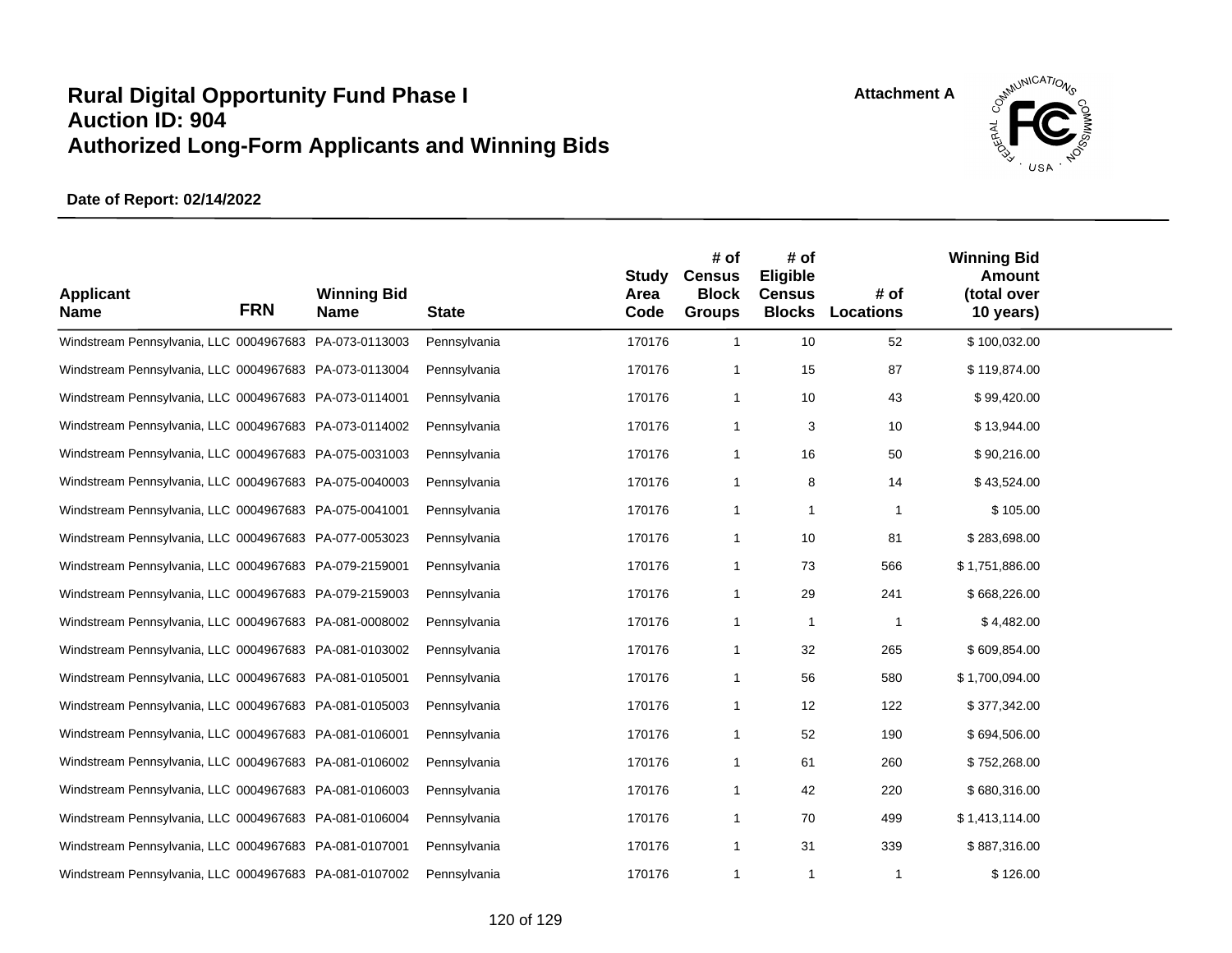# Rural Digital Opportunity Fund Phase I
# Auction ID: 904
# Authorized Long-Form Applicants and Winning Bids

Attachment A

**Date of Report: 02/14/2022**

| Applicant Name | FRN | Winning Bid Name | State | Study Area Code | # of Census Block Groups | # of Eligible Census Blocks | # of Locations | Winning Bid Amount (total over 10 years) |
|---|---|---|---|---|---|---|---|---|
| Windstream Pennsylvania, LLC | 0004967683 | PA-073-0113003 | Pennsylvania | 170176 | 1 | 10 | 52 | $ 100,032.00 |
| Windstream Pennsylvania, LLC | 0004967683 | PA-073-0113004 | Pennsylvania | 170176 | 1 | 15 | 87 | $ 119,874.00 |
| Windstream Pennsylvania, LLC | 0004967683 | PA-073-0114001 | Pennsylvania | 170176 | 1 | 10 | 43 | $ 99,420.00 |
| Windstream Pennsylvania, LLC | 0004967683 | PA-073-0114002 | Pennsylvania | 170176 | 1 | 3 | 10 | $ 13,944.00 |
| Windstream Pennsylvania, LLC | 0004967683 | PA-075-0031003 | Pennsylvania | 170176 | 1 | 16 | 50 | $ 90,216.00 |
| Windstream Pennsylvania, LLC | 0004967683 | PA-075-0040003 | Pennsylvania | 170176 | 1 | 8 | 14 | $ 43,524.00 |
| Windstream Pennsylvania, LLC | 0004967683 | PA-075-0041001 | Pennsylvania | 170176 | 1 | 1 | 1 | $ 105.00 |
| Windstream Pennsylvania, LLC | 0004967683 | PA-077-0053023 | Pennsylvania | 170176 | 1 | 10 | 81 | $ 283,698.00 |
| Windstream Pennsylvania, LLC | 0004967683 | PA-079-2159001 | Pennsylvania | 170176 | 1 | 73 | 566 | $ 1,751,886.00 |
| Windstream Pennsylvania, LLC | 0004967683 | PA-079-2159003 | Pennsylvania | 170176 | 1 | 29 | 241 | $ 668,226.00 |
| Windstream Pennsylvania, LLC | 0004967683 | PA-081-0008002 | Pennsylvania | 170176 | 1 | 1 | 1 | $ 4,482.00 |
| Windstream Pennsylvania, LLC | 0004967683 | PA-081-0103002 | Pennsylvania | 170176 | 1 | 32 | 265 | $ 609,854.00 |
| Windstream Pennsylvania, LLC | 0004967683 | PA-081-0105001 | Pennsylvania | 170176 | 1 | 56 | 580 | $ 1,700,094.00 |
| Windstream Pennsylvania, LLC | 0004967683 | PA-081-0105003 | Pennsylvania | 170176 | 1 | 12 | 122 | $ 377,342.00 |
| Windstream Pennsylvania, LLC | 0004967683 | PA-081-0106001 | Pennsylvania | 170176 | 1 | 52 | 190 | $ 694,506.00 |
| Windstream Pennsylvania, LLC | 0004967683 | PA-081-0106002 | Pennsylvania | 170176 | 1 | 61 | 260 | $ 752,268.00 |
| Windstream Pennsylvania, LLC | 0004967683 | PA-081-0106003 | Pennsylvania | 170176 | 1 | 42 | 220 | $ 680,316.00 |
| Windstream Pennsylvania, LLC | 0004967683 | PA-081-0106004 | Pennsylvania | 170176 | 1 | 70 | 499 | $ 1,413,114.00 |
| Windstream Pennsylvania, LLC | 0004967683 | PA-081-0107001 | Pennsylvania | 170176 | 1 | 31 | 339 | $ 887,316.00 |
| Windstream Pennsylvania, LLC | 0004967683 | PA-081-0107002 | Pennsylvania | 170176 | 1 | 1 | 1 | $ 126.00 |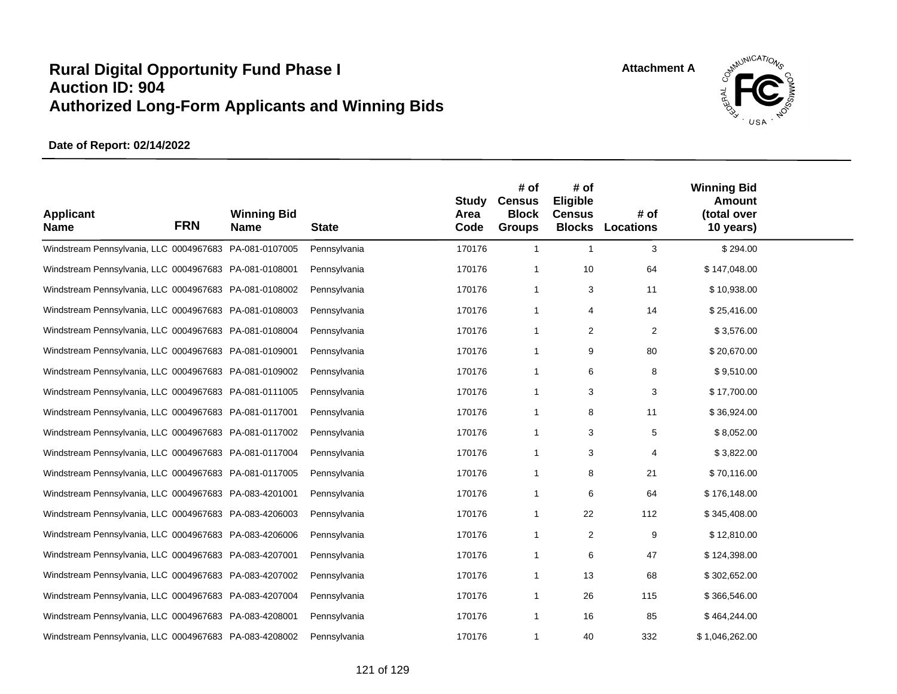# Rural Digital Opportunity Fund Phase I
# Auction ID: 904
# Authorized Long-Form Applicants and Winning Bids

**Attachment A**

**Date of Report: 02/14/2022**

| Applicant Name | FRN | Winning Bid Name | State | Study Area Code | # of Census Block Groups | # of Eligible Census Blocks | # of Locations | Winning Bid Amount (total over 10 years) |
|---|---|---|---|---|---|---|---|---|
| Windstream Pennsylvania, LLC | 0004967683 | PA-081-0107005 | Pennsylvania | 170176 | 1 | 1 | 3 | $ 294.00 |
| Windstream Pennsylvania, LLC | 0004967683 | PA-081-0108001 | Pennsylvania | 170176 | 1 | 10 | 64 | $ 147,048.00 |
| Windstream Pennsylvania, LLC | 0004967683 | PA-081-0108002 | Pennsylvania | 170176 | 1 | 3 | 11 | $ 10,938.00 |
| Windstream Pennsylvania, LLC | 0004967683 | PA-081-0108003 | Pennsylvania | 170176 | 1 | 4 | 14 | $ 25,416.00 |
| Windstream Pennsylvania, LLC | 0004967683 | PA-081-0108004 | Pennsylvania | 170176 | 1 | 2 | 2 | $ 3,576.00 |
| Windstream Pennsylvania, LLC | 0004967683 | PA-081-0109001 | Pennsylvania | 170176 | 1 | 9 | 80 | $ 20,670.00 |
| Windstream Pennsylvania, LLC | 0004967683 | PA-081-0109002 | Pennsylvania | 170176 | 1 | 6 | 8 | $ 9,510.00 |
| Windstream Pennsylvania, LLC | 0004967683 | PA-081-0111005 | Pennsylvania | 170176 | 1 | 3 | 3 | $ 17,700.00 |
| Windstream Pennsylvania, LLC | 0004967683 | PA-081-0117001 | Pennsylvania | 170176 | 1 | 8 | 11 | $ 36,924.00 |
| Windstream Pennsylvania, LLC | 0004967683 | PA-081-0117002 | Pennsylvania | 170176 | 1 | 3 | 5 | $ 8,052.00 |
| Windstream Pennsylvania, LLC | 0004967683 | PA-081-0117004 | Pennsylvania | 170176 | 1 | 3 | 4 | $ 3,822.00 |
| Windstream Pennsylvania, LLC | 0004967683 | PA-081-0117005 | Pennsylvania | 170176 | 1 | 8 | 21 | $ 70,116.00 |
| Windstream Pennsylvania, LLC | 0004967683 | PA-083-4201001 | Pennsylvania | 170176 | 1 | 6 | 64 | $ 176,148.00 |
| Windstream Pennsylvania, LLC | 0004967683 | PA-083-4206003 | Pennsylvania | 170176 | 1 | 22 | 112 | $ 345,408.00 |
| Windstream Pennsylvania, LLC | 0004967683 | PA-083-4206006 | Pennsylvania | 170176 | 1 | 2 | 9 | $ 12,810.00 |
| Windstream Pennsylvania, LLC | 0004967683 | PA-083-4207001 | Pennsylvania | 170176 | 1 | 6 | 47 | $ 124,398.00 |
| Windstream Pennsylvania, LLC | 0004967683 | PA-083-4207002 | Pennsylvania | 170176 | 1 | 13 | 68 | $ 302,652.00 |
| Windstream Pennsylvania, LLC | 0004967683 | PA-083-4207004 | Pennsylvania | 170176 | 1 | 26 | 115 | $ 366,546.00 |
| Windstream Pennsylvania, LLC | 0004967683 | PA-083-4208001 | Pennsylvania | 170176 | 1 | 16 | 85 | $ 464,244.00 |
| Windstream Pennsylvania, LLC | 0004967683 | PA-083-4208002 | Pennsylvania | 170176 | 1 | 40 | 332 | $ 1,046,262.00 |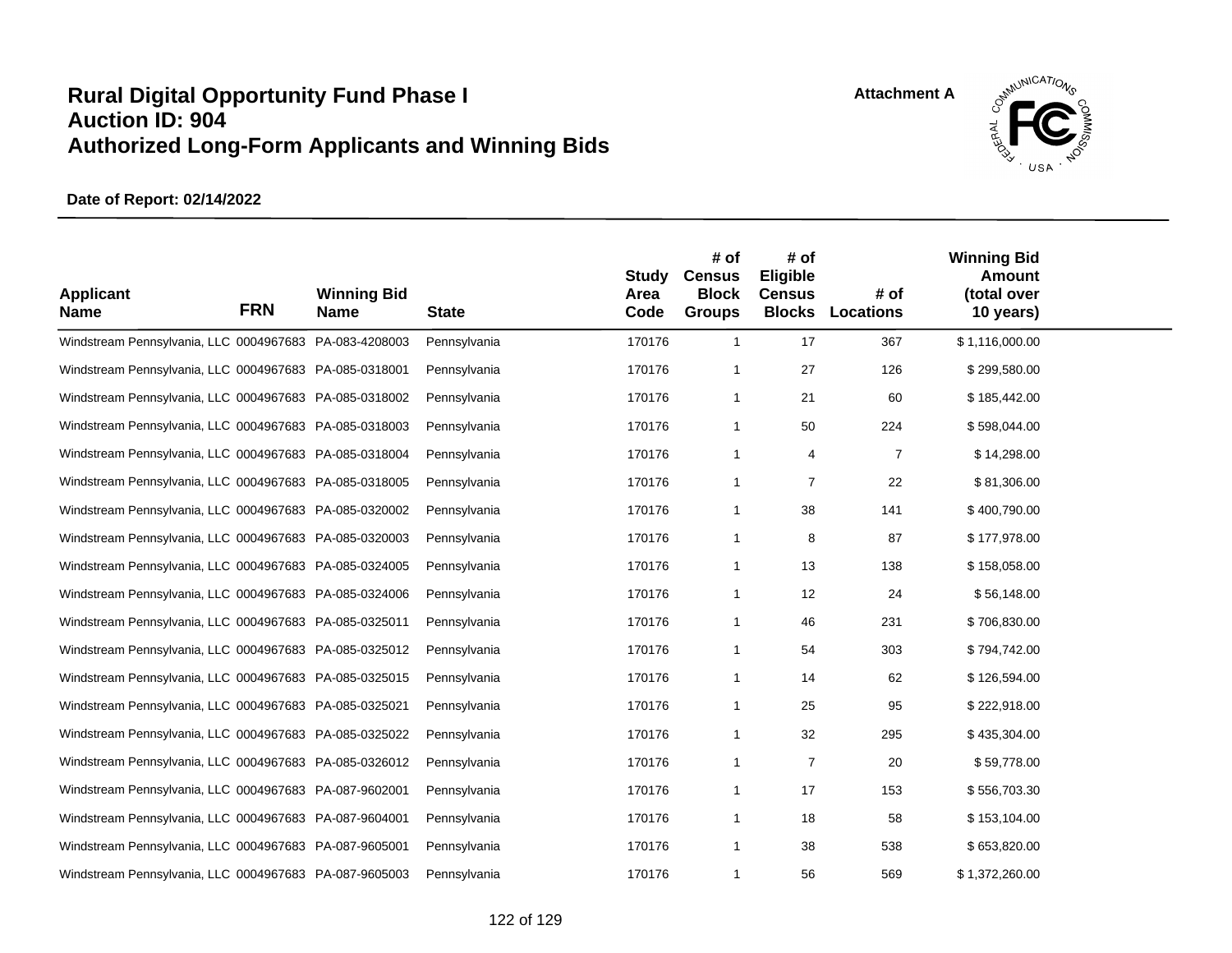# Rural Digital Opportunity Fund Phase I
# Auction ID: 904
# Authorized Long-Form Applicants and Winning Bids

Attachment A

**Date of Report: 02/14/2022**

| Applicant Name | FRN | Winning Bid Name | State | Study Area Code | # of Census Block Groups | # of Eligible Census Blocks | # of Locations | Winning Bid Amount (total over 10 years) |
|---|---|---|---|---|---|---|---|---|
| Windstream Pennsylvania, LLC | 0004967683 | PA-083-4208003 | Pennsylvania | 170176 | 1 | 17 | 367 | $ 1,116,000.00 |
| Windstream Pennsylvania, LLC | 0004967683 | PA-085-0318001 | Pennsylvania | 170176 | 1 | 27 | 126 | $ 299,580.00 |
| Windstream Pennsylvania, LLC | 0004967683 | PA-085-0318002 | Pennsylvania | 170176 | 1 | 21 | 60 | $ 185,442.00 |
| Windstream Pennsylvania, LLC | 0004967683 | PA-085-0318003 | Pennsylvania | 170176 | 1 | 50 | 224 | $ 598,044.00 |
| Windstream Pennsylvania, LLC | 0004967683 | PA-085-0318004 | Pennsylvania | 170176 | 1 | 4 | 7 | $ 14,298.00 |
| Windstream Pennsylvania, LLC | 0004967683 | PA-085-0318005 | Pennsylvania | 170176 | 1 | 7 | 22 | $ 81,306.00 |
| Windstream Pennsylvania, LLC | 0004967683 | PA-085-0320002 | Pennsylvania | 170176 | 1 | 38 | 141 | $ 400,790.00 |
| Windstream Pennsylvania, LLC | 0004967683 | PA-085-0320003 | Pennsylvania | 170176 | 1 | 8 | 87 | $ 177,978.00 |
| Windstream Pennsylvania, LLC | 0004967683 | PA-085-0324005 | Pennsylvania | 170176 | 1 | 13 | 138 | $ 158,058.00 |
| Windstream Pennsylvania, LLC | 0004967683 | PA-085-0324006 | Pennsylvania | 170176 | 1 | 12 | 24 | $ 56,148.00 |
| Windstream Pennsylvania, LLC | 0004967683 | PA-085-0325011 | Pennsylvania | 170176 | 1 | 46 | 231 | $ 706,830.00 |
| Windstream Pennsylvania, LLC | 0004967683 | PA-085-0325012 | Pennsylvania | 170176 | 1 | 54 | 303 | $ 794,742.00 |
| Windstream Pennsylvania, LLC | 0004967683 | PA-085-0325015 | Pennsylvania | 170176 | 1 | 14 | 62 | $ 126,594.00 |
| Windstream Pennsylvania, LLC | 0004967683 | PA-085-0325021 | Pennsylvania | 170176 | 1 | 25 | 95 | $ 222,918.00 |
| Windstream Pennsylvania, LLC | 0004967683 | PA-085-0325022 | Pennsylvania | 170176 | 1 | 32 | 295 | $ 435,304.00 |
| Windstream Pennsylvania, LLC | 0004967683 | PA-085-0326012 | Pennsylvania | 170176 | 1 | 7 | 20 | $ 59,778.00 |
| Windstream Pennsylvania, LLC | 0004967683 | PA-087-9602001 | Pennsylvania | 170176 | 1 | 17 | 153 | $ 556,703.30 |
| Windstream Pennsylvania, LLC | 0004967683 | PA-087-9604001 | Pennsylvania | 170176 | 1 | 18 | 58 | $ 153,104.00 |
| Windstream Pennsylvania, LLC | 0004967683 | PA-087-9605001 | Pennsylvania | 170176 | 1 | 38 | 538 | $ 653,820.00 |
| Windstream Pennsylvania, LLC | 0004967683 | PA-087-9605003 | Pennsylvania | 170176 | 1 | 56 | 569 | $ 1,372,260.00 |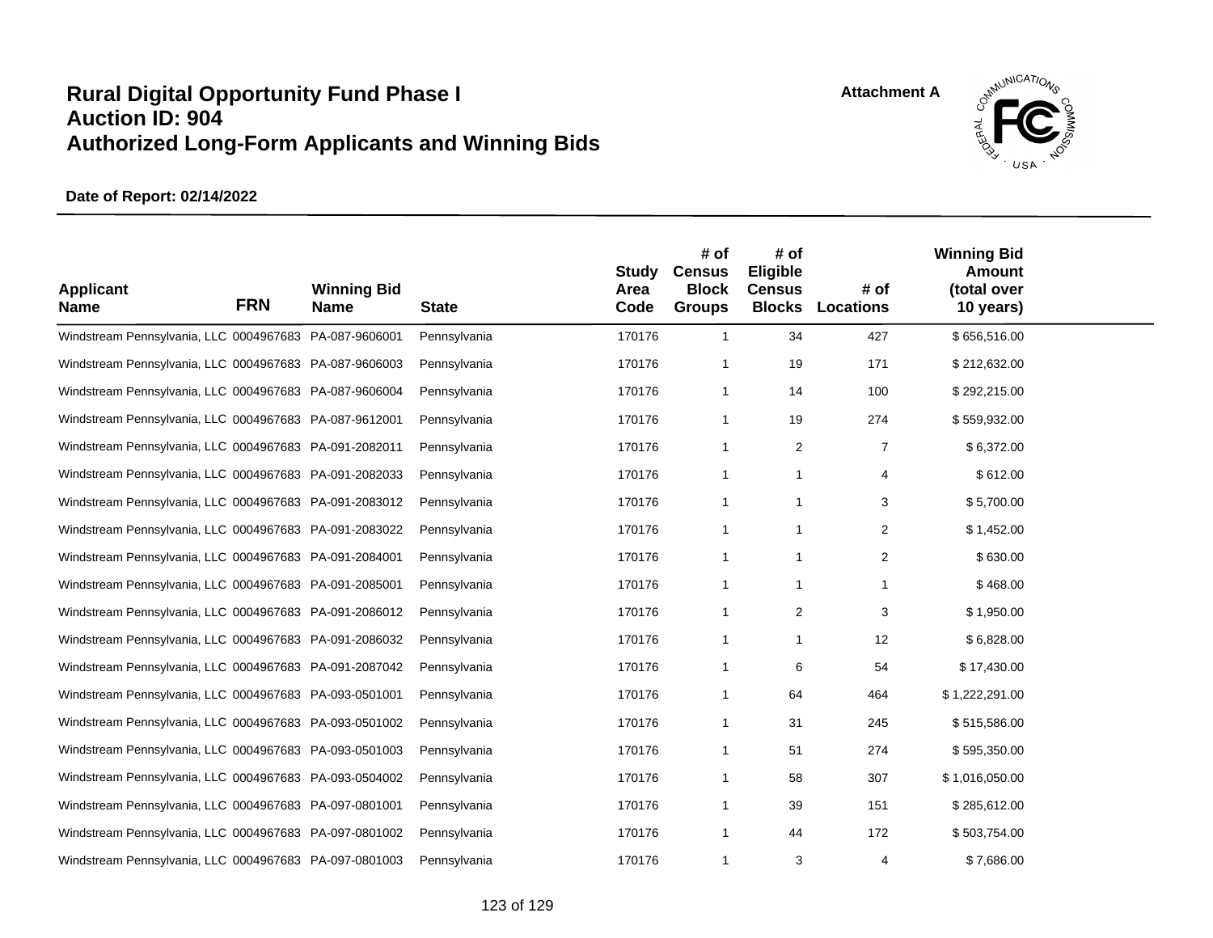# Rural Digital Opportunity Fund Phase I
# Auction ID: 904
# Authorized Long-Form Applicants and Winning Bids

**Attachment A**

**Date of Report: 02/14/2022**

| Applicant Name | FRN | Winning Bid Name | State | Study Area Code | # of Census Block Groups | # of Eligible Census Blocks | # of Locations | Winning Bid Amount (total over 10 years) |
|---|---|---|---|---|---|---|---|---|
| Windstream Pennsylvania, LLC | 0004967683 | PA-087-9606001 | Pennsylvania | 170176 | 1 | 34 | 427 | $ 656,516.00 |
| Windstream Pennsylvania, LLC | 0004967683 | PA-087-9606003 | Pennsylvania | 170176 | 1 | 19 | 171 | $ 212,632.00 |
| Windstream Pennsylvania, LLC | 0004967683 | PA-087-9606004 | Pennsylvania | 170176 | 1 | 14 | 100 | $ 292,215.00 |
| Windstream Pennsylvania, LLC | 0004967683 | PA-087-9612001 | Pennsylvania | 170176 | 1 | 19 | 274 | $ 559,932.00 |
| Windstream Pennsylvania, LLC | 0004967683 | PA-091-2082011 | Pennsylvania | 170176 | 1 | 2 | 7 | $ 6,372.00 |
| Windstream Pennsylvania, LLC | 0004967683 | PA-091-2082033 | Pennsylvania | 170176 | 1 | 1 | 4 | $ 612.00 |
| Windstream Pennsylvania, LLC | 0004967683 | PA-091-2083012 | Pennsylvania | 170176 | 1 | 1 | 3 | $ 5,700.00 |
| Windstream Pennsylvania, LLC | 0004967683 | PA-091-2083022 | Pennsylvania | 170176 | 1 | 1 | 2 | $ 1,452.00 |
| Windstream Pennsylvania, LLC | 0004967683 | PA-091-2084001 | Pennsylvania | 170176 | 1 | 1 | 2 | $ 630.00 |
| Windstream Pennsylvania, LLC | 0004967683 | PA-091-2085001 | Pennsylvania | 170176 | 1 | 1 | 1 | $ 468.00 |
| Windstream Pennsylvania, LLC | 0004967683 | PA-091-2086012 | Pennsylvania | 170176 | 1 | 2 | 3 | $ 1,950.00 |
| Windstream Pennsylvania, LLC | 0004967683 | PA-091-2086032 | Pennsylvania | 170176 | 1 | 1 | 12 | $ 6,828.00 |
| Windstream Pennsylvania, LLC | 0004967683 | PA-091-2087042 | Pennsylvania | 170176 | 1 | 6 | 54 | $ 17,430.00 |
| Windstream Pennsylvania, LLC | 0004967683 | PA-093-0501001 | Pennsylvania | 170176 | 1 | 64 | 464 | $ 1,222,291.00 |
| Windstream Pennsylvania, LLC | 0004967683 | PA-093-0501002 | Pennsylvania | 170176 | 1 | 31 | 245 | $ 515,586.00 |
| Windstream Pennsylvania, LLC | 0004967683 | PA-093-0501003 | Pennsylvania | 170176 | 1 | 51 | 274 | $ 595,350.00 |
| Windstream Pennsylvania, LLC | 0004967683 | PA-093-0504002 | Pennsylvania | 170176 | 1 | 58 | 307 | $ 1,016,050.00 |
| Windstream Pennsylvania, LLC | 0004967683 | PA-097-0801001 | Pennsylvania | 170176 | 1 | 39 | 151 | $ 285,612.00 |
| Windstream Pennsylvania, LLC | 0004967683 | PA-097-0801002 | Pennsylvania | 170176 | 1 | 44 | 172 | $ 503,754.00 |
| Windstream Pennsylvania, LLC | 0004967683 | PA-097-0801003 | Pennsylvania | 170176 | 1 | 3 | 4 | $ 7,686.00 |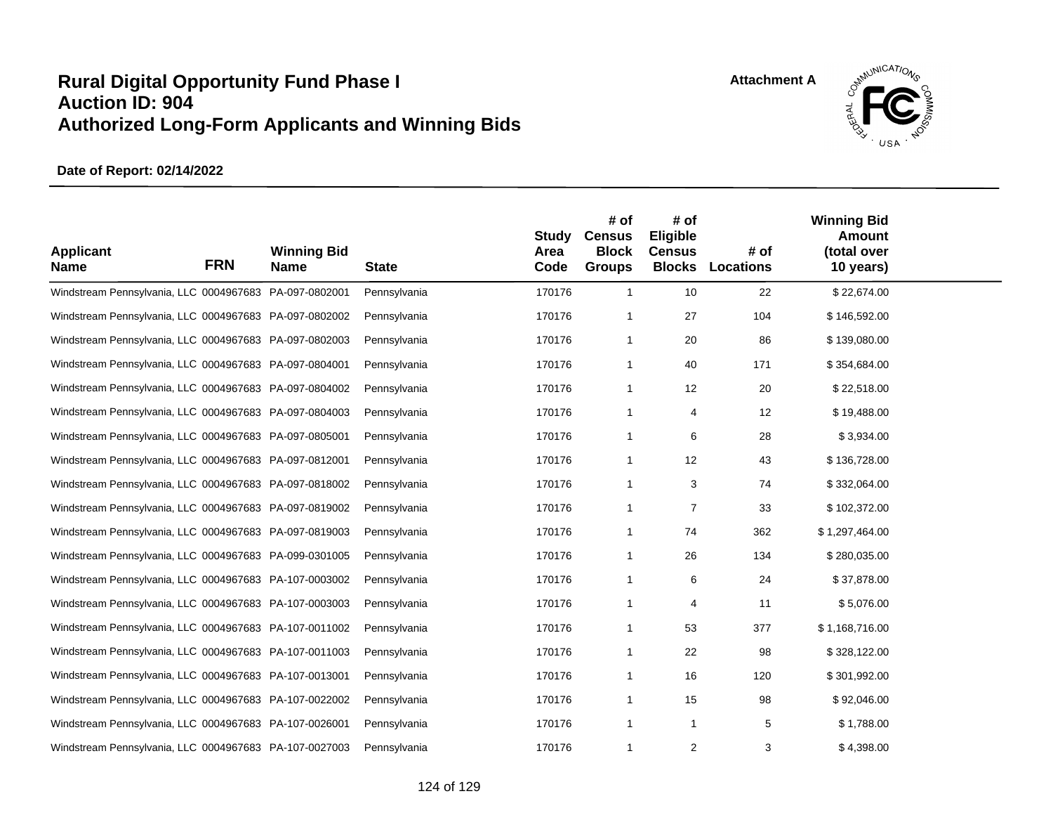# Rural Digital Opportunity Fund Phase I
# Auction ID: 904
# Authorized Long-Form Applicants and Winning Bids

Attachment A

**Date of Report: 02/14/2022**

| Applicant Name | FRN | Winning Bid Name | State | Study Area Code | # of Census Block Groups | # of Eligible Census Blocks | # of Locations | Winning Bid Amount (total over 10 years) |
|---|---|---|---|---|---|---|---|---|
| Windstream Pennsylvania, LLC | 0004967683 | PA-097-0802001 | Pennsylvania | 170176 | 1 | 10 | 22 | $ 22,674.00 |
| Windstream Pennsylvania, LLC | 0004967683 | PA-097-0802002 | Pennsylvania | 170176 | 1 | 27 | 104 | $ 146,592.00 |
| Windstream Pennsylvania, LLC | 0004967683 | PA-097-0802003 | Pennsylvania | 170176 | 1 | 20 | 86 | $ 139,080.00 |
| Windstream Pennsylvania, LLC | 0004967683 | PA-097-0804001 | Pennsylvania | 170176 | 1 | 40 | 171 | $ 354,684.00 |
| Windstream Pennsylvania, LLC | 0004967683 | PA-097-0804002 | Pennsylvania | 170176 | 1 | 12 | 20 | $ 22,518.00 |
| Windstream Pennsylvania, LLC | 0004967683 | PA-097-0804003 | Pennsylvania | 170176 | 1 | 4 | 12 | $ 19,488.00 |
| Windstream Pennsylvania, LLC | 0004967683 | PA-097-0805001 | Pennsylvania | 170176 | 1 | 6 | 28 | $ 3,934.00 |
| Windstream Pennsylvania, LLC | 0004967683 | PA-097-0812001 | Pennsylvania | 170176 | 1 | 12 | 43 | $ 136,728.00 |
| Windstream Pennsylvania, LLC | 0004967683 | PA-097-0818002 | Pennsylvania | 170176 | 1 | 3 | 74 | $ 332,064.00 |
| Windstream Pennsylvania, LLC | 0004967683 | PA-097-0819002 | Pennsylvania | 170176 | 1 | 7 | 33 | $ 102,372.00 |
| Windstream Pennsylvania, LLC | 0004967683 | PA-097-0819003 | Pennsylvania | 170176 | 1 | 74 | 362 | $ 1,297,464.00 |
| Windstream Pennsylvania, LLC | 0004967683 | PA-099-0301005 | Pennsylvania | 170176 | 1 | 26 | 134 | $ 280,035.00 |
| Windstream Pennsylvania, LLC | 0004967683 | PA-107-0003002 | Pennsylvania | 170176 | 1 | 6 | 24 | $ 37,878.00 |
| Windstream Pennsylvania, LLC | 0004967683 | PA-107-0003003 | Pennsylvania | 170176 | 1 | 4 | 11 | $ 5,076.00 |
| Windstream Pennsylvania, LLC | 0004967683 | PA-107-0011002 | Pennsylvania | 170176 | 1 | 53 | 377 | $ 1,168,716.00 |
| Windstream Pennsylvania, LLC | 0004967683 | PA-107-0011003 | Pennsylvania | 170176 | 1 | 22 | 98 | $ 328,122.00 |
| Windstream Pennsylvania, LLC | 0004967683 | PA-107-0013001 | Pennsylvania | 170176 | 1 | 16 | 120 | $ 301,992.00 |
| Windstream Pennsylvania, LLC | 0004967683 | PA-107-0022002 | Pennsylvania | 170176 | 1 | 15 | 98 | $ 92,046.00 |
| Windstream Pennsylvania, LLC | 0004967683 | PA-107-0026001 | Pennsylvania | 170176 | 1 | 1 | 5 | $ 1,788.00 |
| Windstream Pennsylvania, LLC | 0004967683 | PA-107-0027003 | Pennsylvania | 170176 | 1 | 2 | 3 | $ 4,398.00 |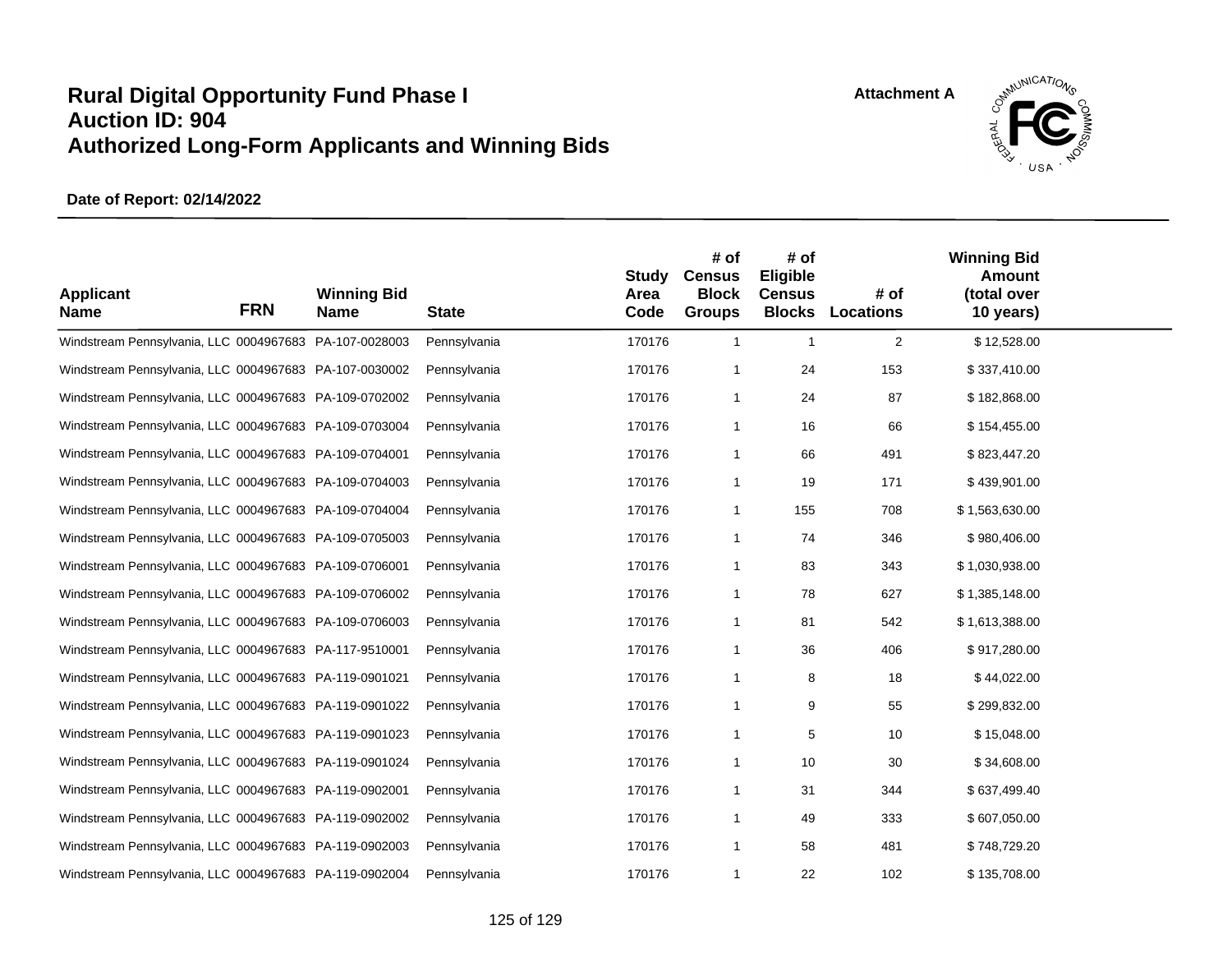# Rural Digital Opportunity Fund Phase I
# Auction ID: 904
# Authorized Long-Form Applicants and Winning Bids

Attachment A

**Date of Report: 02/14/2022**

| Applicant Name | FRN | Winning Bid Name | State | Study Area Code | # of Census Block Groups | # of Eligible Census Blocks | # of Locations | Winning Bid Amount (total over 10 years) |
|---|---|---|---|---|---|---|---|---|
| Windstream Pennsylvania, LLC | 0004967683 | PA-107-0028003 | Pennsylvania | 170176 | 1 | 1 | 2 | $ 12,528.00 |
| Windstream Pennsylvania, LLC | 0004967683 | PA-107-0030002 | Pennsylvania | 170176 | 1 | 24 | 153 | $ 337,410.00 |
| Windstream Pennsylvania, LLC | 0004967683 | PA-109-0702002 | Pennsylvania | 170176 | 1 | 24 | 87 | $ 182,868.00 |
| Windstream Pennsylvania, LLC | 0004967683 | PA-109-0703004 | Pennsylvania | 170176 | 1 | 16 | 66 | $ 154,455.00 |
| Windstream Pennsylvania, LLC | 0004967683 | PA-109-0704001 | Pennsylvania | 170176 | 1 | 66 | 491 | $ 823,447.20 |
| Windstream Pennsylvania, LLC | 0004967683 | PA-109-0704003 | Pennsylvania | 170176 | 1 | 19 | 171 | $ 439,901.00 |
| Windstream Pennsylvania, LLC | 0004967683 | PA-109-0704004 | Pennsylvania | 170176 | 1 | 155 | 708 | $ 1,563,630.00 |
| Windstream Pennsylvania, LLC | 0004967683 | PA-109-0705003 | Pennsylvania | 170176 | 1 | 74 | 346 | $ 980,406.00 |
| Windstream Pennsylvania, LLC | 0004967683 | PA-109-0706001 | Pennsylvania | 170176 | 1 | 83 | 343 | $ 1,030,938.00 |
| Windstream Pennsylvania, LLC | 0004967683 | PA-109-0706002 | Pennsylvania | 170176 | 1 | 78 | 627 | $ 1,385,148.00 |
| Windstream Pennsylvania, LLC | 0004967683 | PA-109-0706003 | Pennsylvania | 170176 | 1 | 81 | 542 | $ 1,613,388.00 |
| Windstream Pennsylvania, LLC | 0004967683 | PA-117-9510001 | Pennsylvania | 170176 | 1 | 36 | 406 | $ 917,280.00 |
| Windstream Pennsylvania, LLC | 0004967683 | PA-119-0901021 | Pennsylvania | 170176 | 1 | 8 | 18 | $ 44,022.00 |
| Windstream Pennsylvania, LLC | 0004967683 | PA-119-0901022 | Pennsylvania | 170176 | 1 | 9 | 55 | $ 299,832.00 |
| Windstream Pennsylvania, LLC | 0004967683 | PA-119-0901023 | Pennsylvania | 170176 | 1 | 5 | 10 | $ 15,048.00 |
| Windstream Pennsylvania, LLC | 0004967683 | PA-119-0901024 | Pennsylvania | 170176 | 1 | 10 | 30 | $ 34,608.00 |
| Windstream Pennsylvania, LLC | 0004967683 | PA-119-0902001 | Pennsylvania | 170176 | 1 | 31 | 344 | $ 637,499.40 |
| Windstream Pennsylvania, LLC | 0004967683 | PA-119-0902002 | Pennsylvania | 170176 | 1 | 49 | 333 | $ 607,050.00 |
| Windstream Pennsylvania, LLC | 0004967683 | PA-119-0902003 | Pennsylvania | 170176 | 1 | 58 | 481 | $ 748,729.20 |
| Windstream Pennsylvania, LLC | 0004967683 | PA-119-0902004 | Pennsylvania | 170176 | 1 | 22 | 102 | $ 135,708.00 |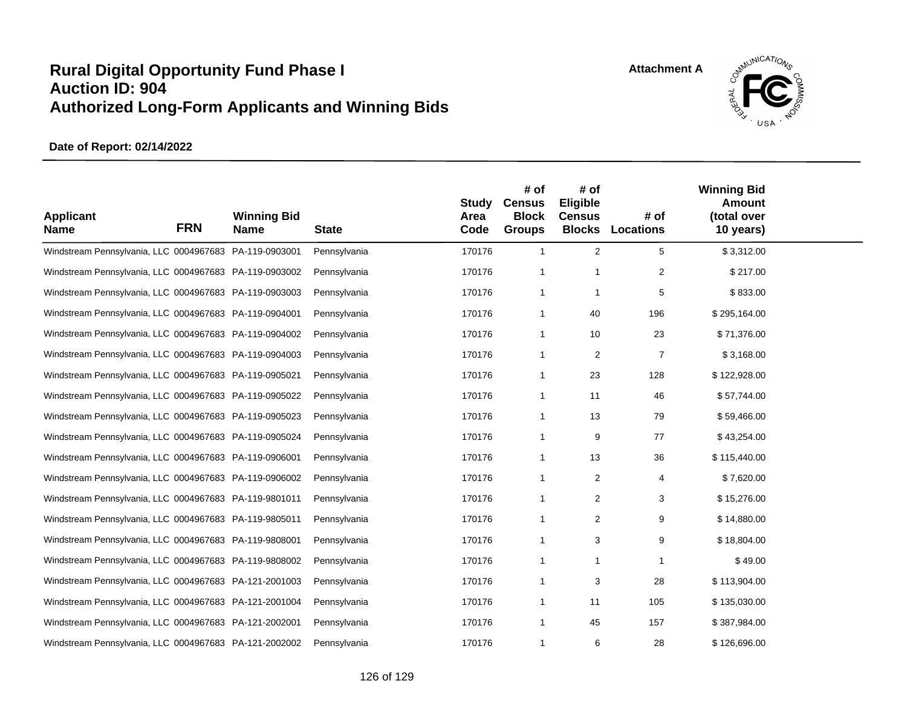# Rural Digital Opportunity Fund Phase I
# Auction ID: 904
# Authorized Long-Form Applicants and Winning Bids

Attachment A

**Date of Report: 02/14/2022**

| Applicant Name | FRN | Winning Bid Name | State | Study Area Code | # of Census Block Groups | # of Eligible Census Blocks | # of Locations | Winning Bid Amount (total over 10 years) |
|---|---|---|---|---|---|---|---|---|
| Windstream Pennsylvania, LLC | 0004967683 | PA-119-0903001 | Pennsylvania | 170176 | 1 | 2 | 5 | $ 3,312.00 |
| Windstream Pennsylvania, LLC | 0004967683 | PA-119-0903002 | Pennsylvania | 170176 | 1 | 1 | 2 | $ 217.00 |
| Windstream Pennsylvania, LLC | 0004967683 | PA-119-0903003 | Pennsylvania | 170176 | 1 | 1 | 5 | $ 833.00 |
| Windstream Pennsylvania, LLC | 0004967683 | PA-119-0904001 | Pennsylvania | 170176 | 1 | 40 | 196 | $ 295,164.00 |
| Windstream Pennsylvania, LLC | 0004967683 | PA-119-0904002 | Pennsylvania | 170176 | 1 | 10 | 23 | $ 71,376.00 |
| Windstream Pennsylvania, LLC | 0004967683 | PA-119-0904003 | Pennsylvania | 170176 | 1 | 2 | 7 | $ 3,168.00 |
| Windstream Pennsylvania, LLC | 0004967683 | PA-119-0905021 | Pennsylvania | 170176 | 1 | 23 | 128 | $ 122,928.00 |
| Windstream Pennsylvania, LLC | 0004967683 | PA-119-0905022 | Pennsylvania | 170176 | 1 | 11 | 46 | $ 57,744.00 |
| Windstream Pennsylvania, LLC | 0004967683 | PA-119-0905023 | Pennsylvania | 170176 | 1 | 13 | 79 | $ 59,466.00 |
| Windstream Pennsylvania, LLC | 0004967683 | PA-119-0905024 | Pennsylvania | 170176 | 1 | 9 | 77 | $ 43,254.00 |
| Windstream Pennsylvania, LLC | 0004967683 | PA-119-0906001 | Pennsylvania | 170176 | 1 | 13 | 36 | $ 115,440.00 |
| Windstream Pennsylvania, LLC | 0004967683 | PA-119-0906002 | Pennsylvania | 170176 | 1 | 2 | 4 | $ 7,620.00 |
| Windstream Pennsylvania, LLC | 0004967683 | PA-119-9801011 | Pennsylvania | 170176 | 1 | 2 | 3 | $ 15,276.00 |
| Windstream Pennsylvania, LLC | 0004967683 | PA-119-9805011 | Pennsylvania | 170176 | 1 | 2 | 9 | $ 14,880.00 |
| Windstream Pennsylvania, LLC | 0004967683 | PA-119-9808001 | Pennsylvania | 170176 | 1 | 3 | 9 | $ 18,804.00 |
| Windstream Pennsylvania, LLC | 0004967683 | PA-119-9808002 | Pennsylvania | 170176 | 1 | 1 | 1 | $ 49.00 |
| Windstream Pennsylvania, LLC | 0004967683 | PA-121-2001003 | Pennsylvania | 170176 | 1 | 3 | 28 | $ 113,904.00 |
| Windstream Pennsylvania, LLC | 0004967683 | PA-121-2001004 | Pennsylvania | 170176 | 1 | 11 | 105 | $ 135,030.00 |
| Windstream Pennsylvania, LLC | 0004967683 | PA-121-2002001 | Pennsylvania | 170176 | 1 | 45 | 157 | $ 387,984.00 |
| Windstream Pennsylvania, LLC | 0004967683 | PA-121-2002002 | Pennsylvania | 170176 | 1 | 6 | 28 | $ 126,696.00 |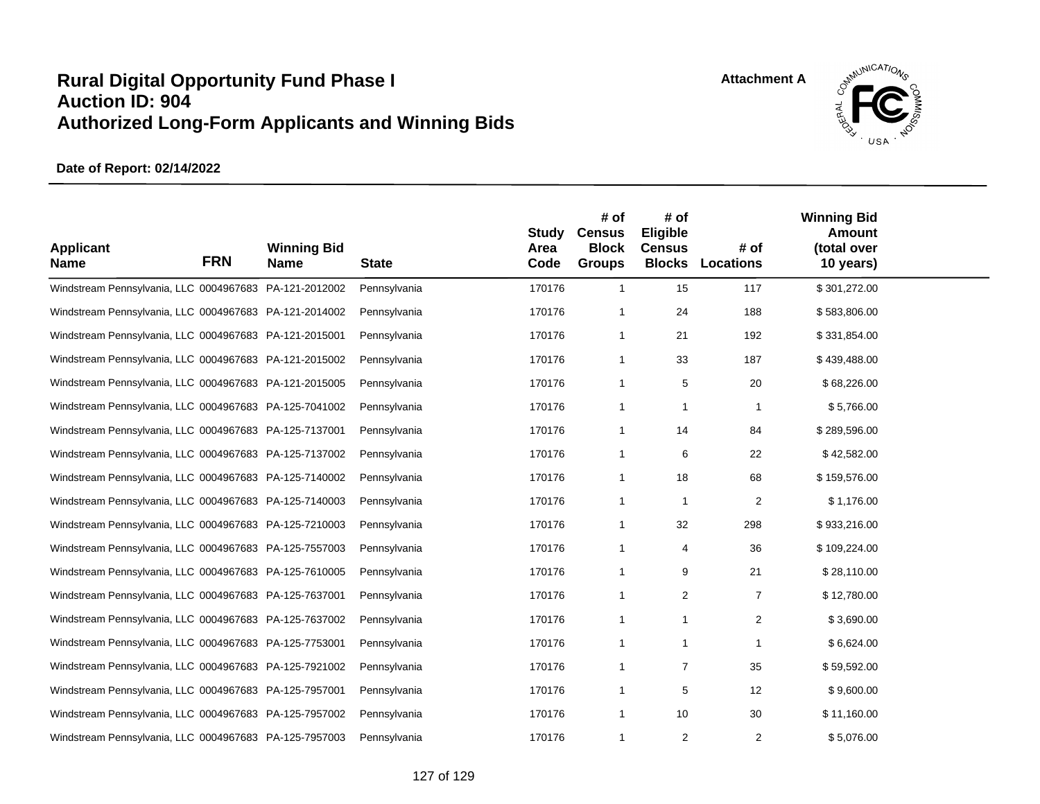# Rural Digital Opportunity Fund Phase I
# Auction ID: 904
# Authorized Long-Form Applicants and Winning Bids

Attachment A

**Date of Report: 02/14/2022**

| Applicant Name | FRN | Winning Bid Name | State | Study Area Code | # of Census Block Groups | # of Eligible Census Blocks | # of Locations | Winning Bid Amount (total over 10 years) |
|---|---|---|---|---|---|---|---|---|
| Windstream Pennsylvania, LLC | 0004967683 | PA-121-2012002 | Pennsylvania | 170176 | 1 | 15 | 117 | $ 301,272.00 |
| Windstream Pennsylvania, LLC | 0004967683 | PA-121-2014002 | Pennsylvania | 170176 | 1 | 24 | 188 | $ 583,806.00 |
| Windstream Pennsylvania, LLC | 0004967683 | PA-121-2015001 | Pennsylvania | 170176 | 1 | 21 | 192 | $ 331,854.00 |
| Windstream Pennsylvania, LLC | 0004967683 | PA-121-2015002 | Pennsylvania | 170176 | 1 | 33 | 187 | $ 439,488.00 |
| Windstream Pennsylvania, LLC | 0004967683 | PA-121-2015005 | Pennsylvania | 170176 | 1 | 5 | 20 | $ 68,226.00 |
| Windstream Pennsylvania, LLC | 0004967683 | PA-125-7041002 | Pennsylvania | 170176 | 1 | 1 | 1 | $ 5,766.00 |
| Windstream Pennsylvania, LLC | 0004967683 | PA-125-7137001 | Pennsylvania | 170176 | 1 | 14 | 84 | $ 289,596.00 |
| Windstream Pennsylvania, LLC | 0004967683 | PA-125-7137002 | Pennsylvania | 170176 | 1 | 6 | 22 | $ 42,582.00 |
| Windstream Pennsylvania, LLC | 0004967683 | PA-125-7140002 | Pennsylvania | 170176 | 1 | 18 | 68 | $ 159,576.00 |
| Windstream Pennsylvania, LLC | 0004967683 | PA-125-7140003 | Pennsylvania | 170176 | 1 | 1 | 2 | $ 1,176.00 |
| Windstream Pennsylvania, LLC | 0004967683 | PA-125-7210003 | Pennsylvania | 170176 | 1 | 32 | 298 | $ 933,216.00 |
| Windstream Pennsylvania, LLC | 0004967683 | PA-125-7557003 | Pennsylvania | 170176 | 1 | 4 | 36 | $ 109,224.00 |
| Windstream Pennsylvania, LLC | 0004967683 | PA-125-7610005 | Pennsylvania | 170176 | 1 | 9 | 21 | $ 28,110.00 |
| Windstream Pennsylvania, LLC | 0004967683 | PA-125-7637001 | Pennsylvania | 170176 | 1 | 2 | 7 | $ 12,780.00 |
| Windstream Pennsylvania, LLC | 0004967683 | PA-125-7637002 | Pennsylvania | 170176 | 1 | 1 | 2 | $ 3,690.00 |
| Windstream Pennsylvania, LLC | 0004967683 | PA-125-7753001 | Pennsylvania | 170176 | 1 | 1 | 1 | $ 6,624.00 |
| Windstream Pennsylvania, LLC | 0004967683 | PA-125-7921002 | Pennsylvania | 170176 | 1 | 7 | 35 | $ 59,592.00 |
| Windstream Pennsylvania, LLC | 0004967683 | PA-125-7957001 | Pennsylvania | 170176 | 1 | 5 | 12 | $ 9,600.00 |
| Windstream Pennsylvania, LLC | 0004967683 | PA-125-7957002 | Pennsylvania | 170176 | 1 | 10 | 30 | $ 11,160.00 |
| Windstream Pennsylvania, LLC | 0004967683 | PA-125-7957003 | Pennsylvania | 170176 | 1 | 2 | 2 | $ 5,076.00 |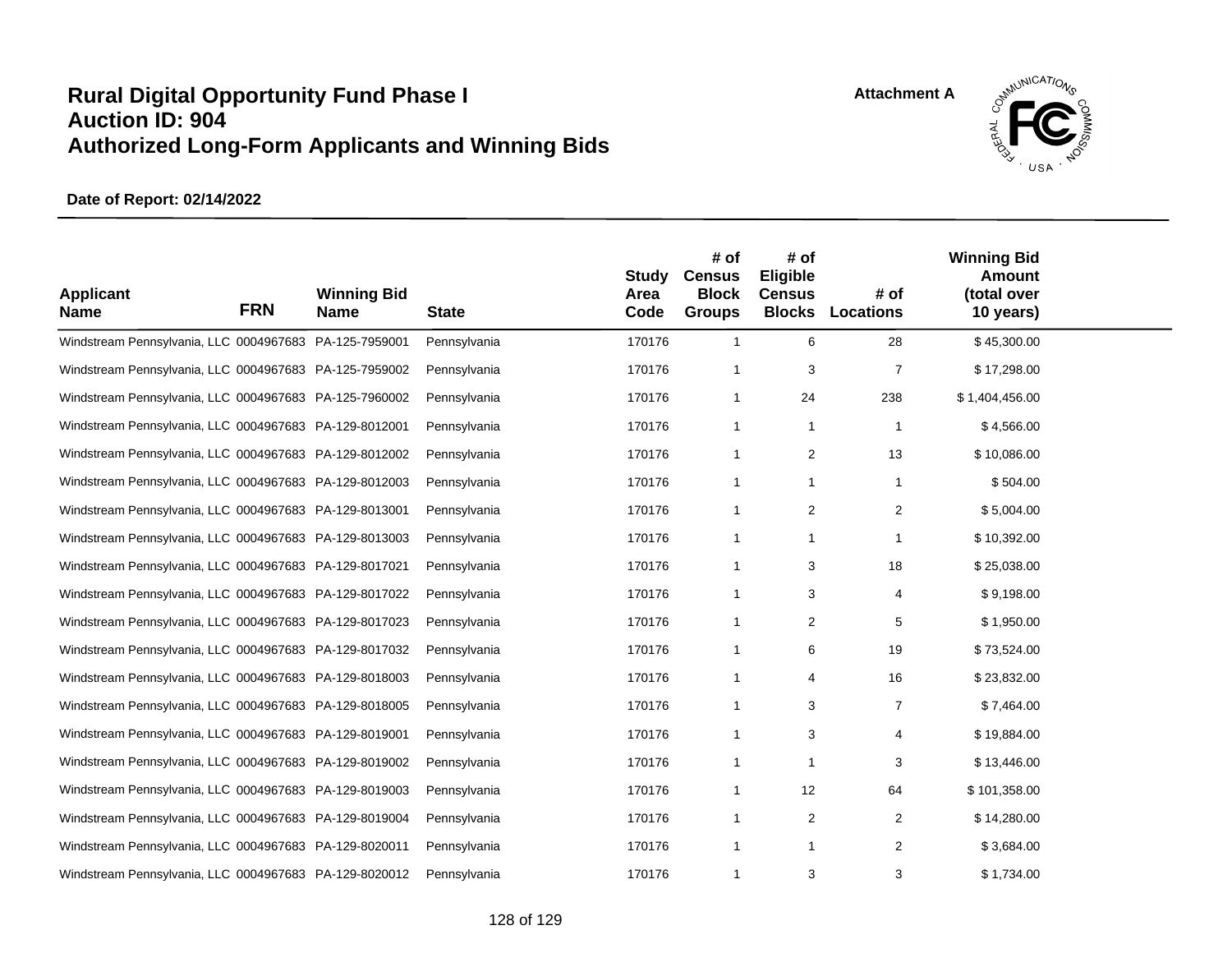# Rural Digital Opportunity Fund Phase I
# Auction ID: 904
# Authorized Long-Form Applicants and Winning Bids

Attachment A

**Date of Report: 02/14/2022**

| Applicant Name | FRN | Winning Bid Name | State | Study Area Code | # of Census Block Groups | # of Eligible Census Blocks | # of Locations | Winning Bid Amount (total over 10 years) |
|---|---|---|---|---|---|---|---|---|
| Windstream Pennsylvania, LLC | 0004967683 | PA-125-7959001 | Pennsylvania | 170176 | 1 | 6 | 28 | $ 45,300.00 |
| Windstream Pennsylvania, LLC | 0004967683 | PA-125-7959002 | Pennsylvania | 170176 | 1 | 3 | 7 | $ 17,298.00 |
| Windstream Pennsylvania, LLC | 0004967683 | PA-125-7960002 | Pennsylvania | 170176 | 1 | 24 | 238 | $ 1,404,456.00 |
| Windstream Pennsylvania, LLC | 0004967683 | PA-129-8012001 | Pennsylvania | 170176 | 1 | 1 | 1 | $ 4,566.00 |
| Windstream Pennsylvania, LLC | 0004967683 | PA-129-8012002 | Pennsylvania | 170176 | 1 | 2 | 13 | $ 10,086.00 |
| Windstream Pennsylvania, LLC | 0004967683 | PA-129-8012003 | Pennsylvania | 170176 | 1 | 1 | 1 | $ 504.00 |
| Windstream Pennsylvania, LLC | 0004967683 | PA-129-8013001 | Pennsylvania | 170176 | 1 | 2 | 2 | $ 5,004.00 |
| Windstream Pennsylvania, LLC | 0004967683 | PA-129-8013003 | Pennsylvania | 170176 | 1 | 1 | 1 | $ 10,392.00 |
| Windstream Pennsylvania, LLC | 0004967683 | PA-129-8017021 | Pennsylvania | 170176 | 1 | 3 | 18 | $ 25,038.00 |
| Windstream Pennsylvania, LLC | 0004967683 | PA-129-8017022 | Pennsylvania | 170176 | 1 | 3 | 4 | $ 9,198.00 |
| Windstream Pennsylvania, LLC | 0004967683 | PA-129-8017023 | Pennsylvania | 170176 | 1 | 2 | 5 | $ 1,950.00 |
| Windstream Pennsylvania, LLC | 0004967683 | PA-129-8017032 | Pennsylvania | 170176 | 1 | 6 | 19 | $ 73,524.00 |
| Windstream Pennsylvania, LLC | 0004967683 | PA-129-8018003 | Pennsylvania | 170176 | 1 | 4 | 16 | $ 23,832.00 |
| Windstream Pennsylvania, LLC | 0004967683 | PA-129-8018005 | Pennsylvania | 170176 | 1 | 3 | 7 | $ 7,464.00 |
| Windstream Pennsylvania, LLC | 0004967683 | PA-129-8019001 | Pennsylvania | 170176 | 1 | 3 | 4 | $ 19,884.00 |
| Windstream Pennsylvania, LLC | 0004967683 | PA-129-8019002 | Pennsylvania | 170176 | 1 | 1 | 3 | $ 13,446.00 |
| Windstream Pennsylvania, LLC | 0004967683 | PA-129-8019003 | Pennsylvania | 170176 | 1 | 12 | 64 | $ 101,358.00 |
| Windstream Pennsylvania, LLC | 0004967683 | PA-129-8019004 | Pennsylvania | 170176 | 1 | 2 | 2 | $ 14,280.00 |
| Windstream Pennsylvania, LLC | 0004967683 | PA-129-8020011 | Pennsylvania | 170176 | 1 | 1 | 2 | $ 3,684.00 |
| Windstream Pennsylvania, LLC | 0004967683 | PA-129-8020012 | Pennsylvania | 170176 | 1 | 3 | 3 | $ 1,734.00 |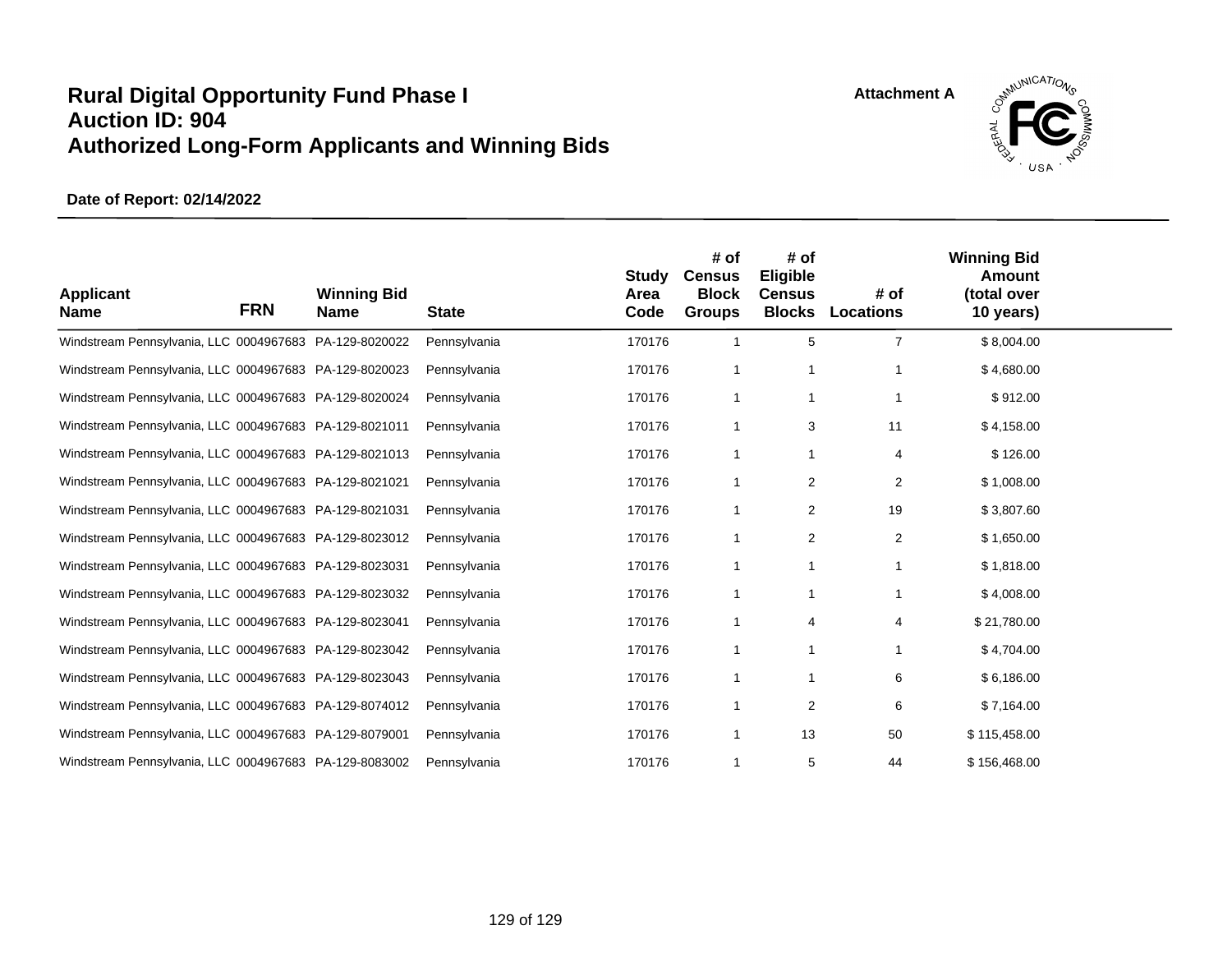# Rural Digital Opportunity Fund Phase I
# Auction ID: 904
# Authorized Long-Form Applicants and Winning Bids

Attachment A

**Date of Report: 02/14/2022**

| Applicant Name | FRN | Winning Bid Name | State | Study Area Code | # of Census Block Groups | # of Eligible Census Blocks | # of Locations | Winning Bid Amount (total over 10 years) |
|---|---|---|---|---|---|---|---|---|
| Windstream Pennsylvania, LLC | 0004967683 | PA-129-8020022 | Pennsylvania | 170176 | 1 | 5 | 7 | $ 8,004.00 |
| Windstream Pennsylvania, LLC | 0004967683 | PA-129-8020023 | Pennsylvania | 170176 | 1 | 1 | 1 | $ 4,680.00 |
| Windstream Pennsylvania, LLC | 0004967683 | PA-129-8020024 | Pennsylvania | 170176 | 1 | 1 | 1 | $ 912.00 |
| Windstream Pennsylvania, LLC | 0004967683 | PA-129-8021011 | Pennsylvania | 170176 | 1 | 3 | 11 | $ 4,158.00 |
| Windstream Pennsylvania, LLC | 0004967683 | PA-129-8021013 | Pennsylvania | 170176 | 1 | 1 | 4 | $ 126.00 |
| Windstream Pennsylvania, LLC | 0004967683 | PA-129-8021021 | Pennsylvania | 170176 | 1 | 2 | 2 | $ 1,008.00 |
| Windstream Pennsylvania, LLC | 0004967683 | PA-129-8021031 | Pennsylvania | 170176 | 1 | 2 | 19 | $ 3,807.60 |
| Windstream Pennsylvania, LLC | 0004967683 | PA-129-8023012 | Pennsylvania | 170176 | 1 | 2 | 2 | $ 1,650.00 |
| Windstream Pennsylvania, LLC | 0004967683 | PA-129-8023031 | Pennsylvania | 170176 | 1 | 1 | 1 | $ 1,818.00 |
| Windstream Pennsylvania, LLC | 0004967683 | PA-129-8023032 | Pennsylvania | 170176 | 1 | 1 | 1 | $ 4,008.00 |
| Windstream Pennsylvania, LLC | 0004967683 | PA-129-8023041 | Pennsylvania | 170176 | 1 | 4 | 4 | $ 21,780.00 |
| Windstream Pennsylvania, LLC | 0004967683 | PA-129-8023042 | Pennsylvania | 170176 | 1 | 1 | 1 | $ 4,704.00 |
| Windstream Pennsylvania, LLC | 0004967683 | PA-129-8023043 | Pennsylvania | 170176 | 1 | 1 | 6 | $ 6,186.00 |
| Windstream Pennsylvania, LLC | 0004967683 | PA-129-8074012 | Pennsylvania | 170176 | 1 | 2 | 6 | $ 7,164.00 |
| Windstream Pennsylvania, LLC | 0004967683 | PA-129-8079001 | Pennsylvania | 170176 | 1 | 13 | 50 | $ 115,458.00 |
| Windstream Pennsylvania, LLC | 0004967683 | PA-129-8083002 | Pennsylvania | 170176 | 1 | 5 | 44 | $ 156,468.00 |